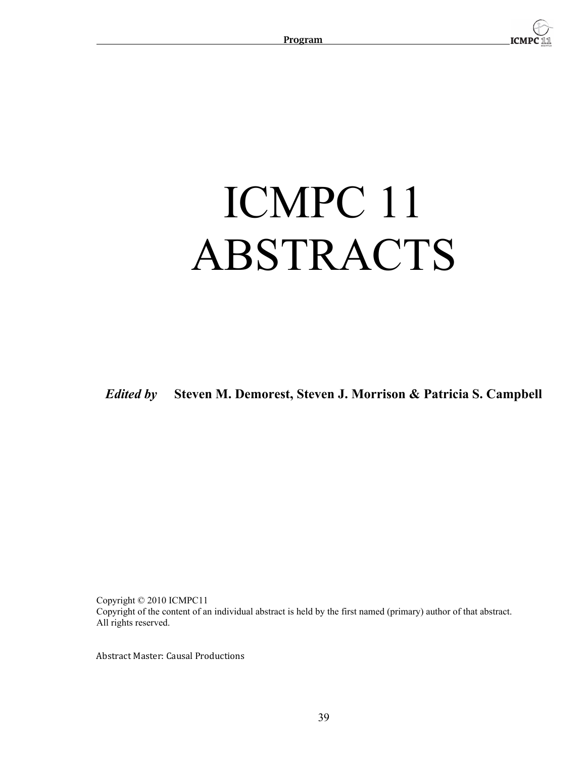# ICMPC 11 ABSTRACTS

***Edited by*** **Steven M. Demorest, Steven J. Morrison & Patricia S. Campbell**

Copyright © 2010 ICMPC11
Copyright of the content of an individual abstract is held by the first named (primary) author of that abstract.
All rights reserved.

Abstract Master: Causal Productions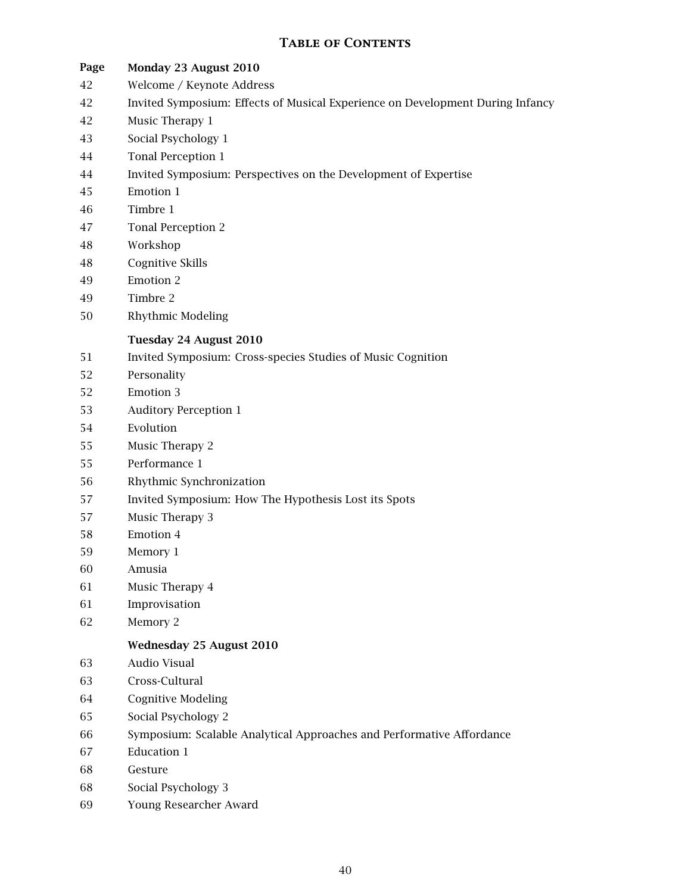# Table of Contents

| Page | Monday 23 August 2010 |
|---|---|
| 42 | Welcome / Keynote Address |
| 42 | Invited Symposium: Effects of Musical Experience on Development During Infancy |
| 42 | Music Therapy 1 |
| 43 | Social Psychology 1 |
| 44 | Tonal Perception 1 |
| 44 | Invited Symposium: Perspectives on the Development of Expertise |
| 45 | Emotion 1 |
| 46 | Timbre 1 |
| 47 | Tonal Perception 2 |
| 48 | Workshop |
| 48 | Cognitive Skills |
| 49 | Emotion 2 |
| 49 | Timbre 2 |
| 50 | Rhythmic Modeling |
| | **Tuesday 24 August 2010** |
| 51 | Invited Symposium: Cross-species Studies of Music Cognition |
| 52 | Personality |
| 52 | Emotion 3 |
| 53 | Auditory Perception 1 |
| 54 | Evolution |
| 55 | Music Therapy 2 |
| 55 | Performance 1 |
| 56 | Rhythmic Synchronization |
| 57 | Invited Symposium: How The Hypothesis Lost its Spots |
| 57 | Music Therapy 3 |
| 58 | Emotion 4 |
| 59 | Memory 1 |
| 60 | Amusia |
| 61 | Music Therapy 4 |
| 61 | Improvisation |
| 62 | Memory 2 |
| | **Wednesday 25 August 2010** |
| 63 | Audio Visual |
| 63 | Cross-Cultural |
| 64 | Cognitive Modeling |
| 65 | Social Psychology 2 |
| 66 | Symposium: Scalable Analytical Approaches and Performative Affordance |
| 67 | Education 1 |
| 68 | Gesture |
| 68 | Social Psychology 3 |
| 69 | Young Researcher Award |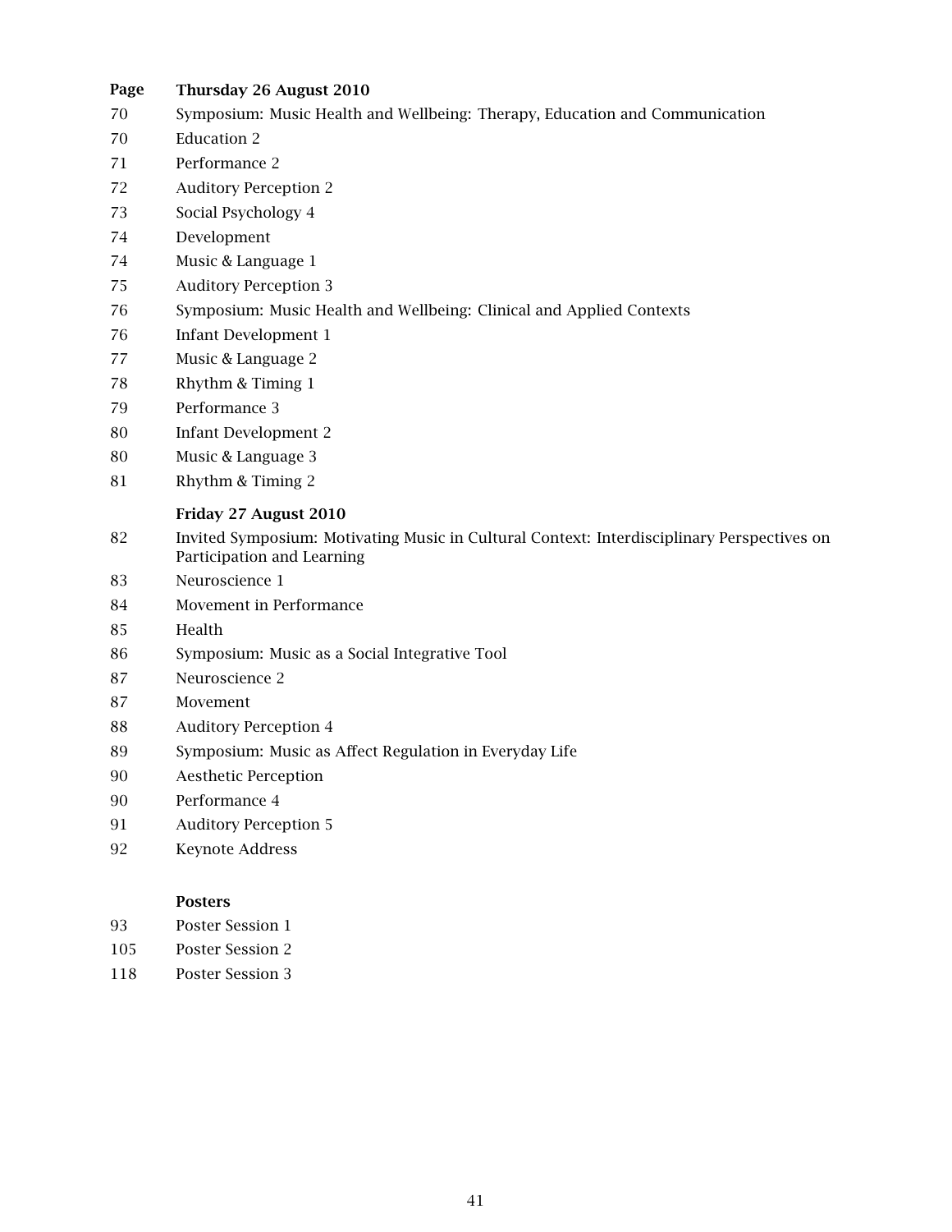| Page | Thursday 26 August 2010 |
|---|---|
| 70 | Symposium: Music Health and Wellbeing: Therapy, Education and Communication |
| 70 | Education 2 |
| 71 | Performance 2 |
| 72 | Auditory Perception 2 |
| 73 | Social Psychology 4 |
| 74 | Development |
| 74 | Music & Language 1 |
| 75 | Auditory Perception 3 |
| 76 | Symposium: Music Health and Wellbeing: Clinical and Applied Contexts |
| 76 | Infant Development 1 |
| 77 | Music & Language 2 |
| 78 | Rhythm & Timing 1 |
| 79 | Performance 3 |
| 80 | Infant Development 2 |
| 80 | Music & Language 3 |
| 81 | Rhythm & Timing 2 |
| | **Friday 27 August 2010** |
| 82 | Invited Symposium: Motivating Music in Cultural Context: Interdisciplinary Perspectives on Participation and Learning |
| 83 | Neuroscience 1 |
| 84 | Movement in Performance |
| 85 | Health |
| 86 | Symposium: Music as a Social Integrative Tool |
| 87 | Neuroscience 2 |
| 87 | Movement |
| 88 | Auditory Perception 4 |
| 89 | Symposium: Music as Affect Regulation in Everyday Life |
| 90 | Aesthetic Perception |
| 90 | Performance 4 |
| 91 | Auditory Perception 5 |
| 92 | Keynote Address |
| | **Posters** |
| 93 | Poster Session 1 |
| 105 | Poster Session 2 |
| 118 | Poster Session 3 |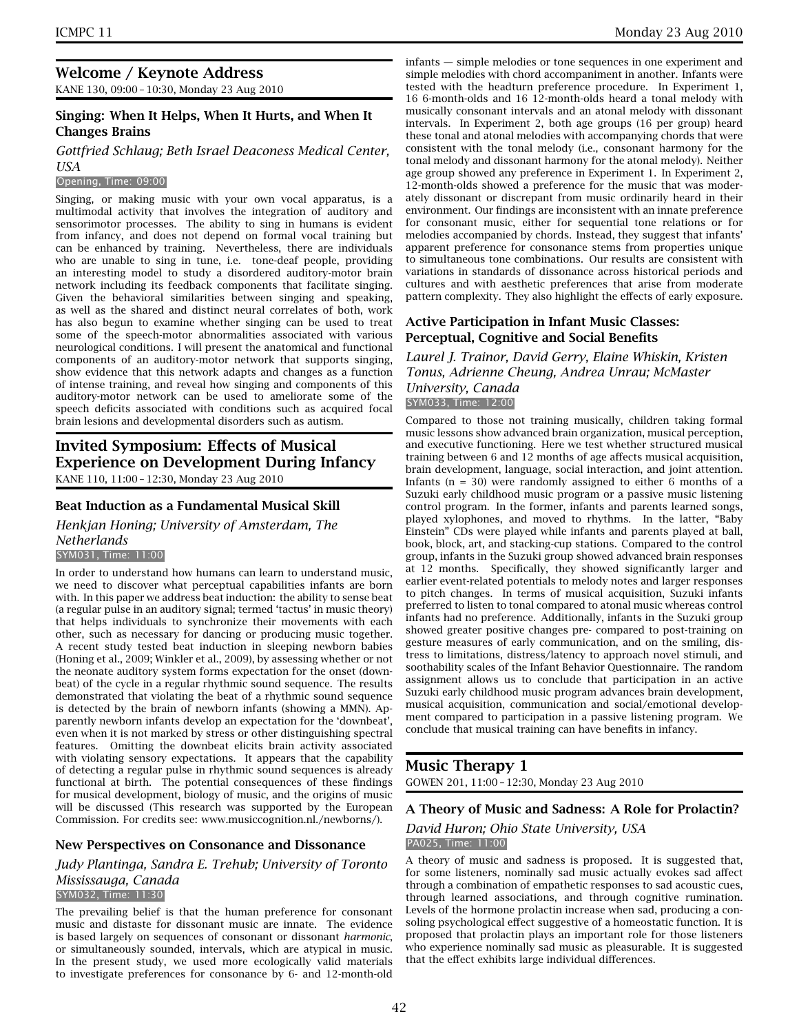## Welcome / Keynote Address

KANE 130, 09:00 – 10:30, Monday 23 Aug 2010

### Singing: When It Helps, When It Hurts, and When It Changes Brains

*Gottfried Schlaug; Beth Israel Deaconess Medical Center, USA*

Opening, Time: 09:00

Singing, or making music with your own vocal apparatus, is a multimodal activity that involves the integration of auditory and sensorimotor processes. The ability to sing in humans is evident from infancy, and does not depend on formal vocal training but can be enhanced by training. Nevertheless, there are individuals who are unable to sing in tune, i.e. tone-deaf people, providing an interesting model to study a disordered auditory-motor brain network including its feedback components that facilitate singing. Given the behavioral similarities between singing and speaking, as well as the shared and distinct neural correlates of both, work has also begun to examine whether singing can be used to treat some of the speech-motor abnormalities associated with various neurological conditions. I will present the anatomical and functional components of an auditory-motor network that supports singing, show evidence that this network adapts and changes as a function of intense training, and reveal how singing and components of this auditory-motor network can be used to ameliorate some of the speech deficits associated with conditions such as acquired focal brain lesions and developmental disorders such as autism.

## Invited Symposium: Effects of Musical Experience on Development During Infancy

KANE 110, 11:00 – 12:30, Monday 23 Aug 2010

### Beat Induction as a Fundamental Musical Skill

*Henkjan Honing; University of Amsterdam, The Netherlands*

SYM031, Time: 11:00

In order to understand how humans can learn to understand music, we need to discover what perceptual capabilities infants are born with. In this paper we address beat induction: the ability to sense beat (a regular pulse in an auditory signal; termed 'tactus' in music theory) that helps individuals to synchronize their movements with each other, such as necessary for dancing or producing music together. A recent study tested beat induction in sleeping newborn babies (Honing et al., 2009; Winkler et al., 2009), by assessing whether or not the neonate auditory system forms expectation for the onset (downbeat) of the cycle in a regular rhythmic sound sequence. The results demonstrated that violating the beat of a rhythmic sound sequence is detected by the brain of newborn infants (showing a MMN). Apparently newborn infants develop an expectation for the 'downbeat', even when it is not marked by stress or other distinguishing spectral features. Omitting the downbeat elicits brain activity associated with violating sensory expectations. It appears that the capability of detecting a regular pulse in rhythmic sound sequences is already functional at birth. The potential consequences of these findings for musical development, biology of music, and the origins of music will be discussed (This research was supported by the European Commission. For credits see: www.musiccognition.nl./newborns/).

### New Perspectives on Consonance and Dissonance

*Judy Plantinga, Sandra E. Trehub; University of Toronto Mississauga, Canada*

SYM032, Time: 11:30

The prevailing belief is that the human preference for consonant music and distaste for dissonant music are innate. The evidence is based largely on sequences of consonant or dissonant *harmonic*, or simultaneously sounded, intervals, which are atypical in music. In the present study, we used more ecologically valid materials to investigate preferences for consonance by 6- and 12-month-old infants — simple melodies or tone sequences in one experiment and simple melodies with chord accompaniment in another. Infants were tested with the headturn preference procedure. In Experiment 1, 16 6-month-olds and 16 12-month-olds heard a tonal melody with musically consonant intervals and an atonal melody with dissonant intervals. In Experiment 2, both age groups (16 per group) heard these tonal and atonal melodies with accompanying chords that were consistent with the tonal melody (i.e., consonant harmony for the tonal melody and dissonant harmony for the atonal melody). Neither age group showed any preference in Experiment 1. In Experiment 2, 12-month-olds showed a preference for the music that was moderately dissonant or discrepant from music ordinarily heard in their environment. Our findings are inconsistent with an innate preference for consonant music, either for sequential tone relations or for melodies accompanied by chords. Instead, they suggest that infants' apparent preference for consonance stems from properties unique to simultaneous tone combinations. Our results are consistent with variations in standards of dissonance across historical periods and cultures and with aesthetic preferences that arise from moderate pattern complexity. They also highlight the effects of early exposure.

### Active Participation in Infant Music Classes: Perceptual, Cognitive and Social Benefits

*Laurel J. Trainor, David Gerry, Elaine Whiskin, Kristen Tonus, Adrienne Cheung, Andrea Unrau; McMaster University, Canada*

SYM033, Time: 12:00

Compared to those not training musically, children taking formal music lessons show advanced brain organization, musical perception, and executive functioning. Here we test whether structured musical training between 6 and 12 months of age affects musical acquisition, brain development, language, social interaction, and joint attention. Infants ($n = 30$) were randomly assigned to either 6 months of a Suzuki early childhood music program or a passive music listening control program. In the former, infants and parents learned songs, played xylophones, and moved to rhythms. In the latter, "Baby Einstein" CDs were played while infants and parents played at ball, book, block, art, and stacking-cup stations. Compared to the control group, infants in the Suzuki group showed advanced brain responses at 12 months. Specifically, they showed significantly larger and earlier event-related potentials to melody notes and larger responses to pitch changes. In terms of musical acquisition, Suzuki infants preferred to listen to tonal compared to atonal music whereas control infants had no preference. Additionally, infants in the Suzuki group showed greater positive changes pre- compared to post-training on gesture measures of early communication, and on the smiling, distress to limitations, distress/latency to approach novel stimuli, and soothability scales of the Infant Behavior Questionnaire. The random assignment allows us to conclude that participation in an active Suzuki early childhood music program advances brain development, musical acquisition, communication and social/emotional development compared to participation in a passive listening program. We conclude that musical training can have benefits in infancy.

## Music Therapy 1

GOWEN 201, 11:00 – 12:30, Monday 23 Aug 2010

### A Theory of Music and Sadness: A Role for Prolactin?

*David Huron; Ohio State University, USA*

PA025, Time: 11:00

A theory of music and sadness is proposed. It is suggested that, for some listeners, nominally sad music actually evokes sad affect through a combination of empathetic responses to sad acoustic cues, through learned associations, and through cognitive rumination. Levels of the hormone prolactin increase when sad, producing a consoling psychological effect suggestive of a homeostatic function. It is proposed that prolactin plays an important role for those listeners who experience nominally sad music as pleasurable. It is suggested that the effect exhibits large individual differences.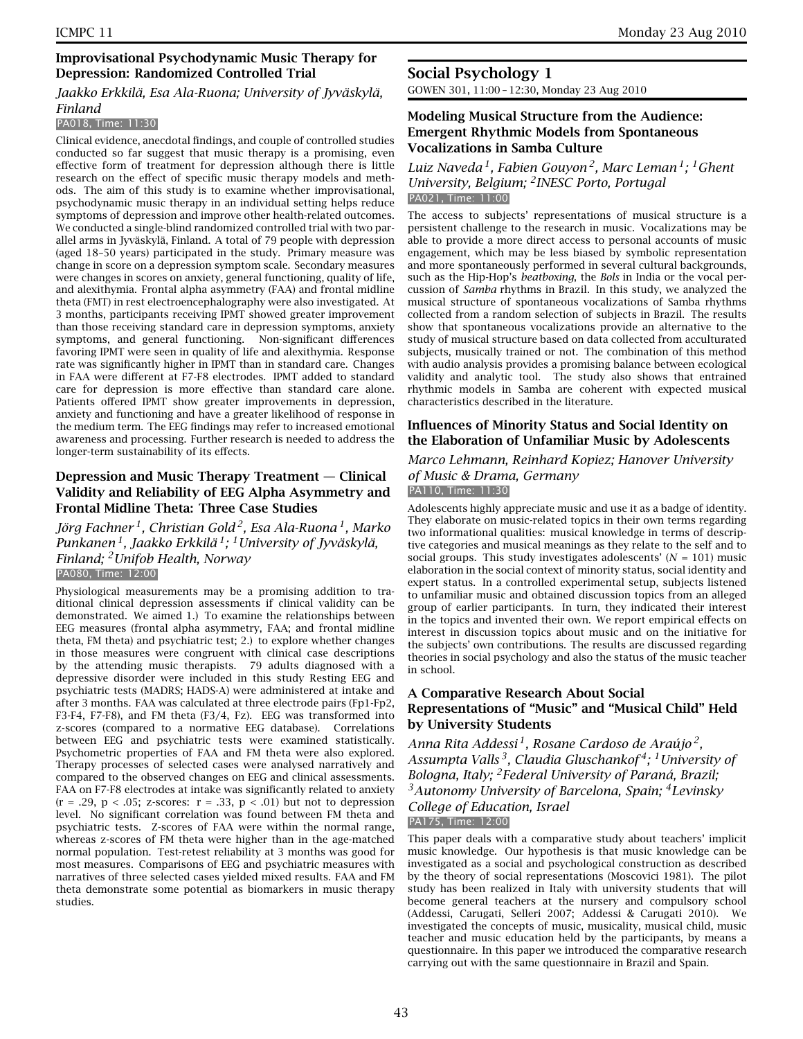### Improvisational Psychodynamic Music Therapy for Depression: Randomized Controlled Trial

*Jaakko Erkkilä, Esa Ala-Ruona; University of Jyväskylä, Finland*

PA018, Time: 11:30

Clinical evidence, anecdotal findings, and couple of controlled studies conducted so far suggest that music therapy is a promising, even effective form of treatment for depression although there is little research on the effect of specific music therapy models and methods. The aim of this study is to examine whether improvisational, psychodynamic music therapy in an individual setting helps reduce symptoms of depression and improve other health-related outcomes. We conducted a single-blind randomized controlled trial with two parallel arms in Jyväskylä, Finland. A total of 79 people with depression (aged 18–50 years) participated in the study. Primary measure was change in score on a depression symptom scale. Secondary measures were changes in scores on anxiety, general functioning, quality of life, and alexithymia. Frontal alpha asymmetry (FAA) and frontal midline theta (FMT) in rest electroencephalography were also investigated. At 3 months, participants receiving IPMT showed greater improvement than those receiving standard care in depression symptoms, anxiety symptoms, and general functioning. Non-significant differences favoring IPMT were seen in quality of life and alexithymia. Response rate was significantly higher in IPMT than in standard care. Changes in FAA were different at F7-F8 electrodes. IPMT added to standard care for depression is more effective than standard care alone. Patients offered IPMT show greater improvements in depression, anxiety and functioning and have a greater likelihood of response in the medium term. The EEG findings may refer to increased emotional awareness and processing. Further research is needed to address the longer-term sustainability of its effects.

### Depression and Music Therapy Treatment — Clinical Validity and Reliability of EEG Alpha Asymmetry and Frontal Midline Theta: Three Case Studies

*Jörg Fachner[1], Christian Gold[2], Esa Ala-Ruona[1], Marko Punkanen[1], Jaakko Erkkilä[1]; [1]University of Jyväskylä, Finland; [2]Unifob Health, Norway*

PA080, Time: 12:00

Physiological measurements may be a promising addition to traditional clinical depression assessments if clinical validity can be demonstrated. We aimed 1.) To examine the relationships between EEG measures (frontal alpha asymmetry, FAA; and frontal midline theta, FM theta) and psychiatric test; 2.) to explore whether changes in those measures were congruent with clinical case descriptions by the attending music therapists. 79 adults diagnosed with a depressive disorder were included in this study Resting EEG and psychiatric tests (MADRS; HADS-A) were administered at intake and after 3 months. FAA was calculated at three electrode pairs (Fp1-Fp2, F3-F4, F7-F8), and FM theta (F3/4, Fz). EEG was transformed into z-scores (compared to a normative EEG database). Correlations between EEG and psychiatric tests were examined statistically. Psychometric properties of FAA and FM theta were also explored. Therapy processes of selected cases were analysed narratively and compared to the observed changes on EEG and clinical assessments. FAA on F7-F8 electrodes at intake was significantly related to anxiety ($r = .29$, $p < .05$; z-scores: $r = .33$, $p < .01$) but not to depression level. No significant correlation was found between FM theta and psychiatric tests. Z-scores of FAA were within the normal range, whereas z-scores of FM theta were higher than in the age-matched normal population. Test-retest reliability at 3 months was good for most measures. Comparisons of EEG and psychiatric measures with narratives of three selected cases yielded mixed results. FAA and FM theta demonstrate some potential as biomarkers in music therapy studies.

## Social Psychology 1

GOWEN 301, 11:00 – 12:30, Monday 23 Aug 2010

### Modeling Musical Structure from the Audience: Emergent Rhythmic Models from Spontaneous Vocalizations in Samba Culture

*Luiz Naveda[1], Fabien Gouyon[2], Marc Leman[1]; [1]Ghent University, Belgium; [2]INESC Porto, Portugal*

PA021, Time: 11:00

The access to subjects' representations of musical structure is a persistent challenge to the research in music. Vocalizations may be able to provide a more direct access to personal accounts of music engagement, which may be less biased by symbolic representation and more spontaneously performed in several cultural backgrounds, such as the Hip-Hop's *beatboxing*, the *Bols* in India or the vocal percussion of *Samba* rhythms in Brazil. In this study, we analyzed the musical structure of spontaneous vocalizations of Samba rhythms collected from a random selection of subjects in Brazil. The results show that spontaneous vocalizations provide an alternative to the study of musical structure based on data collected from acculturated subjects, musically trained or not. The combination of this method with audio analysis provides a promising balance between ecological validity and analytic tool. The study also shows that entrained rhythmic models in Samba are coherent with expected musical characteristics described in the literature.

### Influences of Minority Status and Social Identity on the Elaboration of Unfamiliar Music by Adolescents

*Marco Lehmann, Reinhard Kopiez; Hanover University of Music & Drama, Germany*

PA110, Time: 11:30

Adolescents highly appreciate music and use it as a badge of identity. They elaborate on music-related topics in their own terms regarding two informational qualities: musical knowledge in terms of descriptive categories and musical meanings as they relate to the self and to social groups. This study investigates adolescents' ($N = 101$) music elaboration in the social context of minority status, social identity and expert status. In a controlled experimental setup, subjects listened to unfamiliar music and obtained discussion topics from an alleged group of earlier participants. In turn, they indicated their interest in the topics and invented their own. We report empirical effects on interest in discussion topics about music and on the initiative for the subjects' own contributions. The results are discussed regarding theories in social psychology and also the status of the music teacher in school.

### A Comparative Research About Social Representations of "Music" and "Musical Child" Held by University Students

*Anna Rita Addessi[1], Rosane Cardoso de Araújo[2], Assumpta Valls[3], Claudia Gluschankof[4]; [1]University of Bologna, Italy; [2]Federal University of Paraná, Brazil; [3]Autonomy University of Barcelona, Spain; [4]Levinsky College of Education, Israel*

PA175, Time: 12:00

This paper deals with a comparative study about teachers' implicit music knowledge. Our hypothesis is that music knowledge can be investigated as a social and psychological construction as described by the theory of social representations (Moscovici 1981). The pilot study has been realized in Italy with university students that will become general teachers at the nursery and compulsory school (Addessi, Carugati, Selleri 2007; Addessi & Carugati 2010). We investigated the concepts of music, musicality, musical child, music teacher and music education held by the participants, by means a questionnaire. In this paper we introduced the comparative research carrying out with the same questionnaire in Brazil and Spain.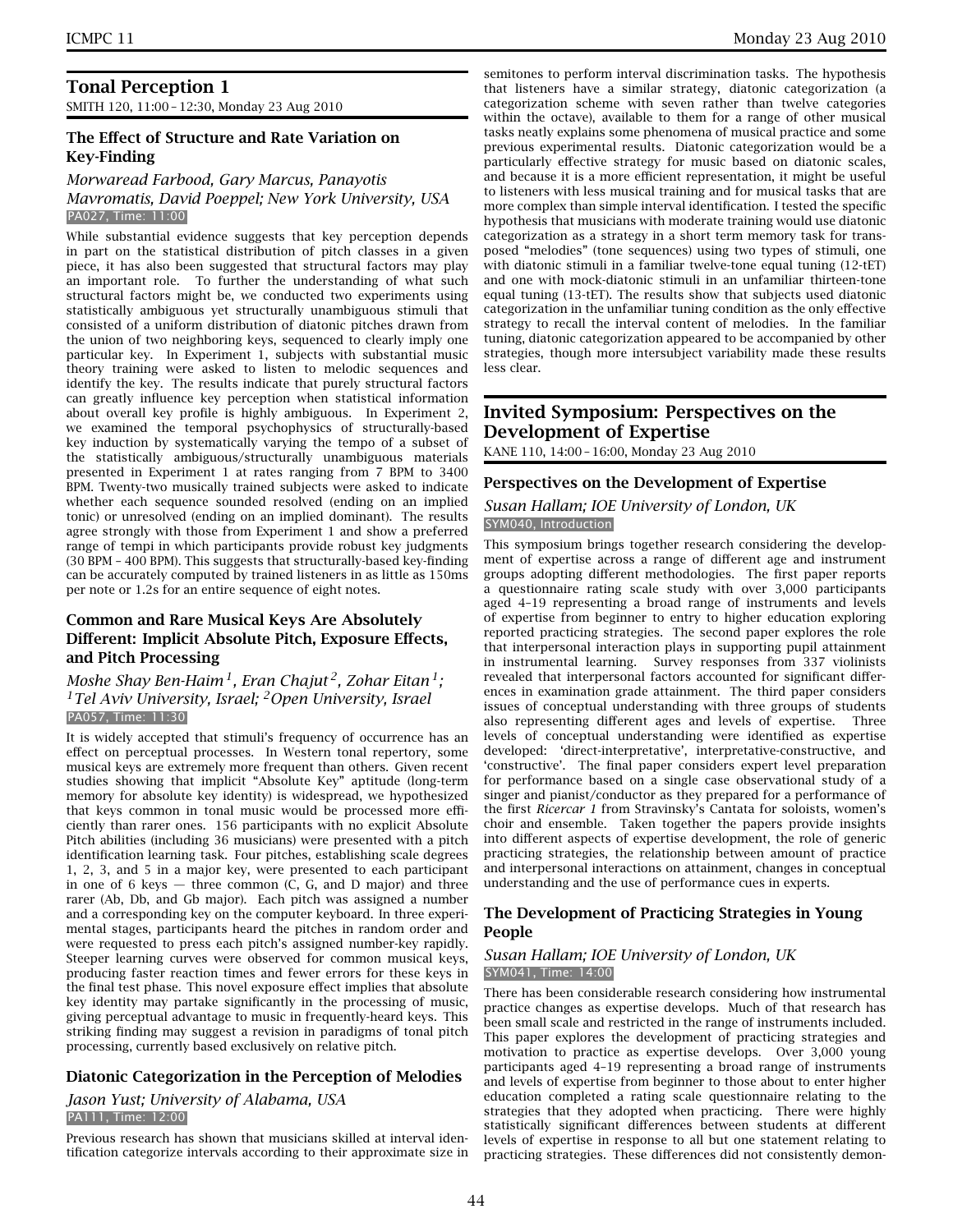## Tonal Perception 1

SMITH 120, 11:00 – 12:30, Monday 23 Aug 2010

### The Effect of Structure and Rate Variation on Key-Finding

*Morwaread Farbood, Gary Marcus, Panayotis Mavromatis, David Poeppel; New York University, USA*

PA027, Time: 11:00

While substantial evidence suggests that key perception depends in part on the statistical distribution of pitch classes in a given piece, it has also been suggested that structural factors may play an important role. To further the understanding of what such structural factors might be, we conducted two experiments using statistically ambiguous yet structurally unambiguous stimuli that consisted of a uniform distribution of diatonic pitches drawn from the union of two neighboring keys, sequenced to clearly imply one particular key. In Experiment 1, subjects with substantial music theory training were asked to listen to melodic sequences and identify the key. The results indicate that purely structural factors can greatly influence key perception when statistical information about overall key profile is highly ambiguous. In Experiment 2, we examined the temporal psychophysics of structurally-based key induction by systematically varying the tempo of a subset of the statistically ambiguous/structurally unambiguous materials presented in Experiment 1 at rates ranging from 7 BPM to 3400 BPM. Twenty-two musically trained subjects were asked to indicate whether each sequence sounded resolved (ending on an implied tonic) or unresolved (ending on an implied dominant). The results agree strongly with those from Experiment 1 and show a preferred range of tempi in which participants provide robust key judgments (30 BPM – 400 BPM). This suggests that structurally-based key-finding can be accurately computed by trained listeners in as little as 150ms per note or 1.2s for an entire sequence of eight notes.

### Common and Rare Musical Keys Are Absolutely Different: Implicit Absolute Pitch, Exposure Effects, and Pitch Processing

*Moshe Shay Ben-Haim[1], Eran Chajut[2], Zohar Eitan[1]; [1]Tel Aviv University, Israel; [2]Open University, Israel*

PA057, Time: 11:30

It is widely accepted that stimuli's frequency of occurrence has an effect on perceptual processes. In Western tonal repertory, some musical keys are extremely more frequent than others. Given recent studies showing that implicit "Absolute Key" aptitude (long-term memory for absolute key identity) is widespread, we hypothesized that keys common in tonal music would be processed more efficiently than rarer ones. 156 participants with no explicit Absolute Pitch abilities (including 36 musicians) were presented with a pitch identification learning task. Four pitches, establishing scale degrees 1, 2, 3, and 5 in a major key, were presented to each participant in one of 6 keys — three common (C, G, and D major) and three rarer (Ab, Db, and Gb major). Each pitch was assigned a number and a corresponding key on the computer keyboard. In three experimental stages, participants heard the pitches in random order and were requested to press each pitch's assigned number-key rapidly. Steeper learning curves were observed for common musical keys, producing faster reaction times and fewer errors for these keys in the final test phase. This novel exposure effect implies that absolute key identity may partake significantly in the processing of music, giving perceptual advantage to music in frequently-heard keys. This striking finding may suggest a revision in paradigms of tonal pitch processing, currently based exclusively on relative pitch.

### Diatonic Categorization in the Perception of Melodies

*Jason Yust; University of Alabama, USA*

PA111, Time: 12:00

Previous research has shown that musicians skilled at interval identification categorize intervals according to their approximate size in semitones to perform interval discrimination tasks. The hypothesis that listeners have a similar strategy, diatonic categorization (a categorization scheme with seven rather than twelve categories within the octave), available to them for a range of other musical tasks neatly explains some phenomena of musical practice and some previous experimental results. Diatonic categorization would be a particularly effective strategy for music based on diatonic scales, and because it is a more efficient representation, it might be useful to listeners with less musical training and for musical tasks that are more complex than simple interval identification. I tested the specific hypothesis that musicians with moderate training would use diatonic categorization as a strategy in a short term memory task for transposed "melodies" (tone sequences) using two types of stimuli, one with diatonic stimuli in a familiar twelve-tone equal tuning (12-tET) and one with mock-diatonic stimuli in an unfamiliar thirteen-tone equal tuning (13-tET). The results show that subjects used diatonic categorization in the unfamiliar tuning condition as the only effective strategy to recall the interval content of melodies. In the familiar tuning, diatonic categorization appeared to be accompanied by other strategies, though more intersubject variability made these results less clear.

## Invited Symposium: Perspectives on the Development of Expertise

KANE 110, 14:00 – 16:00, Monday 23 Aug 2010

### Perspectives on the Development of Expertise

*Susan Hallam; IOE University of London, UK*

SYM040, Introduction

This symposium brings together research considering the development of expertise across a range of different age and instrument groups adopting different methodologies. The first paper reports a questionnaire rating scale study with over 3,000 participants aged 4–19 representing a broad range of instruments and levels of expertise from beginner to entry to higher education exploring reported practicing strategies. The second paper explores the role that interpersonal interaction plays in supporting pupil attainment in instrumental learning. Survey responses from 337 violinists revealed that interpersonal factors accounted for significant differences in examination grade attainment. The third paper considers issues of conceptual understanding with three groups of students also representing different ages and levels of expertise. Three levels of conceptual understanding were identified as expertise developed: 'direct-interpretative', interpretative-constructive, and 'constructive'. The final paper considers expert level preparation for performance based on a single case observational study of a singer and pianist/conductor as they prepared for a performance of the first *Ricercar 1* from Stravinsky's Cantata for soloists, women's choir and ensemble. Taken together the papers provide insights into different aspects of expertise development, the role of generic practicing strategies, the relationship between amount of practice and interpersonal interactions on attainment, changes in conceptual understanding and the use of performance cues in experts.

### The Development of Practicing Strategies in Young People

*Susan Hallam; IOE University of London, UK*

SYM041, Time: 14:00

There has been considerable research considering how instrumental practice changes as expertise develops. Much of that research has been small scale and restricted in the range of instruments included. This paper explores the development of practicing strategies and motivation to practice as expertise develops. Over 3,000 young participants aged 4–19 representing a broad range of instruments and levels of expertise from beginner to those about to enter higher education completed a rating scale questionnaire relating to the strategies that they adopted when practicing. There were highly statistically significant differences between students at different levels of expertise in response to all but one statement relating to practicing strategies. These differences did not consistently demon-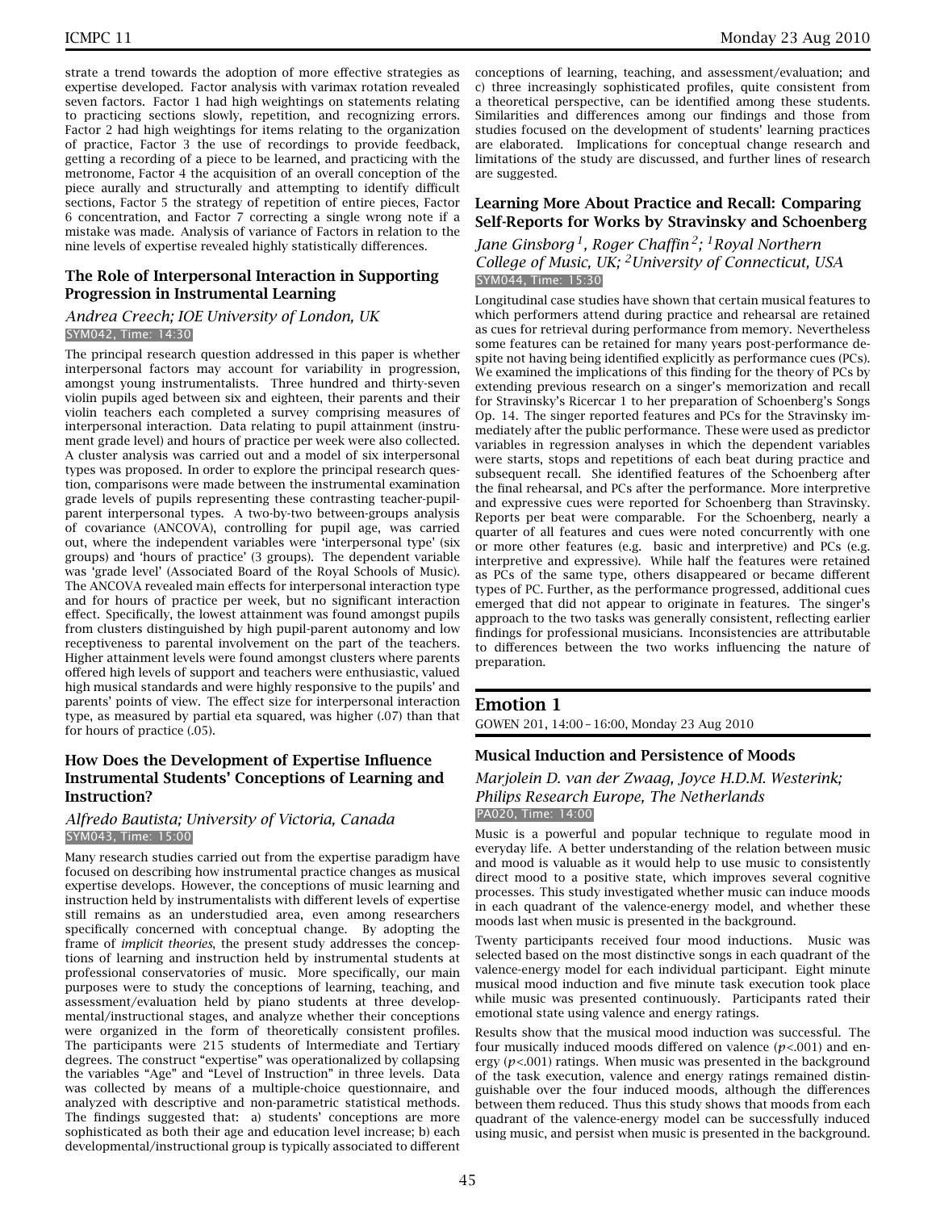strate a trend towards the adoption of more effective strategies as expertise developed. Factor analysis with varimax rotation revealed seven factors. Factor 1 had high weightings on statements relating to practicing sections slowly, repetition, and recognizing errors. Factor 2 had high weightings for items relating to the organization of practice, Factor 3 the use of recordings to provide feedback, getting a recording of a piece to be learned, and practicing with the metronome, Factor 4 the acquisition of an overall conception of the piece aurally and structurally and attempting to identify difficult sections, Factor 5 the strategy of repetition of entire pieces, Factor 6 concentration, and Factor 7 correcting a single wrong note if a mistake was made. Analysis of variance of Factors in relation to the nine levels of expertise revealed highly statistically differences.

### The Role of Interpersonal Interaction in Supporting Progression in Instrumental Learning

*Andrea Creech; IOE University of London, UK*
SYM042, Time: 14:30

The principal research question addressed in this paper is whether interpersonal factors may account for variability in progression, amongst young instrumentalists. Three hundred and thirty-seven violin pupils aged between six and eighteen, their parents and their violin teachers each completed a survey comprising measures of interpersonal interaction. Data relating to pupil attainment (instrument grade level) and hours of practice per week were also collected. A cluster analysis was carried out and a model of six interpersonal types was proposed. In order to explore the principal research question, comparisons were made between the instrumental examination grade levels of pupils representing these contrasting teacher-pupil-parent interpersonal types. A two-by-two between-groups analysis of covariance (ANCOVA), controlling for pupil age, was carried out, where the independent variables were 'interpersonal type' (six groups) and 'hours of practice' (3 groups). The dependent variable was 'grade level' (Associated Board of the Royal Schools of Music). The ANCOVA revealed main effects for interpersonal interaction type and for hours of practice per week, but no significant interaction effect. Specifically, the lowest attainment was found amongst pupils from clusters distinguished by high pupil-parent autonomy and low receptiveness to parental involvement on the part of the teachers. Higher attainment levels were found amongst clusters where parents offered high levels of support and teachers were enthusiastic, valued high musical standards and were highly responsive to the pupils' and parents' points of view. The effect size for interpersonal interaction type, as measured by partial eta squared, was higher (.07) than that for hours of practice (.05).

### How Does the Development of Expertise Influence Instrumental Students' Conceptions of Learning and Instruction?

*Alfredo Bautista; University of Victoria, Canada*
SYM043, Time: 15:00

Many research studies carried out from the expertise paradigm have focused on describing how instrumental practice changes as musical expertise develops. However, the conceptions of music learning and instruction held by instrumentalists with different levels of expertise still remains as an understudied area, even among researchers specifically concerned with conceptual change. By adopting the frame of *implicit theories*, the present study addresses the conceptions of learning and instruction held by instrumental students at professional conservatories of music. More specifically, our main purposes were to study the conceptions of learning, teaching, and assessment/evaluation held by piano students at three developmental/instructional stages, and analyze whether their conceptions were organized in the form of theoretically consistent profiles. The participants were 215 students of Intermediate and Tertiary degrees. The construct "expertise" was operationalized by collapsing the variables "Age" and "Level of Instruction" in three levels. Data was collected by means of a multiple-choice questionnaire, and analyzed with descriptive and non-parametric statistical methods. The findings suggested that: a) students' conceptions are more sophisticated as both their age and education level increase; b) each developmental/instructional group is typically associated to different conceptions of learning, teaching, and assessment/evaluation; and c) three increasingly sophisticated profiles, quite consistent from a theoretical perspective, can be identified among these students. Similarities and differences among our findings and those from studies focused on the development of students' learning practices are elaborated. Implications for conceptual change research and limitations of the study are discussed, and further lines of research are suggested.

### Learning More About Practice and Recall: Comparing Self-Reports for Works by Stravinsky and Schoenberg

*Jane Ginsborg[1], Roger Chaffin[2]; [1]Royal Northern College of Music, UK; [2]University of Connecticut, USA*
SYM044, Time: 15:30

Longitudinal case studies have shown that certain musical features to which performers attend during practice and rehearsal are retained as cues for retrieval during performance from memory. Nevertheless some features can be retained for many years post-performance despite not having being identified explicitly as performance cues (PCs). We examined the implications of this finding for the theory of PCs by extending previous research on a singer's memorization and recall for Stravinsky's Ricercar 1 to her preparation of Schoenberg's Songs Op. 14. The singer reported features and PCs for the Stravinsky immediately after the public performance. These were used as predictor variables in regression analyses in which the dependent variables were starts, stops and repetitions of each beat during practice and subsequent recall. She identified features of the Schoenberg after the final rehearsal, and PCs after the performance. More interpretive and expressive cues were reported for Schoenberg than Stravinsky. Reports per beat were comparable. For the Schoenberg, nearly a quarter of all features and cues were noted concurrently with one or more other features (e.g. basic and interpretive) and PCs (e.g. interpretive and expressive). While half the features were retained as PCs of the same type, others disappeared or became different types of PC. Further, as the performance progressed, additional cues emerged that did not appear to originate in features. The singer's approach to the two tasks was generally consistent, reflecting earlier findings for professional musicians. Inconsistencies are attributable to differences between the two works influencing the nature of preparation.

## Emotion 1

GOWEN 201, 14:00 – 16:00, Monday 23 Aug 2010

### Musical Induction and Persistence of Moods

*Marjolein D. van der Zwaag, Joyce H.D.M. Westerink; Philips Research Europe, The Netherlands*
PA020, Time: 14:00

Music is a powerful and popular technique to regulate mood in everyday life. A better understanding of the relation between music and mood is valuable as it would help to use music to consistently direct mood to a positive state, which improves several cognitive processes. This study investigated whether music can induce moods in each quadrant of the valence-energy model, and whether these moods last when music is presented in the background.

Twenty participants received four mood inductions. Music was selected based on the most distinctive songs in each quadrant of the valence-energy model for each individual participant. Eight minute musical mood induction and five minute task execution took place while music was presented continuously. Participants rated their emotional state using valence and energy ratings.

Results show that the musical mood induction was successful. The four musically induced moods differed on valence ($p<.001$) and energy ($p<.001$) ratings. When music was presented in the background of the task execution, valence and energy ratings remained distinguishable over the four induced moods, although the differences between them reduced. Thus this study shows that moods from each quadrant of the valence-energy model can be successfully induced using music, and persist when music is presented in the background.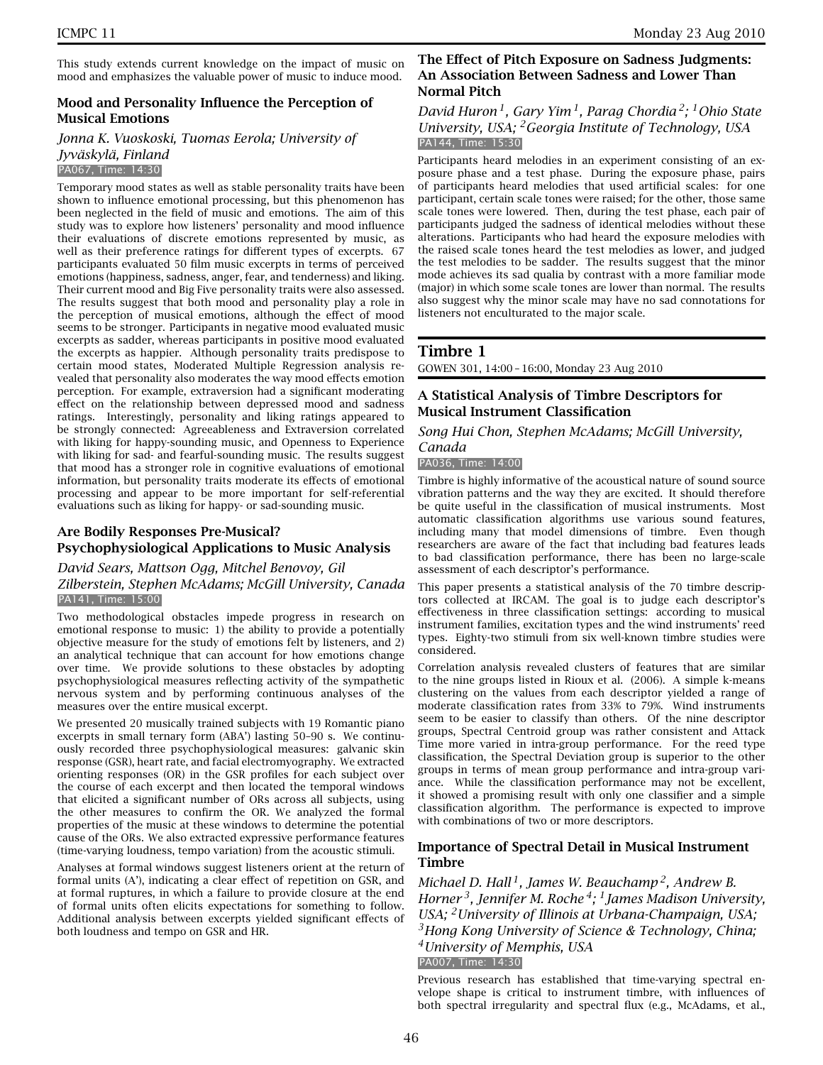This study extends current knowledge on the impact of music on mood and emphasizes the valuable power of music to induce mood.

### Mood and Personality Influence the Perception of Musical Emotions

*Jonna K. Vuoskoski, Tuomas Eerola; University of Jyväskylä, Finland*

PA067, Time: 14:30

Temporary mood states as well as stable personality traits have been shown to influence emotional processing, but this phenomenon has been neglected in the field of music and emotions. The aim of this study was to explore how listeners' personality and mood influence their evaluations of discrete emotions represented by music, as well as their preference ratings for different types of excerpts. 67 participants evaluated 50 film music excerpts in terms of perceived emotions (happiness, sadness, anger, fear, and tenderness) and liking. Their current mood and Big Five personality traits were also assessed. The results suggest that both mood and personality play a role in the perception of musical emotions, although the effect of mood seems to be stronger. Participants in negative mood evaluated music excerpts as sadder, whereas participants in positive mood evaluated the excerpts as happier. Although personality traits predispose to certain mood states, Moderated Multiple Regression analysis revealed that personality also moderates the way mood effects emotion perception. For example, extraversion had a significant moderating effect on the relationship between depressed mood and sadness ratings. Interestingly, personality and liking ratings appeared to be strongly connected: Agreeableness and Extraversion correlated with liking for happy-sounding music, and Openness to Experience with liking for sad- and fearful-sounding music. The results suggest that mood has a stronger role in cognitive evaluations of emotional information, but personality traits moderate its effects of emotional processing and appear to be more important for self-referential evaluations such as liking for happy- or sad-sounding music.

### Are Bodily Responses Pre-Musical? Psychophysiological Applications to Music Analysis

*David Sears, Mattson Ogg, Mitchel Benovoy, Gil Zilberstein, Stephen McAdams; McGill University, Canada*

PA141, Time: 15:00

Two methodological obstacles impede progress in research on emotional response to music: 1) the ability to provide a potentially objective measure for the study of emotions felt by listeners, and 2) an analytical technique that can account for how emotions change over time. We provide solutions to these obstacles by adopting psychophysiological measures reflecting activity of the sympathetic nervous system and by performing continuous analyses of the measures over the entire musical excerpt.

We presented 20 musically trained subjects with 19 Romantic piano excerpts in small ternary form (ABA') lasting 50–90 s. We continuously recorded three psychophysiological measures: galvanic skin response (GSR), heart rate, and facial electromyography. We extracted orienting responses (OR) in the GSR profiles for each subject over the course of each excerpt and then located the temporal windows that elicited a significant number of ORs across all subjects, using the other measures to confirm the OR. We analyzed the formal properties of the music at these windows to determine the potential cause of the ORs. We also extracted expressive performance features (time-varying loudness, tempo variation) from the acoustic stimuli.

Analyses at formal windows suggest listeners orient at the return of formal units (A'), indicating a clear effect of repetition on GSR, and at formal ruptures, in which a failure to provide closure at the end of formal units often elicits expectations for something to follow. Additional analysis between excerpts yielded significant effects of both loudness and tempo on GSR and HR.

### The Effect of Pitch Exposure on Sadness Judgments: An Association Between Sadness and Lower Than Normal Pitch

*David Huron[1], Gary Yim[1], Parag Chordia[2]; [1]Ohio State University, USA; [2]Georgia Institute of Technology, USA*

PA144, Time: 15:30

Participants heard melodies in an experiment consisting of an exposure phase and a test phase. During the exposure phase, pairs of participants heard melodies that used artificial scales: for one participant, certain scale tones were raised; for the other, those same scale tones were lowered. Then, during the test phase, each pair of participants judged the sadness of identical melodies without these alterations. Participants who had heard the exposure melodies with the raised scale tones heard the test melodies as lower, and judged the test melodies to be sadder. The results suggest that the minor mode achieves its sad qualia by contrast with a more familiar mode (major) in which some scale tones are lower than normal. The results also suggest why the minor scale may have no sad connotations for listeners not enculturated to the major scale.

## Timbre 1

GOWEN 301, 14:00 – 16:00, Monday 23 Aug 2010

### A Statistical Analysis of Timbre Descriptors for Musical Instrument Classification

*Song Hui Chon, Stephen McAdams; McGill University, Canada*

PA036, Time: 14:00

Timbre is highly informative of the acoustical nature of sound source vibration patterns and the way they are excited. It should therefore be quite useful in the classification of musical instruments. Most automatic classification algorithms use various sound features, including many that model dimensions of timbre. Even though researchers are aware of the fact that including bad features leads to bad classification performance, there has been no large-scale assessment of each descriptor's performance.

This paper presents a statistical analysis of the 70 timbre descriptors collected at IRCAM. The goal is to judge each descriptor's effectiveness in three classification settings: according to musical instrument families, excitation types and the wind instruments' reed types. Eighty-two stimuli from six well-known timbre studies were considered.

Correlation analysis revealed clusters of features that are similar to the nine groups listed in Rioux et al. (2006). A simple k-means clustering on the values from each descriptor yielded a range of moderate classification rates from 33% to 79%. Wind instruments seem to be easier to classify than others. Of the nine descriptor groups, Spectral Centroid group was rather consistent and Attack Time more varied in intra-group performance. For the reed type classification, the Spectral Deviation group is superior to the other groups in terms of mean group performance and intra-group variance. While the classification performance may not be excellent, it showed a promising result with only one classifier and a simple classification algorithm. The performance is expected to improve with combinations of two or more descriptors.

### Importance of Spectral Detail in Musical Instrument Timbre

*Michael D. Hall[1], James W. Beauchamp[2], Andrew B. Horner[3], Jennifer M. Roche[4]; [1]James Madison University, USA; [2]University of Illinois at Urbana-Champaign, USA; [3]Hong Kong University of Science & Technology, China; [4]University of Memphis, USA*

PA007, Time: 14:30

Previous research has established that time-varying spectral envelope shape is critical to instrument timbre, with influences of both spectral irregularity and spectral flux (e.g., McAdams, et al.,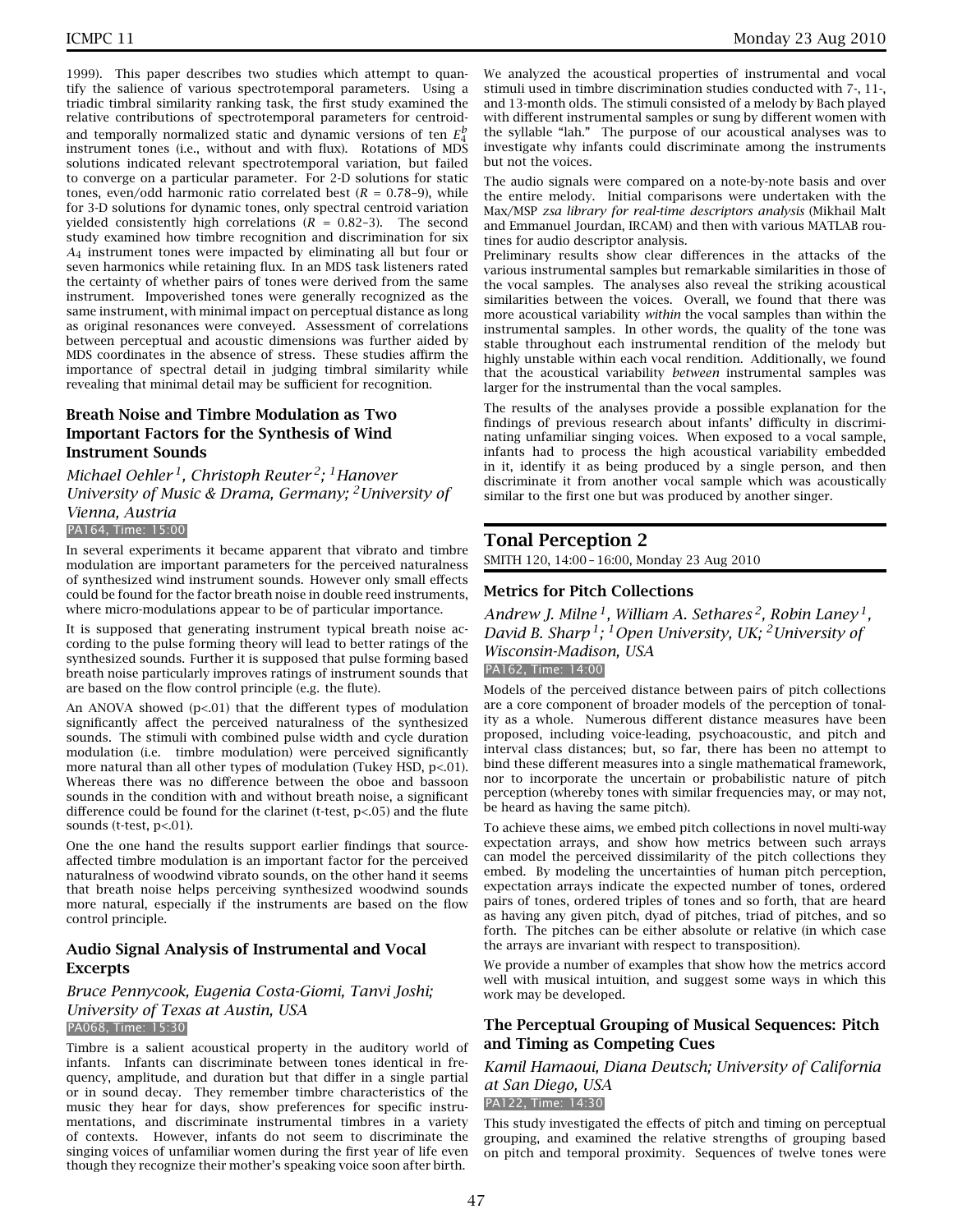1999). This paper describes two studies which attempt to quantify the salience of various spectrotemporal parameters. Using a triadic timbral similarity ranking task, the first study examined the relative contributions of spectrotemporal parameters for centroid- and temporally normalized static and dynamic versions of ten $E_4^b$ instrument tones (i.e., without and with flux). Rotations of MDS solutions indicated relevant spectrotemporal variation, but failed to converge on a particular parameter. For 2-D solutions for static tones, even/odd harmonic ratio correlated best ($R$ = 0.78–9), while for 3-D solutions for dynamic tones, only spectral centroid variation yielded consistently high correlations ($R$ = 0.82–3). The second study examined how timbre recognition and discrimination for six $A_4$ instrument tones were impacted by eliminating all but four or seven harmonics while retaining flux. In an MDS task listeners rated the certainty of whether pairs of tones were derived from the same instrument. Impoverished tones were generally recognized as the same instrument, with minimal impact on perceptual distance as long as original resonances were conveyed. Assessment of correlations between perceptual and acoustic dimensions was further aided by MDS coordinates in the absence of stress. These studies affirm the importance of spectral detail in judging timbral similarity while revealing that minimal detail may be sufficient for recognition.

### Breath Noise and Timbre Modulation as Two Important Factors for the Synthesis of Wind Instrument Sounds

*Michael Oehler [1], Christoph Reuter [2]; [1] Hanover University of Music & Drama, Germany; [2] University of Vienna, Austria*

PA164, Time: 15:00

In several experiments it became apparent that vibrato and timbre modulation are important parameters for the perceived naturalness of synthesized wind instrument sounds. However only small effects could be found for the factor breath noise in double reed instruments, where micro-modulations appear to be of particular importance.

It is supposed that generating instrument typical breath noise according to the pulse forming theory will lead to better ratings of the synthesized sounds. Further it is supposed that pulse forming based breath noise particularly improves ratings of instrument sounds that are based on the flow control principle (e.g. the flute).

An ANOVA showed ($p$<.01) that the different types of modulation significantly affect the perceived naturalness of the synthesized sounds. The stimuli with combined pulse width and cycle duration modulation (i.e. timbre modulation) were perceived significantly more natural than all other types of modulation (Tukey HSD, $p$<.01). Whereas there was no difference between the oboe and bassoon sounds in the condition with and without breath noise, a significant difference could be found for the clarinet (t-test, $p$<.05) and the flute sounds (t-test, $p$<.01).

One the one hand the results support earlier findings that source-affected timbre modulation is an important factor for the perceived naturalness of woodwind vibrato sounds, on the other hand it seems that breath noise helps perceiving synthesized woodwind sounds more natural, especially if the instruments are based on the flow control principle.

### Audio Signal Analysis of Instrumental and Vocal Excerpts

*Bruce Pennycook, Eugenia Costa-Giomi, Tanvi Joshi; University of Texas at Austin, USA*

PA068, Time: 15:30

Timbre is a salient acoustical property in the auditory world of infants. Infants can discriminate between tones identical in frequency, amplitude, and duration but that differ in a single partial or in sound decay. They remember timbre characteristics of the music they hear for days, show preferences for specific instrumentations, and discriminate instrumental timbres in a variety of contexts. However, infants do not seem to discriminate the singing voices of unfamiliar women during the first year of life even though they recognize their mother's speaking voice soon after birth.

We analyzed the acoustical properties of instrumental and vocal stimuli used in timbre discrimination studies conducted with 7-, 11-, and 13-month olds. The stimuli consisted of a melody by Bach played with different instrumental samples or sung by different women with the syllable "lah." The purpose of our acoustical analyses was to investigate why infants could discriminate among the instruments but not the voices.

The audio signals were compared on a note-by-note basis and over the entire melody. Initial comparisons were undertaken with the Max/MSP *zsa library for real-time descriptors analysis* (Mikhail Malt and Emmanuel Jourdan, IRCAM) and then with various MATLAB routines for audio descriptor analysis.

Preliminary results show clear differences in the attacks of the various instrumental samples but remarkable similarities in those of the vocal samples. The analyses also reveal the striking acoustical similarities between the voices. Overall, we found that there was more acoustical variability *within* the vocal samples than within the instrumental samples. In other words, the quality of the tone was stable throughout each instrumental rendition of the melody but highly unstable within each vocal rendition. Additionally, we found that the acoustical variability *between* instrumental samples was larger for the instrumental than the vocal samples.

The results of the analyses provide a possible explanation for the findings of previous research about infants' difficulty in discriminating unfamiliar singing voices. When exposed to a vocal sample, infants had to process the high acoustical variability embedded in it, identify it as being produced by a single person, and then discriminate it from another vocal sample which was acoustically similar to the first one but was produced by another singer.

## Tonal Perception 2

SMITH 120, 14:00 – 16:00, Monday 23 Aug 2010

### Metrics for Pitch Collections

*Andrew J. Milne [1], William A. Sethares [2], Robin Laney [1], David B. Sharp [1]; [1] Open University, UK; [2] University of Wisconsin-Madison, USA*

PA162, Time: 14:00

Models of the perceived distance between pairs of pitch collections are a core component of broader models of the perception of tonality as a whole. Numerous different distance measures have been proposed, including voice-leading, psychoacoustic, and pitch and interval class distances; but, so far, there has been no attempt to bind these different measures into a single mathematical framework, nor to incorporate the uncertain or probabilistic nature of pitch perception (whereby tones with similar frequencies may, or may not, be heard as having the same pitch).

To achieve these aims, we embed pitch collections in novel multi-way expectation arrays, and show how metrics between such arrays can model the perceived dissimilarity of the pitch collections they embed. By modeling the uncertainties of human pitch perception, expectation arrays indicate the expected number of tones, ordered pairs of tones, ordered triples of tones and so forth, that are heard as having any given pitch, dyad of pitches, triad of pitches, and so forth. The pitches can be either absolute or relative (in which case the arrays are invariant with respect to transposition).

We provide a number of examples that show how the metrics accord well with musical intuition, and suggest some ways in which this work may be developed.

### The Perceptual Grouping of Musical Sequences: Pitch and Timing as Competing Cues

*Kamil Hamaoui, Diana Deutsch; University of California at San Diego, USA*

PA122, Time: 14:30

This study investigated the effects of pitch and timing on perceptual grouping, and examined the relative strengths of grouping based on pitch and temporal proximity. Sequences of twelve tones were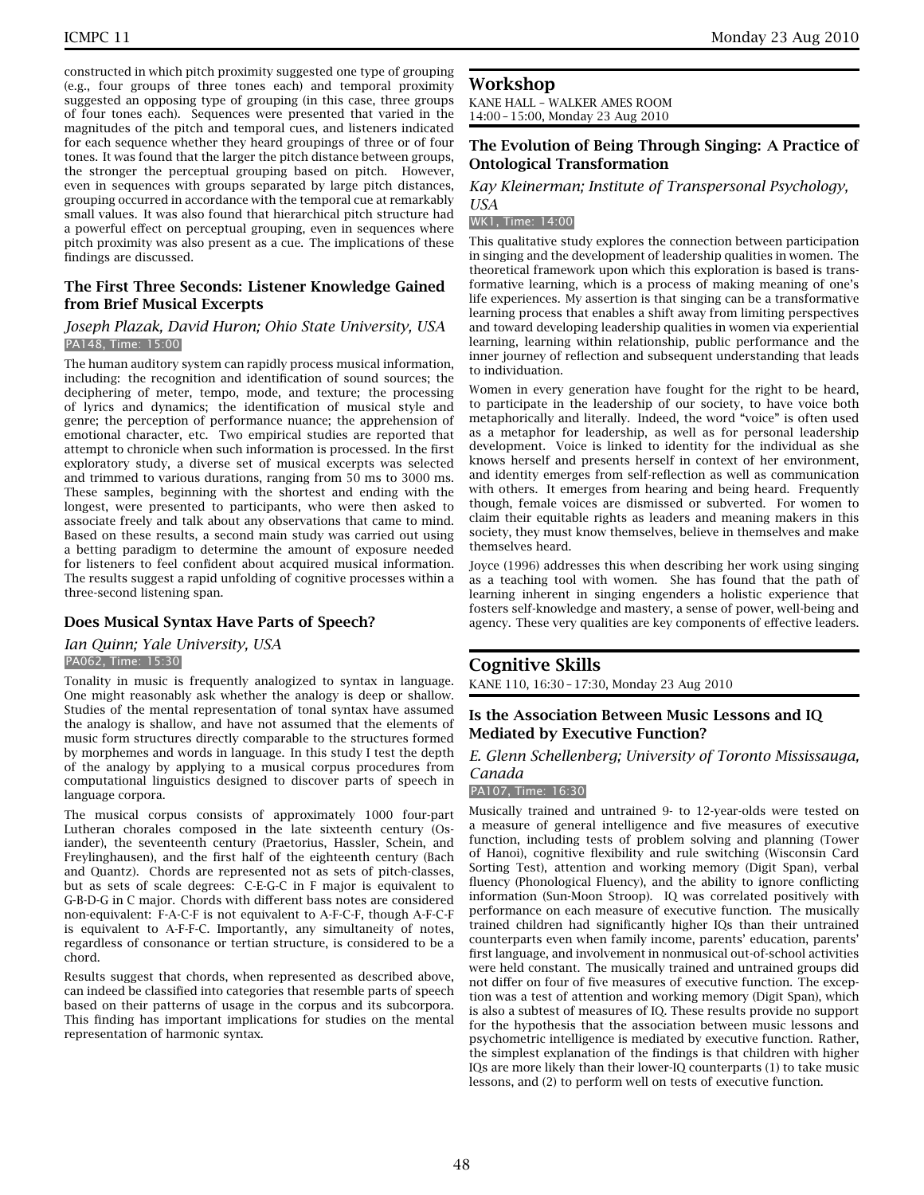constructed in which pitch proximity suggested one type of grouping (e.g., four groups of three tones each) and temporal proximity suggested an opposing type of grouping (in this case, three groups of four tones each). Sequences were presented that varied in the magnitudes of the pitch and temporal cues, and listeners indicated for each sequence whether they heard groupings of three or of four tones. It was found that the larger the pitch distance between groups, the stronger the perceptual grouping based on pitch. However, even in sequences with groups separated by large pitch distances, grouping occurred in accordance with the temporal cue at remarkably small values. It was also found that hierarchical pitch structure had a powerful effect on perceptual grouping, even in sequences where pitch proximity was also present as a cue. The implications of these findings are discussed.

### The First Three Seconds: Listener Knowledge Gained from Brief Musical Excerpts

*Joseph Plazak, David Huron; Ohio State University, USA*

PA148, Time: 15:00

The human auditory system can rapidly process musical information, including: the recognition and identification of sound sources; the deciphering of meter, tempo, mode, and texture; the processing of lyrics and dynamics; the identification of musical style and genre; the perception of performance nuance; the apprehension of emotional character, etc. Two empirical studies are reported that attempt to chronicle when such information is processed. In the first exploratory study, a diverse set of musical excerpts was selected and trimmed to various durations, ranging from 50 ms to 3000 ms. These samples, beginning with the shortest and ending with the longest, were presented to participants, who were then asked to associate freely and talk about any observations that came to mind. Based on these results, a second main study was carried out using a betting paradigm to determine the amount of exposure needed for listeners to feel confident about acquired musical information. The results suggest a rapid unfolding of cognitive processes within a three-second listening span.

### Does Musical Syntax Have Parts of Speech?

*Ian Quinn; Yale University, USA*

PA062, Time: 15:30

Tonality in music is frequently analogized to syntax in language. One might reasonably ask whether the analogy is deep or shallow. Studies of the mental representation of tonal syntax have assumed the analogy is shallow, and have not assumed that the elements of music form structures directly comparable to the structures formed by morphemes and words in language. In this study I test the depth of the analogy by applying to a musical corpus procedures from computational linguistics designed to discover parts of speech in language corpora.

The musical corpus consists of approximately 1000 four-part Lutheran chorales composed in the late sixteenth century (Osiander), the seventeenth century (Praetorius, Hassler, Schein, and Freylinghausen), and the first half of the eighteenth century (Bach and Quantz). Chords are represented not as sets of pitch-classes, but as sets of scale degrees: C-E-G-C in F major is equivalent to G-B-D-G in C major. Chords with different bass notes are considered non-equivalent: F-A-C-F is not equivalent to A-F-C-F, though A-F-C-F is equivalent to A-F-F-C. Importantly, any simultaneity of notes, regardless of consonance or tertian structure, is considered to be a chord.

Results suggest that chords, when represented as described above, can indeed be classified into categories that resemble parts of speech based on their patterns of usage in the corpus and its subcorpora. This finding has important implications for studies on the mental representation of harmonic syntax.

## Workshop

KANE HALL – WALKER AMES ROOM
14:00 – 15:00, Monday 23 Aug 2010

### The Evolution of Being Through Singing: A Practice of Ontological Transformation

*Kay Kleinerman; Institute of Transpersonal Psychology, USA*

WK1, Time: 14:00

This qualitative study explores the connection between participation in singing and the development of leadership qualities in women. The theoretical framework upon which this exploration is based is transformative learning, which is a process of making meaning of one's life experiences. My assertion is that singing can be a transformative learning process that enables a shift away from limiting perspectives and toward developing leadership qualities in women via experiential learning, learning within relationship, public performance and the inner journey of reflection and subsequent understanding that leads to individuation.

Women in every generation have fought for the right to be heard, to participate in the leadership of our society, to have voice both metaphorically and literally. Indeed, the word "voice" is often used as a metaphor for leadership, as well as for personal leadership development. Voice is linked to identity for the individual as she knows herself and presents herself in context of her environment, and identity emerges from self-reflection as well as communication with others. It emerges from hearing and being heard. Frequently though, female voices are dismissed or subverted. For women to claim their equitable rights as leaders and meaning makers in this society, they must know themselves, believe in themselves and make themselves heard.

Joyce (1996) addresses this when describing her work using singing as a teaching tool with women. She has found that the path of learning inherent in singing engenders a holistic experience that fosters self-knowledge and mastery, a sense of power, well-being and agency. These very qualities are key components of effective leaders.

## Cognitive Skills

KANE 110, 16:30 – 17:30, Monday 23 Aug 2010

### Is the Association Between Music Lessons and IQ Mediated by Executive Function?

*E. Glenn Schellenberg; University of Toronto Mississauga, Canada*

PA107, Time: 16:30

Musically trained and untrained 9- to 12-year-olds were tested on a measure of general intelligence and five measures of executive function, including tests of problem solving and planning (Tower of Hanoi), cognitive flexibility and rule switching (Wisconsin Card Sorting Test), attention and working memory (Digit Span), verbal fluency (Phonological Fluency), and the ability to ignore conflicting information (Sun-Moon Stroop). IQ was correlated positively with performance on each measure of executive function. The musically trained children had significantly higher IQs than their untrained counterparts even when family income, parents' education, parents' first language, and involvement in nonmusical out-of-school activities were held constant. The musically trained and untrained groups did not differ on four of five measures of executive function. The exception was a test of attention and working memory (Digit Span), which is also a subtest of measures of IQ. These results provide no support for the hypothesis that the association between music lessons and psychometric intelligence is mediated by executive function. Rather, the simplest explanation of the findings is that children with higher IQs are more likely than their lower-IQ counterparts (1) to take music lessons, and (2) to perform well on tests of executive function.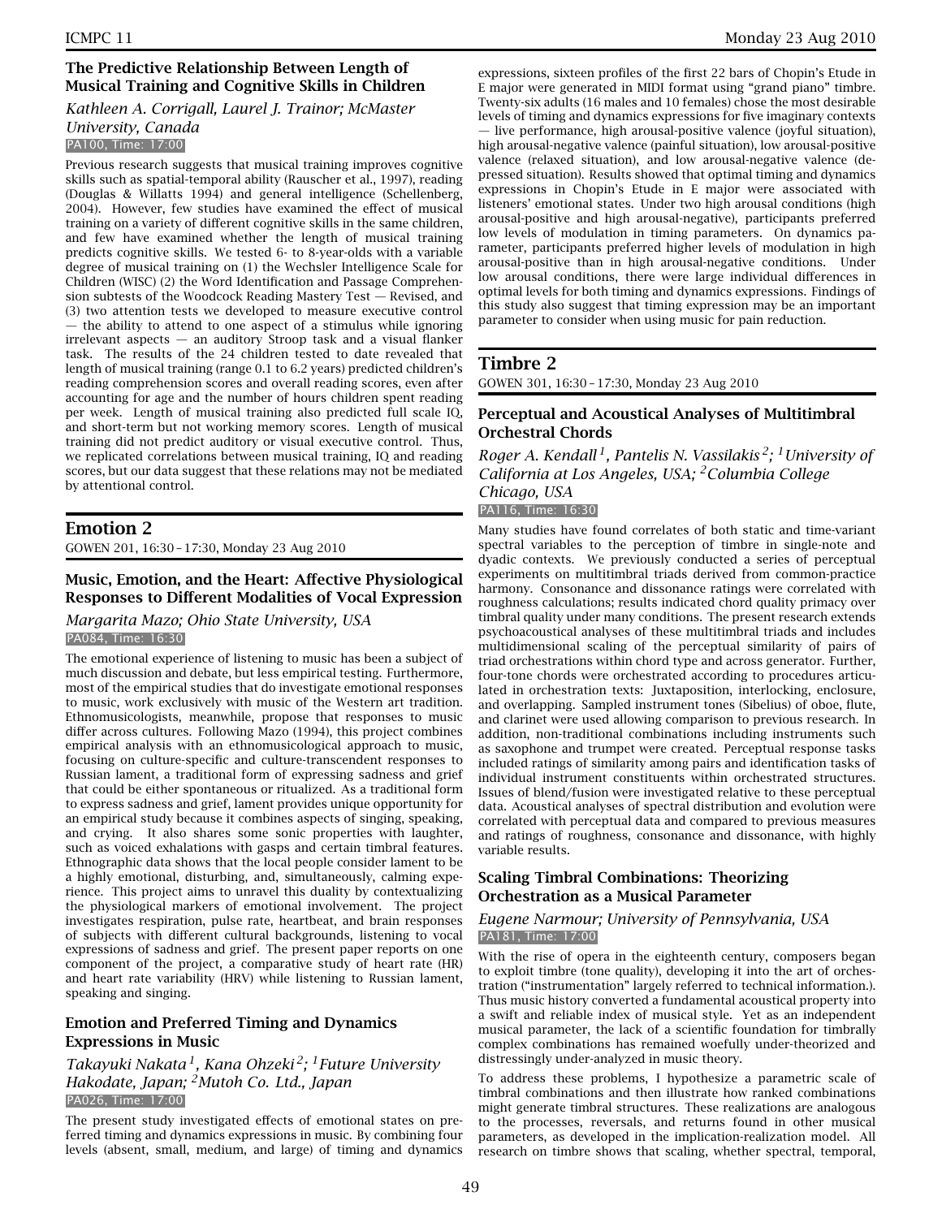### The Predictive Relationship Between Length of Musical Training and Cognitive Skills in Children

*Kathleen A. Corrigall, Laurel J. Trainor; McMaster University, Canada*

PA100, Time: 17:00

Previous research suggests that musical training improves cognitive skills such as spatial-temporal ability (Rauscher et al., 1997), reading (Douglas & Willatts 1994) and general intelligence (Schellenberg, 2004). However, few studies have examined the effect of musical training on a variety of different cognitive skills in the same children, and few have examined whether the length of musical training predicts cognitive skills. We tested 6- to 8-year-olds with a variable degree of musical training on (1) the Wechsler Intelligence Scale for Children (WISC) (2) the Word Identification and Passage Comprehension subtests of the Woodcock Reading Mastery Test — Revised, and (3) two attention tests we developed to measure executive control — the ability to attend to one aspect of a stimulus while ignoring irrelevant aspects — an auditory Stroop task and a visual flanker task. The results of the 24 children tested to date revealed that length of musical training (range 0.1 to 6.2 years) predicted children's reading comprehension scores and overall reading scores, even after accounting for age and the number of hours children spent reading per week. Length of musical training also predicted full scale IQ, and short-term but not working memory scores. Length of musical training did not predict auditory or visual executive control. Thus, we replicated correlations between musical training, IQ and reading scores, but our data suggest that these relations may not be mediated by attentional control.

## Emotion 2

GOWEN 201, 16:30 – 17:30, Monday 23 Aug 2010

### Music, Emotion, and the Heart: Affective Physiological Responses to Different Modalities of Vocal Expression

*Margarita Mazo; Ohio State University, USA*

PA084, Time: 16:30

The emotional experience of listening to music has been a subject of much discussion and debate, but less empirical testing. Furthermore, most of the empirical studies that do investigate emotional responses to music, work exclusively with music of the Western art tradition. Ethnomusicologists, meanwhile, propose that responses to music differ across cultures. Following Mazo (1994), this project combines empirical analysis with an ethnomusicological approach to music, focusing on culture-specific and culture-transcendent responses to Russian lament, a traditional form of expressing sadness and grief that could be either spontaneous or ritualized. As a traditional form to express sadness and grief, lament provides unique opportunity for an empirical study because it combines aspects of singing, speaking, and crying. It also shares some sonic properties with laughter, such as voiced exhalations with gasps and certain timbral features. Ethnographic data shows that the local people consider lament to be a highly emotional, disturbing, and, simultaneously, calming experience. This project aims to unravel this duality by contextualizing the physiological markers of emotional involvement. The project investigates respiration, pulse rate, heartbeat, and brain responses of subjects with different cultural backgrounds, listening to vocal expressions of sadness and grief. The present paper reports on one component of the project, a comparative study of heart rate (HR) and heart rate variability (HRV) while listening to Russian lament, speaking and singing.

### Emotion and Preferred Timing and Dynamics Expressions in Music

*Takayuki Nakata[1], Kana Ohzeki[2]; [1]Future University Hakodate, Japan; [2]Mutoh Co. Ltd., Japan*

PA026, Time: 17:00

The present study investigated effects of emotional states on preferred timing and dynamics expressions in music. By combining four levels (absent, small, medium, and large) of timing and dynamics expressions, sixteen profiles of the first 22 bars of Chopin's Etude in E major were generated in MIDI format using "grand piano" timbre. Twenty-six adults (16 males and 10 females) chose the most desirable levels of timing and dynamics expressions for five imaginary contexts — live performance, high arousal-positive valence (joyful situation), high arousal-negative valence (painful situation), low arousal-positive valence (relaxed situation), and low arousal-negative valence (depressed situation). Results showed that optimal timing and dynamics expressions in Chopin's Etude in E major were associated with listeners' emotional states. Under two high arousal conditions (high arousal-positive and high arousal-negative), participants preferred low levels of modulation in timing parameters. On dynamics parameter, participants preferred higher levels of modulation in high arousal-positive than in high arousal-negative conditions. Under low arousal conditions, there were large individual differences in optimal levels for both timing and dynamics expressions. Findings of this study also suggest that timing expression may be an important parameter to consider when using music for pain reduction.

## Timbre 2

GOWEN 301, 16:30 – 17:30, Monday 23 Aug 2010

### Perceptual and Acoustical Analyses of Multitimbral Orchestral Chords

*Roger A. Kendall[1], Pantelis N. Vassilakis[2]; [1]University of California at Los Angeles, USA; [2]Columbia College Chicago, USA*

PA116, Time: 16:30

Many studies have found correlates of both static and time-variant spectral variables to the perception of timbre in single-note and dyadic contexts. We previously conducted a series of perceptual experiments on multitimbral triads derived from common-practice harmony. Consonance and dissonance ratings were correlated with roughness calculations; results indicated chord quality primacy over timbral quality under many conditions. The present research extends psychoacoustical analyses of these multitimbral triads and includes multidimensional scaling of the perceptual similarity of pairs of triad orchestrations within chord type and across generator. Further, four-tone chords were orchestrated according to procedures articulated in orchestration texts: Juxtaposition, interlocking, enclosure, and overlapping. Sampled instrument tones (Sibelius) of oboe, flute, and clarinet were used allowing comparison to previous research. In addition, non-traditional combinations including instruments such as saxophone and trumpet were created. Perceptual response tasks included ratings of similarity among pairs and identification tasks of individual instrument constituents within orchestrated structures. Issues of blend/fusion were investigated relative to these perceptual data. Acoustical analyses of spectral distribution and evolution were correlated with perceptual data and compared to previous measures and ratings of roughness, consonance and dissonance, with highly variable results.

### Scaling Timbral Combinations: Theorizing Orchestration as a Musical Parameter

*Eugene Narmour; University of Pennsylvania, USA*

PA181, Time: 17:00

With the rise of opera in the eighteenth century, composers began to exploit timbre (tone quality), developing it into the art of orchestration ("instrumentation" largely referred to technical information.). Thus music history converted a fundamental acoustical property into a swift and reliable index of musical style. Yet as an independent musical parameter, the lack of a scientific foundation for timbrally complex combinations has remained woefully under-theorized and distressingly under-analyzed in music theory.

To address these problems, I hypothesize a parametric scale of timbral combinations and then illustrate how ranked combinations might generate timbral structures. These realizations are analogous to the processes, reversals, and returns found in other musical parameters, as developed in the implication-realization model. All research on timbre shows that scaling, whether spectral, temporal,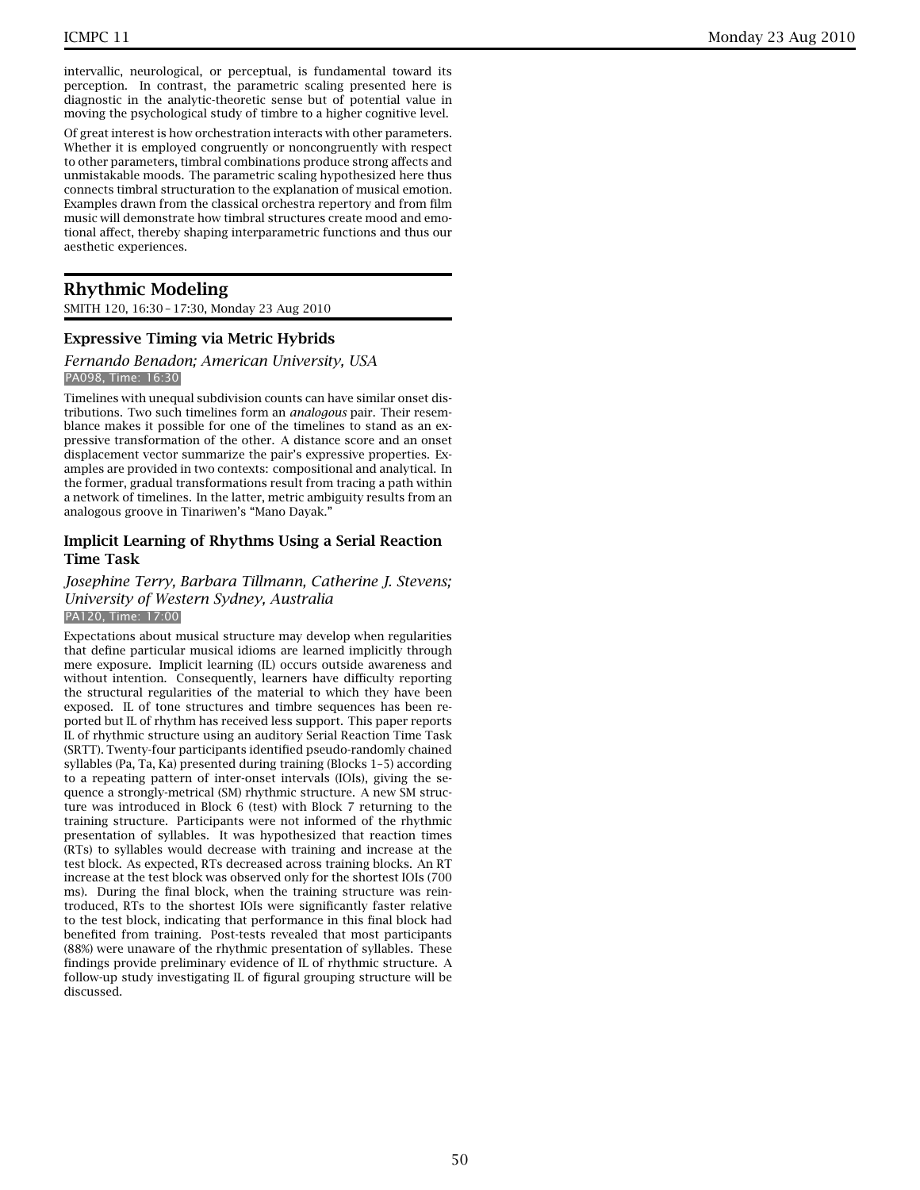intervallic, neurological, or perceptual, is fundamental toward its perception. In contrast, the parametric scaling presented here is diagnostic in the analytic-theoretic sense but of potential value in moving the psychological study of timbre to a higher cognitive level.

Of great interest is how orchestration interacts with other parameters. Whether it is employed congruently or noncongruently with respect to other parameters, timbral combinations produce strong affects and unmistakable moods. The parametric scaling hypothesized here thus connects timbral structuration to the explanation of musical emotion. Examples drawn from the classical orchestra repertory and from film music will demonstrate how timbral structures create mood and emotional affect, thereby shaping interparametric functions and thus our aesthetic experiences.

## Rhythmic Modeling

SMITH 120, 16:30 – 17:30, Monday 23 Aug 2010

### Expressive Timing via Metric Hybrids

*Fernando Benadon; American University, USA*

PA098, Time: 16:30

Timelines with unequal subdivision counts can have similar onset distributions. Two such timelines form an *analogous* pair. Their resemblance makes it possible for one of the timelines to stand as an expressive transformation of the other. A distance score and an onset displacement vector summarize the pair's expressive properties. Examples are provided in two contexts: compositional and analytical. In the former, gradual transformations result from tracing a path within a network of timelines. In the latter, metric ambiguity results from an analogous groove in Tinariwen's "Mano Dayak."

### Implicit Learning of Rhythms Using a Serial Reaction Time Task

*Josephine Terry, Barbara Tillmann, Catherine J. Stevens; University of Western Sydney, Australia*

PA120, Time: 17:00

Expectations about musical structure may develop when regularities that define particular musical idioms are learned implicitly through mere exposure. Implicit learning (IL) occurs outside awareness and without intention. Consequently, learners have difficulty reporting the structural regularities of the material to which they have been exposed. IL of tone structures and timbre sequences has been reported but IL of rhythm has received less support. This paper reports IL of rhythmic structure using an auditory Serial Reaction Time Task (SRTT). Twenty-four participants identified pseudo-randomly chained syllables (Pa, Ta, Ka) presented during training (Blocks 1–5) according to a repeating pattern of inter-onset intervals (IOIs), giving the sequence a strongly-metrical (SM) rhythmic structure. A new SM structure was introduced in Block 6 (test) with Block 7 returning to the training structure. Participants were not informed of the rhythmic presentation of syllables. It was hypothesized that reaction times (RTs) to syllables would decrease with training and increase at the test block. As expected, RTs decreased across training blocks. An RT increase at the test block was observed only for the shortest IOIs (700 ms). During the final block, when the training structure was reintroduced, RTs to the shortest IOIs were significantly faster relative to the test block, indicating that performance in this final block had benefited from training. Post-tests revealed that most participants (88%) were unaware of the rhythmic presentation of syllables. These findings provide preliminary evidence of IL of rhythmic structure. A follow-up study investigating IL of figural grouping structure will be discussed.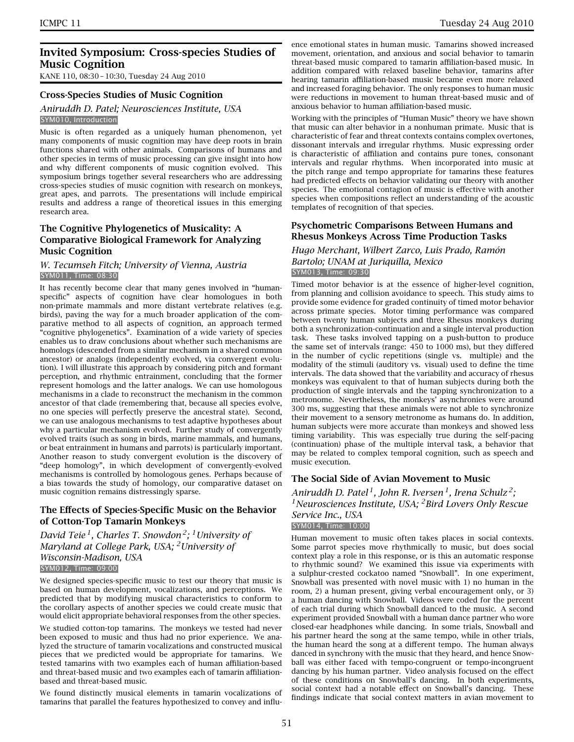## Invited Symposium: Cross-species Studies of Music Cognition

KANE 110, 08:30 – 10:30, Tuesday 24 Aug 2010

### Cross-Species Studies of Music Cognition

*Aniruddh D. Patel; Neurosciences Institute, USA*

SYM010, Introduction

Music is often regarded as a uniquely human phenomenon, yet many components of music cognition may have deep roots in brain functions shared with other animals. Comparisons of humans and other species in terms of music processing can give insight into how and why different components of music cognition evolved. This symposium brings together several researchers who are addressing cross-species studies of music cognition with research on monkeys, great apes, and parrots. The presentations will include empirical results and address a range of theoretical issues in this emerging research area.

### The Cognitive Phylogenetics of Musicality: A Comparative Biological Framework for Analyzing Music Cognition

*W. Tecumseh Fitch; University of Vienna, Austria*

SYM011, Time: 08:30

It has recently become clear that many genes involved in "human-specific" aspects of cognition have clear homologues in both non-primate mammals and more distant vertebrate relatives (e.g. birds), paving the way for a much broader application of the comparative method to all aspects of cognition, an approach termed "cognitive phylogenetics". Examination of a wide variety of species enables us to draw conclusions about whether such mechanisms are homologs (descended from a similar mechanism in a shared common ancestor) or analogs (independently evolved, via convergent evolution). I will illustrate this approach by considering pitch and formant perception, and rhythmic entrainment, concluding that the former represent homologs and the latter analogs. We can use homologous mechanisms in a clade to reconstruct the mechanism in the common ancestor of that clade (remembering that, because all species evolve, no one species will perfectly preserve the ancestral state). Second, we can use analogous mechanisms to test adaptive hypotheses about why a particular mechanism evolved. Further study of convergently evolved traits (such as song in birds, marine mammals, and humans, or beat entrainment in humans and parrots) is particularly important. Another reason to study convergent evolution is the discovery of "deep homology", in which development of convergently-evolved mechanisms is controlled by homologous genes. Perhaps because of a bias towards the study of homology, our comparative dataset on music cognition remains distressingly sparse.

### The Effects of Species-Specific Music on the Behavior of Cotton-Top Tamarin Monkeys

*David Teie[1], Charles T. Snowdon[2]; [1]University of Maryland at College Park, USA; [2]University of Wisconsin-Madison, USA*

SYM012, Time: 09:00

We designed species-specific music to test our theory that music is based on human development, vocalizations, and perceptions. We predicted that by modifying musical characteristics to conform to the corollary aspects of another species we could create music that would elicit appropriate behavioral responses from the other species.

We studied cotton-top tamarins. The monkeys we tested had never been exposed to music and thus had no prior experience. We analyzed the structure of tamarin vocalizations and constructed musical pieces that we predicted would be appropriate for tamarins. We tested tamarins with two examples each of human affiliation-based and threat-based music and two examples each of tamarin affiliation-based and threat-based music.

We found distinctly musical elements in tamarin vocalizations of tamarins that parallel the features hypothesized to convey and influence emotional states in human music. Tamarins showed increased movement, orientation, and anxious and social behavior to tamarin threat-based music compared to tamarin affiliation-based music. In addition compared with relaxed baseline behavior, tamarins after hearing tamarin affiliation-based music became even more relaxed and increased foraging behavior. The only responses to human music were reductions in movement to human threat-based music and of anxious behavior to human affiliation-based music.

Working with the principles of "Human Music" theory we have shown that music can alter behavior in a nonhuman primate. Music that is characteristic of fear and threat contexts contains complex overtones, dissonant intervals and irregular rhythms. Music expressing order is characteristic of affiliation and contains pure tones, consonant intervals and regular rhythms. When incorporated into music at the pitch range and tempo appropriate for tamarins these features had predicted effects on behavior validating our theory with another species. The emotional contagion of music is effective with another species when compositions reflect an understanding of the acoustic templates of recognition of that species.

### Psychometric Comparisons Between Humans and Rhesus Monkeys Across Time Production Tasks

*Hugo Merchant, Wilbert Zarco, Luis Prado, Ramón Bartolo; UNAM at Juriquilla, Mexico*

SYM013, Time: 09:30

Timed motor behavior is at the essence of higher-level cognition, from planning and collision avoidance to speech. This study aims to provide some evidence for graded continuity of timed motor behavior across primate species. Motor timing performance was compared between twenty human subjects and three Rhesus monkeys during both a synchronization-continuation and a single interval production task. These tasks involved tapping on a push-button to produce the same set of intervals (range: 450 to 1000 ms), but they differed in the number of cyclic repetitions (single vs. multiple) and the modality of the stimuli (auditory vs. visual) used to define the time intervals. The data showed that the variability and accuracy of rhesus monkeys was equivalent to that of human subjects during both the production of single intervals and the tapping synchronization to a metronome. Nevertheless, the monkeys' asynchronies were around 300 ms, suggesting that these animals were not able to synchronize their movement to a sensory metronome as humans do. In addition, human subjects were more accurate than monkeys and showed less timing variability. This was especially true during the self-pacing (continuation) phase of the multiple interval task, a behavior that may be related to complex temporal cognition, such as speech and music execution.

### The Social Side of Avian Movement to Music

*Aniruddh D. Patel[1], John R. Iversen[1], Irena Schulz[2]; [1]Neurosciences Institute, USA; [2]Bird Lovers Only Rescue Service Inc., USA*

SYM014, Time: 10:00

Human movement to music often takes places in social contexts. Some parrot species move rhythmically to music, but does social context play a role in this response, or is this an automatic response to rhythmic sound? We examined this issue via experiments with a sulphur-crested cockatoo named "Snowball". In one experiment, Snowball was presented with novel music with 1) no human in the room, 2) a human present, giving verbal encouragement only, or 3) a human dancing with Snowball. Videos were coded for the percent of each trial during which Snowball danced to the music. A second experiment provided Snowball with a human dance partner who wore closed-ear headphones while dancing. In some trials, Snowball and his partner heard the song at the same tempo, while in other trials, the human heard the song at a different tempo. The human always danced in synchrony with the music that they heard, and hence Snowball was either faced with tempo-congruent or tempo-incongruent dancing by his human partner. Video analysis focused on the effect of these conditions on Snowball's dancing. In both experiments, social context had a notable effect on Snowball's dancing. These findings indicate that social context matters in avian movement to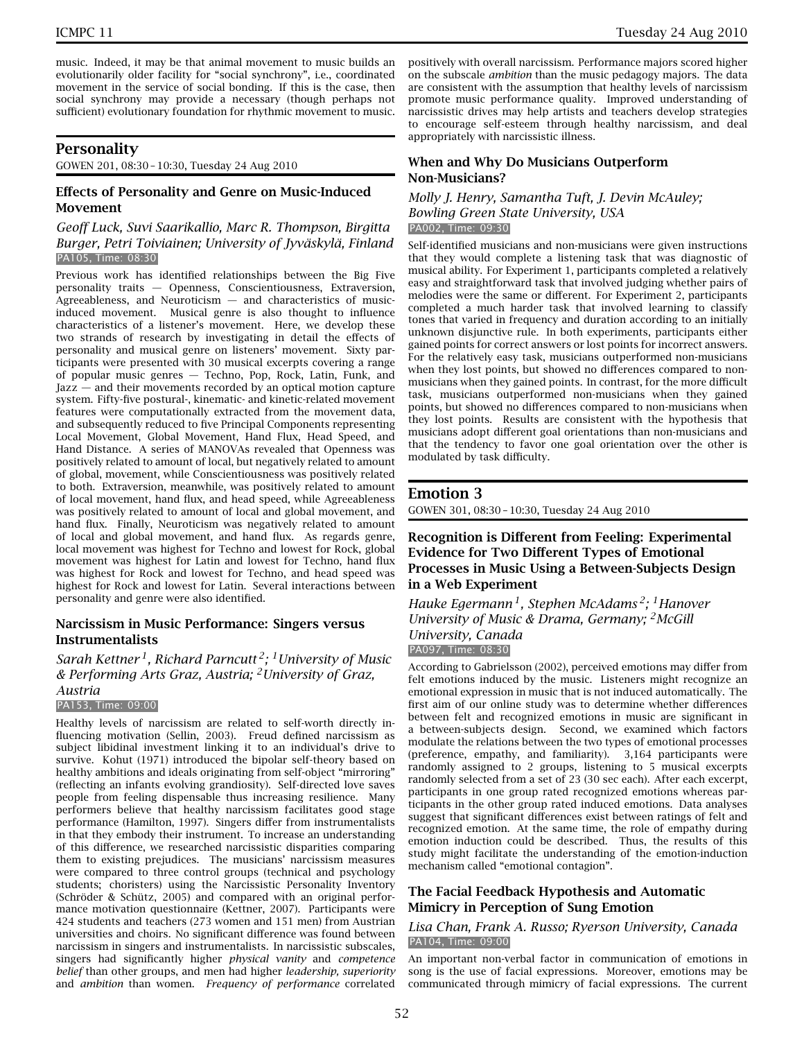music. Indeed, it may be that animal movement to music builds an evolutionarily older facility for "social synchrony", i.e., coordinated movement in the service of social bonding. If this is the case, then social synchrony may provide a necessary (though perhaps not sufficient) evolutionary foundation for rhythmic movement to music.

## Personality

GOWEN 201, 08:30 – 10:30, Tuesday 24 Aug 2010

### Effects of Personality and Genre on Music-Induced Movement

*Geoff Luck, Suvi Saarikallio, Marc R. Thompson, Birgitta Burger, Petri Toiviainen; University of Jyväskylä, Finland*

PA105, Time: 08:30

Previous work has identified relationships between the Big Five personality traits — Openness, Conscientiousness, Extraversion, Agreeableness, and Neuroticism — and characteristics of music-induced movement. Musical genre is also thought to influence characteristics of a listener's movement. Here, we develop these two strands of research by investigating in detail the effects of personality and musical genre on listeners' movement. Sixty participants were presented with 30 musical excerpts covering a range of popular music genres — Techno, Pop, Rock, Latin, Funk, and Jazz — and their movements recorded by an optical motion capture system. Fifty-five postural-, kinematic- and kinetic-related movement features were computationally extracted from the movement data, and subsequently reduced to five Principal Components representing Local Movement, Global Movement, Hand Flux, Head Speed, and Hand Distance. A series of MANOVAs revealed that Openness was positively related to amount of local, but negatively related to amount of global, movement, while Conscientiousness was positively related to both. Extraversion, meanwhile, was positively related to amount of local movement, hand flux, and head speed, while Agreeableness was positively related to amount of local and global movement, and hand flux. Finally, Neuroticism was negatively related to amount of local and global movement, and hand flux. As regards genre, local movement was highest for Techno and lowest for Rock, global movement was highest for Latin and lowest for Techno, hand flux was highest for Rock and lowest for Techno, and head speed was highest for Rock and lowest for Latin. Several interactions between personality and genre were also identified.

### Narcissism in Music Performance: Singers versus Instrumentalists

*Sarah Kettner[1], Richard Parncutt[2]; [1]University of Music & Performing Arts Graz, Austria; [2]University of Graz, Austria*

PA153, Time: 09:00

Healthy levels of narcissism are related to self-worth directly influencing motivation (Sellin, 2003). Freud defined narcissism as subject libidinal investment linking it to an individual's drive to survive. Kohut (1971) introduced the bipolar self-theory based on healthy ambitions and ideals originating from self-object "mirroring" (reflecting an infants evolving grandiosity). Self-directed love saves people from feeling dispensable thus increasing resilience. Many performers believe that healthy narcissism facilitates good stage performance (Hamilton, 1997). Singers differ from instrumentalists in that they embody their instrument. To increase an understanding of this difference, we researched narcissistic disparities comparing them to existing prejudices. The musicians' narcissism measures were compared to three control groups (technical and psychology students; choristers) using the Narcissistic Personality Inventory (Schröder & Schütz, 2005) and compared with an original performance motivation questionnaire (Kettner, 2007). Participants were 424 students and teachers (273 women and 151 men) from Austrian universities and choirs. No significant difference was found between narcissism in singers and instrumentalists. In narcissistic subscales, singers had significantly higher *physical vanity* and *competence belief* than other groups, and men had higher *leadership, superiority* and *ambition* than women. *Frequency of performance* correlated positively with overall narcissism. Performance majors scored higher on the subscale *ambition* than the music pedagogy majors. The data are consistent with the assumption that healthy levels of narcissism promote music performance quality. Improved understanding of narcissistic drives may help artists and teachers develop strategies to encourage self-esteem through healthy narcissism, and deal appropriately with narcissistic illness.

### When and Why Do Musicians Outperform Non-Musicians?

*Molly J. Henry, Samantha Tuft, J. Devin McAuley; Bowling Green State University, USA*

PA002, Time: 09:30

Self-identified musicians and non-musicians were given instructions that they would complete a listening task that was diagnostic of musical ability. For Experiment 1, participants completed a relatively easy and straightforward task that involved judging whether pairs of melodies were the same or different. For Experiment 2, participants completed a much harder task that involved learning to classify tones that varied in frequency and duration according to an initially unknown disjunctive rule. In both experiments, participants either gained points for correct answers or lost points for incorrect answers. For the relatively easy task, musicians outperformed non-musicians when they lost points, but showed no differences compared to non-musicians when they gained points. In contrast, for the more difficult task, musicians outperformed non-musicians when they gained points, but showed no differences compared to non-musicians when they lost points. Results are consistent with the hypothesis that musicians adopt different goal orientations than non-musicians and that the tendency to favor one goal orientation over the other is modulated by task difficulty.

## Emotion 3

GOWEN 301, 08:30 – 10:30, Tuesday 24 Aug 2010

### Recognition is Different from Feeling: Experimental Evidence for Two Different Types of Emotional Processes in Music Using a Between-Subjects Design in a Web Experiment

*Hauke Egermann[1], Stephen McAdams[2]; [1]Hanover University of Music & Drama, Germany; [2]McGill University, Canada*

PA097, Time: 08:30

According to Gabrielsson (2002), perceived emotions may differ from felt emotions induced by the music. Listeners might recognize an emotional expression in music that is not induced automatically. The first aim of our online study was to determine whether differences between felt and recognized emotions in music are significant in a between-subjects design. Second, we examined which factors modulate the relations between the two types of emotional processes (preference, empathy, and familiarity). 3,164 participants were randomly assigned to 2 groups, listening to 5 musical excerpts randomly selected from a set of 23 (30 sec each). After each excerpt, participants in one group rated recognized emotions whereas participants in the other group rated induced emotions. Data analyses suggest that significant differences exist between ratings of felt and recognized emotion. At the same time, the role of empathy during emotion induction could be described. Thus, the results of this study might facilitate the understanding of the emotion-induction mechanism called "emotional contagion".

### The Facial Feedback Hypothesis and Automatic Mimicry in Perception of Sung Emotion

*Lisa Chan, Frank A. Russo; Ryerson University, Canada*

PA104, Time: 09:00

An important non-verbal factor in communication of emotions in song is the use of facial expressions. Moreover, emotions may be communicated through mimicry of facial expressions. The current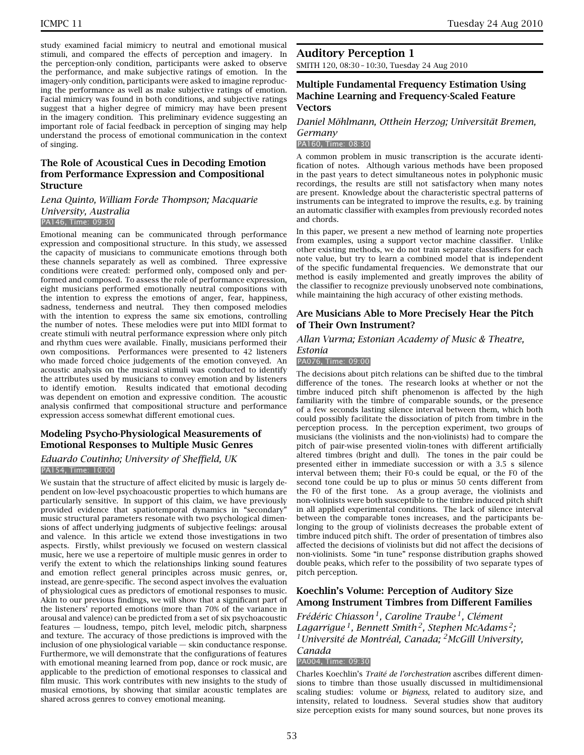study examined facial mimicry to neutral and emotional musical stimuli, and compared the effects of perception and imagery. In the perception-only condition, participants were asked to observe the performance, and make subjective ratings of emotion. In the imagery-only condition, participants were asked to imagine reproducing the performance as well as make subjective ratings of emotion. Facial mimicry was found in both conditions, and subjective ratings suggest that a higher degree of mimicry may have been present in the imagery condition. This preliminary evidence suggesting an important role of facial feedback in perception of singing may help understand the process of emotional communication in the context of singing.

### The Role of Acoustical Cues in Decoding Emotion from Performance Expression and Compositional Structure

*Lena Quinto, William Forde Thompson; Macquarie University, Australia*

PA146, Time: 09:30

Emotional meaning can be communicated through performance expression and compositional structure. In this study, we assessed the capacity of musicians to communicate emotions through both these channels separately as well as combined. Three expressive conditions were created: performed only, composed only and performed and composed. To assess the role of performance expression, eight musicians performed emotionally neutral compositions with the intention to express the emotions of anger, fear, happiness, sadness, tenderness and neutral. They then composed melodies with the intention to express the same six emotions, controlling the number of notes. These melodies were put into MIDI format to create stimuli with neutral performance expression where only pitch and rhythm cues were available. Finally, musicians performed their own compositions. Performances were presented to 42 listeners who made forced choice judgements of the emotion conveyed. An acoustic analysis on the musical stimuli was conducted to identify the attributes used by musicians to convey emotion and by listeners to identify emotion. Results indicated that emotional decoding was dependent on emotion and expressive condition. The acoustic analysis confirmed that compositional structure and performance expression access somewhat different emotional cues.

### Modeling Psycho-Physiological Measurements of Emotional Responses to Multiple Music Genres

*Eduardo Coutinho; University of Sheffield, UK*

PA154, Time: 10:00

We sustain that the structure of affect elicited by music is largely dependent on low-level psychoacoustic properties to which humans are particularly sensitive. In support of this claim, we have previously provided evidence that spatiotemporal dynamics in "secondary" music structural parameters resonate with two psychological dimensions of affect underlying judgments of subjective feelings: arousal and valence. In this article we extend those investigations in two aspects. Firstly, whilst previously we focused on western classical music, here we use a repertoire of multiple music genres in order to verify the extent to which the relationships linking sound features and emotion reflect general principles across music genres, or, instead, are genre-specific. The second aspect involves the evaluation of physiological cues as predictors of emotional responses to music. Akin to our previous findings, we will show that a significant part of the listeners' reported emotions (more than 70% of the variance in arousal and valence) can be predicted from a set of six psychoacoustic features — loudness, tempo, pitch level, melodic pitch, sharpness and texture. The accuracy of those predictions is improved with the inclusion of one physiological variable — skin conductance response. Furthermore, we will demonstrate that the configurations of features with emotional meaning learned from pop, dance or rock music, are applicable to the prediction of emotional responses to classical and film music. This work contributes with new insights to the study of musical emotions, by showing that similar acoustic templates are shared across genres to convey emotional meaning.

## Auditory Perception 1

SMITH 120, 08:30 – 10:30, Tuesday 24 Aug 2010

### Multiple Fundamental Frequency Estimation Using Machine Learning and Frequency-Scaled Feature Vectors

*Daniel Möhlmann, Otthein Herzog; Universität Bremen, Germany*

PA160, Time: 08:30

A common problem in music transcription is the accurate identification of notes. Although various methods have been proposed in the past years to detect simultaneous notes in polyphonic music recordings, the results are still not satisfactory when many notes are present. Knowledge about the characteristic spectral patterns of instruments can be integrated to improve the results, e.g. by training an automatic classifier with examples from previously recorded notes and chords.

In this paper, we present a new method of learning note properties from examples, using a support vector machine classifier. Unlike other existing methods, we do not train separate classifiers for each note value, but try to learn a combined model that is independent of the specific fundamental frequencies. We demonstrate that our method is easily implemented and greatly improves the ability of the classifier to recognize previously unobserved note combinations, while maintaining the high accuracy of other existing methods.

### Are Musicians Able to More Precisely Hear the Pitch of Their Own Instrument?

*Allan Vurma; Estonian Academy of Music & Theatre, Estonia*

PA076, Time: 09:00

The decisions about pitch relations can be shifted due to the timbral difference of the tones. The research looks at whether or not the timbre induced pitch shift phenomenon is affected by the high familiarity with the timbre of comparable sounds, or the presence of a few seconds lasting silence interval between them, which both could possibly facilitate the dissociation of pitch from timbre in the perception process. In the perception experiment, two groups of musicians (the violinists and the non-violinists) had to compare the pitch of pair-wise presented violin-tones with different artificially altered timbres (bright and dull). The tones in the pair could be presented either in immediate succession or with a 3.5 s silence interval between them; their F0-s could be equal, or the F0 of the second tone could be up to plus or minus 50 cents different from the F0 of the first tone. As a group average, the violinists and non-violinists were both susceptible to the timbre induced pitch shift in all applied experimental conditions. The lack of silence interval between the comparable tones increases, and the participants belonging to the group of violinists decreases the probable extent of timbre induced pitch shift. The order of presentation of timbres also affected the decisions of violinists but did not affect the decisions of non-violinists. Some "in tune" response distribution graphs showed double peaks, which refer to the possibility of two separate types of pitch perception.

### Koechlin's Volume: Perception of Auditory Size Among Instrument Timbres from Different Families

*Frédéric Chiasson[1], Caroline Traube[1], Clément Lagarrigue[1], Bennett Smith[2], Stephen McAdams[2]; [1]Université de Montréal, Canada; [2]McGill University, Canada*

PA004, Time: 09:30

Charles Koechlin's *Traité de l'orchestration* ascribes different dimensions to timbre than those usually discussed in multidimensional scaling studies: volume or *bigness*, related to auditory size, and intensity, related to loudness. Several studies show that auditory size perception exists for many sound sources, but none proves its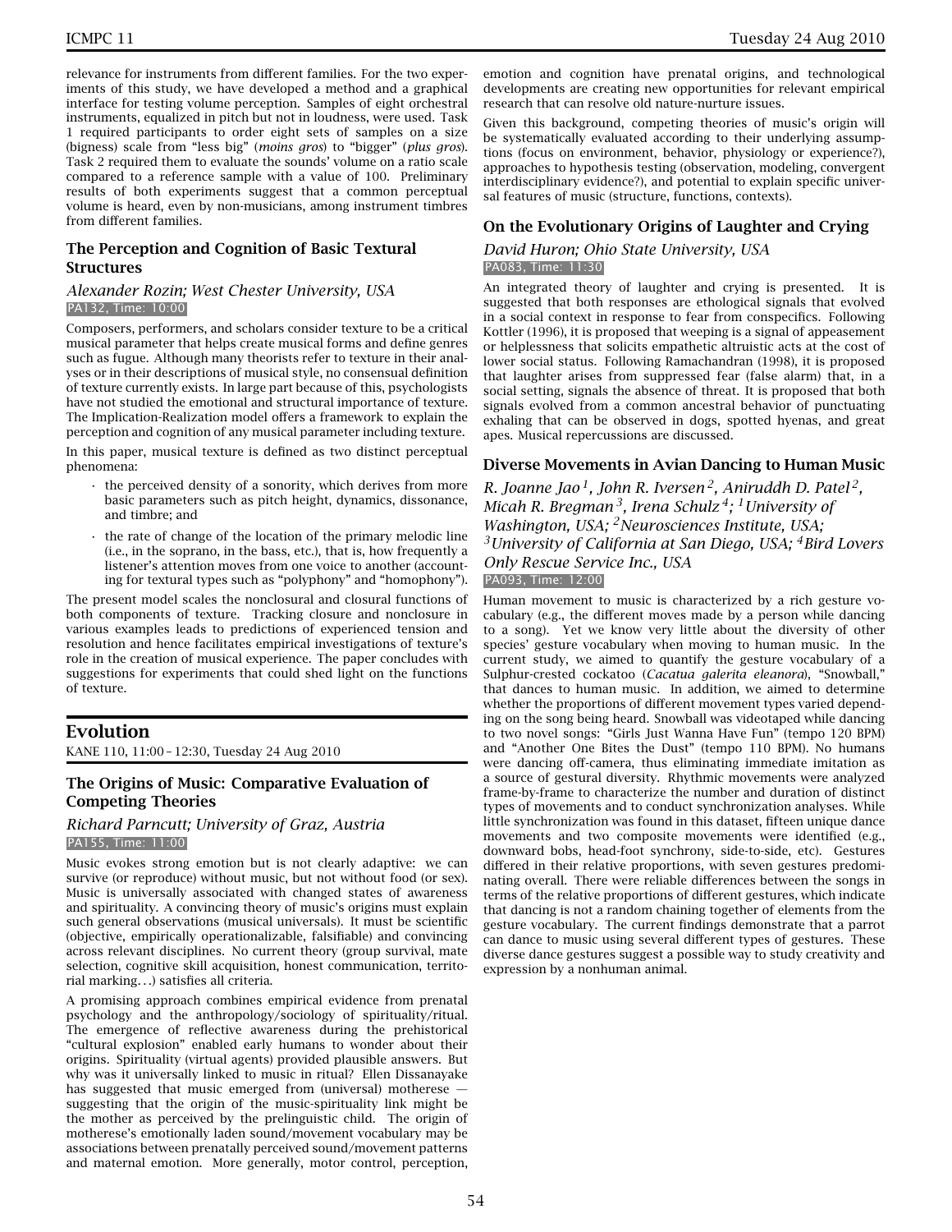relevance for instruments from different families. For the two experiments of this study, we have developed a method and a graphical interface for testing volume perception. Samples of eight orchestral instruments, equalized in pitch but not in loudness, were used. Task 1 required participants to order eight sets of samples on a size (bigness) scale from "less big" (*moins gros*) to "bigger" (*plus gros*). Task 2 required them to evaluate the sounds' volume on a ratio scale compared to a reference sample with a value of 100. Preliminary results of both experiments suggest that a common perceptual volume is heard, even by non-musicians, among instrument timbres from different families.

### The Perception and Cognition of Basic Textural Structures

*Alexander Rozin; West Chester University, USA*
PA132, Time: 10:00

Composers, performers, and scholars consider texture to be a critical musical parameter that helps create musical forms and define genres such as fugue. Although many theorists refer to texture in their analyses or in their descriptions of musical style, no consensual definition of texture currently exists. In large part because of this, psychologists have not studied the emotional and structural importance of texture. The Implication-Realization model offers a framework to explain the perception and cognition of any musical parameter including texture.

In this paper, musical texture is defined as two distinct perceptual phenomena:

- the perceived density of a sonority, which derives from more basic parameters such as pitch height, dynamics, dissonance, and timbre; and
- the rate of change of the location of the primary melodic line (i.e., in the soprano, in the bass, etc.), that is, how frequently a listener's attention moves from one voice to another (accounting for textural types such as "polyphony" and "homophony").

The present model scales the nonclosural and closural functions of both components of texture. Tracking closure and nonclosure in various examples leads to predictions of experienced tension and resolution and hence facilitates empirical investigations of texture's role in the creation of musical experience. The paper concludes with suggestions for experiments that could shed light on the functions of texture.

## Evolution

KANE 110, 11:00 – 12:30, Tuesday 24 Aug 2010

### The Origins of Music: Comparative Evaluation of Competing Theories

*Richard Parncutt; University of Graz, Austria*
PA155, Time: 11:00

Music evokes strong emotion but is not clearly adaptive: we can survive (or reproduce) without music, but not without food (or sex). Music is universally associated with changed states of awareness and spirituality. A convincing theory of music's origins must explain such general observations (musical universals). It must be scientific (objective, empirically operationalizable, falsifiable) and convincing across relevant disciplines. No current theory (group survival, mate selection, cognitive skill acquisition, honest communication, territorial marking...) satisfies all criteria.

A promising approach combines empirical evidence from prenatal psychology and the anthropology/sociology of spirituality/ritual. The emergence of reflective awareness during the prehistorical "cultural explosion" enabled early humans to wonder about their origins. Spirituality (virtual agents) provided plausible answers. But why was it universally linked to music in ritual? Ellen Dissanayake has suggested that music emerged from (universal) motherese — suggesting that the origin of the music-spirituality link might be the mother as perceived by the prelinguistic child. The origin of motherese's emotionally laden sound/movement vocabulary may be associations between prenatally perceived sound/movement patterns and maternal emotion. More generally, motor control, perception, emotion and cognition have prenatal origins, and technological developments are creating new opportunities for relevant empirical research that can resolve old nature-nurture issues.

Given this background, competing theories of music's origin will be systematically evaluated according to their underlying assumptions (focus on environment, behavior, physiology or experience?), approaches to hypothesis testing (observation, modeling, convergent interdisciplinary evidence?), and potential to explain specific universal features of music (structure, functions, contexts).

### On the Evolutionary Origins of Laughter and Crying

*David Huron; Ohio State University, USA*
PA083, Time: 11:30

An integrated theory of laughter and crying is presented. It is suggested that both responses are ethological signals that evolved in a social context in response to fear from conspecifics. Following Kottler (1996), it is proposed that weeping is a signal of appeasement or helplessness that solicits empathetic altruistic acts at the cost of lower social status. Following Ramachandran (1998), it is proposed that laughter arises from suppressed fear (false alarm) that, in a social setting, signals the absence of threat. It is proposed that both signals evolved from a common ancestral behavior of punctuating exhaling that can be observed in dogs, spotted hyenas, and great apes. Musical repercussions are discussed.

### Diverse Movements in Avian Dancing to Human Music

*R. Joanne Jao[1], John R. Iversen[2], Aniruddh D. Patel[2], Micah R. Bregman[3], Irena Schulz[4]; [1]University of Washington, USA; [2]Neurosciences Institute, USA; [3]University of California at San Diego, USA; [4]Bird Lovers Only Rescue Service Inc., USA*
PA093, Time: 12:00

Human movement to music is characterized by a rich gesture vocabulary (e.g., the different moves made by a person while dancing to a song). Yet we know very little about the diversity of other species' gesture vocabulary when moving to human music. In the current study, we aimed to quantify the gesture vocabulary of a Sulphur-crested cockatoo (*Cacatua galerita eleanora*), "Snowball," that dances to human music. In addition, we aimed to determine whether the proportions of different movement types varied depending on the song being heard. Snowball was videotaped while dancing to two novel songs: "Girls Just Wanna Have Fun" (tempo 120 BPM) and "Another One Bites the Dust" (tempo 110 BPM). No humans were dancing off-camera, thus eliminating immediate imitation as a source of gestural diversity. Rhythmic movements were analyzed frame-by-frame to characterize the number and duration of distinct types of movements and to conduct synchronization analyses. While little synchronization was found in this dataset, fifteen unique dance movements and two composite movements were identified (e.g., downward bobs, head-foot synchrony, side-to-side, etc). Gestures differed in their relative proportions, with seven gestures predominating overall. There were reliable differences between the songs in terms of the relative proportions of different gestures, which indicate that dancing is not a random chaining together of elements from the gesture vocabulary. The current findings demonstrate that a parrot can dance to music using several different types of gestures. These diverse dance gestures suggest a possible way to study creativity and expression by a nonhuman animal.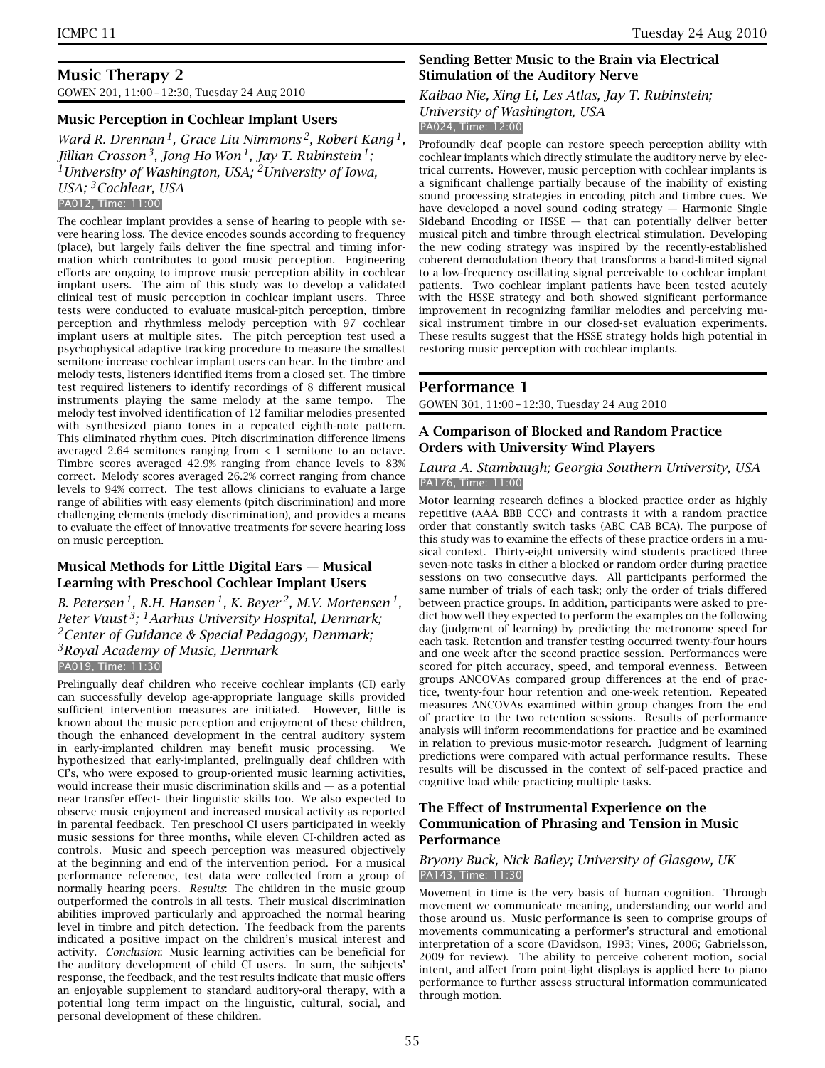## Music Therapy 2

GOWEN 201, 11:00 – 12:30, Tuesday 24 Aug 2010

### Music Perception in Cochlear Implant Users

*Ward R. Drennan[1], Grace Liu Nimmons[2], Robert Kang[1], Jillian Crosson[3], Jong Ho Won[1], Jay T. Rubinstein[1]; [1]University of Washington, USA; [2]University of Iowa, USA; [3]Cochlear, USA*

PA012, Time: 11:00

The cochlear implant provides a sense of hearing to people with severe hearing loss. The device encodes sounds according to frequency (place), but largely fails deliver the fine spectral and timing information which contributes to good music perception. Engineering efforts are ongoing to improve music perception ability in cochlear implant users. The aim of this study was to develop a validated clinical test of music perception in cochlear implant users. Three tests were conducted to evaluate musical-pitch perception, timbre perception and rhythmless melody perception with 97 cochlear implant users at multiple sites. The pitch perception test used a psychophysical adaptive tracking procedure to measure the smallest semitone increase cochlear implant users can hear. In the timbre and melody tests, listeners identified items from a closed set. The timbre test required listeners to identify recordings of 8 different musical instruments playing the same melody at the same tempo. The melody test involved identification of 12 familiar melodies presented with synthesized piano tones in a repeated eighth-note pattern. This eliminated rhythm cues. Pitch discrimination difference limens averaged 2.64 semitones ranging from < 1 semitone to an octave. Timbre scores averaged 42.9% ranging from chance levels to 83% correct. Melody scores averaged 26.2% correct ranging from chance levels to 94% correct. The test allows clinicians to evaluate a large range of abilities with easy elements (pitch discrimination) and more challenging elements (melody discrimination), and provides a means to evaluate the effect of innovative treatments for severe hearing loss on music perception.

### Musical Methods for Little Digital Ears — Musical Learning with Preschool Cochlear Implant Users

*B. Petersen[1], R.H. Hansen[1], K. Beyer[2], M.V. Mortensen[1], Peter Vuust[3]; [1]Aarhus University Hospital, Denmark; [2]Center of Guidance & Special Pedagogy, Denmark; [3]Royal Academy of Music, Denmark*

PA019, Time: 11:30

Prelingually deaf children who receive cochlear implants (CI) early can successfully develop age-appropriate language skills provided sufficient intervention measures are initiated. However, little is known about the music perception and enjoyment of these children, though the enhanced development in the central auditory system in early-implanted children may benefit music processing. We hypothesized that early-implanted, prelingually deaf children with CI's, who were exposed to group-oriented music learning activities, would increase their music discrimination skills and — as a potential near transfer effect- their linguistic skills too. We also expected to observe music enjoyment and increased musical activity as reported in parental feedback. Ten preschool CI users participated in weekly music sessions for three months, while eleven CI-children acted as controls. Music and speech perception was measured objectively at the beginning and end of the intervention period. For a musical performance reference, test data were collected from a group of normally hearing peers. *Results*: The children in the music group outperformed the controls in all tests. Their musical discrimination abilities improved particularly and approached the normal hearing level in timbre and pitch detection. The feedback from the parents indicated a positive impact on the children's musical interest and activity. *Conclusion*: Music learning activities can be beneficial for the auditory development of child CI users. In sum, the subjects' response, the feedback, and the test results indicate that music offers an enjoyable supplement to standard auditory-oral therapy, with a potential long term impact on the linguistic, cultural, social, and personal development of these children.

### Sending Better Music to the Brain via Electrical Stimulation of the Auditory Nerve

*Kaibao Nie, Xing Li, Les Atlas, Jay T. Rubinstein; University of Washington, USA*

PA024, Time: 12:00

Profoundly deaf people can restore speech perception ability with cochlear implants which directly stimulate the auditory nerve by electrical currents. However, music perception with cochlear implants is a significant challenge partially because of the inability of existing sound processing strategies in encoding pitch and timbre cues. We have developed a novel sound coding strategy — Harmonic Single Sideband Encoding or HSSE — that can potentially deliver better musical pitch and timbre through electrical stimulation. Developing the new coding strategy was inspired by the recently-established coherent demodulation theory that transforms a band-limited signal to a low-frequency oscillating signal perceivable to cochlear implant patients. Two cochlear implant patients have been tested acutely with the HSSE strategy and both showed significant performance improvement in recognizing familiar melodies and perceiving musical instrument timbre in our closed-set evaluation experiments. These results suggest that the HSSE strategy holds high potential in restoring music perception with cochlear implants.

## Performance 1

GOWEN 301, 11:00 – 12:30, Tuesday 24 Aug 2010

### A Comparison of Blocked and Random Practice Orders with University Wind Players

*Laura A. Stambaugh; Georgia Southern University, USA*

PA176, Time: 11:00

Motor learning research defines a blocked practice order as highly repetitive (AAA BBB CCC) and contrasts it with a random practice order that constantly switch tasks (ABC CAB BCA). The purpose of this study was to examine the effects of these practice orders in a musical context. Thirty-eight university wind students practiced three seven-note tasks in either a blocked or random order during practice sessions on two consecutive days. All participants performed the same number of trials of each task; only the order of trials differed between practice groups. In addition, participants were asked to predict how well they expected to perform the examples on the following day (judgment of learning) by predicting the metronome speed for each task. Retention and transfer testing occurred twenty-four hours and one week after the second practice session. Performances were scored for pitch accuracy, speed, and temporal evenness. Between groups ANCOVAs compared group differences at the end of practice, twenty-four hour retention and one-week retention. Repeated measures ANCOVAs examined within group changes from the end of practice to the two retention sessions. Results of performance analysis will inform recommendations for practice and be examined in relation to previous music-motor research. Judgment of learning predictions were compared with actual performance results. These results will be discussed in the context of self-paced practice and cognitive load while practicing multiple tasks.

### The Effect of Instrumental Experience on the Communication of Phrasing and Tension in Music Performance

*Bryony Buck, Nick Bailey; University of Glasgow, UK*

PA143, Time: 11:30

Movement in time is the very basis of human cognition. Through movement we communicate meaning, understanding our world and those around us. Music performance is seen to comprise groups of movements communicating a performer's structural and emotional interpretation of a score (Davidson, 1993; Vines, 2006; Gabrielsson, 2009 for review). The ability to perceive coherent motion, social intent, and affect from point-light displays is applied here to piano performance to further assess structural information communicated through motion.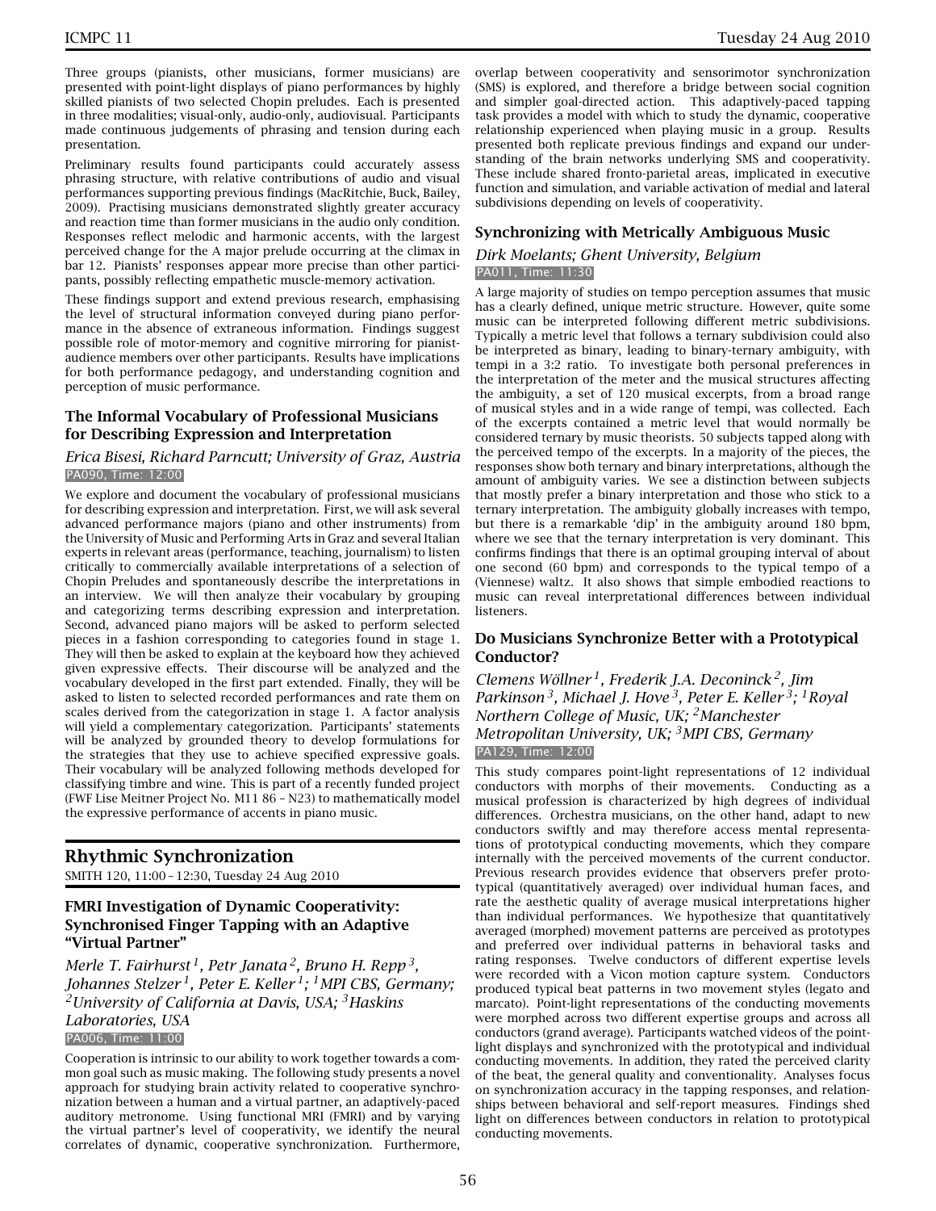Three groups (pianists, other musicians, former musicians) are presented with point-light displays of piano performances by highly skilled pianists of two selected Chopin preludes. Each is presented in three modalities; visual-only, audio-only, audiovisual. Participants made continuous judgements of phrasing and tension during each presentation.

Preliminary results found participants could accurately assess phrasing structure, with relative contributions of audio and visual performances supporting previous findings (MacRitchie, Buck, Bailey, 2009). Practising musicians demonstrated slightly greater accuracy and reaction time than former musicians in the audio only condition. Responses reflect melodic and harmonic accents, with the largest perceived change for the A major prelude occurring at the climax in bar 12. Pianists' responses appear more precise than other participants, possibly reflecting empathetic muscle-memory activation.

These findings support and extend previous research, emphasising the level of structural information conveyed during piano performance in the absence of extraneous information. Findings suggest possible role of motor-memory and cognitive mirroring for pianist-audience members over other participants. Results have implications for both performance pedagogy, and understanding cognition and perception of music performance.

### The Informal Vocabulary of Professional Musicians for Describing Expression and Interpretation

*Erica Bisesi, Richard Parncutt; University of Graz, Austria*

PA090, Time: 12:00

We explore and document the vocabulary of professional musicians for describing expression and interpretation. First, we will ask several advanced performance majors (piano and other instruments) from the University of Music and Performing Arts in Graz and several Italian experts in relevant areas (performance, teaching, journalism) to listen critically to commercially available interpretations of a selection of Chopin Preludes and spontaneously describe the interpretations in an interview. We will then analyze their vocabulary by grouping and categorizing terms describing expression and interpretation. Second, advanced piano majors will be asked to perform selected pieces in a fashion corresponding to categories found in stage 1. They will then be asked to explain at the keyboard how they achieved given expressive effects. Their discourse will be analyzed and the vocabulary developed in the first part extended. Finally, they will be asked to listen to selected recorded performances and rate them on scales derived from the categorization in stage 1. A factor analysis will yield a complementary categorization. Participants' statements will be analyzed by grounded theory to develop formulations for the strategies that they use to achieve specified expressive goals. Their vocabulary will be analyzed following methods developed for classifying timbre and wine. This is part of a recently funded project (FWF Lise Meitner Project No. M11 86 – N23) to mathematically model the expressive performance of accents in piano music.

## Rhythmic Synchronization

SMITH 120, 11:00 – 12:30, Tuesday 24 Aug 2010

### FMRI Investigation of Dynamic Cooperativity: Synchronised Finger Tapping with an Adaptive "Virtual Partner"

*Merle T. Fairhurst[1], Petr Janata[2], Bruno H. Repp[3], Johannes Stelzer[1], Peter E. Keller[1]; [1]MPI CBS, Germany; [2]University of California at Davis, USA; [3]Haskins Laboratories, USA*

PA006, Time: 11:00

Cooperation is intrinsic to our ability to work together towards a common goal such as music making. The following study presents a novel approach for studying brain activity related to cooperative synchronization between a human and a virtual partner, an adaptively-paced auditory metronome. Using functional MRI (FMRI) and by varying the virtual partner's level of cooperativity, we identify the neural correlates of dynamic, cooperative synchronization. Furthermore, overlap between cooperativity and sensorimotor synchronization (SMS) is explored, and therefore a bridge between social cognition and simpler goal-directed action. This adaptively-paced tapping task provides a model with which to study the dynamic, cooperative relationship experienced when playing music in a group. Results presented both replicate previous findings and expand our understanding of the brain networks underlying SMS and cooperativity. These include shared fronto-parietal areas, implicated in executive function and simulation, and variable activation of medial and lateral subdivisions depending on levels of cooperativity.

### Synchronizing with Metrically Ambiguous Music

*Dirk Moelants; Ghent University, Belgium*

PA011, Time: 11:30

A large majority of studies on tempo perception assumes that music has a clearly defined, unique metric structure. However, quite some music can be interpreted following different metric subdivisions. Typically a metric level that follows a ternary subdivision could also be interpreted as binary, leading to binary-ternary ambiguity, with tempi in a 3:2 ratio. To investigate both personal preferences in the interpretation of the meter and the musical structures affecting the ambiguity, a set of 120 musical excerpts, from a broad range of musical styles and in a wide range of tempi, was collected. Each of the excerpts contained a metric level that would normally be considered ternary by music theorists. 50 subjects tapped along with the perceived tempo of the excerpts. In a majority of the pieces, the responses show both ternary and binary interpretations, although the amount of ambiguity varies. We see a distinction between subjects that mostly prefer a binary interpretation and those who stick to a ternary interpretation. The ambiguity globally increases with tempo, but there is a remarkable 'dip' in the ambiguity around 180 bpm, where we see that the ternary interpretation is very dominant. This confirms findings that there is an optimal grouping interval of about one second (60 bpm) and corresponds to the typical tempo of a (Viennese) waltz. It also shows that simple embodied reactions to music can reveal interpretational differences between individual listeners.

### Do Musicians Synchronize Better with a Prototypical Conductor?

*Clemens Wöllner[1], Frederik J.A. Deconinck[2], Jim Parkinson[3], Michael J. Hove[3], Peter E. Keller[3]; [1]Royal Northern College of Music, UK; [2]Manchester Metropolitan University, UK; [3]MPI CBS, Germany*

PA129, Time: 12:00

This study compares point-light representations of 12 individual conductors with morphs of their movements. Conducting as a musical profession is characterized by high degrees of individual differences. Orchestra musicians, on the other hand, adapt to new conductors swiftly and may therefore access mental representations of prototypical conducting movements, which they compare internally with the perceived movements of the current conductor. Previous research provides evidence that observers prefer prototypical (quantitatively averaged) over individual human faces, and rate the aesthetic quality of average musical interpretations higher than individual performances. We hypothesize that quantitatively averaged (morphed) movement patterns are perceived as prototypes and preferred over individual patterns in behavioral tasks and rating responses. Twelve conductors of different expertise levels were recorded with a Vicon motion capture system. Conductors produced typical beat patterns in two movement styles (legato and marcato). Point-light representations of the conducting movements were morphed across two different expertise groups and across all conductors (grand average). Participants watched videos of the point-light displays and synchronized with the prototypical and individual conducting movements. In addition, they rated the perceived clarity of the beat, the general quality and conventionality. Analyses focus on synchronization accuracy in the tapping responses, and relationships between behavioral and self-report measures. Findings shed light on differences between conductors in relation to prototypical conducting movements.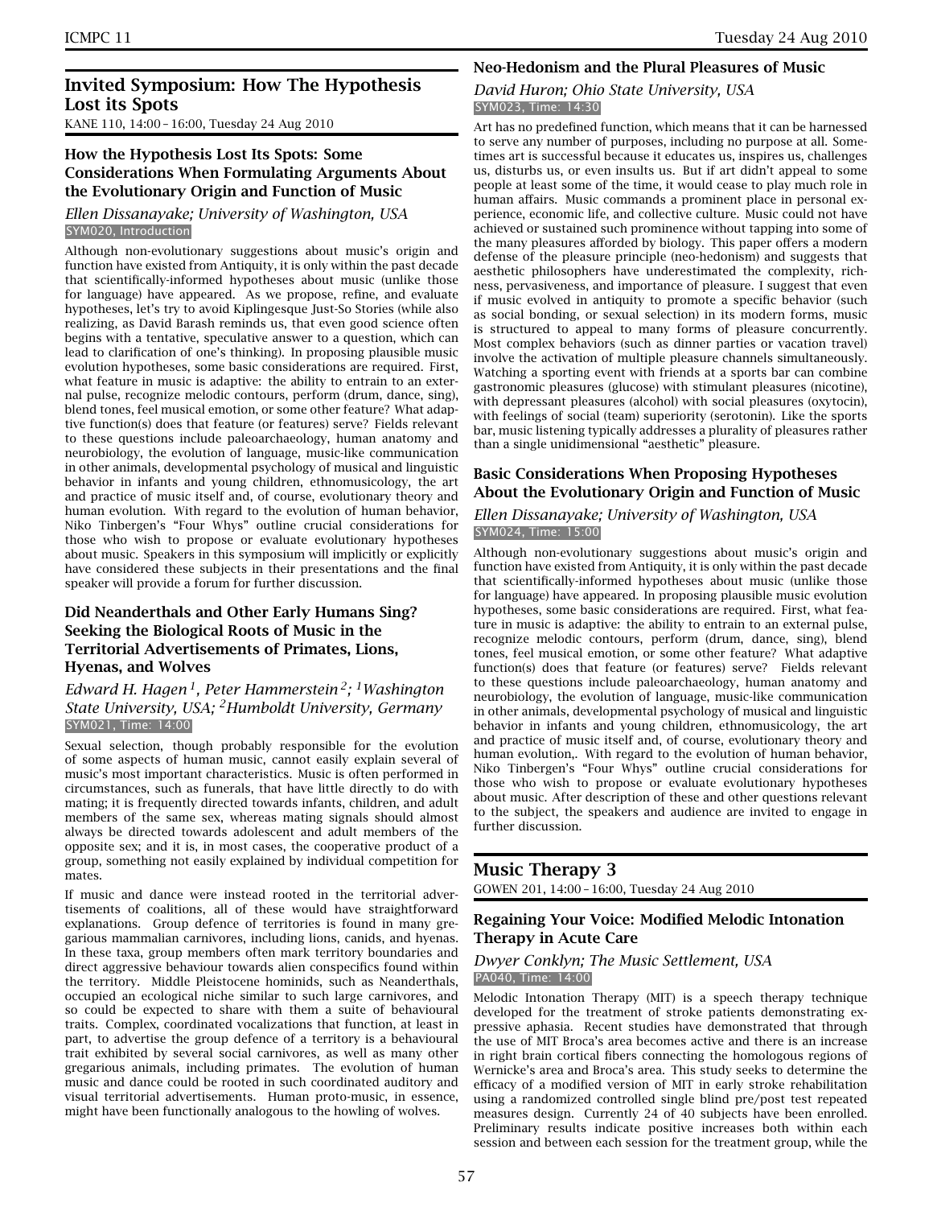## Invited Symposium: How The Hypothesis Lost its Spots

KANE 110, 14:00 – 16:00, Tuesday 24 Aug 2010

### How the Hypothesis Lost Its Spots: Some Considerations When Formulating Arguments About the Evolutionary Origin and Function of Music

*Ellen Dissanayake; University of Washington, USA*

SYM020, Introduction

Although non-evolutionary suggestions about music's origin and function have existed from Antiquity, it is only within the past decade that scientifically-informed hypotheses about music (unlike those for language) have appeared. As we propose, refine, and evaluate hypotheses, let's try to avoid Kiplingesque Just-So Stories (while also realizing, as David Barash reminds us, that even good science often begins with a tentative, speculative answer to a question, which can lead to clarification of one's thinking). In proposing plausible music evolution hypotheses, some basic considerations are required. First, what feature in music is adaptive: the ability to entrain to an external pulse, recognize melodic contours, perform (drum, dance, sing), blend tones, feel musical emotion, or some other feature? What adaptive function(s) does that feature (or features) serve? Fields relevant to these questions include paleoarchaeology, human anatomy and neurobiology, the evolution of language, music-like communication in other animals, developmental psychology of musical and linguistic behavior in infants and young children, ethnomusicology, the art and practice of music itself and, of course, evolutionary theory and human evolution. With regard to the evolution of human behavior, Niko Tinbergen's "Four Whys" outline crucial considerations for those who wish to propose or evaluate evolutionary hypotheses about music. Speakers in this symposium will implicitly or explicitly have considered these subjects in their presentations and the final speaker will provide a forum for further discussion.

### Did Neanderthals and Other Early Humans Sing? Seeking the Biological Roots of Music in the Territorial Advertisements of Primates, Lions, Hyenas, and Wolves

*Edward H. Hagen[1], Peter Hammerstein[2]; [1]Washington State University, USA; [2]Humboldt University, Germany*

SYM021, Time: 14:00

Sexual selection, though probably responsible for the evolution of some aspects of human music, cannot easily explain several of music's most important characteristics. Music is often performed in circumstances, such as funerals, that have little directly to do with mating; it is frequently directed towards infants, children, and adult members of the same sex, whereas mating signals should almost always be directed towards adolescent and adult members of the opposite sex; and it is, in most cases, the cooperative product of a group, something not easily explained by individual competition for mates.

If music and dance were instead rooted in the territorial advertisements of coalitions, all of these would have straightforward explanations. Group defence of territories is found in many gregarious mammalian carnivores, including lions, canids, and hyenas. In these taxa, group members often mark territory boundaries and direct aggressive behaviour towards alien conspecifics found within the territory. Middle Pleistocene hominids, such as Neanderthals, occupied an ecological niche similar to such large carnivores, and so could be expected to share with them a suite of behavioural traits. Complex, coordinated vocalizations that function, at least in part, to advertise the group defence of a territory is a behavioural trait exhibited by several social carnivores, as well as many other gregarious animals, including primates. The evolution of human music and dance could be rooted in such coordinated auditory and visual territorial advertisements. Human proto-music, in essence, might have been functionally analogous to the howling of wolves.

### Neo-Hedonism and the Plural Pleasures of Music

*David Huron; Ohio State University, USA*

SYM023, Time: 14:30

Art has no predefined function, which means that it can be harnessed to serve any number of purposes, including no purpose at all. Sometimes art is successful because it educates us, inspires us, challenges us, disturbs us, or even insults us. But if art didn't appeal to some people at least some of the time, it would cease to play much role in human affairs. Music commands a prominent place in personal experience, economic life, and collective culture. Music could not have achieved or sustained such prominence without tapping into some of the many pleasures afforded by biology. This paper offers a modern defense of the pleasure principle (neo-hedonism) and suggests that aesthetic philosophers have underestimated the complexity, richness, pervasiveness, and importance of pleasure. I suggest that even if music evolved in antiquity to promote a specific behavior (such as social bonding, or sexual selection) in its modern forms, music is structured to appeal to many forms of pleasure concurrently. Most complex behaviors (such as dinner parties or vacation travel) involve the activation of multiple pleasure channels simultaneously. Watching a sporting event with friends at a sports bar can combine gastronomic pleasures (glucose) with stimulant pleasures (nicotine), with depressant pleasures (alcohol) with social pleasures (oxytocin), with feelings of social (team) superiority (serotonin). Like the sports bar, music listening typically addresses a plurality of pleasures rather than a single unidimensional "aesthetic" pleasure.

### Basic Considerations When Proposing Hypotheses About the Evolutionary Origin and Function of Music

*Ellen Dissanayake; University of Washington, USA*

SYM024, Time: 15:00

Although non-evolutionary suggestions about music's origin and function have existed from Antiquity, it is only within the past decade that scientifically-informed hypotheses about music (unlike those for language) have appeared. In proposing plausible music evolution hypotheses, some basic considerations are required. First, what feature in music is adaptive: the ability to entrain to an external pulse, recognize melodic contours, perform (drum, dance, sing), blend tones, feel musical emotion, or some other feature? What adaptive function(s) does that feature (or features) serve? Fields relevant to these questions include paleoarchaeology, human anatomy and neurobiology, the evolution of language, music-like communication in other animals, developmental psychology of musical and linguistic behavior in infants and young children, ethnomusicology, the art and practice of music itself and, of course, evolutionary theory and human evolution,. With regard to the evolution of human behavior, Niko Tinbergen's "Four Whys" outline crucial considerations for those who wish to propose or evaluate evolutionary hypotheses about music. After description of these and other questions relevant to the subject, the speakers and audience are invited to engage in further discussion.

## Music Therapy 3

GOWEN 201, 14:00 – 16:00, Tuesday 24 Aug 2010

### Regaining Your Voice: Modified Melodic Intonation Therapy in Acute Care

*Dwyer Conklyn; The Music Settlement, USA*

PA040, Time: 14:00

Melodic Intonation Therapy (MIT) is a speech therapy technique developed for the treatment of stroke patients demonstrating expressive aphasia. Recent studies have demonstrated that through the use of MIT Broca's area becomes active and there is an increase in right brain cortical fibers connecting the homologous regions of Wernicke's area and Broca's area. This study seeks to determine the efficacy of a modified version of MIT in early stroke rehabilitation using a randomized controlled single blind pre/post test repeated measures design. Currently 24 of 40 subjects have been enrolled. Preliminary results indicate positive increases both within each session and between each session for the treatment group, while the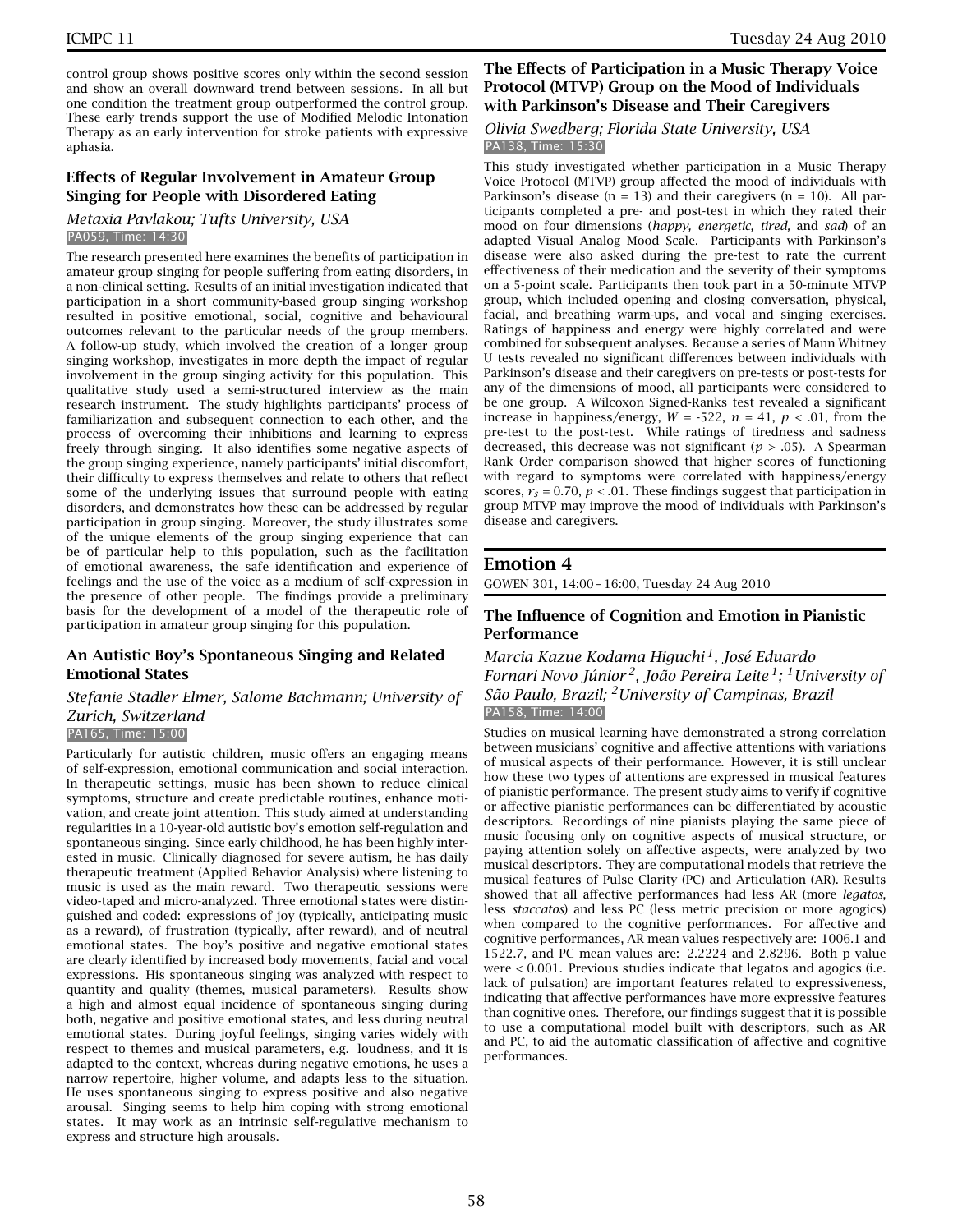control group shows positive scores only within the second session and show an overall downward trend between sessions. In all but one condition the treatment group outperformed the control group. These early trends support the use of Modified Melodic Intonation Therapy as an early intervention for stroke patients with expressive aphasia.

### Effects of Regular Involvement in Amateur Group Singing for People with Disordered Eating

*Metaxia Pavlakou; Tufts University, USA*
PA059, Time: 14:30

The research presented here examines the benefits of participation in amateur group singing for people suffering from eating disorders, in a non-clinical setting. Results of an initial investigation indicated that participation in a short community-based group singing workshop resulted in positive emotional, social, cognitive and behavioural outcomes relevant to the particular needs of the group members. A follow-up study, which involved the creation of a longer group singing workshop, investigates in more depth the impact of regular involvement in the group singing activity for this population. This qualitative study used a semi-structured interview as the main research instrument. The study highlights participants' process of familiarization and subsequent connection to each other, and the process of overcoming their inhibitions and learning to express freely through singing. It also identifies some negative aspects of the group singing experience, namely participants' initial discomfort, their difficulty to express themselves and relate to others that reflect some of the underlying issues that surround people with eating disorders, and demonstrates how these can be addressed by regular participation in group singing. Moreover, the study illustrates some of the unique elements of the group singing experience that can be of particular help to this population, such as the facilitation of emotional awareness, the safe identification and experience of feelings and the use of the voice as a medium of self-expression in the presence of other people. The findings provide a preliminary basis for the development of a model of the therapeutic role of participation in amateur group singing for this population.

### An Autistic Boy's Spontaneous Singing and Related Emotional States

*Stefanie Stadler Elmer, Salome Bachmann; University of Zurich, Switzerland*
PA165, Time: 15:00

Particularly for autistic children, music offers an engaging means of self-expression, emotional communication and social interaction. In therapeutic settings, music has been shown to reduce clinical symptoms, structure and create predictable routines, enhance motivation, and create joint attention. This study aimed at understanding regularities in a 10-year-old autistic boy's emotion self-regulation and spontaneous singing. Since early childhood, he has been highly interested in music. Clinically diagnosed for severe autism, he has daily therapeutic treatment (Applied Behavior Analysis) where listening to music is used as the main reward. Two therapeutic sessions were video-taped and micro-analyzed. Three emotional states were distinguished and coded: expressions of joy (typically, anticipating music as a reward), of frustration (typically, after reward), and of neutral emotional states. The boy's positive and negative emotional states are clearly identified by increased body movements, facial and vocal expressions. His spontaneous singing was analyzed with respect to quantity and quality (themes, musical parameters). Results show a high and almost equal incidence of spontaneous singing during both, negative and positive emotional states, and less during neutral emotional states. During joyful feelings, singing varies widely with respect to themes and musical parameters, e.g. loudness, and it is adapted to the context, whereas during negative emotions, he uses a narrow repertoire, higher volume, and adapts less to the situation. He uses spontaneous singing to express positive and also negative arousal. Singing seems to help him coping with strong emotional states. It may work as an intrinsic self-regulative mechanism to express and structure high arousals.

### The Effects of Participation in a Music Therapy Voice Protocol (MTVP) Group on the Mood of Individuals with Parkinson's Disease and Their Caregivers

*Olivia Swedberg; Florida State University, USA*
PA138, Time: 15:30

This study investigated whether participation in a Music Therapy Voice Protocol (MTVP) group affected the mood of individuals with Parkinson's disease ($n = 13$) and their caregivers ($n = 10$). All participants completed a pre- and post-test in which they rated their mood on four dimensions (*happy, energetic, tired,* and *sad*) of an adapted Visual Analog Mood Scale. Participants with Parkinson's disease were also asked during the pre-test to rate the current effectiveness of their medication and the severity of their symptoms on a 5-point scale. Participants then took part in a 50-minute MTVP group, which included opening and closing conversation, physical, facial, and breathing warm-ups, and vocal and singing exercises. Ratings of happiness and energy were highly correlated and were combined for subsequent analyses. Because a series of Mann Whitney U tests revealed no significant differences between individuals with Parkinson's disease and their caregivers on pre-tests or post-tests for any of the dimensions of mood, all participants were considered to be one group. A Wilcoxon Signed-Ranks test revealed a significant increase in happiness/energy, $W = -522$, $n = 41$, $p < .01$, from the pre-test to the post-test. While ratings of tiredness and sadness decreased, this decrease was not significant ($p > .05$). A Spearman Rank Order comparison showed that higher scores of functioning with regard to symptoms were correlated with happiness/energy scores, $r_s = 0.70$, $p < .01$. These findings suggest that participation in group MTVP may improve the mood of individuals with Parkinson's disease and caregivers.

## Emotion 4

GOWEN 301, 14:00 – 16:00, Tuesday 24 Aug 2010

### The Influence of Cognition and Emotion in Pianistic Performance

*Marcia Kazue Kodama Higuchi[1], José Eduardo Fornari Novo Júnior[2], João Pereira Leite[1]; [1]University of São Paulo, Brazil; [2]University of Campinas, Brazil*
PA158, Time: 14:00

Studies on musical learning have demonstrated a strong correlation between musicians' cognitive and affective attentions with variations of musical aspects of their performance. However, it is still unclear how these two types of attentions are expressed in musical features of pianistic performance. The present study aims to verify if cognitive or affective pianistic performances can be differentiated by acoustic descriptors. Recordings of nine pianists playing the same piece of music focusing only on cognitive aspects of musical structure, or paying attention solely on affective aspects, were analyzed by two musical descriptors. They are computational models that retrieve the musical features of Pulse Clarity (PC) and Articulation (AR). Results showed that all affective performances had less AR (more *legatos*, less *staccatos*) and less PC (less metric precision or more agogics) when compared to the cognitive performances. For affective and cognitive performances, AR mean values respectively are: 1006.1 and 1522.7, and PC mean values are: 2.2224 and 2.8296. Both p value were < 0.001. Previous studies indicate that legatos and agogics (i.e. lack of pulsation) are important features related to expressiveness, indicating that affective performances have more expressive features than cognitive ones. Therefore, our findings suggest that it is possible to use a computational model built with descriptors, such as AR and PC, to aid the automatic classification of affective and cognitive performances.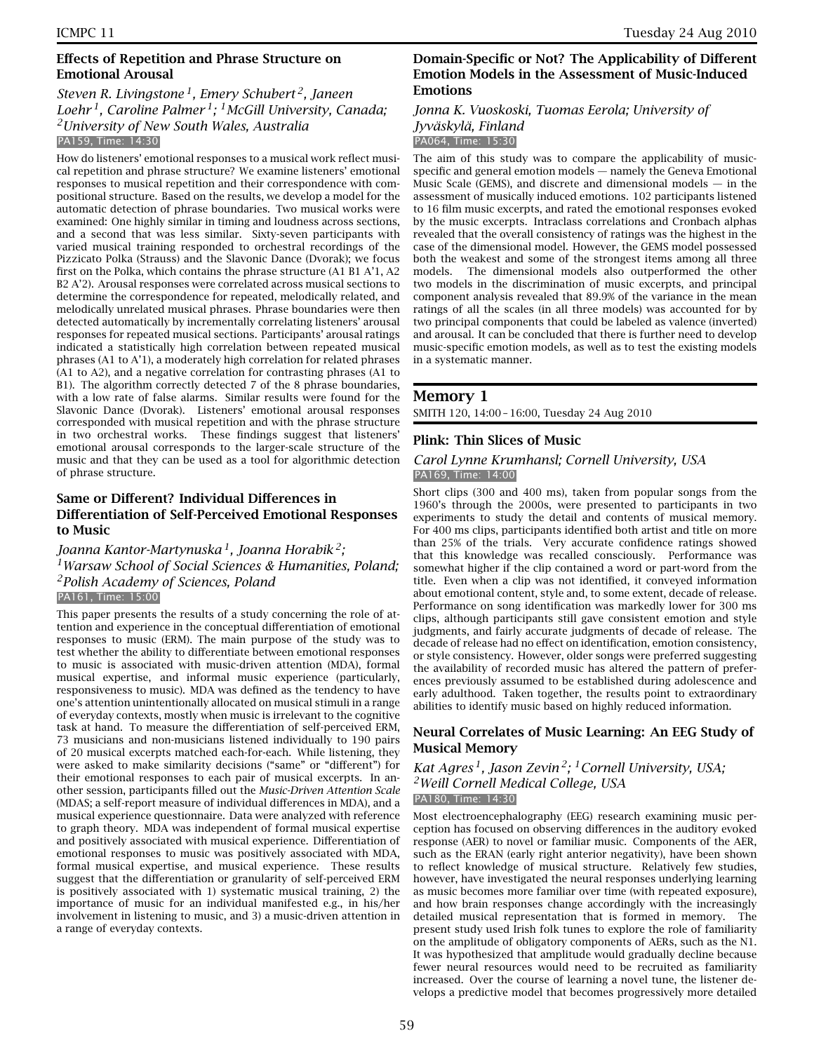### Effects of Repetition and Phrase Structure on Emotional Arousal

*Steven R. Livingstone[1], Emery Schubert[2], Janeen Loehr[1], Caroline Palmer[1]; [1]McGill University, Canada; [2]University of New South Wales, Australia*

PA159, Time: 14:30

How do listeners' emotional responses to a musical work reflect musical repetition and phrase structure? We examine listeners' emotional responses to musical repetition and their correspondence with compositional structure. Based on the results, we develop a model for the automatic detection of phrase boundaries. Two musical works were examined: One highly similar in timing and loudness across sections, and a second that was less similar. Sixty-seven participants with varied musical training responded to orchestral recordings of the Pizzicato Polka (Strauss) and the Slavonic Dance (Dvorak); we focus first on the Polka, which contains the phrase structure (A1 B1 A'1, A2 B2 A'2). Arousal responses were correlated across musical sections to determine the correspondence for repeated, melodically related, and melodically unrelated musical phrases. Phrase boundaries were then detected automatically by incrementally correlating listeners' arousal responses for repeated musical sections. Participants' arousal ratings indicated a statistically high correlation between repeated musical phrases (A1 to A'1), a moderately high correlation for related phrases (A1 to A2), and a negative correlation for contrasting phrases (A1 to B1). The algorithm correctly detected 7 of the 8 phrase boundaries, with a low rate of false alarms. Similar results were found for the Slavonic Dance (Dvorak). Listeners' emotional arousal responses corresponded with musical repetition and with the phrase structure in two orchestral works. These findings suggest that listeners' emotional arousal corresponds to the larger-scale structure of the music and that they can be used as a tool for algorithmic detection of phrase structure.

### Same or Different? Individual Differences in Differentiation of Self-Perceived Emotional Responses to Music

*Joanna Kantor-Martynuska[1], Joanna Horabik[2]; [1]Warsaw School of Social Sciences & Humanities, Poland; [2]Polish Academy of Sciences, Poland*

PA161, Time: 15:00

This paper presents the results of a study concerning the role of attention and experience in the conceptual differentiation of emotional responses to music (ERM). The main purpose of the study was to test whether the ability to differentiate between emotional responses to music is associated with music-driven attention (MDA), formal musical expertise, and informal music experience (particularly, responsiveness to music). MDA was defined as the tendency to have one's attention unintentionally allocated on musical stimuli in a range of everyday contexts, mostly when music is irrelevant to the cognitive task at hand. To measure the differentiation of self-perceived ERM, 73 musicians and non-musicians listened individually to 190 pairs of 20 musical excerpts matched each-for-each. While listening, they were asked to make similarity decisions ("same" or "different") for their emotional responses to each pair of musical excerpts. In another session, participants filled out the *Music-Driven Attention Scale* (MDAS; a self-report measure of individual differences in MDA), and a musical experience questionnaire. Data were analyzed with reference to graph theory. MDA was independent of formal musical expertise and positively associated with musical experience. Differentiation of emotional responses to music was positively associated with MDA, formal musical expertise, and musical experience. These results suggest that the differentiation or granularity of self-perceived ERM is positively associated with 1) systematic musical training, 2) the importance of music for an individual manifested e.g., in his/her involvement in listening to music, and 3) a music-driven attention in a range of everyday contexts.

### Domain-Specific or Not? The Applicability of Different Emotion Models in the Assessment of Music-Induced Emotions

*Jonna K. Vuoskoski, Tuomas Eerola; University of Jyväskylä, Finland*

PA064, Time: 15:30

The aim of this study was to compare the applicability of music-specific and general emotion models — namely the Geneva Emotional Music Scale (GEMS), and discrete and dimensional models — in the assessment of musically induced emotions. 102 participants listened to 16 film music excerpts, and rated the emotional responses evoked by the music excerpts. Intraclass correlations and Cronbach alphas revealed that the overall consistency of ratings was the highest in the case of the dimensional model. However, the GEMS model possessed both the weakest and some of the strongest items among all three models. The dimensional models also outperformed the other two models in the discrimination of music excerpts, and principal component analysis revealed that 89.9% of the variance in the mean ratings of all the scales (in all three models) was accounted for by two principal components that could be labeled as valence (inverted) and arousal. It can be concluded that there is further need to develop music-specific emotion models, as well as to test the existing models in a systematic manner.

## Memory 1

SMITH 120, 14:00 – 16:00, Tuesday 24 Aug 2010

### Plink: Thin Slices of Music

*Carol Lynne Krumhansl; Cornell University, USA*

PA169, Time: 14:00

Short clips (300 and 400 ms), taken from popular songs from the 1960's through the 2000s, were presented to participants in two experiments to study the detail and contents of musical memory. For 400 ms clips, participants identified both artist and title on more than 25% of the trials. Very accurate confidence ratings showed that this knowledge was recalled consciously. Performance was somewhat higher if the clip contained a word or part-word from the title. Even when a clip was not identified, it conveyed information about emotional content, style and, to some extent, decade of release. Performance on song identification was markedly lower for 300 ms clips, although participants still gave consistent emotion and style judgments, and fairly accurate judgments of decade of release. The decade of release had no effect on identification, emotion consistency, or style consistency. However, older songs were preferred suggesting the availability of recorded music has altered the pattern of preferences previously assumed to be established during adolescence and early adulthood. Taken together, the results point to extraordinary abilities to identify music based on highly reduced information.

### Neural Correlates of Music Learning: An EEG Study of Musical Memory

*Kat Agres[1], Jason Zevin[2]; [1]Cornell University, USA; [2]Weill Cornell Medical College, USA*

PA180, Time: 14:30

Most electroencephalography (EEG) research examining music perception has focused on observing differences in the auditory evoked response (AER) to novel or familiar music. Components of the AER, such as the ERAN (early right anterior negativity), have been shown to reflect knowledge of musical structure. Relatively few studies, however, have investigated the neural responses underlying learning as music becomes more familiar over time (with repeated exposure), and how brain responses change accordingly with the increasingly detailed musical representation that is formed in memory. The present study used Irish folk tunes to explore the role of familiarity on the amplitude of obligatory components of AERs, such as the N1. It was hypothesized that amplitude would gradually decline because fewer neural resources would need to be recruited as familiarity increased. Over the course of learning a novel tune, the listener develops a predictive model that becomes progressively more detailed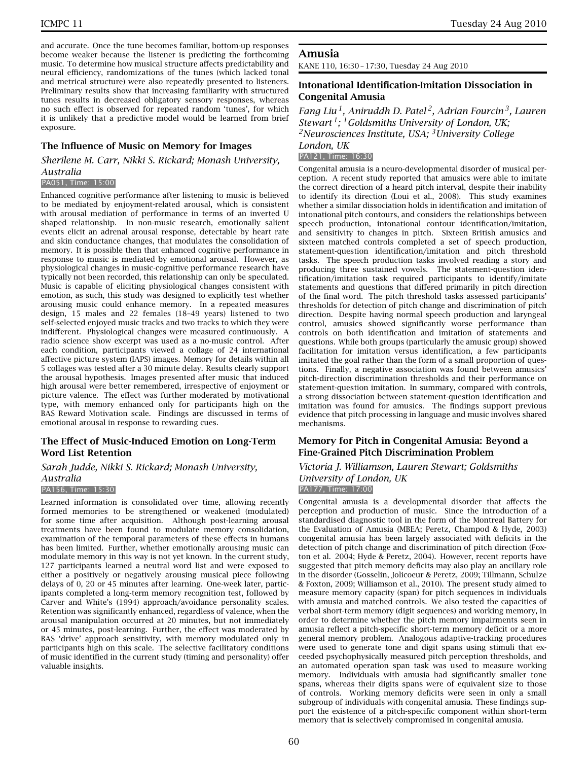and accurate. Once the tune becomes familiar, bottom-up responses become weaker because the listener is predicting the forthcoming music. To determine how musical structure affects predictability and neural efficiency, randomizations of the tunes (which lacked tonal and metrical structure) were also repeatedly presented to listeners. Preliminary results show that increasing familiarity with structured tunes results in decreased obligatory sensory responses, whereas no such effect is observed for repeated random 'tunes', for which it is unlikely that a predictive model would be learned from brief exposure.

### The Influence of Music on Memory for Images

*Sherilene M. Carr, Nikki S. Rickard; Monash University, Australia*

PA051, Time: 15:00

Enhanced cognitive performance after listening to music is believed to be mediated by enjoyment-related arousal, which is consistent with arousal mediation of performance in terms of an inverted U shaped relationship. In non-music research, emotionally salient events elicit an adrenal arousal response, detectable by heart rate and skin conductance changes, that modulates the consolidation of memory. It is possible then that enhanced cognitive performance in response to music is mediated by emotional arousal. However, as physiological changes in music-cognitive performance research have typically not been recorded, this relationship can only be speculated. Music is capable of eliciting physiological changes consistent with emotion, as such, this study was designed to explicitly test whether arousing music could enhance memory. In a repeated measures design, 15 males and 22 females (18–49 years) listened to two self-selected enjoyed music tracks and two tracks to which they were indifferent. Physiological changes were measured continuously. A radio science show excerpt was used as a no-music control. After each condition, participants viewed a collage of 24 international affective picture system (IAPS) images. Memory for details within all 5 collages was tested after a 30 minute delay. Results clearly support the arousal hypothesis. Images presented after music that induced high arousal were better remembered, irrespective of enjoyment or picture valence. The effect was further moderated by motivational type, with memory enhanced only for participants high on the BAS Reward Motivation scale. Findings are discussed in terms of emotional arousal in response to rewarding cues.

### The Effect of Music-Induced Emotion on Long-Term Word List Retention

*Sarah Judde, Nikki S. Rickard; Monash University, Australia*

PA156, Time: 15:30

Learned information is consolidated over time, allowing recently formed memories to be strengthened or weakened (modulated) for some time after acquisition. Although post-learning arousal treatments have been found to modulate memory consolidation, examination of the temporal parameters of these effects in humans has been limited. Further, whether emotionally arousing music can modulate memory in this way is not yet known. In the current study, 127 participants learned a neutral word list and were exposed to either a positively or negatively arousing musical piece following delays of 0, 20 or 45 minutes after learning. One-week later, participants completed a long-term memory recognition test, followed by Carver and White's (1994) approach/avoidance personality scales. Retention was significantly enhanced, regardless of valence, when the arousal manipulation occurred at 20 minutes, but not immediately or 45 minutes, post-learning. Further, the effect was moderated by BAS 'drive' approach sensitivity, with memory modulated only in participants high on this scale. The selective facilitatory conditions of music identified in the current study (timing and personality) offer valuable insights.

## Amusia

KANE 110, 16:30 – 17:30, Tuesday 24 Aug 2010

### Intonational Identification-Imitation Dissociation in Congenital Amusia

*Fang Liu[1], Aniruddh D. Patel[2], Adrian Fourcin[3], Lauren Stewart[1]; [1]Goldsmiths University of London, UK; [2]Neurosciences Institute, USA; [3]University College London, UK*

PA121, Time: 16:30

Congenital amusia is a neuro-developmental disorder of musical perception. A recent study reported that amusics were able to imitate the correct direction of a heard pitch interval, despite their inability to identify its direction (Loui et al., 2008). This study examines whether a similar dissociation holds in identification and imitation of intonational pitch contours, and considers the relationships between speech production, intonational contour identification/imitation, and sensitivity to changes in pitch. Sixteen British amusics and sixteen matched controls completed a set of speech production, statement-question identification/imitation and pitch threshold tasks. The speech production tasks involved reading a story and producing three sustained vowels. The statement-question identification/imitation task required participants to identify/imitate statements and questions that differed primarily in pitch direction of the final word. The pitch threshold tasks assessed participants' thresholds for detection of pitch change and discrimination of pitch direction. Despite having normal speech production and laryngeal control, amusics showed significantly worse performance than controls on both identification and imitation of statements and questions. While both groups (particularly the amusic group) showed facilitation for imitation versus identification, a few participants imitated the goal rather than the form of a small proportion of questions. Finally, a negative association was found between amusics' pitch-direction discrimination thresholds and their performance on statement-question imitation. In summary, compared with controls, a strong dissociation between statement-question identification and imitation was found for amusics. The findings support previous evidence that pitch processing in language and music involves shared mechanisms.

### Memory for Pitch in Congenital Amusia: Beyond a Fine-Grained Pitch Discrimination Problem

*Victoria J. Williamson, Lauren Stewart; Goldsmiths University of London, UK*

PA177, Time: 17:00

Congenital amusia is a developmental disorder that affects the perception and production of music. Since the introduction of a standardised diagnostic tool in the form of the Montreal Battery for the Evaluation of Amusia (MBEA; Peretz, Champod & Hyde, 2003) congenital amusia has been largely associated with deficits in the detection of pitch change and discrimination of pitch direction (Foxton et al. 2004; Hyde & Peretz, 2004). However, recent reports have suggested that pitch memory deficits may also play an ancillary role in the disorder (Gosselin, Jolicoeur & Peretz, 2009; Tillmann, Schulze & Foxton, 2009; Williamson et al., 2010). The present study aimed to measure memory capacity (span) for pitch sequences in individuals with amusia and matched controls. We also tested the capacities of verbal short-term memory (digit sequences) and working memory, in order to determine whether the pitch memory impairments seen in amusia reflect a pitch-specific short-term memory deficit or a more general memory problem. Analogous adaptive-tracking procedures were used to generate tone and digit spans using stimuli that exceeded psychophysically measured pitch perception thresholds, and an automated operation span task was used to measure working memory. Individuals with amusia had significantly smaller tone spans, whereas their digits spans were of equivalent size to those of controls. Working memory deficits were seen in only a small subgroup of individuals with congenital amusia. These findings support the existence of a pitch-specific component within short-term memory that is selectively compromised in congenital amusia.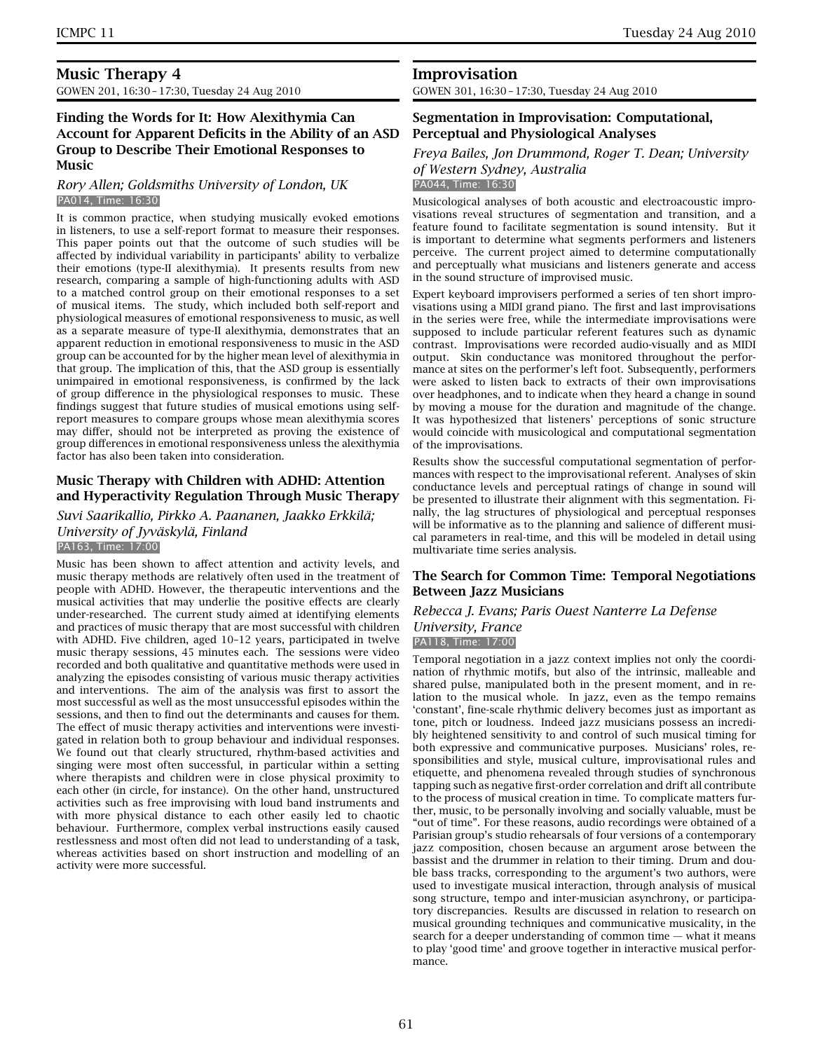## Music Therapy 4

GOWEN 201, 16:30 – 17:30, Tuesday 24 Aug 2010

### Finding the Words for It: How Alexithymia Can Account for Apparent Deficits in the Ability of an ASD Group to Describe Their Emotional Responses to Music

*Rory Allen; Goldsmiths University of London, UK*

PA014, Time: 16:30

It is common practice, when studying musically evoked emotions in listeners, to use a self-report format to measure their responses. This paper points out that the outcome of such studies will be affected by individual variability in participants' ability to verbalize their emotions (type-II alexithymia). It presents results from new research, comparing a sample of high-functioning adults with ASD to a matched control group on their emotional responses to a set of musical items. The study, which included both self-report and physiological measures of emotional responsiveness to music, as well as a separate measure of type-II alexithymia, demonstrates that an apparent reduction in emotional responsiveness to music in the ASD group can be accounted for by the higher mean level of alexithymia in that group. The implication of this, that the ASD group is essentially unimpaired in emotional responsiveness, is confirmed by the lack of group difference in the physiological responses to music. These findings suggest that future studies of musical emotions using self-report measures to compare groups whose mean alexithymia scores may differ, should not be interpreted as proving the existence of group differences in emotional responsiveness unless the alexithymia factor has also been taken into consideration.

### Music Therapy with Children with ADHD: Attention and Hyperactivity Regulation Through Music Therapy

*Suvi Saarikallio, Pirkko A. Paananen, Jaakko Erkkilä; University of Jyväskylä, Finland*

PA163, Time: 17:00

Music has been shown to affect attention and activity levels, and music therapy methods are relatively often used in the treatment of people with ADHD. However, the therapeutic interventions and the musical activities that may underlie the positive effects are clearly under-researched. The current study aimed at identifying elements and practices of music therapy that are most successful with children with ADHD. Five children, aged 10–12 years, participated in twelve music therapy sessions, 45 minutes each. The sessions were video recorded and both qualitative and quantitative methods were used in analyzing the episodes consisting of various music therapy activities and interventions. The aim of the analysis was first to assort the most successful as well as the most unsuccessful episodes within the sessions, and then to find out the determinants and causes for them. The effect of music therapy activities and interventions were investigated in relation both to group behaviour and individual responses. We found out that clearly structured, rhythm-based activities and singing were most often successful, in particular within a setting where therapists and children were in close physical proximity to each other (in circle, for instance). On the other hand, unstructured activities such as free improvising with loud band instruments and with more physical distance to each other easily led to chaotic behaviour. Furthermore, complex verbal instructions easily caused restlessness and most often did not lead to understanding of a task, whereas activities based on short instruction and modelling of an activity were more successful.

## Improvisation

GOWEN 301, 16:30 – 17:30, Tuesday 24 Aug 2010

### Segmentation in Improvisation: Computational, Perceptual and Physiological Analyses

*Freya Bailes, Jon Drummond, Roger T. Dean; University of Western Sydney, Australia*

PA044, Time: 16:30

Musicological analyses of both acoustic and electroacoustic improvisations reveal structures of segmentation and transition, and a feature found to facilitate segmentation is sound intensity. But it is important to determine what segments performers and listeners perceive. The current project aimed to determine computationally and perceptually what musicians and listeners generate and access in the sound structure of improvised music.

Expert keyboard improvisers performed a series of ten short improvisations using a MIDI grand piano. The first and last improvisations in the series were free, while the intermediate improvisations were supposed to include particular referent features such as dynamic contrast. Improvisations were recorded audio-visually and as MIDI output. Skin conductance was monitored throughout the performance at sites on the performer's left foot. Subsequently, performers were asked to listen back to extracts of their own improvisations over headphones, and to indicate when they heard a change in sound by moving a mouse for the duration and magnitude of the change. It was hypothesized that listeners' perceptions of sonic structure would coincide with musicological and computational segmentation of the improvisations.

Results show the successful computational segmentation of performances with respect to the improvisational referent. Analyses of skin conductance levels and perceptual ratings of change in sound will be presented to illustrate their alignment with this segmentation. Finally, the lag structures of physiological and perceptual responses will be informative as to the planning and salience of different musical parameters in real-time, and this will be modeled in detail using multivariate time series analysis.

### The Search for Common Time: Temporal Negotiations Between Jazz Musicians

*Rebecca J. Evans; Paris Ouest Nanterre La Defense University, France*

PA118, Time: 17:00

Temporal negotiation in a jazz context implies not only the coordination of rhythmic motifs, but also of the intrinsic, malleable and shared pulse, manipulated both in the present moment, and in relation to the musical whole. In jazz, even as the tempo remains 'constant', fine-scale rhythmic delivery becomes just as important as tone, pitch or loudness. Indeed jazz musicians possess an incredibly heightened sensitivity to and control of such musical timing for both expressive and communicative purposes. Musicians' roles, responsibilities and style, musical culture, improvisational rules and etiquette, and phenomena revealed through studies of synchronous tapping such as negative first-order correlation and drift all contribute to the process of musical creation in time. To complicate matters further, music, to be personally involving and socially valuable, must be "out of time". For these reasons, audio recordings were obtained of a Parisian group's studio rehearsals of four versions of a contemporary jazz composition, chosen because an argument arose between the bassist and the drummer in relation to their timing. Drum and double bass tracks, corresponding to the argument's two authors, were used to investigate musical interaction, through analysis of musical song structure, tempo and inter-musician asynchrony, or participatory discrepancies. Results are discussed in relation to research on musical grounding techniques and communicative musicality, in the search for a deeper understanding of common time — what it means to play 'good time' and groove together in interactive musical performance.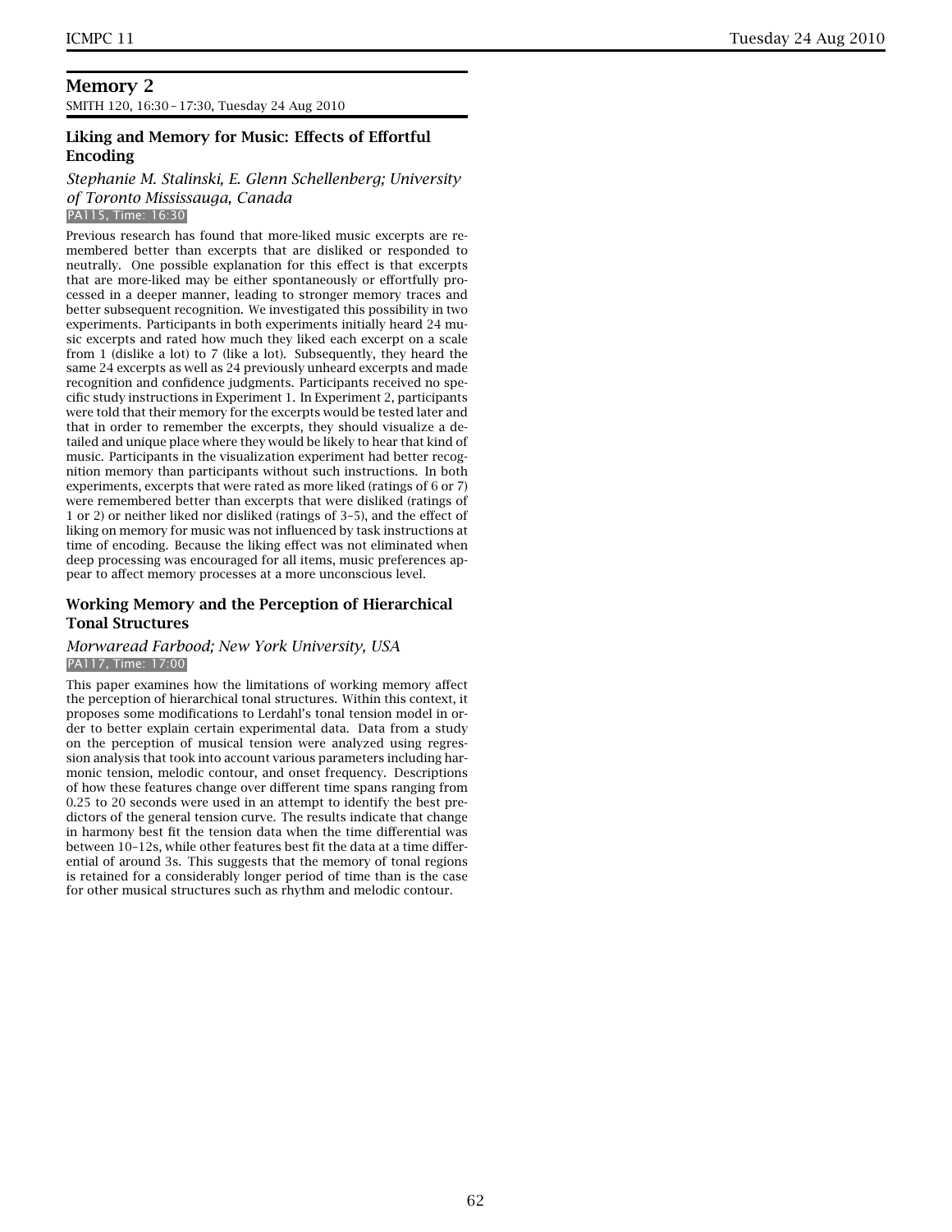## Memory 2

SMITH 120, 16:30 – 17:30, Tuesday 24 Aug 2010

### Liking and Memory for Music: Effects of Effortful Encoding

*Stephanie M. Stalinski, E. Glenn Schellenberg; University of Toronto Mississauga, Canada*

PA115, Time: 16:30

Previous research has found that more-liked music excerpts are remembered better than excerpts that are disliked or responded to neutrally. One possible explanation for this effect is that excerpts that are more-liked may be either spontaneously or effortfully processed in a deeper manner, leading to stronger memory traces and better subsequent recognition. We investigated this possibility in two experiments. Participants in both experiments initially heard 24 music excerpts and rated how much they liked each excerpt on a scale from 1 (dislike a lot) to 7 (like a lot). Subsequently, they heard the same 24 excerpts as well as 24 previously unheard excerpts and made recognition and confidence judgments. Participants received no specific study instructions in Experiment 1. In Experiment 2, participants were told that their memory for the excerpts would be tested later and that in order to remember the excerpts, they should visualize a detailed and unique place where they would be likely to hear that kind of music. Participants in the visualization experiment had better recognition memory than participants without such instructions. In both experiments, excerpts that were rated as more liked (ratings of 6 or 7) were remembered better than excerpts that were disliked (ratings of 1 or 2) or neither liked nor disliked (ratings of 3–5), and the effect of liking on memory for music was not influenced by task instructions at time of encoding. Because the liking effect was not eliminated when deep processing was encouraged for all items, music preferences appear to affect memory processes at a more unconscious level.

### Working Memory and the Perception of Hierarchical Tonal Structures

*Morwaread Farbood; New York University, USA*

PA117, Time: 17:00

This paper examines how the limitations of working memory affect the perception of hierarchical tonal structures. Within this context, it proposes some modifications to Lerdahl's tonal tension model in order to better explain certain experimental data. Data from a study on the perception of musical tension were analyzed using regression analysis that took into account various parameters including harmonic tension, melodic contour, and onset frequency. Descriptions of how these features change over different time spans ranging from 0.25 to 20 seconds were used in an attempt to identify the best predictors of the general tension curve. The results indicate that change in harmony best fit the tension data when the time differential was between 10–12s, while other features best fit the data at a time differential of around 3s. This suggests that the memory of tonal regions is retained for a considerably longer period of time than is the case for other musical structures such as rhythm and melodic contour.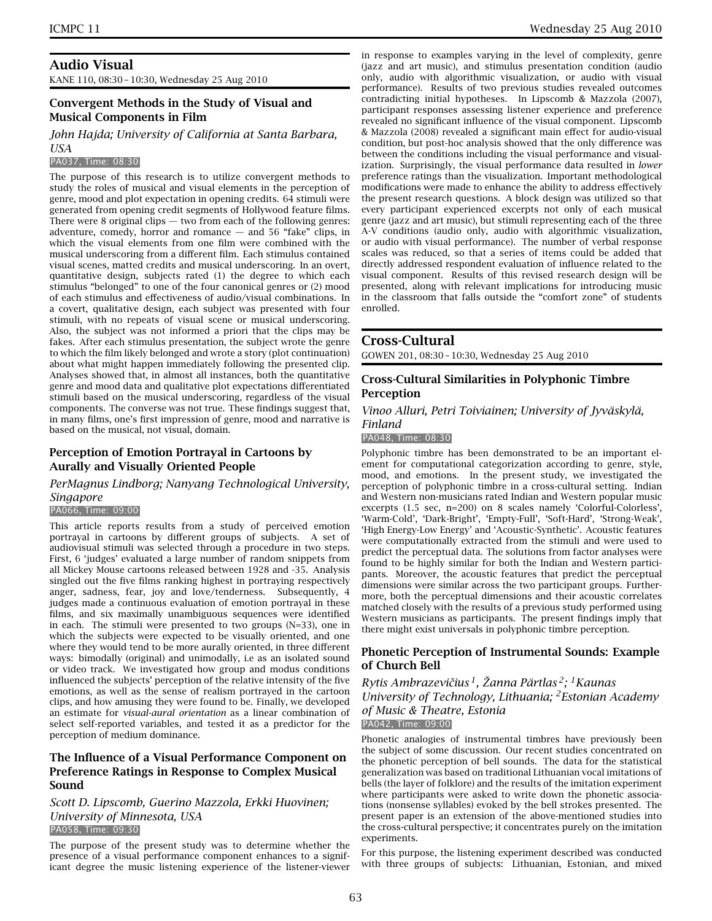## Audio Visual

KANE 110, 08:30 – 10:30, Wednesday 25 Aug 2010

### Convergent Methods in the Study of Visual and Musical Components in Film

*John Hajda; University of California at Santa Barbara, USA*

PA037, Time: 08:30

The purpose of this research is to utilize convergent methods to study the roles of musical and visual elements in the perception of genre, mood and plot expectation in opening credits. 64 stimuli were generated from opening credit segments of Hollywood feature films. There were 8 original clips — two from each of the following genres: adventure, comedy, horror and romance — and 56 "fake" clips, in which the visual elements from one film were combined with the musical underscoring from a different film. Each stimulus contained visual scenes, matted credits and musical underscoring. In an overt, quantitative design, subjects rated (1) the degree to which each stimulus "belonged" to one of the four canonical genres or (2) mood of each stimulus and effectiveness of audio/visual combinations. In a covert, qualitative design, each subject was presented with four stimuli, with no repeats of visual scene or musical underscoring. Also, the subject was not informed a priori that the clips may be fakes. After each stimulus presentation, the subject wrote the genre to which the film likely belonged and wrote a story (plot continuation) about what might happen immediately following the presented clip. Analyses showed that, in almost all instances, both the quantitative genre and mood data and qualitative plot expectations differentiated stimuli based on the musical underscoring, regardless of the visual components. The converse was not true. These findings suggest that, in many films, one's first impression of genre, mood and narrative is based on the musical, not visual, domain.

### Perception of Emotion Portrayal in Cartoons by Aurally and Visually Oriented People

*PerMagnus Lindborg; Nanyang Technological University, Singapore*

PA066, Time: 09:00

This article reports results from a study of perceived emotion portrayal in cartoons by different groups of subjects. A set of audiovisual stimuli was selected through a procedure in two steps. First, 6 'judges' evaluated a large number of random snippets from all Mickey Mouse cartoons released between 1928 and -35. Analysis singled out the five films ranking highest in portraying respectively anger, sadness, fear, joy and love/tenderness. Subsequently, 4 judges made a continuous evaluation of emotion portrayal in these films, and six maximally unambiguous sequences were identified in each. The stimuli were presented to two groups (N=33), one in which the subjects were expected to be visually oriented, and one where they would tend to be more aurally oriented, in three different ways: bimodally (original) and unimodally, i.e as an isolated sound or video track. We investigated how group and modus conditions influenced the subjects' perception of the relative intensity of the five emotions, as well as the sense of realism portrayed in the cartoon clips, and how amusing they were found to be. Finally, we developed an estimate for *visual-aural orientation* as a linear combination of select self-reported variables, and tested it as a predictor for the perception of medium dominance.

### The Influence of a Visual Performance Component on Preference Ratings in Response to Complex Musical Sound

*Scott D. Lipscomb, Guerino Mazzola, Erkki Huovinen; University of Minnesota, USA*

PA058, Time: 09:30

The purpose of the present study was to determine whether the presence of a visual performance component enhances to a significant degree the music listening experience of the listener-viewer in response to examples varying in the level of complexity, genre (jazz and art music), and stimulus presentation condition (audio only, audio with algorithmic visualization, or audio with visual performance). Results of two previous studies revealed outcomes contradicting initial hypotheses. In Lipscomb & Mazzola (2007), participant responses assessing listener experience and preference revealed no significant influence of the visual component. Lipscomb & Mazzola (2008) revealed a significant main effect for audio-visual condition, but post-hoc analysis showed that the only difference was between the conditions including the visual performance and visualization. Surprisingly, the visual performance data resulted in *lower* preference ratings than the visualization. Important methodological modifications were made to enhance the ability to address effectively the present research questions. A block design was utilized so that every participant experienced excerpts not only of each musical genre (jazz and art music), but stimuli representing each of the three A-V conditions (audio only, audio with algorithmic visualization, or audio with visual performance). The number of verbal response scales was reduced, so that a series of items could be added that directly addressed respondent evaluation of influence related to the visual component. Results of this revised research design will be presented, along with relevant implications for introducing music in the classroom that falls outside the "comfort zone" of students enrolled.

## Cross-Cultural

GOWEN 201, 08:30 – 10:30, Wednesday 25 Aug 2010

### Cross-Cultural Similarities in Polyphonic Timbre Perception

*Vinoo Alluri, Petri Toiviainen; University of Jyväskylä, Finland*

PA048, Time: 08:30

Polyphonic timbre has been demonstrated to be an important element for computational categorization according to genre, style, mood, and emotions. In the present study, we investigated the perception of polyphonic timbre in a cross-cultural setting. Indian and Western non-musicians rated Indian and Western popular music excerpts (1.5 sec, n=200) on 8 scales namely 'Colorful-Colorless', 'Warm-Cold', 'Dark-Bright', 'Empty-Full', 'Soft-Hard', 'Strong-Weak', 'High Energy-Low Energy' and 'Acoustic-Synthetic'. Acoustic features were computationally extracted from the stimuli and were used to predict the perceptual data. The solutions from factor analyses were found to be highly similar for both the Indian and Western participants. Moreover, the acoustic features that predict the perceptual dimensions were similar across the two participant groups. Furthermore, both the perceptual dimensions and their acoustic correlates matched closely with the results of a previous study performed using Western musicians as participants. The present findings imply that there might exist universals in polyphonic timbre perception.

### Phonetic Perception of Instrumental Sounds: Example of Church Bell

*Rytis Ambrazevičius[1], Žanna Pärtlas[2]; [1]Kaunas University of Technology, Lithuania; [2]Estonian Academy of Music & Theatre, Estonia*

PA042, Time: 09:00

Phonetic analogies of instrumental timbres have previously been the subject of some discussion. Our recent studies concentrated on the phonetic perception of bell sounds. The data for the statistical generalization was based on traditional Lithuanian vocal imitations of bells (the layer of folklore) and the results of the imitation experiment where participants were asked to write down the phonetic associations (nonsense syllables) evoked by the bell strokes presented. The present paper is an extension of the above-mentioned studies into the cross-cultural perspective; it concentrates purely on the imitation experiments.

For this purpose, the listening experiment described was conducted with three groups of subjects: Lithuanian, Estonian, and mixed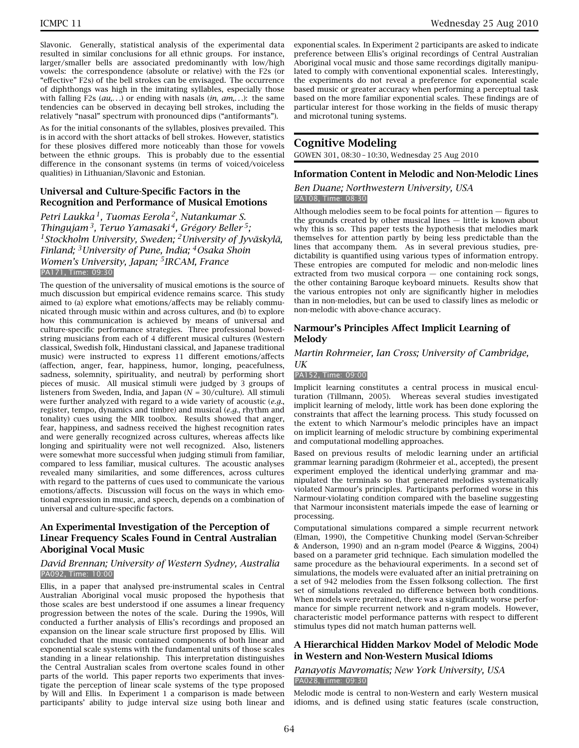Slavonic. Generally, statistical analysis of the experimental data resulted in similar conclusions for all ethnic groups. For instance, larger/smaller bells are associated predominantly with low/high vowels: the correspondence (absolute or relative) with the F2s (or "effective" F2s) of the bell strokes can be envisaged. The occurrence of diphthongs was high in the imitating syllables, especially those with falling F2s (*au*,...) or ending with nasals (*in*, *am*,...): the same tendencies can be observed in decaying bell strokes, including the relatively "nasal" spectrum with pronounced dips ("antiformants").

As for the initial consonants of the syllables, plosives prevailed. This is in accord with the short attacks of bell strokes. However, statistics for these plosives differed more noticeably than those for vowels between the ethnic groups. This is probably due to the essential difference in the consonant systems (in terms of voiced/voiceless qualities) in Lithuanian/Slavonic and Estonian.

### Universal and Culture-Specific Factors in the Recognition and Performance of Musical Emotions

*Petri Laukka[1], Tuomas Eerola[2], Nutankumar S. Thingujam[3], Teruo Yamasaki[4], Grégory Beller[5]; [1]Stockholm University, Sweden; [2]University of Jyväskylä, Finland; [3]University of Pune, India; [4]Osaka Shoin Women's University, Japan; [5]IRCAM, France*

PA171, Time: 09:30

The question of the universality of musical emotions is the source of much discussion but empirical evidence remains scarce. This study aimed to (a) explore what emotions/affects may be reliably communicated through music within and across cultures, and (b) to explore how this communication is achieved by means of universal and culture-specific performance strategies. Three professional bowed-string musicians from each of 4 different musical cultures (Western classical, Swedish folk, Hindustani classical, and Japanese traditional music) were instructed to express 11 different emotions/affects (affection, anger, fear, happiness, humor, longing, peacefulness, sadness, solemnity, spirituality, and neutral) by performing short pieces of music. All musical stimuli were judged by 3 groups of listeners from Sweden, India, and Japan ($N = 30$/culture). All stimuli were further analyzed with regard to a wide variety of acoustic (*e.g.*, register, tempo, dynamics and timbre) and musical (*e.g.*, rhythm and tonality) cues using the MIR toolbox. Results showed that anger, fear, happiness, and sadness received the highest recognition rates and were generally recognized across cultures, whereas affects like longing and spirituality were not well recognized. Also, listeners were somewhat more successful when judging stimuli from familiar, compared to less familiar, musical cultures. The acoustic analyses revealed many similarities, and some differences, across cultures with regard to the patterns of cues used to communicate the various emotions/affects. Discussion will focus on the ways in which emotional expression in music, and speech, depends on a combination of universal and culture-specific factors.

### An Experimental Investigation of the Perception of Linear Frequency Scales Found in Central Australian Aboriginal Vocal Music

*David Brennan; University of Western Sydney, Australia*

PA092, Time: 10:00

Ellis, in a paper that analysed pre-instrumental scales in Central Australian Aboriginal vocal music proposed the hypothesis that those scales are best understood if one assumes a linear frequency progression between the notes of the scale. During the 1990s, Will conducted a further analysis of Ellis's recordings and proposed an expansion on the linear scale structure first proposed by Ellis. Will concluded that the music contained components of both linear and exponential scale systems with the fundamental units of those scales standing in a linear relationship. This interpretation distinguishes the Central Australian scales from overtone scales found in other parts of the world. This paper reports two experiments that investigate the perception of linear scale systems of the type proposed by Will and Ellis. In Experiment 1 a comparison is made between participants' ability to judge interval size using both linear and exponential scales. In Experiment 2 participants are asked to indicate preference between Ellis's original recordings of Central Australian Aboriginal vocal music and those same recordings digitally manipulated to comply with conventional exponential scales. Interestingly, the experiments do not reveal a preference for exponential scale based music or greater accuracy when performing a perceptual task based on the more familiar exponential scales. These findings are of particular interest for those working in the fields of music therapy and microtonal tuning systems.

## Cognitive Modeling

GOWEN 301, 08:30 – 10:30, Wednesday 25 Aug 2010

### Information Content in Melodic and Non-Melodic Lines

*Ben Duane; Northwestern University, USA*

PA108, Time: 08:30

Although melodies seem to be focal points for attention — figures to the grounds created by other musical lines — little is known about why this is so. This paper tests the hypothesis that melodies mark themselves for attention partly by being less predictable than the lines that accompany them. As in several previous studies, predictability is quantified using various types of information entropy. These entropies are computed for melodic and non-melodic lines extracted from two musical corpora — one containing rock songs, the other containing Baroque keyboard minuets. Results show that the various entropies not only are significantly higher in melodies than in non-melodies, but can be used to classify lines as melodic or non-melodic with above-chance accuracy.

### Narmour's Principles Affect Implicit Learning of Melody

*Martin Rohrmeier, Ian Cross; University of Cambridge, UK*

PA152, Time: 09:00

Implicit learning constitutes a central process in musical enculturation (Tillmann, 2005). Whereas several studies investigated implicit learning of melody, little work has been done exploring the constraints that affect the learning process. This study focussed on the extent to which Narmour's melodic principles have an impact on implicit learning of melodic structure by combining experimental and computational modelling approaches.

Based on previous results of melodic learning under an artificial grammar learning paradigm (Rohrmeier et al., accepted), the present experiment employed the identical underlying grammar and manipulated the terminals so that generated melodies systematically violated Narmour's principles. Participants performed worse in this Narmour-violating condition compared with the baseline suggesting that Narmour inconsistent materials impede the ease of learning or processing.

Computational simulations compared a simple recurrent network (Elman, 1990), the Competitive Chunking model (Servan-Schreiber & Anderson, 1990) and an n-gram model (Pearce & Wiggins, 2004) based on a parameter grid technique. Each simulation modelled the same procedure as the behavioural experiments. In a second set of simulations, the models were evaluated after an initial pretraining on a set of 942 melodies from the Essen folksong collection. The first set of simulations revealed no difference between both conditions. When models were pretrained, there was a significantly worse performance for simple recurrent network and n-gram models. However, characteristic model performance patterns with respect to different stimulus types did not match human patterns well.

### A Hierarchical Hidden Markov Model of Melodic Mode in Western and Non-Western Musical Idioms

*Panayotis Mavromatis; New York University, USA*

PA028, Time: 09:30

Melodic mode is central to non-Western and early Western musical idioms, and is defined using static features (scale construction,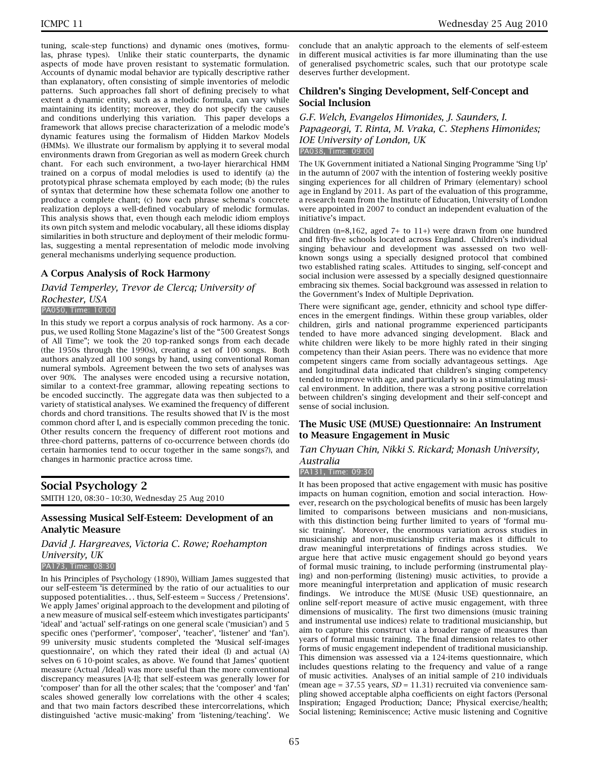tuning, scale-step functions) and dynamic ones (motives, formulas, phrase types). Unlike their static counterparts, the dynamic aspects of mode have proven resistant to systematic formulation. Accounts of dynamic modal behavior are typically descriptive rather than explanatory, often consisting of simple inventories of melodic patterns. Such approaches fall short of defining precisely to what extent a dynamic entity, such as a melodic formula, can vary while maintaining its identity; moreover, they do not specify the causes and conditions underlying this variation. This paper develops a framework that allows precise characterization of a melodic mode's dynamic features using the formalism of Hidden Markov Models (HMMs). We illustrate our formalism by applying it to several modal environments drawn from Gregorian as well as modern Greek church chant. For each such environment, a two-layer hierarchical HMM trained on a corpus of modal melodies is used to identify (a) the prototypical phrase schemata employed by each mode; (b) the rules of syntax that determine how these schemata follow one another to produce a complete chant; (c) how each phrase schema's concrete realization deploys a well-defined vocabulary of melodic formulas. This analysis shows that, even though each melodic idiom employs its own pitch system and melodic vocabulary, all these idioms display similarities in both structure and deployment of their melodic formulas, suggesting a mental representation of melodic mode involving general mechanisms underlying sequence production.

### A Corpus Analysis of Rock Harmony

*David Temperley, Trevor de Clercq; University of Rochester, USA*

PA050, Time: 10:00

In this study we report a corpus analysis of rock harmony. As a corpus, we used Rolling Stone Magazine's list of the "500 Greatest Songs of All Time"; we took the 20 top-ranked songs from each decade (the 1950s through the 1990s), creating a set of 100 songs. Both authors analyzed all 100 songs by hand, using conventional Roman numeral symbols. Agreement between the two sets of analyses was over 90%. The analyses were encoded using a recursive notation, similar to a context-free grammar, allowing repeating sections to be encoded succinctly. The aggregate data was then subjected to a variety of statistical analyses. We examined the frequency of different chords and chord transitions. The results showed that IV is the most common chord after I, and is especially common preceding the tonic. Other results concern the frequency of different root motions and three-chord patterns, patterns of co-occurrence between chords (do certain harmonies tend to occur together in the same songs?), and changes in harmonic practice across time.

## Social Psychology 2

SMITH 120, 08:30 – 10:30, Wednesday 25 Aug 2010

### Assessing Musical Self-Esteem: Development of an Analytic Measure

*David J. Hargreaves, Victoria C. Rowe; Roehampton University, UK*

PA173, Time: 08:30

In his Principles of Psychology (1890), William James suggested that our self-esteem 'is determined by the ratio of our actualities to our supposed potentialities… thus, Self-esteem = Success / Pretensions'. We apply James' original approach to the development and piloting of a new measure of musical self-esteem which investigates participants' 'ideal' and 'actual' self-ratings on one general scale ('musician') and 5 specific ones ('performer', 'composer', 'teacher', 'listener' and 'fan'). 99 university music students completed the 'Musical self-images questionnaire', on which they rated their ideal (I) and actual (A) selves on 6 10-point scales, as above. We found that James' quotient measure (Actual /Ideal) was more useful than the more conventional discrepancy measures [A-I]; that self-esteem was generally lower for 'composer' than for all the other scales; that the 'composer' and 'fan' scales showed generally low correlations with the other 4 scales; and that two main factors described these intercorrelations, which distinguished 'active music-making' from 'listening/teaching'. We conclude that an analytic approach to the elements of self-esteem in different musical activities is far more illuminating than the use of generalised psychometric scales, such that our prototype scale deserves further development.

### Children's Singing Development, Self-Concept and Social Inclusion

*G.F. Welch, Evangelos Himonides, J. Saunders, I. Papageorgi, T. Rinta, M. Vraka, C. Stephens Himonides; IOE University of London, UK*

PA038, Time: 09:00

The UK Government initiated a National Singing Programme 'Sing Up' in the autumn of 2007 with the intention of fostering weekly positive singing experiences for all children of Primary (elementary) school age in England by 2011. As part of the evaluation of this programme, a research team from the Institute of Education, University of London were appointed in 2007 to conduct an independent evaluation of the initiative's impact.

Children (n=8,162, aged 7+ to 11+) were drawn from one hundred and fifty-five schools located across England. Children's individual singing behaviour and development was assessed on two well-known songs using a specially designed protocol that combined two established rating scales. Attitudes to singing, self-concept and social inclusion were assessed by a specially designed questionnaire embracing six themes. Social background was assessed in relation to the Government's Index of Multiple Deprivation.

There were significant age, gender, ethnicity and school type differences in the emergent findings. Within these group variables, older children, girls and national programme experienced participants tended to have more advanced singing development. Black and white children were likely to be more highly rated in their singing competency than their Asian peers. There was no evidence that more competent singers came from socially advantageous settings. Age and longitudinal data indicated that children's singing competency tended to improve with age, and particularly so in a stimulating musical environment. In addition, there was a strong positive correlation between children's singing development and their self-concept and sense of social inclusion.

### The Music USE (MUSE) Questionnaire: An Instrument to Measure Engagement in Music

*Tan Chyuan Chin, Nikki S. Rickard; Monash University, Australia*

PA131, Time: 09:30

It has been proposed that active engagement with music has positive impacts on human cognition, emotion and social interaction. However, research on the psychological benefits of music has been largely limited to comparisons between musicians and non-musicians, with this distinction being further limited to years of 'formal music training'. Moreover, the enormous variation across studies in musicianship and non-musicianship criteria makes it difficult to draw meaningful interpretations of findings across studies. We argue here that active music engagement should go beyond years of formal music training, to include performing (instrumental playing) and non-performing (listening) music activities, to provide a more meaningful interpretation and application of music research findings. We introduce the MUSE (Music USE) questionnaire, an online self-report measure of active music engagement, with three dimensions of musicality. The first two dimensions (music training and instrumental use indices) relate to traditional musicianship, but aim to capture this construct via a broader range of measures than years of formal music training. The final dimension relates to other forms of music engagement independent of traditional musicianship. This dimension was assessed via a 124-items questionnaire, which includes questions relating to the frequency and value of a range of music activities. Analyses of an initial sample of 210 individuals (mean age = 37.55 years, $SD = 11.31$) recruited via convenience sampling showed acceptable alpha coefficients on eight factors (Personal Inspiration; Engaged Production; Dance; Physical exercise/health; Social listening; Reminiscence; Active music listening and Cognitive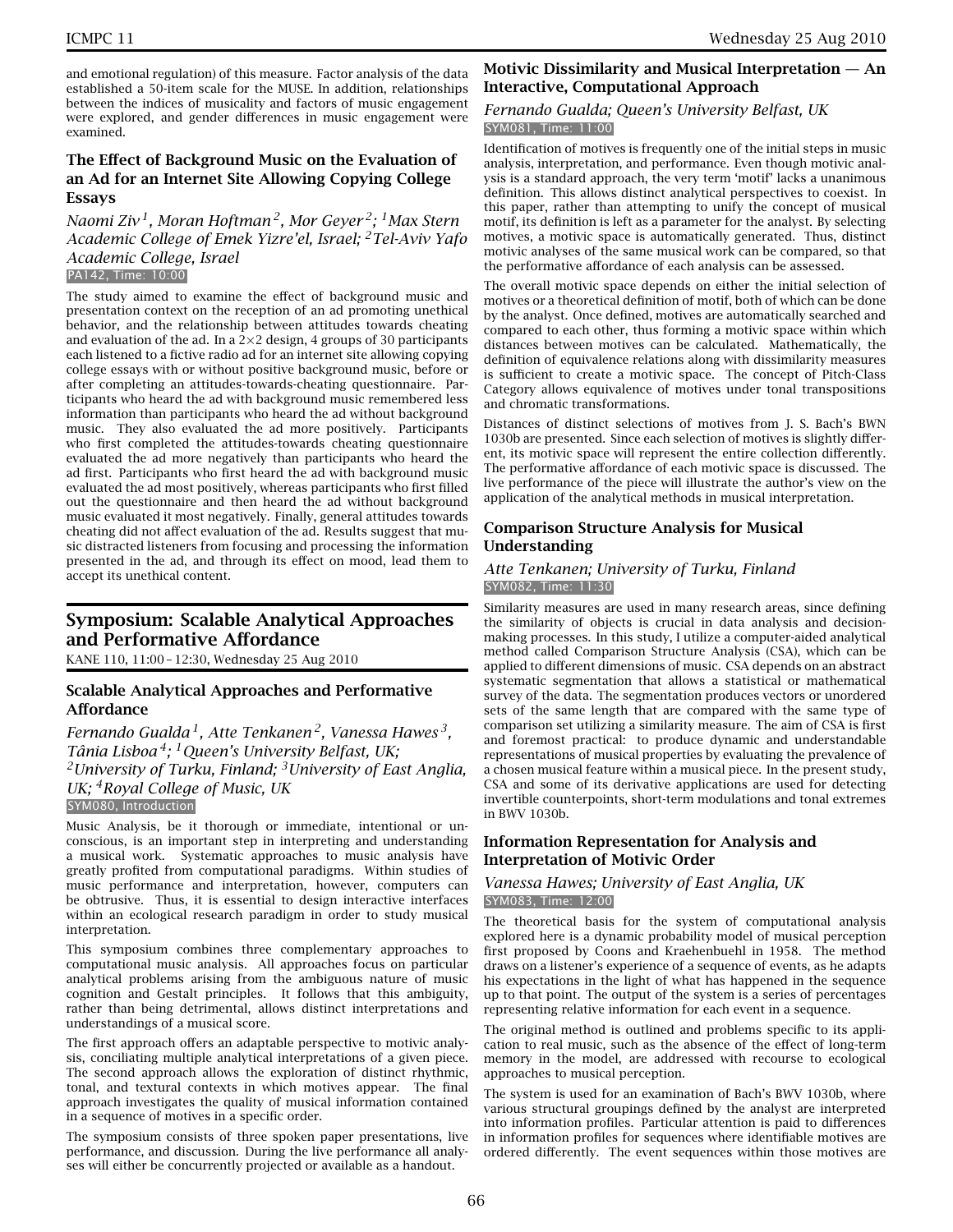and emotional regulation) of this measure. Factor analysis of the data established a 50-item scale for the MUSE. In addition, relationships between the indices of musicality and factors of music engagement were explored, and gender differences in music engagement were examined.

### The Effect of Background Music on the Evaluation of an Ad for an Internet Site Allowing Copying College Essays

*Naomi Ziv[1], Moran Hoftman[2], Mor Geyer[2]; [1]Max Stern Academic College of Emek Yizre'el, Israel; [2]Tel-Aviv Yafo Academic College, Israel*

PA142, Time: 10:00

The study aimed to examine the effect of background music and presentation context on the reception of an ad promoting unethical behavior, and the relationship between attitudes towards cheating and evaluation of the ad. In a 2×2 design, 4 groups of 30 participants each listened to a fictive radio ad for an internet site allowing copying college essays with or without positive background music, before or after completing an attitudes-towards-cheating questionnaire. Participants who heard the ad with background music remembered less information than participants who heard the ad without background music. They also evaluated the ad more positively. Participants who first completed the attitudes-towards cheating questionnaire evaluated the ad more negatively than participants who heard the ad first. Participants who first heard the ad with background music evaluated the ad most positively, whereas participants who first filled out the questionnaire and then heard the ad without background music evaluated it most negatively. Finally, general attitudes towards cheating did not affect evaluation of the ad. Results suggest that music distracted listeners from focusing and processing the information presented in the ad, and through its effect on mood, lead them to accept its unethical content.

## Symposium: Scalable Analytical Approaches and Performative Affordance

KANE 110, 11:00 – 12:30, Wednesday 25 Aug 2010

### Scalable Analytical Approaches and Performative Affordance

*Fernando Gualda[1], Atte Tenkanen[2], Vanessa Hawes[3], Tânia Lisboa[4]; [1]Queen's University Belfast, UK; [2]University of Turku, Finland; [3]University of East Anglia, UK; [4]Royal College of Music, UK*

SYM080, Introduction

Music Analysis, be it thorough or immediate, intentional or unconscious, is an important step in interpreting and understanding a musical work. Systematic approaches to music analysis have greatly profited from computational paradigms. Within studies of music performance and interpretation, however, computers can be obtrusive. Thus, it is essential to design interactive interfaces within an ecological research paradigm in order to study musical interpretation.

This symposium combines three complementary approaches to computational music analysis. All approaches focus on particular analytical problems arising from the ambiguous nature of music cognition and Gestalt principles. It follows that this ambiguity, rather than being detrimental, allows distinct interpretations and understandings of a musical score.

The first approach offers an adaptable perspective to motivic analysis, conciliating multiple analytical interpretations of a given piece. The second approach allows the exploration of distinct rhythmic, tonal, and textural contexts in which motives appear. The final approach investigates the quality of musical information contained in a sequence of motives in a specific order.

The symposium consists of three spoken paper presentations, live performance, and discussion. During the live performance all analyses will either be concurrently projected or available as a handout.

### Motivic Dissimilarity and Musical Interpretation — An Interactive, Computational Approach

*Fernando Gualda; Queen's University Belfast, UK*

SYM081, Time: 11:00

Identification of motives is frequently one of the initial steps in music analysis, interpretation, and performance. Even though motivic analysis is a standard approach, the very term 'motif' lacks a unanimous definition. This allows distinct analytical perspectives to coexist. In this paper, rather than attempting to unify the concept of musical motif, its definition is left as a parameter for the analyst. By selecting motives, a motivic space is automatically generated. Thus, distinct motivic analyses of the same musical work can be compared, so that the performative affordance of each analysis can be assessed.

The overall motivic space depends on either the initial selection of motives or a theoretical definition of motif, both of which can be done by the analyst. Once defined, motives are automatically searched and compared to each other, thus forming a motivic space within which distances between motives can be calculated. Mathematically, the definition of equivalence relations along with dissimilarity measures is sufficient to create a motivic space. The concept of Pitch-Class Category allows equivalence of motives under tonal transpositions and chromatic transformations.

Distances of distinct selections of motives from J. S. Bach's BWN 1030b are presented. Since each selection of motives is slightly different, its motivic space will represent the entire collection differently. The performative affordance of each motivic space is discussed. The live performance of the piece will illustrate the author's view on the application of the analytical methods in musical interpretation.

### Comparison Structure Analysis for Musical Understanding

*Atte Tenkanen; University of Turku, Finland*

SYM082, Time: 11:30

Similarity measures are used in many research areas, since defining the similarity of objects is crucial in data analysis and decision-making processes. In this study, I utilize a computer-aided analytical method called Comparison Structure Analysis (CSA), which can be applied to different dimensions of music. CSA depends on an abstract systematic segmentation that allows a statistical or mathematical survey of the data. The segmentation produces vectors or unordered sets of the same length that are compared with the same type of comparison set utilizing a similarity measure. The aim of CSA is first and foremost practical: to produce dynamic and understandable representations of musical properties by evaluating the prevalence of a chosen musical feature within a musical piece. In the present study, CSA and some of its derivative applications are used for detecting invertible counterpoints, short-term modulations and tonal extremes in BWV 1030b.

### Information Representation for Analysis and Interpretation of Motivic Order

*Vanessa Hawes; University of East Anglia, UK*

SYM083, Time: 12:00

The theoretical basis for the system of computational analysis explored here is a dynamic probability model of musical perception first proposed by Coons and Kraehenbuehl in 1958. The method draws on a listener's experience of a sequence of events, as he adapts his expectations in the light of what has happened in the sequence up to that point. The output of the system is a series of percentages representing relative information for each event in a sequence.

The original method is outlined and problems specific to its application to real music, such as the absence of the effect of long-term memory in the model, are addressed with recourse to ecological approaches to musical perception.

The system is used for an examination of Bach's BWV 1030b, where various structural groupings defined by the analyst are interpreted into information profiles. Particular attention is paid to differences in information profiles for sequences where identifiable motives are ordered differently. The event sequences within those motives are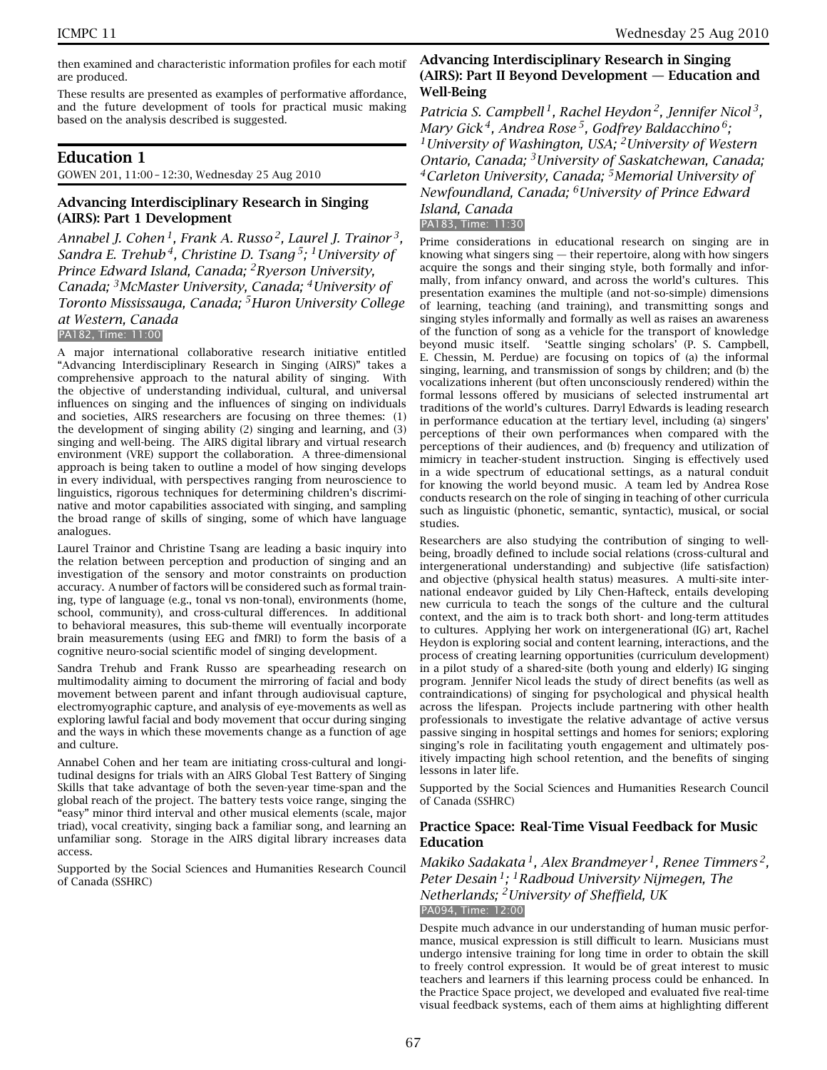then examined and characteristic information profiles for each motif are produced.

These results are presented as examples of performative affordance, and the future development of tools for practical music making based on the analysis described is suggested.

## Education 1

GOWEN 201, 11:00 – 12:30, Wednesday 25 Aug 2010

### Advancing Interdisciplinary Research in Singing (AIRS): Part 1 Development

*Annabel J. Cohen[1], Frank A. Russo[2], Laurel J. Trainor[3], Sandra E. Trehub[4], Christine D. Tsang[5]; [1]University of Prince Edward Island, Canada; [2]Ryerson University, Canada; [3]McMaster University, Canada; [4]University of Toronto Mississauga, Canada; [5]Huron University College at Western, Canada*

PA182, Time: 11:00

A major international collaborative research initiative entitled "Advancing Interdisciplinary Research in Singing (AIRS)" takes a comprehensive approach to the natural ability of singing. With the objective of understanding individual, cultural, and universal influences on singing and the influences of singing on individuals and societies, AIRS researchers are focusing on three themes: (1) the development of singing ability (2) singing and learning, and (3) singing and well-being. The AIRS digital library and virtual research environment (VRE) support the collaboration. A three-dimensional approach is being taken to outline a model of how singing develops in every individual, with perspectives ranging from neuroscience to linguistics, rigorous techniques for determining children's discriminative and motor capabilities associated with singing, and sampling the broad range of skills of singing, some of which have language analogues.

Laurel Trainor and Christine Tsang are leading a basic inquiry into the relation between perception and production of singing and an investigation of the sensory and motor constraints on production accuracy. A number of factors will be considered such as formal training, type of language (e.g., tonal vs non-tonal), environments (home, school, community), and cross-cultural differences. In additional to behavioral measures, this sub-theme will eventually incorporate brain measurements (using EEG and fMRI) to form the basis of a cognitive neuro-social scientific model of singing development.

Sandra Trehub and Frank Russo are spearheading research on multimodality aiming to document the mirroring of facial and body movement between parent and infant through audiovisual capture, electromyographic capture, and analysis of eye-movements as well as exploring lawful facial and body movement that occur during singing and the ways in which these movements change as a function of age and culture.

Annabel Cohen and her team are initiating cross-cultural and longitudinal designs for trials with an AIRS Global Test Battery of Singing Skills that take advantage of both the seven-year time-span and the global reach of the project. The battery tests voice range, singing the "easy" minor third interval and other musical elements (scale, major triad), vocal creativity, singing back a familiar song, and learning an unfamiliar song. Storage in the AIRS digital library increases data access.

Supported by the Social Sciences and Humanities Research Council of Canada (SSHRC)

### Advancing Interdisciplinary Research in Singing (AIRS): Part II Beyond Development — Education and Well-Being

*Patricia S. Campbell[1], Rachel Heydon[2], Jennifer Nicol[3], Mary Gick[4], Andrea Rose[5], Godfrey Baldacchino[6]; [1]University of Washington, USA; [2]University of Western Ontario, Canada; [3]University of Saskatchewan, Canada; [4]Carleton University, Canada; [5]Memorial University of Newfoundland, Canada; [6]University of Prince Edward Island, Canada*

PA183, Time: 11:30

Prime considerations in educational research on singing are in knowing what singers sing — their repertoire, along with how singers acquire the songs and their singing style, both formally and informally, from infancy onward, and across the world's cultures. This presentation examines the multiple (and not-so-simple) dimensions of learning, teaching (and training), and transmitting songs and singing styles informally and formally as well as raises an awareness of the function of song as a vehicle for the transport of knowledge beyond music itself. 'Seattle singing scholars' (P. S. Campbell, E. Chessin, M. Perdue) are focusing on topics of (a) the informal singing, learning, and transmission of songs by children; and (b) the vocalizations inherent (but often unconsciously rendered) within the formal lessons offered by musicians of selected instrumental art traditions of the world's cultures. Darryl Edwards is leading research in performance education at the tertiary level, including (a) singers' perceptions of their own performances when compared with the perceptions of their audiences, and (b) frequency and utilization of mimicry in teacher-student instruction. Singing is effectively used in a wide spectrum of educational settings, as a natural conduit for knowing the world beyond music. A team led by Andrea Rose conducts research on the role of singing in teaching of other curricula such as linguistic (phonetic, semantic, syntactic), musical, or social studies.

Researchers are also studying the contribution of singing to well-being, broadly defined to include social relations (cross-cultural and intergenerational understanding) and subjective (life satisfaction) and objective (physical health status) measures. A multi-site international endeavor guided by Lily Chen-Hafteck, entails developing new curricula to teach the songs of the culture and the cultural context, and the aim is to track both short- and long-term attitudes to cultures. Applying her work on intergenerational (IG) art, Rachel Heydon is exploring social and content learning, interactions, and the process of creating learning opportunities (curriculum development) in a pilot study of a shared-site (both young and elderly) IG singing program. Jennifer Nicol leads the study of direct benefits (as well as contraindications) of singing for psychological and physical health across the lifespan. Projects include partnering with other health professionals to investigate the relative advantage of active versus passive singing in hospital settings and homes for seniors; exploring singing's role in facilitating youth engagement and ultimately positively impacting high school retention, and the benefits of singing lessons in later life.

Supported by the Social Sciences and Humanities Research Council of Canada (SSHRC)

### Practice Space: Real-Time Visual Feedback for Music Education

*Makiko Sadakata[1], Alex Brandmeyer[1], Renee Timmers[2], Peter Desain[1]; [1]Radboud University Nijmegen, The Netherlands; [2]University of Sheffield, UK*

PA094, Time: 12:00

Despite much advance in our understanding of human music performance, musical expression is still difficult to learn. Musicians must undergo intensive training for long time in order to obtain the skill to freely control expression. It would be of great interest to music teachers and learners if this learning process could be enhanced. In the Practice Space project, we developed and evaluated five real-time visual feedback systems, each of them aims at highlighting different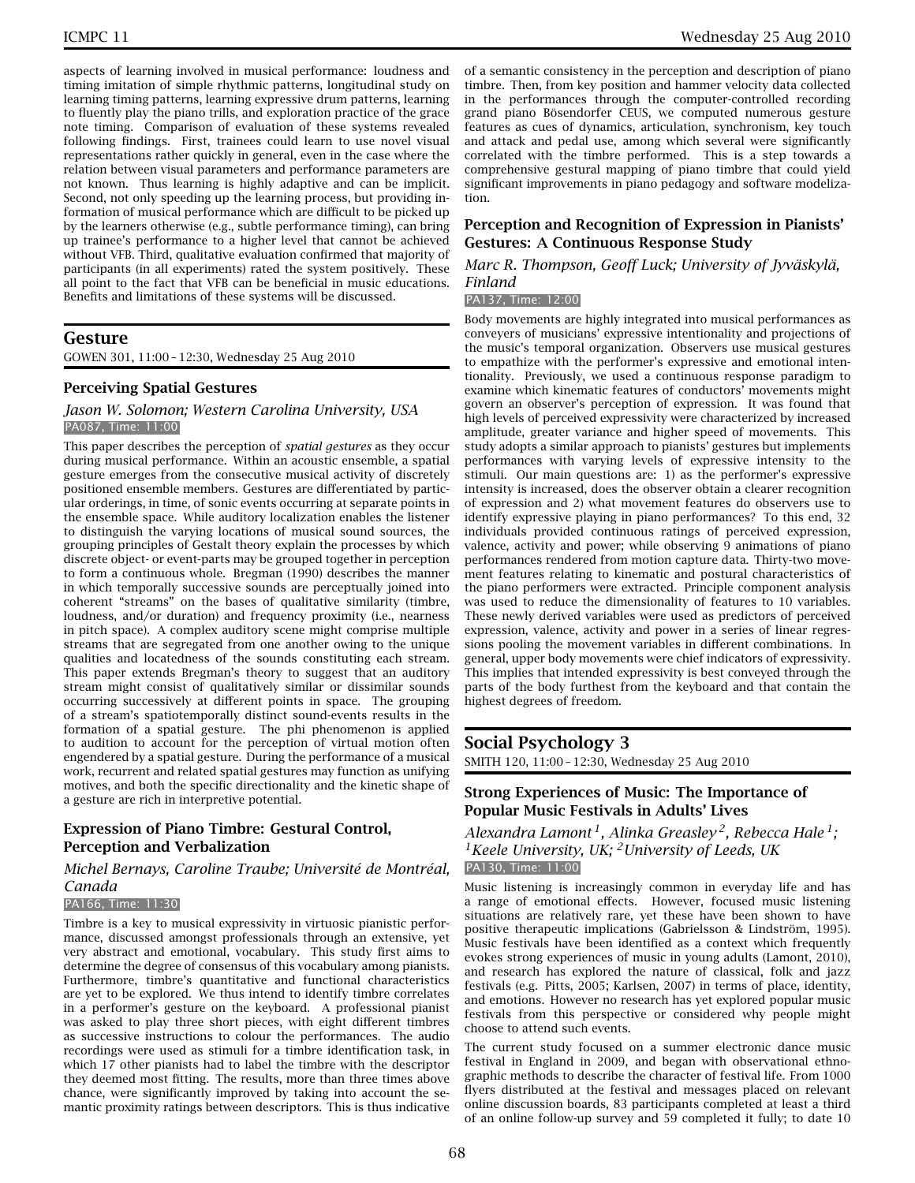aspects of learning involved in musical performance: loudness and timing imitation of simple rhythmic patterns, longitudinal study on learning timing patterns, learning expressive drum patterns, learning to fluently play the piano trills, and exploration practice of the grace note timing. Comparison of evaluation of these systems revealed following findings. First, trainees could learn to use novel visual representations rather quickly in general, even in the case where the relation between visual parameters and performance parameters are not known. Thus learning is highly adaptive and can be implicit. Second, not only speeding up the learning process, but providing information of musical performance which are difficult to be picked up by the learners otherwise (e.g., subtle performance timing), can bring up trainee's performance to a higher level that cannot be achieved without VFB. Third, qualitative evaluation confirmed that majority of participants (in all experiments) rated the system positively. These all point to the fact that VFB can be beneficial in music educations. Benefits and limitations of these systems will be discussed.

## Gesture

GOWEN 301, 11:00 – 12:30, Wednesday 25 Aug 2010

### Perceiving Spatial Gestures

*Jason W. Solomon; Western Carolina University, USA*

PA087, Time: 11:00

This paper describes the perception of *spatial gestures* as they occur during musical performance. Within an acoustic ensemble, a spatial gesture emerges from the consecutive musical activity of discretely positioned ensemble members. Gestures are differentiated by particular orderings, in time, of sonic events occurring at separate points in the ensemble space. While auditory localization enables the listener to distinguish the varying locations of musical sound sources, the grouping principles of Gestalt theory explain the processes by which discrete object- or event-parts may be grouped together in perception to form a continuous whole. Bregman (1990) describes the manner in which temporally successive sounds are perceptually joined into coherent "streams" on the bases of qualitative similarity (timbre, loudness, and/or duration) and frequency proximity (i.e., nearness in pitch space). A complex auditory scene might comprise multiple streams that are segregated from one another owing to the unique qualities and locatedness of the sounds constituting each stream. This paper extends Bregman's theory to suggest that an auditory stream might consist of qualitatively similar or dissimilar sounds occurring successively at different points in space. The grouping of a stream's spatiotemporally distinct sound-events results in the formation of a spatial gesture. The phi phenomenon is applied to audition to account for the perception of virtual motion often engendered by a spatial gesture. During the performance of a musical work, recurrent and related spatial gestures may function as unifying motives, and both the specific directionality and the kinetic shape of a gesture are rich in interpretive potential.

### Expression of Piano Timbre: Gestural Control, Perception and Verbalization

*Michel Bernays, Caroline Traube; Université de Montréal, Canada*

PA166, Time: 11:30

Timbre is a key to musical expressivity in virtuosic pianistic performance, discussed amongst professionals through an extensive, yet very abstract and emotional, vocabulary. This study first aims to determine the degree of consensus of this vocabulary among pianists. Furthermore, timbre's quantitative and functional characteristics are yet to be explored. We thus intend to identify timbre correlates in a performer's gesture on the keyboard. A professional pianist was asked to play three short pieces, with eight different timbres as successive instructions to colour the performances. The audio recordings were used as stimuli for a timbre identification task, in which 17 other pianists had to label the timbre with the descriptor they deemed most fitting. The results, more than three times above chance, were significantly improved by taking into account the semantic proximity ratings between descriptors. This is thus indicative of a semantic consistency in the perception and description of piano timbre. Then, from key position and hammer velocity data collected in the performances through the computer-controlled recording grand piano Bösendorfer CEUS, we computed numerous gesture features as cues of dynamics, articulation, synchronism, key touch and attack and pedal use, among which several were significantly correlated with the timbre performed. This is a step towards a comprehensive gestural mapping of piano timbre that could yield significant improvements in piano pedagogy and software modelization.

### Perception and Recognition of Expression in Pianists' Gestures: A Continuous Response Study

*Marc R. Thompson, Geoff Luck; University of Jyväskylä, Finland*

PA137, Time: 12:00

Body movements are highly integrated into musical performances as conveyers of musicians' expressive intentionality and projections of the music's temporal organization. Observers use musical gestures to empathize with the performer's expressive and emotional intentionality. Previously, we used a continuous response paradigm to examine which kinematic features of conductors' movements might govern an observer's perception of expression. It was found that high levels of perceived expressivity were characterized by increased amplitude, greater variance and higher speed of movements. This study adopts a similar approach to pianists' gestures but implements performances with varying levels of expressive intensity to the stimuli. Our main questions are: 1) as the performer's expressive intensity is increased, does the observer obtain a clearer recognition of expression and 2) what movement features do observers use to identify expressive playing in piano performances? To this end, 32 individuals provided continuous ratings of perceived expression, valence, activity and power; while observing 9 animations of piano performances rendered from motion capture data. Thirty-two movement features relating to kinematic and postural characteristics of the piano performers were extracted. Principle component analysis was used to reduce the dimensionality of features to 10 variables. These newly derived variables were used as predictors of perceived expression, valence, activity and power in a series of linear regressions pooling the movement variables in different combinations. In general, upper body movements were chief indicators of expressivity. This implies that intended expressivity is best conveyed through the parts of the body furthest from the keyboard and that contain the highest degrees of freedom.

## Social Psychology 3

SMITH 120, 11:00 – 12:30, Wednesday 25 Aug 2010

### Strong Experiences of Music: The Importance of Popular Music Festivals in Adults' Lives

*Alexandra Lamont[1], Alinka Greasley[2], Rebecca Hale[1]; [1]Keele University, UK; [2]University of Leeds, UK*

PA130, Time: 11:00

Music listening is increasingly common in everyday life and has a range of emotional effects. However, focused music listening situations are relatively rare, yet these have been shown to have positive therapeutic implications (Gabrielsson & Lindström, 1995). Music festivals have been identified as a context which frequently evokes strong experiences of music in young adults (Lamont, 2010), and research has explored the nature of classical, folk and jazz festivals (e.g. Pitts, 2005; Karlsen, 2007) in terms of place, identity, and emotions. However no research has yet explored popular music festivals from this perspective or considered why people might choose to attend such events.

The current study focused on a summer electronic dance music festival in England in 2009, and began with observational ethnographic methods to describe the character of festival life. From 1000 flyers distributed at the festival and messages placed on relevant online discussion boards, 83 participants completed at least a third of an online follow-up survey and 59 completed it fully; to date 10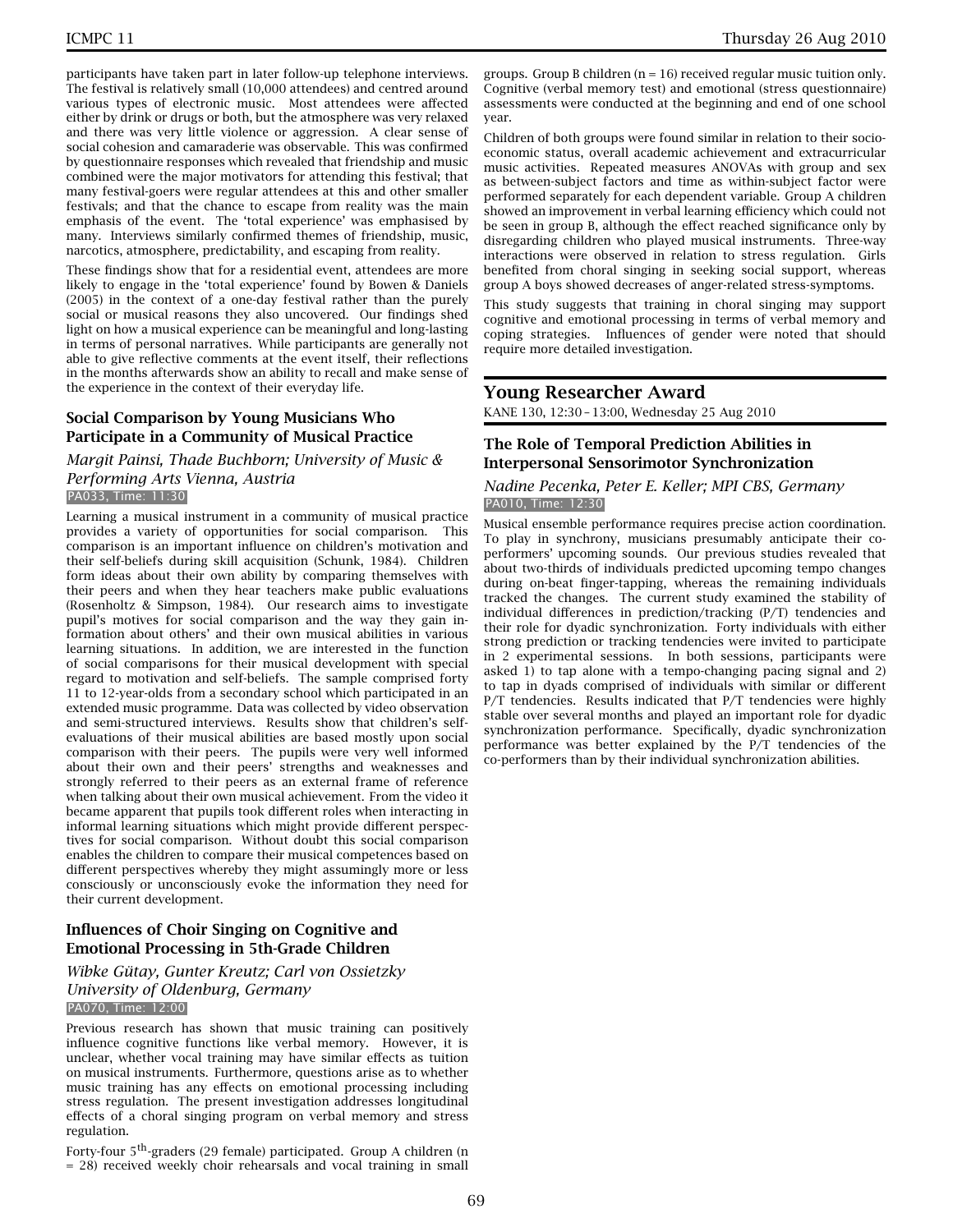participants have taken part in later follow-up telephone interviews. The festival is relatively small (10,000 attendees) and centred around various types of electronic music. Most attendees were affected either by drink or drugs or both, but the atmosphere was very relaxed and there was very little violence or aggression. A clear sense of social cohesion and camaraderie was observable. This was confirmed by questionnaire responses which revealed that friendship and music combined were the major motivators for attending this festival; that many festival-goers were regular attendees at this and other smaller festivals; and that the chance to escape from reality was the main emphasis of the event. The 'total experience' was emphasised by many. Interviews similarly confirmed themes of friendship, music, narcotics, atmosphere, predictability, and escaping from reality.

These findings show that for a residential event, attendees are more likely to engage in the 'total experience' found by Bowen & Daniels (2005) in the context of a one-day festival rather than the purely social or musical reasons they also uncovered. Our findings shed light on how a musical experience can be meaningful and long-lasting in terms of personal narratives. While participants are generally not able to give reflective comments at the event itself, their reflections in the months afterwards show an ability to recall and make sense of the experience in the context of their everyday life.

### Social Comparison by Young Musicians Who Participate in a Community of Musical Practice

*Margit Painsi, Thade Buchborn; University of Music & Performing Arts Vienna, Austria*

PA033, Time: 11:30

Learning a musical instrument in a community of musical practice provides a variety of opportunities for social comparison. This comparison is an important influence on children's motivation and their self-beliefs during skill acquisition (Schunk, 1984). Children form ideas about their own ability by comparing themselves with their peers and when they hear teachers make public evaluations (Rosenholtz & Simpson, 1984). Our research aims to investigate pupil's motives for social comparison and the way they gain information about others' and their own musical abilities in various learning situations. In addition, we are interested in the function of social comparisons for their musical development with special regard to motivation and self-beliefs. The sample comprised forty 11 to 12-year-olds from a secondary school which participated in an extended music programme. Data was collected by video observation and semi-structured interviews. Results show that children's self-evaluations of their musical abilities are based mostly upon social comparison with their peers. The pupils were very well informed about their own and their peers' strengths and weaknesses and strongly referred to their peers as an external frame of reference when talking about their own musical achievement. From the video it became apparent that pupils took different roles when interacting in informal learning situations which might provide different perspectives for social comparison. Without doubt this social comparison enables the children to compare their musical competences based on different perspectives whereby they might assumingly more or less consciously or unconsciously evoke the information they need for their current development.

### Influences of Choir Singing on Cognitive and Emotional Processing in 5th-Grade Children

*Wibke Gütay, Gunter Kreutz; Carl von Ossietzky University of Oldenburg, Germany*

PA070, Time: 12:00

Previous research has shown that music training can positively influence cognitive functions like verbal memory. However, it is unclear, whether vocal training may have similar effects as tuition on musical instruments. Furthermore, questions arise as to whether music training has any effects on emotional processing including stress regulation. The present investigation addresses longitudinal effects of a choral singing program on verbal memory and stress regulation.

Forty-four 5$^{th}$-graders (29 female) participated. Group A children ($n = 28$) received weekly choir rehearsals and vocal training in small groups. Group B children ($n = 16$) received regular music tuition only. Cognitive (verbal memory test) and emotional (stress questionnaire) assessments were conducted at the beginning and end of one school year.

Children of both groups were found similar in relation to their socio-economic status, overall academic achievement and extracurricular music activities. Repeated measures ANOVAs with group and sex as between-subject factors and time as within-subject factor were performed separately for each dependent variable. Group A children showed an improvement in verbal learning efficiency which could not be seen in group B, although the effect reached significance only by disregarding children who played musical instruments. Three-way interactions were observed in relation to stress regulation. Girls benefited from choral singing in seeking social support, whereas group A boys showed decreases of anger-related stress-symptoms.

This study suggests that training in choral singing may support cognitive and emotional processing in terms of verbal memory and coping strategies. Influences of gender were noted that should require more detailed investigation.

## Young Researcher Award

KANE 130, 12:30 – 13:00, Wednesday 25 Aug 2010

### The Role of Temporal Prediction Abilities in Interpersonal Sensorimotor Synchronization

*Nadine Pecenka, Peter E. Keller; MPI CBS, Germany*

PA010, Time: 12:30

Musical ensemble performance requires precise action coordination. To play in synchrony, musicians presumably anticipate their co-performers' upcoming sounds. Our previous studies revealed that about two-thirds of individuals predicted upcoming tempo changes during on-beat finger-tapping, whereas the remaining individuals tracked the changes. The current study examined the stability of individual differences in prediction/tracking (P/T) tendencies and their role for dyadic synchronization. Forty individuals with either strong prediction or tracking tendencies were invited to participate in 2 experimental sessions. In both sessions, participants were asked 1) to tap alone with a tempo-changing pacing signal and 2) to tap in dyads comprised of individuals with similar or different P/T tendencies. Results indicated that P/T tendencies were highly stable over several months and played an important role for dyadic synchronization performance. Specifically, dyadic synchronization performance was better explained by the P/T tendencies of the co-performers than by their individual synchronization abilities.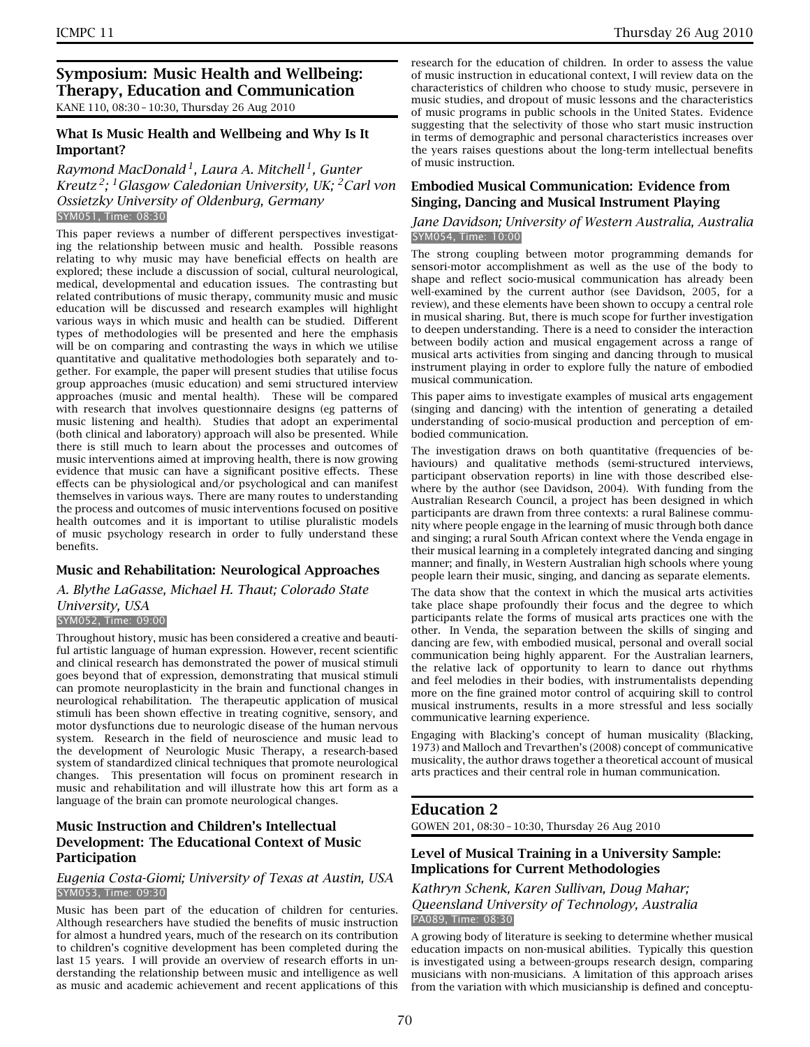## Symposium: Music Health and Wellbeing: Therapy, Education and Communication

KANE 110, 08:30 – 10:30, Thursday 26 Aug 2010

### What Is Music Health and Wellbeing and Why Is It Important?

*Raymond MacDonald[1], Laura A. Mitchell[1], Gunter Kreutz[2]; [1]Glasgow Caledonian University, UK; [2]Carl von Ossietzky University of Oldenburg, Germany*

SYM051, Time: 08:30

This paper reviews a number of different perspectives investigating the relationship between music and health. Possible reasons relating to why music may have beneficial effects on health are explored; these include a discussion of social, cultural neurological, medical, developmental and education issues. The contrasting but related contributions of music therapy, community music and music education will be discussed and research examples will highlight various ways in which music and health can be studied. Different types of methodologies will be presented and here the emphasis will be on comparing and contrasting the ways in which we utilise quantitative and qualitative methodologies both separately and together. For example, the paper will present studies that utilise focus group approaches (music education) and semi structured interview approaches (music and mental health). These will be compared with research that involves questionnaire designs (eg patterns of music listening and health). Studies that adopt an experimental (both clinical and laboratory) approach will also be presented. While there is still much to learn about the processes and outcomes of music interventions aimed at improving health, there is now growing evidence that music can have a significant positive effects. These effects can be physiological and/or psychological and can manifest themselves in various ways. There are many routes to understanding the process and outcomes of music interventions focused on positive health outcomes and it is important to utilise pluralistic models of music psychology research in order to fully understand these benefits.

### Music and Rehabilitation: Neurological Approaches

*A. Blythe LaGasse, Michael H. Thaut; Colorado State University, USA*

SYM052, Time: 09:00

Throughout history, music has been considered a creative and beautiful artistic language of human expression. However, recent scientific and clinical research has demonstrated the power of musical stimuli goes beyond that of expression, demonstrating that musical stimuli can promote neuroplasticity in the brain and functional changes in neurological rehabilitation. The therapeutic application of musical stimuli has been shown effective in treating cognitive, sensory, and motor dysfunctions due to neurologic disease of the human nervous system. Research in the field of neuroscience and music lead to the development of Neurologic Music Therapy, a research-based system of standardized clinical techniques that promote neurological changes. This presentation will focus on prominent research in music and rehabilitation and will illustrate how this art form as a language of the brain can promote neurological changes.

### Music Instruction and Children's Intellectual Development: The Educational Context of Music Participation

*Eugenia Costa-Giomi; University of Texas at Austin, USA*

SYM053, Time: 09:30

Music has been part of the education of children for centuries. Although researchers have studied the benefits of music instruction for almost a hundred years, much of the research on its contribution to children's cognitive development has been completed during the last 15 years. I will provide an overview of research efforts in understanding the relationship between music and intelligence as well as music and academic achievement and recent applications of this research for the education of children. In order to assess the value of music instruction in educational context, I will review data on the characteristics of children who choose to study music, persevere in music studies, and dropout of music lessons and the characteristics of music programs in public schools in the United States. Evidence suggesting that the selectivity of those who start music instruction in terms of demographic and personal characteristics increases over the years raises questions about the long-term intellectual benefits of music instruction.

### Embodied Musical Communication: Evidence from Singing, Dancing and Musical Instrument Playing

*Jane Davidson; University of Western Australia, Australia*

SYM054, Time: 10:00

The strong coupling between motor programming demands for sensori-motor accomplishment as well as the use of the body to shape and reflect socio-musical communication has already been well-examined by the current author (see Davidson, 2005, for a review), and these elements have been shown to occupy a central role in musical sharing. But, there is much scope for further investigation to deepen understanding. There is a need to consider the interaction between bodily action and musical engagement across a range of musical arts activities from singing and dancing through to musical instrument playing in order to explore fully the nature of embodied musical communication.

This paper aims to investigate examples of musical arts engagement (singing and dancing) with the intention of generating a detailed understanding of socio-musical production and perception of embodied communication.

The investigation draws on both quantitative (frequencies of behaviours) and qualitative methods (semi-structured interviews, participant observation reports) in line with those described elsewhere by the author (see Davidson, 2004). With funding from the Australian Research Council, a project has been designed in which participants are drawn from three contexts: a rural Balinese community where people engage in the learning of music through both dance and singing; a rural South African context where the Venda engage in their musical learning in a completely integrated dancing and singing manner; and finally, in Western Australian high schools where young people learn their music, singing, and dancing as separate elements.

The data show that the context in which the musical arts activities take place shape profoundly their focus and the degree to which participants relate the forms of musical arts practices one with the other. In Venda, the separation between the skills of singing and dancing are few, with embodied musical, personal and overall social communication being highly apparent. For the Australian learners, the relative lack of opportunity to learn to dance out rhythms and feel melodies in their bodies, with instrumentalists depending more on the fine grained motor control of acquiring skill to control musical instruments, results in a more stressful and less socially communicative learning experience.

Engaging with Blacking's concept of human musicality (Blacking, 1973) and Malloch and Trevarthen's (2008) concept of communicative musicality, the author draws together a theoretical account of musical arts practices and their central role in human communication.

## Education 2

GOWEN 201, 08:30 – 10:30, Thursday 26 Aug 2010

### Level of Musical Training in a University Sample: Implications for Current Methodologies

*Kathryn Schenk, Karen Sullivan, Doug Mahar; Queensland University of Technology, Australia*

PA089, Time: 08:30

A growing body of literature is seeking to determine whether musical education impacts on non-musical abilities. Typically this question is investigated using a between-groups research design, comparing musicians with non-musicians. A limitation of this approach arises from the variation with which musicianship is defined and conceptu-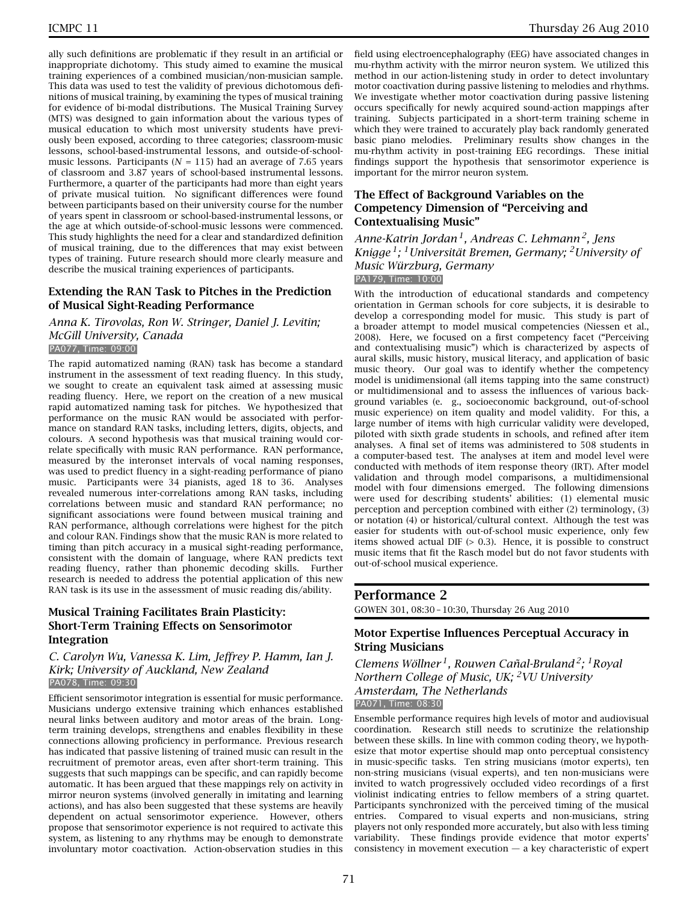ally such definitions are problematic if they result in an artificial or inappropriate dichotomy. This study aimed to examine the musical training experiences of a combined musician/non-musician sample. This data was used to test the validity of previous dichotomous definitions of musical training, by examining the types of musical training for evidence of bi-modal distributions. The Musical Training Survey (MTS) was designed to gain information about the various types of musical education to which most university students have previously been exposed, according to three categories; classroom-music lessons, school-based-instrumental lessons, and outside-of-school-music lessons. Participants ($N = 115$) had an average of 7.65 years of classroom and 3.87 years of school-based instrumental lessons. Furthermore, a quarter of the participants had more than eight years of private musical tuition. No significant differences were found between participants based on their university course for the number of years spent in classroom or school-based-instrumental lessons, or the age at which outside-of-school-music lessons were commenced. This study highlights the need for a clear and standardized definition of musical training, due to the differences that may exist between types of training. Future research should more clearly measure and describe the musical training experiences of participants.

### Extending the RAN Task to Pitches in the Prediction of Musical Sight-Reading Performance

*Anna K. Tirovolas, Ron W. Stringer, Daniel J. Levitin; McGill University, Canada*

PA077, Time: 09:00

The rapid automatized naming (RAN) task has become a standard instrument in the assessment of text reading fluency. In this study, we sought to create an equivalent task aimed at assessing music reading fluency. Here, we report on the creation of a new musical rapid automatized naming task for pitches. We hypothesized that performance on the music RAN would be associated with performance on standard RAN tasks, including letters, digits, objects, and colours. A second hypothesis was that musical training would correlate specifically with music RAN performance. RAN performance, measured by the interonset intervals of vocal naming responses, was used to predict fluency in a sight-reading performance of piano music. Participants were 34 pianists, aged 18 to 36. Analyses revealed numerous inter-correlations among RAN tasks, including correlations between music and standard RAN performance; no significant associations were found between musical training and RAN performance, although correlations were highest for the pitch and colour RAN. Findings show that the music RAN is more related to timing than pitch accuracy in a musical sight-reading performance, consistent with the domain of language, where RAN predicts text reading fluency, rather than phonemic decoding skills. Further research is needed to address the potential application of this new RAN task is its use in the assessment of music reading dis/ability.

### Musical Training Facilitates Brain Plasticity: Short-Term Training Effects on Sensorimotor Integration

*C. Carolyn Wu, Vanessa K. Lim, Jeffrey P. Hamm, Ian J. Kirk; University of Auckland, New Zealand*

PA078, Time: 09:30

Efficient sensorimotor integration is essential for music performance. Musicians undergo extensive training which enhances established neural links between auditory and motor areas of the brain. Long-term training develops, strengthens and enables flexibility in these connections allowing proficiency in performance. Previous research has indicated that passive listening of trained music can result in the recruitment of premotor areas, even after short-term training. This suggests that such mappings can be specific, and can rapidly become automatic. It has been argued that these mappings rely on activity in mirror neuron systems (involved generally in imitating and learning actions), and has also been suggested that these systems are heavily dependent on actual sensorimotor experience. However, others propose that sensorimotor experience is not required to activate this system, as listening to any rhythms may be enough to demonstrate involuntary motor coactivation. Action-observation studies in this field using electroencephalography (EEG) have associated changes in mu-rhythm activity with the mirror neuron system. We utilized this method in our action-listening study in order to detect involuntary motor coactivation during passive listening to melodies and rhythms. We investigate whether motor coactivation during passive listening occurs specifically for newly acquired sound-action mappings after training. Subjects participated in a short-term training scheme in which they were trained to accurately play back randomly generated basic piano melodies. Preliminary results show changes in the mu-rhythm activity in post-training EEG recordings. These initial findings support the hypothesis that sensorimotor experience is important for the mirror neuron system.

### The Effect of Background Variables on the Competency Dimension of "Perceiving and Contextualising Music"

*Anne-Katrin Jordan[1], Andreas C. Lehmann[2], Jens Knigge[1]; [1]Universität Bremen, Germany; [2]University of Music Würzburg, Germany*

PA179, Time: 10:00

With the introduction of educational standards and competency orientation in German schools for core subjects, it is desirable to develop a corresponding model for music. This study is part of a broader attempt to model musical competencies (Niessen et al., 2008). Here, we focused on a first competency facet ("Perceiving and contextualising music") which is characterized by aspects of aural skills, music history, musical literacy, and application of basic music theory. Our goal was to identify whether the competency model is unidimensional (all items tapping into the same construct) or multidimensional and to assess the influences of various background variables (e. g., socioeconomic background, out-of-school music experience) on item quality and model validity. For this, a large number of items with high curricular validity were developed, piloted with sixth grade students in schools, and refined after item analyses. A final set of items was administered to 508 students in a computer-based test. The analyses at item and model level were conducted with methods of item response theory (IRT). After model validation and through model comparisons, a multidimensional model with four dimensions emerged. The following dimensions were used for describing students' abilities: (1) elemental music perception and perception combined with either (2) terminology, (3) or notation (4) or historical/cultural context. Although the test was easier for students with out-of-school music experience, only few items showed actual DIF (> 0.3). Hence, it is possible to construct music items that fit the Rasch model but do not favor students with out-of-school musical experience.

## Performance 2

GOWEN 301, 08:30 – 10:30, Thursday 26 Aug 2010

### Motor Expertise Influences Perceptual Accuracy in String Musicians

*Clemens Wöllner[1], Rouwen Cañal-Bruland[2]; [1]Royal Northern College of Music, UK; [2]VU University Amsterdam, The Netherlands*

PA071, Time: 08:30

Ensemble performance requires high levels of motor and audiovisual coordination. Research still needs to scrutinize the relationship between these skills. In line with common coding theory, we hypothesize that motor expertise should map onto perceptual consistency in music-specific tasks. Ten string musicians (motor experts), ten non-string musicians (visual experts), and ten non-musicians were invited to watch progressively occluded video recordings of a first violinist indicating entries to fellow members of a string quartet. Participants synchronized with the perceived timing of the musical entries. Compared to visual experts and non-musicians, string players not only responded more accurately, but also with less timing variability. These findings provide evidence that motor experts' consistency in movement execution — a key characteristic of expert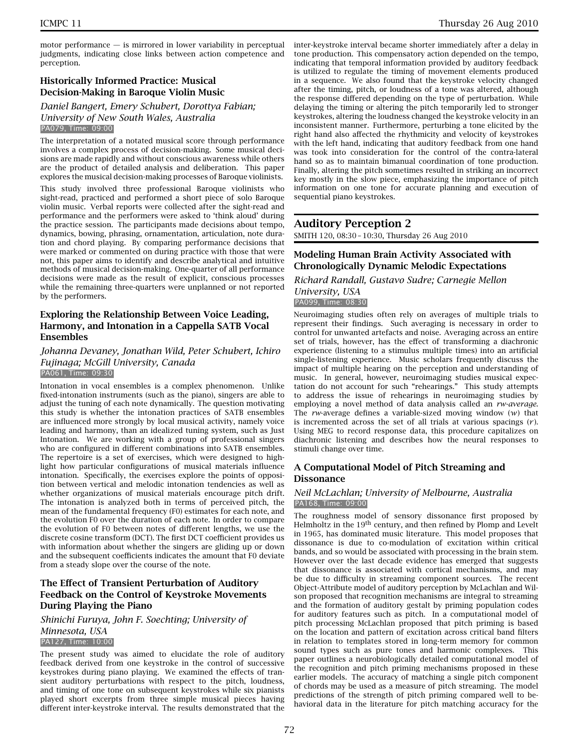motor performance — is mirrored in lower variability in perceptual judgments, indicating close links between action competence and perception.

### Historically Informed Practice: Musical Decision-Making in Baroque Violin Music

*Daniel Bangert, Emery Schubert, Dorottya Fabian; University of New South Wales, Australia*
PA079, Time: 09:00

The interpretation of a notated musical score through performance involves a complex process of decision-making. Some musical decisions are made rapidly and without conscious awareness while others are the product of detailed analysis and deliberation. This paper explores the musical decision-making processes of Baroque violinists.

This study involved three professional Baroque violinists who sight-read, practiced and performed a short piece of solo Baroque violin music. Verbal reports were collected after the sight-read and performance and the performers were asked to 'think aloud' during the practice session. The participants made decisions about tempo, dynamics, bowing, phrasing, ornamentation, articulation, note duration and chord playing. By comparing performance decisions that were marked or commented on during practice with those that were not, this paper aims to identify and describe analytical and intuitive methods of musical decision-making. One-quarter of all performance decisions were made as the result of explicit, conscious processes while the remaining three-quarters were unplanned or not reported by the performers.

### Exploring the Relationship Between Voice Leading, Harmony, and Intonation in a Cappella SATB Vocal Ensembles

*Johanna Devaney, Jonathan Wild, Peter Schubert, Ichiro Fujinaga; McGill University, Canada*
PA061, Time: 09:30

Intonation in vocal ensembles is a complex phenomenon. Unlike fixed-intonation instruments (such as the piano), singers are able to adjust the tuning of each note dynamically. The question motivating this study is whether the intonation practices of SATB ensembles are influenced more strongly by local musical activity, namely voice leading and harmony, than an idealized tuning system, such as Just Intonation. We are working with a group of professional singers who are configured in different combinations into SATB ensembles. The repertoire is a set of exercises, which were designed to highlight how particular configurations of musical materials influence intonation. Specifically, the exercises explore the points of opposition between vertical and melodic intonation tendencies as well as whether organizations of musical materials encourage pitch drift. The intonation is analyzed both in terms of perceived pitch, the mean of the fundamental frequency (F0) estimates for each note, and the evolution F0 over the duration of each note. In order to compare the evolution of F0 between notes of different lengths, we use the discrete cosine transform (DCT). The first DCT coefficient provides us with information about whether the singers are gliding up or down and the subsequent coefficients indicates the amount that F0 deviate from a steady slope over the course of the note.

### The Effect of Transient Perturbation of Auditory Feedback on the Control of Keystroke Movements During Playing the Piano

*Shinichi Furuya, John F. Soechting; University of Minnesota, USA*
PA127, Time: 10:00

The present study was aimed to elucidate the role of auditory feedback derived from one keystroke in the control of successive keystrokes during piano playing. We examined the effects of transient auditory perturbations with respect to the pitch, loudness, and timing of one tone on subsequent keystrokes while six pianists played short excerpts from three simple musical pieces having different inter-keystroke interval. The results demonstrated that the inter-keystroke interval became shorter immediately after a delay in tone production. This compensatory action depended on the tempo, indicating that temporal information provided by auditory feedback is utilized to regulate the timing of movement elements produced in a sequence. We also found that the keystroke velocity changed after the timing, pitch, or loudness of a tone was altered, although the response differed depending on the type of perturbation. While delaying the timing or altering the pitch temporarily led to stronger keystrokes, altering the loudness changed the keystroke velocity in an inconsistent manner. Furthermore, perturbing a tone elicited by the right hand also affected the rhythmicity and velocity of keystrokes with the left hand, indicating that auditory feedback from one hand was took into consideration for the control of the contra-lateral hand so as to maintain bimanual coordination of tone production. Finally, altering the pitch sometimes resulted in striking an incorrect key mostly in the slow piece, emphasizing the importance of pitch information on one tone for accurate planning and execution of sequential piano keystrokes.

## Auditory Perception 2

SMITH 120, 08:30 – 10:30, Thursday 26 Aug 2010

### Modeling Human Brain Activity Associated with Chronologically Dynamic Melodic Expectations

*Richard Randall, Gustavo Sudre; Carnegie Mellon University, USA*
PA099, Time: 08:30

Neuroimaging studies often rely on averages of multiple trials to represent their findings. Such averaging is necessary in order to control for unwanted artefacts and noise. Averaging across an entire set of trials, however, has the effect of transforming a diachronic experience (listening to a stimulus multiple times) into an artificial single-listening experience. Music scholars frequently discuss the impact of multiple hearing on the perception and understanding of music. In general, however, neuroimaging studies musical expectation do not account for such "rehearings." This study attempts to address the issue of rehearings in neuroimaging studies by employing a novel method of data analysis called an *rw-average*. The *rw*-average defines a variable-sized moving window (*w*) that is incremented across the set of all trials at various spacings (*r*). Using MEG to record response data, this procedure capitalizes on diachronic listening and describes how the neural responses to stimuli change over time.

### A Computational Model of Pitch Streaming and Dissonance

*Neil McLachlan; University of Melbourne, Australia*
PA168, Time: 09:00

The roughness model of sensory dissonance first proposed by Helmholtz in the 19th century, and then refined by Plomp and Levelt in 1965, has dominated music literature. This model proposes that dissonance is due to co-modulation of excitation within critical bands, and so would be associated with processing in the brain stem. However over the last decade evidence has emerged that suggests that dissonance is associated with cortical mechanisms, and may be due to difficulty in streaming component sources. The recent Object-Attribute model of auditory perception by McLachlan and Wilson proposed that recognition mechanisms are integral to streaming and the formation of auditory gestalt by priming population codes for auditory features such as pitch. In a computational model of pitch processing McLachlan proposed that pitch priming is based on the location and pattern of excitation across critical band filters in relation to templates stored in long-term memory for common sound types such as pure tones and harmonic complexes. This paper outlines a neurobiologically detailed computational model of the recognition and pitch priming mechanisms proposed in these earlier models. The accuracy of matching a single pitch component of chords may be used as a measure of pitch streaming. The model predictions of the strength of pitch priming compared well to behavioral data in the literature for pitch matching accuracy for the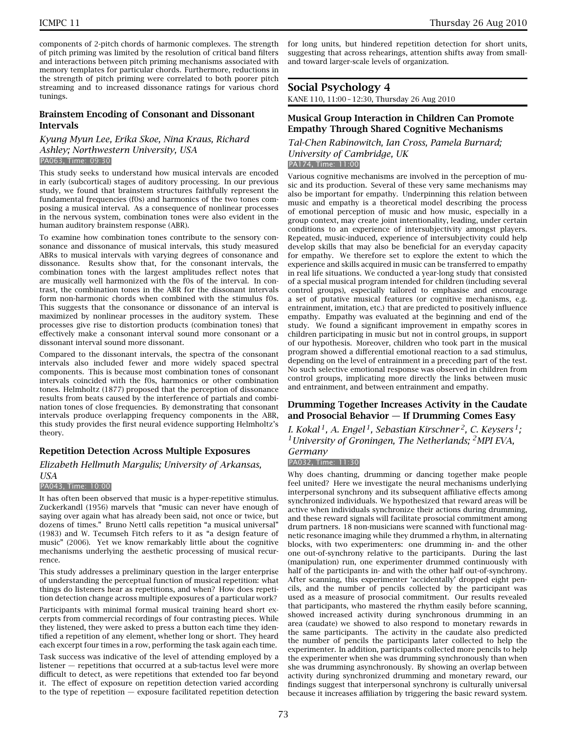components of 2-pitch chords of harmonic complexes. The strength of pitch priming was limited by the resolution of critical band filters and interactions between pitch priming mechanisms associated with memory templates for particular chords. Furthermore, reductions in the strength of pitch priming were correlated to both poorer pitch streaming and to increased dissonance ratings for various chord tunings.

### Brainstem Encoding of Consonant and Dissonant Intervals

*Kyung Myun Lee, Erika Skoe, Nina Kraus, Richard Ashley; Northwestern University, USA*

PA063, Time: 09:30

This study seeks to understand how musical intervals are encoded in early (subcortical) stages of auditory processing. In our previous study, we found that brainstem structures faithfully represent the fundamental frequencies (f0s) and harmonics of the two tones composing a musical interval. As a consequence of nonlinear processes in the nervous system, combination tones were also evident in the human auditory brainstem response (ABR).

To examine how combination tones contribute to the sensory consonance and dissonance of musical intervals, this study measured ABRs to musical intervals with varying degrees of consonance and dissonance. Results show that, for the consonant intervals, the combination tones with the largest amplitudes reflect notes that are musically well harmonized with the f0s of the interval. In contrast, the combination tones in the ABR for the dissonant intervals form non-harmonic chords when combined with the stimulus f0s. This suggests that the consonance or dissonance of an interval is maximized by nonlinear processes in the auditory system. These processes give rise to distortion products (combination tones) that effectively make a consonant interval sound more consonant or a dissonant interval sound more dissonant.

Compared to the dissonant intervals, the spectra of the consonant intervals also included fewer and more widely spaced spectral components. This is because most combination tones of consonant intervals coincided with the f0s, harmonics or other combination tones. Helmholtz (1877) proposed that the perception of dissonance results from beats caused by the interference of partials and combination tones of close frequencies. By demonstrating that consonant intervals produce overlapping frequency components in the ABR, this study provides the first neural evidence supporting Helmholtz's theory.

### Repetition Detection Across Multiple Exposures

*Elizabeth Hellmuth Margulis; University of Arkansas, USA*

PA043, Time: 10:00

It has often been observed that music is a hyper-repetitive stimulus. Zuckerkandl (1956) marvels that "music can never have enough of saying over again what has already been said, not once or twice, but dozens of times." Bruno Nettl calls repetition "a musical universal" (1983) and W. Tecumseh Fitch refers to it as "a design feature of music" (2006). Yet we know remarkably little about the cognitive mechanisms underlying the aesthetic processing of musical recurrence.

This study addresses a preliminary question in the larger enterprise of understanding the perceptual function of musical repetition: what things do listeners hear as repetitions, and when? How does repetition detection change across multiple exposures of a particular work?

Participants with minimal formal musical training heard short excerpts from commercial recordings of four contrasting pieces. While they listened, they were asked to press a button each time they identified a repetition of any element, whether long or short. They heard each excerpt four times in a row, performing the task again each time.

Task success was indicative of the level of attending employed by a listener — repetitions that occurred at a sub-tactus level were more difficult to detect, as were repetitions that extended too far beyond it. The effect of exposure on repetition detection varied according to the type of repetition — exposure facilitated repetition detection for long units, but hindered repetition detection for short units, suggesting that across rehearings, attention shifts away from small- and toward larger-scale levels of organization.

## Social Psychology 4

KANE 110, 11:00 – 12:30, Thursday 26 Aug 2010

### Musical Group Interaction in Children Can Promote Empathy Through Shared Cognitive Mechanisms

*Tal-Chen Rabinowitch, Ian Cross, Pamela Burnard; University of Cambridge, UK*

PA174, Time: 11:00

Various cognitive mechanisms are involved in the perception of music and its production. Several of these very same mechanisms may also be important for empathy. Underpinning this relation between music and empathy is a theoretical model describing the process of emotional perception of music and how music, especially in a group context, may create joint intentionality, leading, under certain conditions to an experience of intersubjectivity amongst players. Repeated, music-induced, experience of intersubjectivity could help develop skills that may also be beneficial for an everyday capacity for empathy. We therefore set to explore the extent to which the experience and skills acquired in music can be transferred to empathy in real life situations. We conducted a year-long study that consisted of a special musical program intended for children (including several control groups), especially tailored to emphasise and encourage a set of putative musical features (or cognitive mechanisms, e.g. entrainment, imitation, etc.) that are predicted to positively influence empathy. Empathy was evaluated at the beginning and end of the study. We found a significant improvement in empathy scores in children participating in music but not in control groups, in support of our hypothesis. Moreover, children who took part in the musical program showed a differential emotional reaction to a sad stimulus, depending on the level of entrainment in a preceding part of the test. No such selective emotional response was observed in children from control groups, implicating more directly the links between music and entrainment, and between entrainment and empathy.

### Drumming Together Increases Activity in the Caudate and Prosocial Behavior — If Drumming Comes Easy

*I. Kokal[1], A. Engel[1], Sebastian Kirschner[2], C. Keysers[1]; [1]University of Groningen, The Netherlands; [2]MPI EVA, Germany*

PA032, Time: 11:30

Why does chanting, drumming or dancing together make people feel united? Here we investigate the neural mechanisms underlying interpersonal synchrony and its subsequent affiliative effects among synchronized individuals. We hypothesized that reward areas will be active when individuals synchronize their actions during drumming, and these reward signals will facilitate prosocial commitment among drum partners. 18 non-musicians were scanned with functional magnetic resonance imaging while they drummed a rhythm, in alternating blocks, with two experimenters: one drumming in- and the other one out-of-synchrony relative to the participants. During the last (manipulation) run, one experimenter drummed continuously with half of the participants in- and with the other half out-of-synchrony. After scanning, this experimenter 'accidentally' dropped eight pencils, and the number of pencils collected by the participant was used as a measure of prosocial commitment. Our results revealed that participants, who mastered the rhythm easily before scanning, showed increased activity during synchronous drumming in an area (caudate) we showed to also respond to monetary rewards in the same participants. The activity in the caudate also predicted the number of pencils the participants later collected to help the experimenter. In addition, participants collected more pencils to help the experimenter when she was drumming synchronously than when she was drumming asynchronously. By showing an overlap between activity during synchronized drumming and monetary reward, our findings suggest that interpersonal synchrony is culturally universal because it increases affiliation by triggering the basic reward system.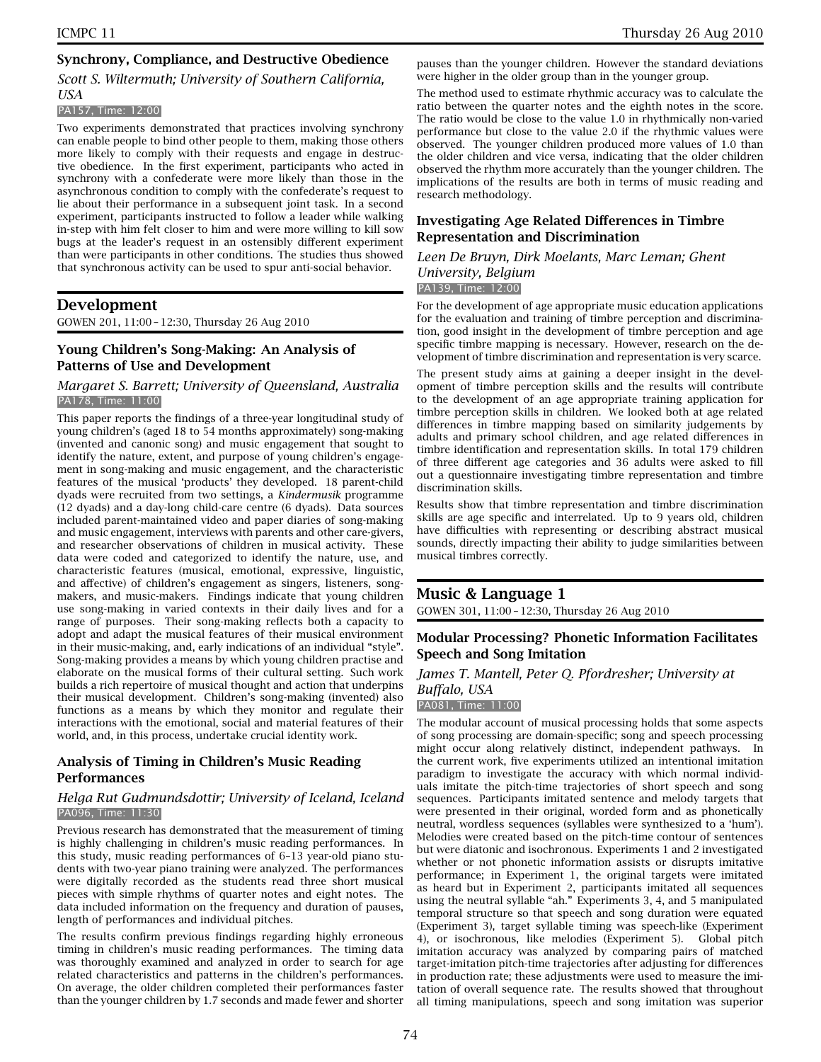### Synchrony, Compliance, and Destructive Obedience

*Scott S. Wiltermuth; University of Southern California, USA*

PA157, Time: 12:00

Two experiments demonstrated that practices involving synchrony can enable people to bind other people to them, making those others more likely to comply with their requests and engage in destructive obedience. In the first experiment, participants who acted in synchrony with a confederate were more likely than those in the asynchronous condition to comply with the confederate's request to lie about their performance in a subsequent joint task. In a second experiment, participants instructed to follow a leader while walking in-step with him felt closer to him and were more willing to kill sow bugs at the leader's request in an ostensibly different experiment than were participants in other conditions. The studies thus showed that synchronous activity can be used to spur anti-social behavior.

## Development

GOWEN 201, 11:00 – 12:30, Thursday 26 Aug 2010

### Young Children's Song-Making: An Analysis of Patterns of Use and Development

*Margaret S. Barrett; University of Queensland, Australia*

PA178, Time: 11:00

This paper reports the findings of a three-year longitudinal study of young children's (aged 18 to 54 months approximately) song-making (invented and canonic song) and music engagement that sought to identify the nature, extent, and purpose of young children's engagement in song-making and music engagement, and the characteristic features of the musical 'products' they developed. 18 parent-child dyads were recruited from two settings, a *Kindermusik* programme (12 dyads) and a day-long child-care centre (6 dyads). Data sources included parent-maintained video and paper diaries of song-making and music engagement, interviews with parents and other care-givers, and researcher observations of children in musical activity. These data were coded and categorized to identify the nature, use, and characteristic features (musical, emotional, expressive, linguistic, and affective) of children's engagement as singers, listeners, song-makers, and music-makers. Findings indicate that young children use song-making in varied contexts in their daily lives and for a range of purposes. Their song-making reflects both a capacity to adopt and adapt the musical features of their musical environment in their music-making, and, early indications of an individual "style". Song-making provides a means by which young children practise and elaborate on the musical forms of their cultural setting. Such work builds a rich repertoire of musical thought and action that underpins their musical development. Children's song-making (invented) also functions as a means by which they monitor and regulate their interactions with the emotional, social and material features of their world, and, in this process, undertake critical identity work.

### Analysis of Timing in Children's Music Reading Performances

*Helga Rut Gudmundsdottir; University of Iceland, Iceland*

PA096, Time: 11:30

Previous research has demonstrated that the measurement of timing is highly challenging in children's music reading performances. In this study, music reading performances of 6–13 year-old piano students with two-year piano training were analyzed. The performances were digitally recorded as the students read three short musical pieces with simple rhythms of quarter notes and eighth notes. The data included information on the frequency and duration of pauses, length of performances and individual pitches.

The results confirm previous findings regarding highly erroneous timing in children's music reading performances. The timing data was thoroughly examined and analyzed in order to search for age related characteristics and patterns in the children's performances. On average, the older children completed their performances faster than the younger children by 1.7 seconds and made fewer and shorter pauses than the younger children. However the standard deviations were higher in the older group than in the younger group.

The method used to estimate rhythmic accuracy was to calculate the ratio between the quarter notes and the eighth notes in the score. The ratio would be close to the value 1.0 in rhythmically non-varied performance but close to the value 2.0 if the rhythmic values were observed. The younger children produced more values of 1.0 than the older children and vice versa, indicating that the older children observed the rhythm more accurately than the younger children. The implications of the results are both in terms of music reading and research methodology.

### Investigating Age Related Differences in Timbre Representation and Discrimination

*Leen De Bruyn, Dirk Moelants, Marc Leman; Ghent University, Belgium*

PA139, Time: 12:00

For the development of age appropriate music education applications for the evaluation and training of timbre perception and discrimination, good insight in the development of timbre perception and age specific timbre mapping is necessary. However, research on the development of timbre discrimination and representation is very scarce.

The present study aims at gaining a deeper insight in the development of timbre perception skills and the results will contribute to the development of an age appropriate training application for timbre perception skills in children. We looked both at age related differences in timbre mapping based on similarity judgements by adults and primary school children, and age related differences in timbre identification and representation skills. In total 179 children of three different age categories and 36 adults were asked to fill out a questionnaire investigating timbre representation and timbre discrimination skills.

Results show that timbre representation and timbre discrimination skills are age specific and interrelated. Up to 9 years old, children have difficulties with representing or describing abstract musical sounds, directly impacting their ability to judge similarities between musical timbres correctly.

## Music & Language 1

GOWEN 301, 11:00 – 12:30, Thursday 26 Aug 2010

### Modular Processing? Phonetic Information Facilitates Speech and Song Imitation

*James T. Mantell, Peter Q. Pfordresher; University at Buffalo, USA*

PA081, Time: 11:00

The modular account of musical processing holds that some aspects of song processing are domain-specific; song and speech processing might occur along relatively distinct, independent pathways. In the current work, five experiments utilized an intentional imitation paradigm to investigate the accuracy with which normal individuals imitate the pitch-time trajectories of short speech and song sequences. Participants imitated sentence and melody targets that were presented in their original, worded form and as phonetically neutral, wordless sequences (syllables were synthesized to a 'hum'). Melodies were created based on the pitch-time contour of sentences but were diatonic and isochronous. Experiments 1 and 2 investigated whether or not phonetic information assists or disrupts imitative performance; in Experiment 1, the original targets were imitated as heard but in Experiment 2, participants imitated all sequences using the neutral syllable "ah." Experiments 3, 4, and 5 manipulated temporal structure so that speech and song duration were equated (Experiment 3), target syllable timing was speech-like (Experiment 4), or isochronous, like melodies (Experiment 5). Global pitch imitation accuracy was analyzed by comparing pairs of matched target-imitation pitch-time trajectories after adjusting for differences in production rate; these adjustments were used to measure the imitation of overall sequence rate. The results showed that throughout all timing manipulations, speech and song imitation was superior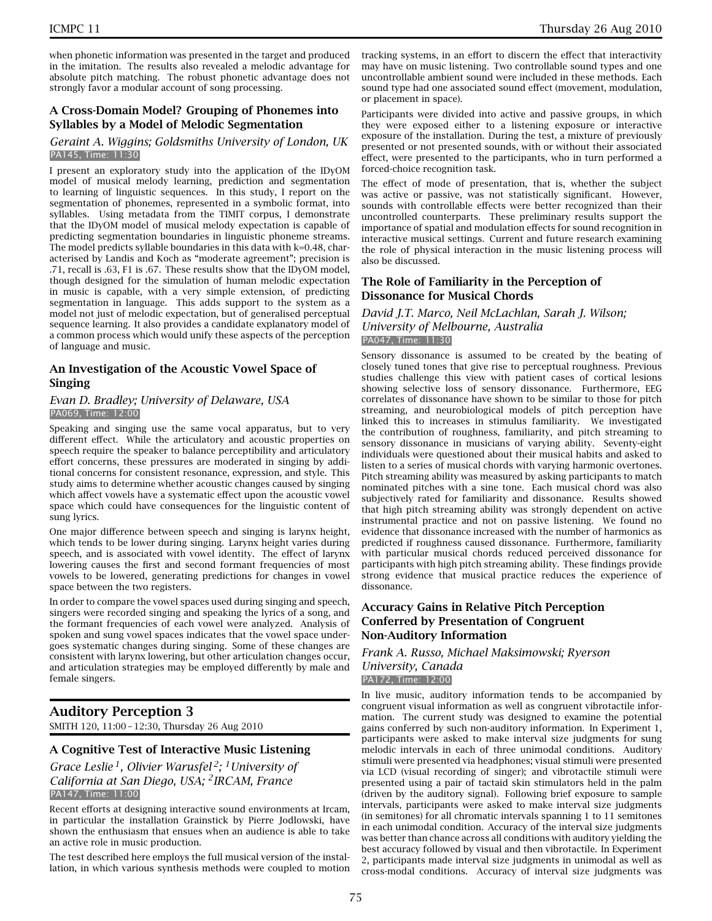when phonetic information was presented in the target and produced in the imitation. The results also revealed a melodic advantage for absolute pitch matching. The robust phonetic advantage does not strongly favor a modular account of song processing.

### A Cross-Domain Model? Grouping of Phonemes into Syllables by a Model of Melodic Segmentation

*Geraint A. Wiggins; Goldsmiths University of London, UK*
PA145, Time: 11:30

I present an exploratory study into the application of the IDyOM model of musical melody learning, prediction and segmentation to learning of linguistic sequences. In this study, I report on the segmentation of phonemes, represented in a symbolic format, into syllables. Using metadata from the TIMIT corpus, I demonstrate that the IDyOM model of musical melody expectation is capable of predicting segmentation boundaries in linguistic phoneme streams. The model predicts syllable boundaries in this data with k=0.48, characterised by Landis and Koch as "moderate agreement"; precision is .71, recall is .63, F1 is .67. These results show that the IDyOM model, though designed for the simulation of human melodic expectation in music is capable, with a very simple extension, of predicting segmentation in language. This adds support to the system as a model not just of melodic expectation, but of generalised perceptual sequence learning. It also provides a candidate explanatory model of a common process which would unify these aspects of the perception of language and music.

### An Investigation of the Acoustic Vowel Space of Singing

*Evan D. Bradley; University of Delaware, USA*
PA069, Time: 12:00

Speaking and singing use the same vocal apparatus, but to very different effect. While the articulatory and acoustic properties on speech require the speaker to balance perceptibility and articulatory effort concerns, these pressures are moderated in singing by additional concerns for consistent resonance, expression, and style. This study aims to determine whether acoustic changes caused by singing which affect vowels have a systematic effect upon the acoustic vowel space which could have consequences for the linguistic content of sung lyrics.

One major difference between speech and singing is larynx height, which tends to be lower during singing. Larynx height varies during speech, and is associated with vowel identity. The effect of larynx lowering causes the first and second formant frequencies of most vowels to be lowered, generating predictions for changes in vowel space between the two registers.

In order to compare the vowel spaces used during singing and speech, singers were recorded singing and speaking the lyrics of a song, and the formant frequencies of each vowel were analyzed. Analysis of spoken and sung vowel spaces indicates that the vowel space undergoes systematic changes during singing. Some of these changes are consistent with larynx lowering, but other articulation changes occur, and articulation strategies may be employed differently by male and female singers.

## Auditory Perception 3

SMITH 120, 11:00 – 12:30, Thursday 26 Aug 2010

### A Cognitive Test of Interactive Music Listening

*Grace Leslie[1], Olivier Warusfel[2]; [1]University of California at San Diego, USA; [2]IRCAM, France*
PA147, Time: 11:00

Recent efforts at designing interactive sound environments at Ircam, in particular the installation Grainstick by Pierre Jodlowski, have shown the enthusiasm that ensues when an audience is able to take an active role in music production.

The test described here employs the full musical version of the installation, in which various synthesis methods were coupled to motion tracking systems, in an effort to discern the effect that interactivity may have on music listening. Two controllable sound types and one uncontrollable ambient sound were included in these methods. Each sound type had one associated sound effect (movement, modulation, or placement in space).

Participants were divided into active and passive groups, in which they were exposed either to a listening exposure or interactive exposure of the installation. During the test, a mixture of previously presented or not presented sounds, with or without their associated effect, were presented to the participants, who in turn performed a forced-choice recognition task.

The effect of mode of presentation, that is, whether the subject was active or passive, was not statistically significant. However, sounds with controllable effects were better recognized than their uncontrolled counterparts. These preliminary results support the importance of spatial and modulation effects for sound recognition in interactive musical settings. Current and future research examining the role of physical interaction in the music listening process will also be discussed.

### The Role of Familiarity in the Perception of Dissonance for Musical Chords

*David J.T. Marco, Neil McLachlan, Sarah J. Wilson; University of Melbourne, Australia*
PA047, Time: 11:30

Sensory dissonance is assumed to be created by the beating of closely tuned tones that give rise to perceptual roughness. Previous studies challenge this view with patient cases of cortical lesions showing selective loss of sensory dissonance. Furthermore, EEG correlates of dissonance have shown to be similar to those for pitch streaming, and neurobiological models of pitch perception have linked this to increases in stimulus familiarity. We investigated the contribution of roughness, familiarity, and pitch streaming to sensory dissonance in musicians of varying ability. Seventy-eight individuals were questioned about their musical habits and asked to listen to a series of musical chords with varying harmonic overtones. Pitch streaming ability was measured by asking participants to match nominated pitches with a sine tone. Each musical chord was also subjectively rated for familiarity and dissonance. Results showed that high pitch streaming ability was strongly dependent on active instrumental practice and not on passive listening. We found no evidence that dissonance increased with the number of harmonics as predicted if roughness caused dissonance. Furthermore, familiarity with particular musical chords reduced perceived dissonance for participants with high pitch streaming ability. These findings provide strong evidence that musical practice reduces the experience of dissonance.

### Accuracy Gains in Relative Pitch Perception Conferred by Presentation of Congruent Non-Auditory Information

*Frank A. Russo, Michael Maksimowski; Ryerson University, Canada*
PA172, Time: 12:00

In live music, auditory information tends to be accompanied by congruent visual information as well as congruent vibrotactile information. The current study was designed to examine the potential gains conferred by such non-auditory information. In Experiment 1, participants were asked to make interval size judgments for sung melodic intervals in each of three unimodal conditions. Auditory stimuli were presented via headphones; visual stimuli were presented via LCD (visual recording of singer); and vibrotactile stimuli were presented using a pair of tactaid skin stimulators held in the palm (driven by the auditory signal). Following brief exposure to sample intervals, participants were asked to make interval size judgments (in semitones) for all chromatic intervals spanning 1 to 11 semitones in each unimodal condition. Accuracy of the interval size judgments was better than chance across all conditions with auditory yielding the best accuracy followed by visual and then vibrotactile. In Experiment 2, participants made interval size judgments in unimodal as well as cross-modal conditions. Accuracy of interval size judgments was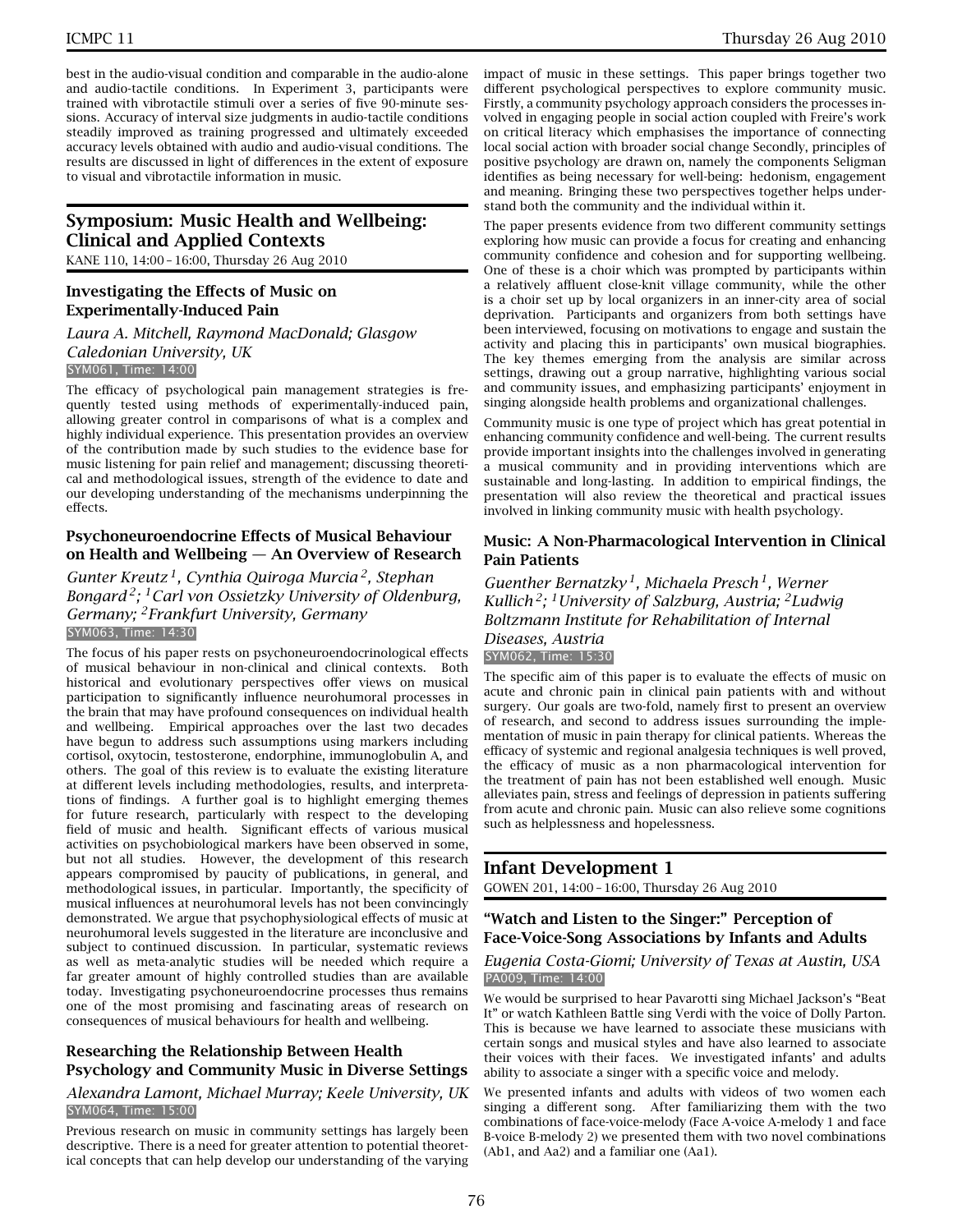best in the audio-visual condition and comparable in the audio-alone and audio-tactile conditions. In Experiment 3, participants were trained with vibrotactile stimuli over a series of five 90-minute sessions. Accuracy of interval size judgments in audio-tactile conditions steadily improved as training progressed and ultimately exceeded accuracy levels obtained with audio and audio-visual conditions. The results are discussed in light of differences in the extent of exposure to visual and vibrotactile information in music.

## Symposium: Music Health and Wellbeing: Clinical and Applied Contexts

KANE 110, 14:00 – 16:00, Thursday 26 Aug 2010

### Investigating the Effects of Music on Experimentally-Induced Pain

*Laura A. Mitchell, Raymond MacDonald; Glasgow Caledonian University, UK*

SYM061, Time: 14:00

The efficacy of psychological pain management strategies is frequently tested using methods of experimentally-induced pain, allowing greater control in comparisons of what is a complex and highly individual experience. This presentation provides an overview of the contribution made by such studies to the evidence base for music listening for pain relief and management; discussing theoretical and methodological issues, strength of the evidence to date and our developing understanding of the mechanisms underpinning the effects.

### Psychoneuroendocrine Effects of Musical Behaviour on Health and Wellbeing — An Overview of Research

*Gunter Kreutz[1], Cynthia Quiroga Murcia[2], Stephan Bongard[2]; [1]Carl von Ossietzky University of Oldenburg, Germany; [2]Frankfurt University, Germany*

SYM063, Time: 14:30

The focus of his paper rests on psychoneuroendocrinological effects of musical behaviour in non-clinical and clinical contexts. Both historical and evolutionary perspectives offer views on musical participation to significantly influence neurohumoral processes in the brain that may have profound consequences on individual health and wellbeing. Empirical approaches over the last two decades have begun to address such assumptions using markers including cortisol, oxytocin, testosterone, endorphine, immunoglobulin A, and others. The goal of this review is to evaluate the existing literature at different levels including methodologies, results, and interpretations of findings. A further goal is to highlight emerging themes for future research, particularly with respect to the developing field of music and health. Significant effects of various musical activities on psychobiological markers have been observed in some, but not all studies. However, the development of this research appears compromised by paucity of publications, in general, and methodological issues, in particular. Importantly, the specificity of musical influences at neurohumoral levels has not been convincingly demonstrated. We argue that psychophysiological effects of music at neurohumoral levels suggested in the literature are inconclusive and subject to continued discussion. In particular, systematic reviews as well as meta-analytic studies will be needed which require a far greater amount of highly controlled studies than are available today. Investigating psychoneuroendocrine processes thus remains one of the most promising and fascinating areas of research on consequences of musical behaviours for health and wellbeing.

### Researching the Relationship Between Health Psychology and Community Music in Diverse Settings

*Alexandra Lamont, Michael Murray; Keele University, UK*

SYM064, Time: 15:00

Previous research on music in community settings has largely been descriptive. There is a need for greater attention to potential theoretical concepts that can help develop our understanding of the varying impact of music in these settings. This paper brings together two different psychological perspectives to explore community music. Firstly, a community psychology approach considers the processes involved in engaging people in social action coupled with Freire's work on critical literacy which emphasises the importance of connecting local social action with broader social change Secondly, principles of positive psychology are drawn on, namely the components Seligman identifies as being necessary for well-being: hedonism, engagement and meaning. Bringing these two perspectives together helps understand both the community and the individual within it.

The paper presents evidence from two different community settings exploring how music can provide a focus for creating and enhancing community confidence and cohesion and for supporting wellbeing. One of these is a choir which was prompted by participants within a relatively affluent close-knit village community, while the other is a choir set up by local organizers in an inner-city area of social deprivation. Participants and organizers from both settings have been interviewed, focusing on motivations to engage and sustain the activity and placing this in participants' own musical biographies. The key themes emerging from the analysis are similar across settings, drawing out a group narrative, highlighting various social and community issues, and emphasizing participants' enjoyment in singing alongside health problems and organizational challenges.

Community music is one type of project which has great potential in enhancing community confidence and well-being. The current results provide important insights into the challenges involved in generating a musical community and in providing interventions which are sustainable and long-lasting. In addition to empirical findings, the presentation will also review the theoretical and practical issues involved in linking community music with health psychology.

### Music: A Non-Pharmacological Intervention in Clinical Pain Patients

*Guenther Bernatzky[1], Michaela Presch[1], Werner Kullich[2]; [1]University of Salzburg, Austria; [2]Ludwig Boltzmann Institute for Rehabilitation of Internal Diseases, Austria*

SYM062, Time: 15:30

The specific aim of this paper is to evaluate the effects of music on acute and chronic pain in clinical pain patients with and without surgery. Our goals are two-fold, namely first to present an overview of research, and second to address issues surrounding the implementation of music in pain therapy for clinical patients. Whereas the efficacy of systemic and regional analgesia techniques is well proved, the efficacy of music as a non pharmacological intervention for the treatment of pain has not been established well enough. Music alleviates pain, stress and feelings of depression in patients suffering from acute and chronic pain. Music can also relieve some cognitions such as helplessness and hopelessness.

## Infant Development 1

GOWEN 201, 14:00 – 16:00, Thursday 26 Aug 2010

### "Watch and Listen to the Singer:" Perception of Face-Voice-Song Associations by Infants and Adults

*Eugenia Costa-Giomi; University of Texas at Austin, USA*

PA009, Time: 14:00

We would be surprised to hear Pavarotti sing Michael Jackson's "Beat It" or watch Kathleen Battle sing Verdi with the voice of Dolly Parton. This is because we have learned to associate these musicians with certain songs and musical styles and have also learned to associate their voices with their faces. We investigated infants' and adults ability to associate a singer with a specific voice and melody.

We presented infants and adults with videos of two women each singing a different song. After familiarizing them with the two combinations of face-voice-melody (Face A-voice A-melody 1 and face B-voice B-melody 2) we presented them with two novel combinations (Ab1, and Aa2) and a familiar one (Aa1).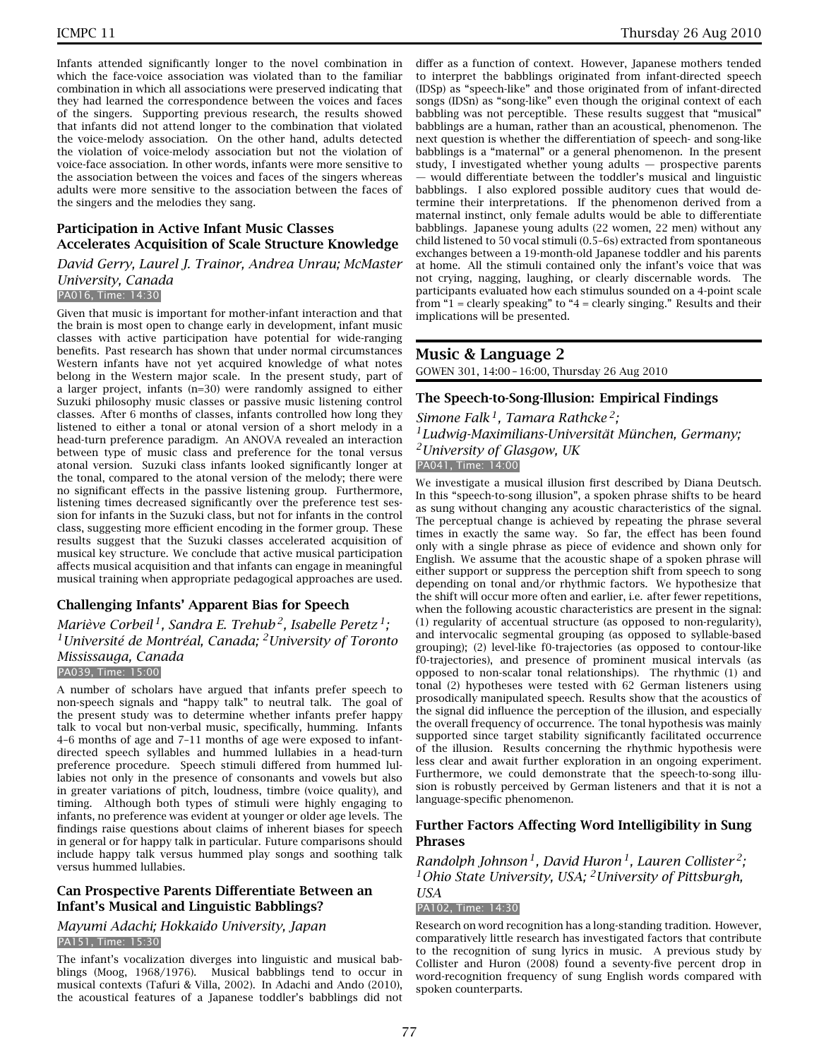Infants attended significantly longer to the novel combination in which the face-voice association was violated than to the familiar combination in which all associations were preserved indicating that they had learned the correspondence between the voices and faces of the singers. Supporting previous research, the results showed that infants did not attend longer to the combination that violated the voice-melody association. On the other hand, adults detected the violation of voice-melody association but not the violation of voice-face association. In other words, infants were more sensitive to the association between the voices and faces of the singers whereas adults were more sensitive to the association between the faces of the singers and the melodies they sang.

### Participation in Active Infant Music Classes Accelerates Acquisition of Scale Structure Knowledge

*David Gerry, Laurel J. Trainor, Andrea Unrau; McMaster University, Canada*

PA016, Time: 14:30

Given that music is important for mother-infant interaction and that the brain is most open to change early in development, infant music classes with active participation have potential for wide-ranging benefits. Past research has shown that under normal circumstances Western infants have not yet acquired knowledge of what notes belong in the Western major scale. In the present study, part of a larger project, infants (n=30) were randomly assigned to either Suzuki philosophy music classes or passive music listening control classes. After 6 months of classes, infants controlled how long they listened to either a tonal or atonal version of a short melody in a head-turn preference paradigm. An ANOVA revealed an interaction between type of music class and preference for the tonal versus atonal version. Suzuki class infants looked significantly longer at the tonal, compared to the atonal version of the melody; there were no significant effects in the passive listening group. Furthermore, listening times decreased significantly over the preference test session for infants in the Suzuki class, but not for infants in the control class, suggesting more efficient encoding in the former group. These results suggest that the Suzuki classes accelerated acquisition of musical key structure. We conclude that active musical participation affects musical acquisition and that infants can engage in meaningful musical training when appropriate pedagogical approaches are used.

### Challenging Infants' Apparent Bias for Speech

*Mariève Corbeil[1], Sandra E. Trehub[2], Isabelle Peretz[1];*
*[1]Université de Montréal, Canada; [2]University of Toronto Mississauga, Canada*

PA039, Time: 15:00

A number of scholars have argued that infants prefer speech to non-speech signals and "happy talk" to neutral talk. The goal of the present study was to determine whether infants prefer happy talk to vocal but non-verbal music, specifically, humming. Infants 4–6 months of age and 7–11 months of age were exposed to infant-directed speech syllables and hummed lullabies in a head-turn preference procedure. Speech stimuli differed from hummed lullabies not only in the presence of consonants and vowels but also in greater variations of pitch, loudness, timbre (voice quality), and timing. Although both types of stimuli were highly engaging to infants, no preference was evident at younger or older age levels. The findings raise questions about claims of inherent biases for speech in general or for happy talk in particular. Future comparisons should include happy talk versus hummed play songs and soothing talk versus hummed lullabies.

### Can Prospective Parents Differentiate Between an Infant's Musical and Linguistic Babblings?

*Mayumi Adachi; Hokkaido University, Japan*

PA151, Time: 15:30

The infant's vocalization diverges into linguistic and musical babblings (Moog, 1968/1976). Musical babblings tend to occur in musical contexts (Tafuri & Villa, 2002). In Adachi and Ando (2010), the acoustical features of a Japanese toddler's babblings did not differ as a function of context. However, Japanese mothers tended to interpret the babblings originated from infant-directed speech (IDSp) as "speech-like" and those originated from of infant-directed songs (IDSn) as "song-like" even though the original context of each babbling was not perceptible. These results suggest that "musical" babblings are a human, rather than an acoustical, phenomenon. The next question is whether the differentiation of speech- and song-like babblings is a "maternal" or a general phenomenon. In the present study, I investigated whether young adults — prospective parents — would differentiate between the toddler's musical and linguistic babblings. I also explored possible auditory cues that would determine their interpretations. If the phenomenon derived from a maternal instinct, only female adults would be able to differentiate babblings. Japanese young adults (22 women, 22 men) without any child listened to 50 vocal stimuli (0.5–6s) extracted from spontaneous exchanges between a 19-month-old Japanese toddler and his parents at home. All the stimuli contained only the infant's voice that was not crying, nagging, laughing, or clearly discernable words. The participants evaluated how each stimulus sounded on a 4-point scale from "1 = clearly speaking" to "4 = clearly singing." Results and their implications will be presented.

## Music & Language 2

GOWEN 301, 14:00 – 16:00, Thursday 26 Aug 2010

### The Speech-to-Song-Illusion: Empirical Findings

*Simone Falk[1], Tamara Rathcke[2];*
*[1]Ludwig-Maximilians-Universität München, Germany;*
*[2]University of Glasgow, UK*

PA041, Time: 14:00

We investigate a musical illusion first described by Diana Deutsch. In this "speech-to-song illusion", a spoken phrase shifts to be heard as sung without changing any acoustic characteristics of the signal. The perceptual change is achieved by repeating the phrase several times in exactly the same way. So far, the effect has been found only with a single phrase as piece of evidence and shown only for English. We assume that the acoustic shape of a spoken phrase will either support or suppress the perception shift from speech to song depending on tonal and/or rhythmic factors. We hypothesize that the shift will occur more often and earlier, i.e. after fewer repetitions, when the following acoustic characteristics are present in the signal: (1) regularity of accentual structure (as opposed to non-regularity), and intervocalic segmental grouping (as opposed to syllable-based grouping); (2) level-like f0-trajectories (as opposed to contour-like f0-trajectories), and presence of prominent musical intervals (as opposed to non-scalar tonal relationships). The rhythmic (1) and tonal (2) hypotheses were tested with 62 German listeners using prosodically manipulated speech. Results show that the acoustics of the signal did influence the perception of the illusion, and especially the overall frequency of occurrence. The tonal hypothesis was mainly supported since target stability significantly facilitated occurrence of the illusion. Results concerning the rhythmic hypothesis were less clear and await further exploration in an ongoing experiment. Furthermore, we could demonstrate that the speech-to-song illusion is robustly perceived by German listeners and that it is not a language-specific phenomenon.

### Further Factors Affecting Word Intelligibility in Sung Phrases

*Randolph Johnson[1], David Huron[1], Lauren Collister[2];*
*[1]Ohio State University, USA; [2]University of Pittsburgh, USA*

PA102, Time: 14:30

Research on word recognition has a long-standing tradition. However, comparatively little research has investigated factors that contribute to the recognition of sung lyrics in music. A previous study by Collister and Huron (2008) found a seventy-five percent drop in word-recognition frequency of sung English words compared with spoken counterparts.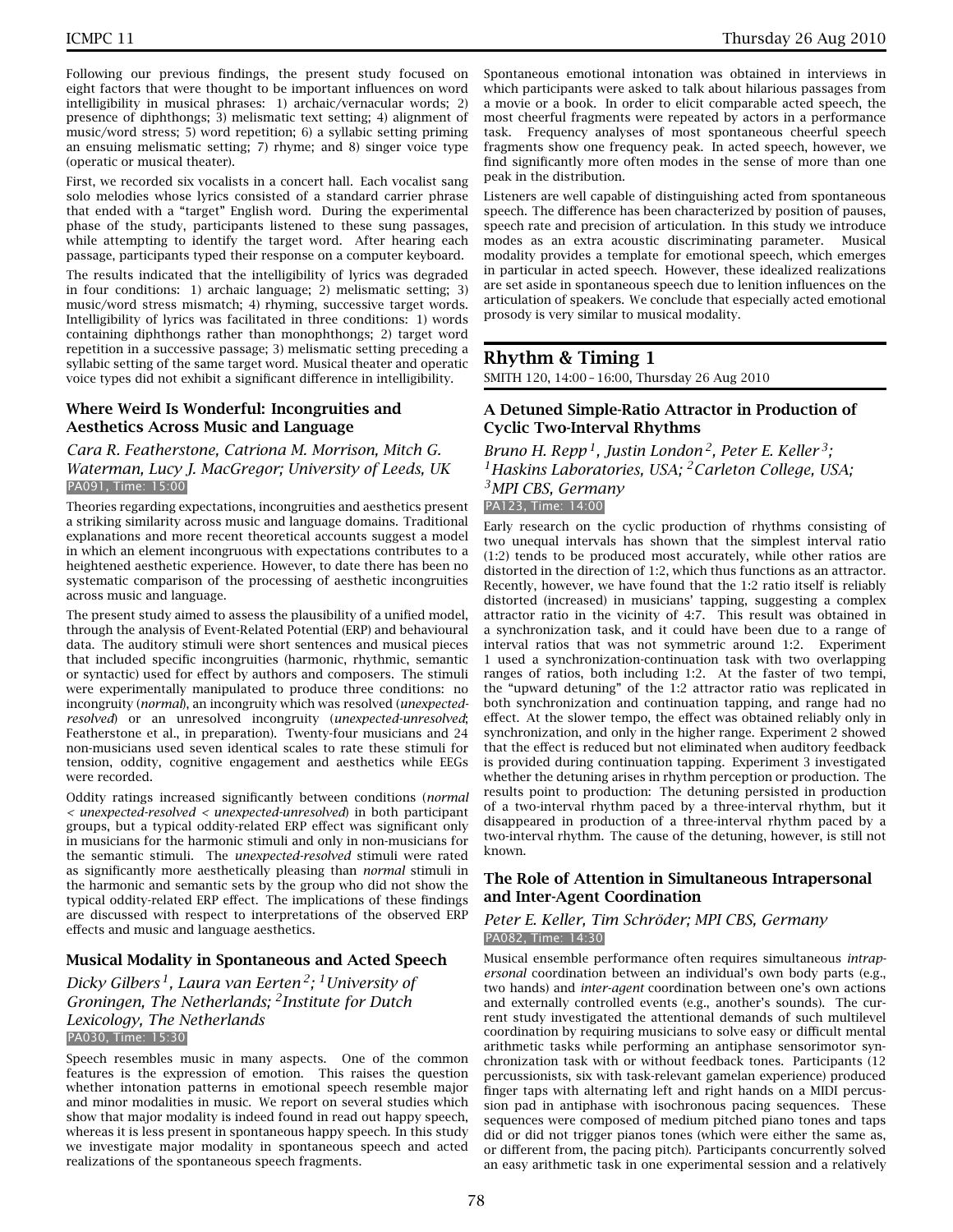Following our previous findings, the present study focused on eight factors that were thought to be important influences on word intelligibility in musical phrases: 1) archaic/vernacular words; 2) presence of diphthongs; 3) melismatic text setting; 4) alignment of music/word stress; 5) word repetition; 6) a syllabic setting priming an ensuing melismatic setting; 7) rhyme; and 8) singer voice type (operatic or musical theater).

First, we recorded six vocalists in a concert hall. Each vocalist sang solo melodies whose lyrics consisted of a standard carrier phrase that ended with a "target" English word. During the experimental phase of the study, participants listened to these sung passages, while attempting to identify the target word. After hearing each passage, participants typed their response on a computer keyboard.

The results indicated that the intelligibility of lyrics was degraded in four conditions: 1) archaic language; 2) melismatic setting; 3) music/word stress mismatch; 4) rhyming, successive target words. Intelligibility of lyrics was facilitated in three conditions: 1) words containing diphthongs rather than monophthongs; 2) target word repetition in a successive passage; 3) melismatic setting preceding a syllabic setting of the same target word. Musical theater and operatic voice types did not exhibit a significant difference in intelligibility.

### Where Weird Is Wonderful: Incongruities and Aesthetics Across Music and Language

*Cara R. Featherstone, Catriona M. Morrison, Mitch G. Waterman, Lucy J. MacGregor; University of Leeds, UK*
PA091, Time: 15:00

Theories regarding expectations, incongruities and aesthetics present a striking similarity across music and language domains. Traditional explanations and more recent theoretical accounts suggest a model in which an element incongruous with expectations contributes to a heightened aesthetic experience. However, to date there has been no systematic comparison of the processing of aesthetic incongruities across music and language.

The present study aimed to assess the plausibility of a unified model, through the analysis of Event-Related Potential (ERP) and behavioural data. The auditory stimuli were short sentences and musical pieces that included specific incongruities (harmonic, rhythmic, semantic or syntactic) used for effect by authors and composers. The stimuli were experimentally manipulated to produce three conditions: no incongruity (*normal*), an incongruity which was resolved (*unexpected-resolved*) or an unresolved incongruity (*unexpected-unresolved*; Featherstone et al., in preparation). Twenty-four musicians and 24 non-musicians used seven identical scales to rate these stimuli for tension, oddity, cognitive engagement and aesthetics while EEGs were recorded.

Oddity ratings increased significantly between conditions (*normal < unexpected-resolved < unexpected-unresolved*) in both participant groups, but a typical oddity-related ERP effect was significant only in musicians for the harmonic stimuli and only in non-musicians for the semantic stimuli. The *unexpected-resolved* stimuli were rated as significantly more aesthetically pleasing than *normal* stimuli in the harmonic and semantic sets by the group who did not show the typical oddity-related ERP effect. The implications of these findings are discussed with respect to interpretations of the observed ERP effects and music and language aesthetics.

### Musical Modality in Spontaneous and Acted Speech

*Dicky Gilbers[1], Laura van Eerten[2]; [1]University of Groningen, The Netherlands; [2]Institute for Dutch Lexicology, The Netherlands*
PA030, Time: 15:30

Speech resembles music in many aspects. One of the common features is the expression of emotion. This raises the question whether intonation patterns in emotional speech resemble major and minor modalities in music. We report on several studies which show that major modality is indeed found in read out happy speech, whereas it is less present in spontaneous happy speech. In this study we investigate major modality in spontaneous speech and acted realizations of the spontaneous speech fragments.

Spontaneous emotional intonation was obtained in interviews in which participants were asked to talk about hilarious passages from a movie or a book. In order to elicit comparable acted speech, the most cheerful fragments were repeated by actors in a performance task. Frequency analyses of most spontaneous cheerful speech fragments show one frequency peak. In acted speech, however, we find significantly more often modes in the sense of more than one peak in the distribution.

Listeners are well capable of distinguishing acted from spontaneous speech. The difference has been characterized by position of pauses, speech rate and precision of articulation. In this study we introduce modes as an extra acoustic discriminating parameter. Musical modality provides a template for emotional speech, which emerges in particular in acted speech. However, these idealized realizations are set aside in spontaneous speech due to lenition influences on the articulation of speakers. We conclude that especially acted emotional prosody is very similar to musical modality.

## Rhythm & Timing 1

SMITH 120, 14:00 – 16:00, Thursday 26 Aug 2010

### A Detuned Simple-Ratio Attractor in Production of Cyclic Two-Interval Rhythms

*Bruno H. Repp[1], Justin London[2], Peter E. Keller[3]; [1]Haskins Laboratories, USA; [2]Carleton College, USA; [3]MPI CBS, Germany*
PA123, Time: 14:00

Early research on the cyclic production of rhythms consisting of two unequal intervals has shown that the simplest interval ratio (1:2) tends to be produced most accurately, while other ratios are distorted in the direction of 1:2, which thus functions as an attractor. Recently, however, we have found that the 1:2 ratio itself is reliably distorted (increased) in musicians' tapping, suggesting a complex attractor ratio in the vicinity of 4:7. This result was obtained in a synchronization task, and it could have been due to a range of interval ratios that was not symmetric around 1:2. Experiment 1 used a synchronization-continuation task with two overlapping ranges of ratios, both including 1:2. At the faster of two tempi, the "upward detuning" of the 1:2 attractor ratio was replicated in both synchronization and continuation tapping, and range had no effect. At the slower tempo, the effect was obtained reliably only in synchronization, and only in the higher range. Experiment 2 showed that the effect is reduced but not eliminated when auditory feedback is provided during continuation tapping. Experiment 3 investigated whether the detuning arises in rhythm perception or production. The results point to production: The detuning persisted in production of a two-interval rhythm paced by a three-interval rhythm, but it disappeared in production of a three-interval rhythm paced by a two-interval rhythm. The cause of the detuning, however, is still not known.

### The Role of Attention in Simultaneous Intrapersonal and Inter-Agent Coordination

*Peter E. Keller, Tim Schröder; MPI CBS, Germany*
PA082, Time: 14:30

Musical ensemble performance often requires simultaneous *intrapersonal* coordination between an individual's own body parts (e.g., two hands) and *inter-agent* coordination between one's own actions and externally controlled events (e.g., another's sounds). The current study investigated the attentional demands of such multilevel coordination by requiring musicians to solve easy or difficult mental arithmetic tasks while performing an antiphase sensorimotor synchronization task with or without feedback tones. Participants (12 percussionists, six with task-relevant gamelan experience) produced finger taps with alternating left and right hands on a MIDI percussion pad in antiphase with isochronous pacing sequences. These sequences were composed of medium pitched piano tones and taps did or did not trigger pianos tones (which were either the same as, or different from, the pacing pitch). Participants concurrently solved an easy arithmetic task in one experimental session and a relatively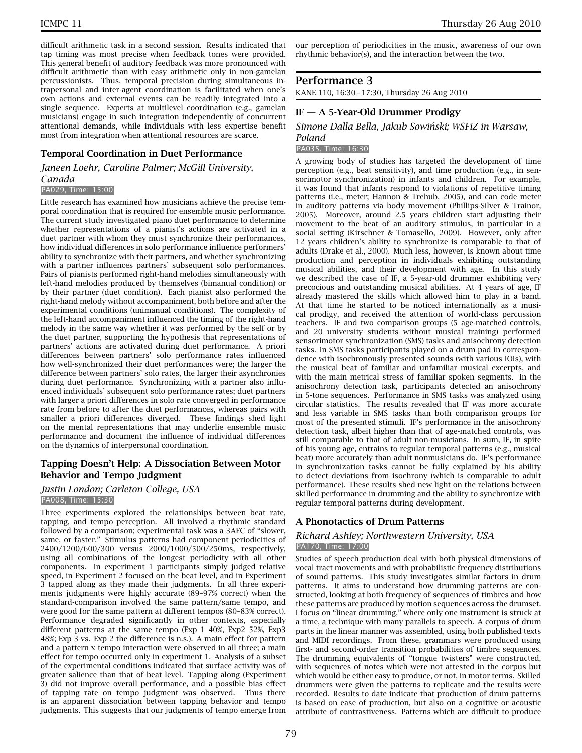difficult arithmetic task in a second session. Results indicated that tap timing was most precise when feedback tones were provided. This general benefit of auditory feedback was more pronounced with difficult arithmetic than with easy arithmetic only in non-gamelan percussionists. Thus, temporal precision during simultaneous intrapersonal and inter-agent coordination is facilitated when one's own actions and external events can be readily integrated into a single sequence. Experts at multilevel coordination (e.g., gamelan musicians) engage in such integration independently of concurrent attentional demands, while individuals with less expertise benefit most from integration when attentional resources are scarce.

### Temporal Coordination in Duet Performance

*Janeen Loehr, Caroline Palmer; McGill University, Canada*

PA029, Time: 15:00

Little research has examined how musicians achieve the precise temporal coordination that is required for ensemble music performance. The current study investigated piano duet performance to determine whether representations of a pianist's actions are activated in a duet partner with whom they must synchronize their performances, how individual differences in solo performance influence performers' ability to synchronize with their partners, and whether synchronizing with a partner influences partners' subsequent solo performances. Pairs of pianists performed right-hand melodies simultaneously with left-hand melodies produced by themselves (bimanual condition) or by their partner (duet condition). Each pianist also performed the right-hand melody without accompaniment, both before and after the experimental conditions (unimanual conditions). The complexity of the left-hand accompaniment influenced the timing of the right-hand melody in the same way whether it was performed by the self or by the duet partner, supporting the hypothesis that representations of partners' actions are activated during duet performance. A priori differences between partners' solo performance rates influenced how well-synchronized their duet performances were; the larger the difference between partners' solo rates, the larger their asynchronies during duet performance. Synchronizing with a partner also influenced individuals' subsequent solo performance rates; duet partners with larger a priori differences in solo rate converged in performance rate from before to after the duet performances, whereas pairs with smaller a priori differences diverged. These findings shed light on the mental representations that may underlie ensemble music performance and document the influence of individual differences on the dynamics of interpersonal coordination.

### Tapping Doesn't Help: A Dissociation Between Motor Behavior and Tempo Judgment

*Justin London; Carleton College, USA*

PA008, Time: 15:30

Three experiments explored the relationships between beat rate, tapping, and tempo perception. All involved a rhythmic standard followed by a comparison; experimental task was a 3AFC of "slower, same, or faster." Stimulus patterns had component periodicities of 2400/1200/600/300 versus 2000/1000/500/250ms, respectively, using all combinations of the longest periodicity with all other components. In experiment 1 participants simply judged relative speed, in Experiment 2 focused on the beat level, and in Experiment 3 tapped along as they made their judgments. In all three experiments judgments were highly accurate (89–97% correct) when the standard-comparison involved the same pattern/same tempo, and were good for the same pattern at different tempos (80–83% correct). Performance degraded significantly in other contexts, especially different patterns at the same tempo (Exp 1 40%, Exp2 52%, Exp3 48%; Exp 3 vs. Exp 2 the difference is n.s.). A main effect for pattern and a pattern x tempo interaction were observed in all three; a main effect for tempo occurred only in experiment 1. Analysis of a subset of the experimental conditions indicated that surface activity was of greater salience than that of beat level. Tapping along (Experiment 3) did not improve overall performance, and a possible bias effect of tapping rate on tempo judgment was observed. Thus there is an apparent dissociation between tapping behavior and tempo judgments. This suggests that our judgments of tempo emerge from our perception of periodicities in the music, awareness of our own rhythmic behavior(s), and the interaction between the two.

## Performance 3

KANE 110, 16:30 – 17:30, Thursday 26 Aug 2010

### IF — A 5-Year-Old Drummer Prodigy

*Simone Dalla Bella, Jakub Sowiński; WSFiZ in Warsaw, Poland*

PA035, Time: 16:30

A growing body of studies has targeted the development of time perception (e.g., beat sensitivity), and time production (e.g., in sensorimotor synchronization) in infants and children. For example, it was found that infants respond to violations of repetitive timing patterns (i.e., meter; Hannon & Trehub, 2005), and can code meter in auditory patterns via body movement (Phillips-Silver & Trainor, 2005). Moreover, around 2.5 years children start adjusting their movement to the beat of an auditory stimulus, in particular in a social setting (Kirschner & Tomasello, 2009). However, only after 12 years children's ability to synchronize is comparable to that of adults (Drake et al., 2000). Much less, however, is known about time production and perception in individuals exhibiting outstanding musical abilities, and their development with age. In this study we described the case of IF, a 5-year-old drummer exhibiting very precocious and outstanding musical abilities. At 4 years of age, IF already mastered the skills which allowed him to play in a band. At that time he started to be noticed internationally as a musical prodigy, and received the attention of world-class percussion teachers. IF and two comparison groups (5 age-matched controls, and 20 university students without musical training) performed sensorimotor synchronization (SMS) tasks and anisochrony detection tasks. In SMS tasks participants played on a drum pad in correspondence with isochronously presented sounds (with various IOIs), with the musical beat of familiar and unfamiliar musical excerpts, and with the main metrical stress of familiar spoken segments. In the anisochrony detection task, participants detected an anisochrony in 5-tone sequences. Performance in SMS tasks was analyzed using circular statistics. The results revealed that IF was more accurate and less variable in SMS tasks than both comparison groups for most of the presented stimuli. IF's performance in the anisochrony detection task, albeit higher than that of age-matched controls, was still comparable to that of adult non-musicians. In sum, IF, in spite of his young age, entrains to regular temporal patterns (e.g., musical beat) more accurately than adult nonmusicians do. IF's performance in synchronization tasks cannot be fully explained by his ability to detect deviations from isochrony (which is comparable to adult performance). These results shed new light on the relations between skilled performance in drumming and the ability to synchronize with regular temporal patterns during development.

### A Phonotactics of Drum Patterns

*Richard Ashley; Northwestern University, USA*

PA170, Time: 17:00

Studies of speech production deal with both physical dimensions of vocal tract movements and with probabilistic frequency distributions of sound patterns. This study investigates similar factors in drum patterns. It aims to understand how drumming patterns are constructed, looking at both frequency of sequences of timbres and how these patterns are produced by motion sequences across the drumset. I focus on "linear drumming," where only one instrument is struck at a time, a technique with many parallels to speech. A corpus of drum parts in the linear manner was assembled, using both published texts and MIDI recordings. From these, grammars were produced using first- and second-order transition probabilities of timbre sequences. The drumming equivalents of "tongue twisters" were constructed, with sequences of notes which were not attested in the corpus but which would be either easy to produce, or not, in motor terms. Skilled drummers were given the patterns to replicate and the results were recorded. Results to date indicate that production of drum patterns is based on ease of production, but also on a cognitive or acoustic attribute of contrastiveness. Patterns which are difficult to produce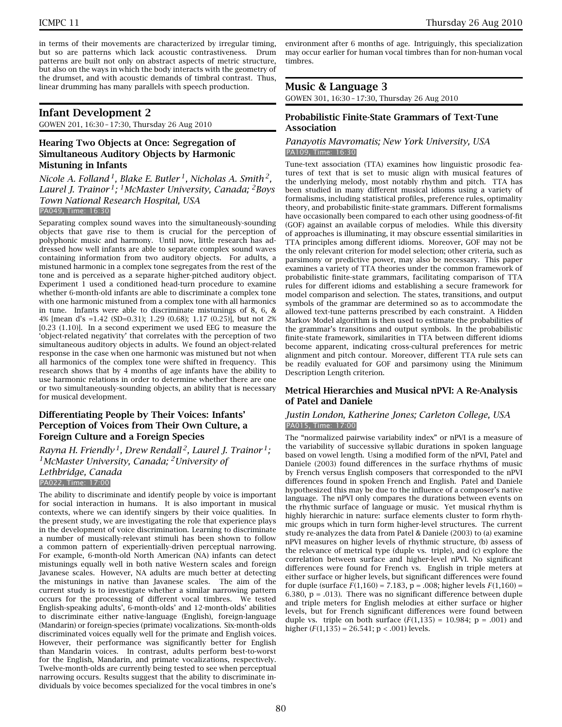in terms of their movements are characterized by irregular timing, but so are patterns which lack acoustic contrastiveness. Drum patterns are built not only on abstract aspects of metric structure, but also on the ways in which the body interacts with the geometry of the drumset, and with acoustic demands of timbral contrast. Thus, linear drumming has many parallels with speech production.

## Infant Development 2

GOWEN 201, 16:30 – 17:30, Thursday 26 Aug 2010

### Hearing Two Objects at Once: Segregation of Simultaneous Auditory Objects by Harmonic Mistuning in Infants

*Nicole A. Folland[1], Blake E. Butler[1], Nicholas A. Smith[2], Laurel J. Trainor[1]; [1]McMaster University, Canada; [2]Boys Town National Research Hospital, USA*

PA049, Time: 16:30

Separating complex sound waves into the simultaneously-sounding objects that gave rise to them is crucial for the perception of polyphonic music and harmony. Until now, little research has addressed how well infants are able to separate complex sound waves containing information from two auditory objects. For adults, a mistuned harmonic in a complex tone segregates from the rest of the tone and is perceived as a separate higher-pitched auditory object. Experiment 1 used a conditioned head-turn procedure to examine whether 6-month-old infants are able to discriminate a complex tone with one harmonic mistuned from a complex tone with all harmonics in tune. Infants were able to discriminate mistunings of 8, 6, & 4% [mean d's =1.42 (SD=0.31); 1.29 (0.68); 1.17 (0.25)], but not 2% [0.23 (1.10)]. In a second experiment we used EEG to measure the 'object-related negativity' that correlates with the perception of two simultaneous auditory objects in adults. We found an object-related response in the case when one harmonic was mistuned but not when all harmonics of the complex tone were shifted in frequency. This research shows that by 4 months of age infants have the ability to use harmonic relations in order to determine whether there are one or two simultaneously-sounding objects, an ability that is necessary for musical development.

### Differentiating People by Their Voices: Infants' Perception of Voices from Their Own Culture, a Foreign Culture and a Foreign Species

*Rayna H. Friendly[1], Drew Rendall[2], Laurel J. Trainor[1]; [1]McMaster University, Canada; [2]University of Lethbridge, Canada*

PA022, Time: 17:00

The ability to discriminate and identify people by voice is important for social interaction in humans. It is also important in musical contexts, where we can identify singers by their voice qualities. In the present study, we are investigating the role that experience plays in the development of voice discrimination. Learning to discriminate a number of musically-relevant stimuli has been shown to follow a common pattern of experientially-driven perceptual narrowing. For example, 6-month-old North American (NA) infants can detect mistunings equally well in both native Western scales and foreign Javanese scales. However, NA adults are much better at detecting the mistunings in native than Javanese scales. The aim of the current study is to investigate whether a similar narrowing pattern occurs for the processing of different vocal timbres. We tested English-speaking adults', 6-month-olds' and 12-month-olds' abilities to discriminate either native-language (English), foreign-language (Mandarin) or foreign-species (primate) vocalizations. Six-month-olds discriminated voices equally well for the primate and English voices. However, their performance was significantly better for English than Mandarin voices. In contrast, adults perform best-to-worst for the English, Mandarin, and primate vocalizations, respectively. Twelve-month-olds are currently being tested to see when perceptual narrowing occurs. Results suggest that the ability to discriminate individuals by voice becomes specialized for the vocal timbres in one's environment after 6 months of age. Intriguingly, this specialization may occur earlier for human vocal timbres than for non-human vocal timbres.

## Music & Language 3

GOWEN 301, 16:30 – 17:30, Thursday 26 Aug 2010

### Probabilistic Finite-State Grammars of Text-Tune Association

*Panayotis Mavromatis; New York University, USA*

PA109, Time: 16:30

Tune-text association (TTA) examines how linguistic prosodic features of text that is set to music align with musical features of the underlying melody, most notably rhythm and pitch. TTA has been studied in many different musical idioms using a variety of formalisms, including statistical profiles, preference rules, optimality theory, and probabilistic finite-state grammars. Different formalisms have occasionally been compared to each other using goodness-of-fit (GOF) against an available corpus of melodies. While this diversity of approaches is illuminating, it may obscure essential similarities in TTA principles among different idioms. Moreover, GOF may not be the only relevant criterion for model selection; other criteria, such as parsimony or predictive power, may also be necessary. This paper examines a variety of TTA theories under the common framework of probabilistic finite-state grammars, facilitating comparison of TTA rules for different idioms and establishing a secure framework for model comparison and selection. The states, transitions, and output symbols of the grammar are determined so as to accommodate the allowed text-tune patterns prescribed by each constraint. A Hidden Markov Model algorithm is then used to estimate the probabilities of the grammar's transitions and output symbols. In the probabilistic finite-state framework, similarities in TTA between different idioms become apparent, indicating cross-cultural preferences for metric alignment and pitch contour. Moreover, different TTA rule sets can be readily evaluated for GOF and parsimony using the Minimum Description Length criterion.

### Metrical Hierarchies and Musical nPVI: A Re-Analysis of Patel and Daniele

*Justin London, Katherine Jones; Carleton College, USA*

PA015, Time: 17:00

The "normalized pairwise variability index" or nPVI is a measure of the variability of successive syllabic durations in spoken language based on vowel length. Using a modified form of the nPVI, Patel and Daniele (2003) found differences in the surface rhythms of music by French versus English composers that corresponded to the nPVI differences found in spoken French and English. Patel and Daniele hypothesized this may be due to the influence of a composer's native language. The nPVI only compares the durations between events on the rhythmic surface of language or music. Yet musical rhythm is highly hierarchic in nature: surface elements cluster to form rhythmic groups which in turn form higher-level structures. The current study re-analyzes the data from Patel & Daniele (2003) to (a) examine nPVI measures on higher levels of rhythmic structure, (b) assess of the relevance of metrical type (duple vs. triple), and (c) explore the correlation between surface and higher-level nPVI. No significant differences were found for French vs. English in triple meters at either surface or higher levels, but significant differences were found for duple (surface $F(1,160) = 7.183$, $p = .008$; higher levels $F(1,160) = 6.380$, $p = .013$). There was no significant difference between duple and triple meters for English melodies at either surface or higher levels, but for French significant differences were found between duple vs. triple on both surface ($F(1,135) = 10.984$; $p = .001$) and higher ($F(1,135) = 26.541$; $p < .001$) levels.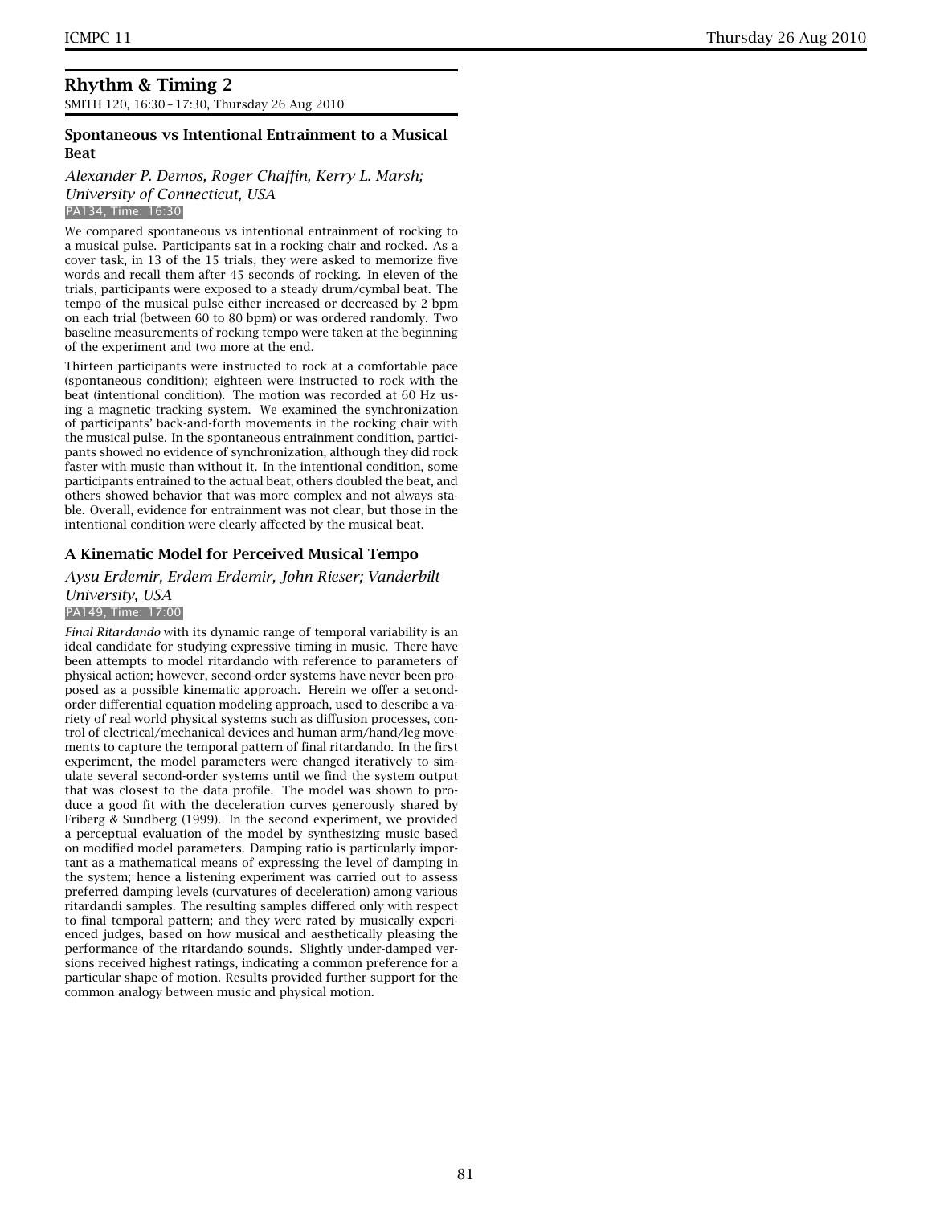## Rhythm & Timing 2

SMITH 120, 16:30 – 17:30, Thursday 26 Aug 2010

### Spontaneous vs Intentional Entrainment to a Musical Beat

*Alexander P. Demos, Roger Chaffin, Kerry L. Marsh; University of Connecticut, USA*

PA134, Time: 16:30

We compared spontaneous vs intentional entrainment of rocking to a musical pulse. Participants sat in a rocking chair and rocked. As a cover task, in 13 of the 15 trials, they were asked to memorize five words and recall them after 45 seconds of rocking. In eleven of the trials, participants were exposed to a steady drum/cymbal beat. The tempo of the musical pulse either increased or decreased by 2 bpm on each trial (between 60 to 80 bpm) or was ordered randomly. Two baseline measurements of rocking tempo were taken at the beginning of the experiment and two more at the end.

Thirteen participants were instructed to rock at a comfortable pace (spontaneous condition); eighteen were instructed to rock with the beat (intentional condition). The motion was recorded at 60 Hz using a magnetic tracking system. We examined the synchronization of participants' back-and-forth movements in the rocking chair with the musical pulse. In the spontaneous entrainment condition, participants showed no evidence of synchronization, although they did rock faster with music than without it. In the intentional condition, some participants entrained to the actual beat, others doubled the beat, and others showed behavior that was more complex and not always stable. Overall, evidence for entrainment was not clear, but those in the intentional condition were clearly affected by the musical beat.

### A Kinematic Model for Perceived Musical Tempo

*Aysu Erdemir, Erdem Erdemir, John Rieser; Vanderbilt University, USA*

PA149, Time: 17:00

*Final Ritardando* with its dynamic range of temporal variability is an ideal candidate for studying expressive timing in music. There have been attempts to model ritardando with reference to parameters of physical action; however, second-order systems have never been proposed as a possible kinematic approach. Herein we offer a second-order differential equation modeling approach, used to describe a variety of real world physical systems such as diffusion processes, control of electrical/mechanical devices and human arm/hand/leg movements to capture the temporal pattern of final ritardando. In the first experiment, the model parameters were changed iteratively to simulate several second-order systems until we find the system output that was closest to the data profile. The model was shown to produce a good fit with the deceleration curves generously shared by Friberg & Sundberg (1999). In the second experiment, we provided a perceptual evaluation of the model by synthesizing music based on modified model parameters. Damping ratio is particularly important as a mathematical means of expressing the level of damping in the system; hence a listening experiment was carried out to assess preferred damping levels (curvatures of deceleration) among various ritardandi samples. The resulting samples differed only with respect to final temporal pattern; and they were rated by musically experienced judges, based on how musical and aesthetically pleasing the performance of the ritardando sounds. Slightly under-damped versions received highest ratings, indicating a common preference for a particular shape of motion. Results provided further support for the common analogy between music and physical motion.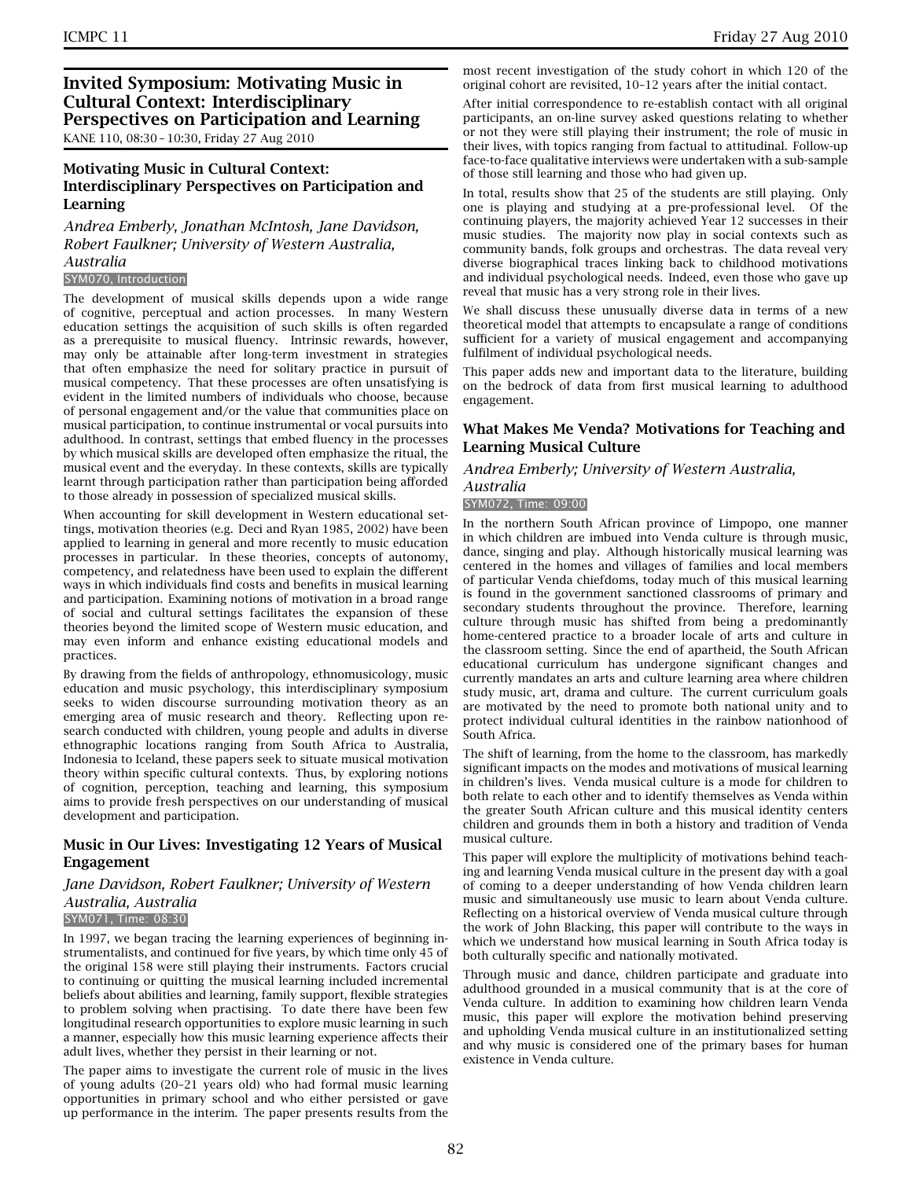## Invited Symposium: Motivating Music in Cultural Context: Interdisciplinary Perspectives on Participation and Learning

KANE 110, 08:30 – 10:30, Friday 27 Aug 2010

### Motivating Music in Cultural Context: Interdisciplinary Perspectives on Participation and Learning

*Andrea Emberly, Jonathan McIntosh, Jane Davidson, Robert Faulkner; University of Western Australia, Australia*

SYM070, Introduction

The development of musical skills depends upon a wide range of cognitive, perceptual and action processes. In many Western education settings the acquisition of such skills is often regarded as a prerequisite to musical fluency. Intrinsic rewards, however, may only be attainable after long-term investment in strategies that often emphasize the need for solitary practice in pursuit of musical competency. That these processes are often unsatisfying is evident in the limited numbers of individuals who choose, because of personal engagement and/or the value that communities place on musical participation, to continue instrumental or vocal pursuits into adulthood. In contrast, settings that embed fluency in the processes by which musical skills are developed often emphasize the ritual, the musical event and the everyday. In these contexts, skills are typically learnt through participation rather than participation being afforded to those already in possession of specialized musical skills.

When accounting for skill development in Western educational settings, motivation theories (e.g. Deci and Ryan 1985, 2002) have been applied to learning in general and more recently to music education processes in particular. In these theories, concepts of autonomy, competency, and relatedness have been used to explain the different ways in which individuals find costs and benefits in musical learning and participation. Examining notions of motivation in a broad range of social and cultural settings facilitates the expansion of these theories beyond the limited scope of Western music education, and may even inform and enhance existing educational models and practices.

By drawing from the fields of anthropology, ethnomusicology, music education and music psychology, this interdisciplinary symposium seeks to widen discourse surrounding motivation theory as an emerging area of music research and theory. Reflecting upon research conducted with children, young people and adults in diverse ethnographic locations ranging from South Africa to Australia, Indonesia to Iceland, these papers seek to situate musical motivation theory within specific cultural contexts. Thus, by exploring notions of cognition, perception, teaching and learning, this symposium aims to provide fresh perspectives on our understanding of musical development and participation.

### Music in Our Lives: Investigating 12 Years of Musical Engagement

*Jane Davidson, Robert Faulkner; University of Western Australia, Australia*

SYM071, Time: 08:30

In 1997, we began tracing the learning experiences of beginning instrumentalists, and continued for five years, by which time only 45 of the original 158 were still playing their instruments. Factors crucial to continuing or quitting the musical learning included incremental beliefs about abilities and learning, family support, flexible strategies to problem solving when practising. To date there have been few longitudinal research opportunities to explore music learning in such a manner, especially how this music learning experience affects their adult lives, whether they persist in their learning or not.

The paper aims to investigate the current role of music in the lives of young adults (20–21 years old) who had formal music learning opportunities in primary school and who either persisted or gave up performance in the interim. The paper presents results from the most recent investigation of the study cohort in which 120 of the original cohort are revisited, 10–12 years after the initial contact.

After initial correspondence to re-establish contact with all original participants, an on-line survey asked questions relating to whether or not they were still playing their instrument; the role of music in their lives, with topics ranging from factual to attitudinal. Follow-up face-to-face qualitative interviews were undertaken with a sub-sample of those still learning and those who had given up.

In total, results show that 25 of the students are still playing. Only one is playing and studying at a pre-professional level. Of the continuing players, the majority achieved Year 12 successes in their music studies. The majority now play in social contexts such as community bands, folk groups and orchestras. The data reveal very diverse biographical traces linking back to childhood motivations and individual psychological needs. Indeed, even those who gave up reveal that music has a very strong role in their lives.

We shall discuss these unusually diverse data in terms of a new theoretical model that attempts to encapsulate a range of conditions sufficient for a variety of musical engagement and accompanying fulfilment of individual psychological needs.

This paper adds new and important data to the literature, building on the bedrock of data from first musical learning to adulthood engagement.

### What Makes Me Venda? Motivations for Teaching and Learning Musical Culture

*Andrea Emberly; University of Western Australia, Australia*

SYM072, Time: 09:00

In the northern South African province of Limpopo, one manner in which children are imbued into Venda culture is through music, dance, singing and play. Although historically musical learning was centered in the homes and villages of families and local members of particular Venda chiefdoms, today much of this musical learning is found in the government sanctioned classrooms of primary and secondary students throughout the province. Therefore, learning culture through music has shifted from being a predominantly home-centered practice to a broader locale of arts and culture in the classroom setting. Since the end of apartheid, the South African educational curriculum has undergone significant changes and currently mandates an arts and culture learning area where children study music, art, drama and culture. The current curriculum goals are motivated by the need to promote both national unity and to protect individual cultural identities in the rainbow nationhood of South Africa.

The shift of learning, from the home to the classroom, has markedly significant impacts on the modes and motivations of musical learning in children's lives. Venda musical culture is a mode for children to both relate to each other and to identify themselves as Venda within the greater South African culture and this musical identity centers children and grounds them in both a history and tradition of Venda musical culture.

This paper will explore the multiplicity of motivations behind teaching and learning Venda musical culture in the present day with a goal of coming to a deeper understanding of how Venda children learn music and simultaneously use music to learn about Venda culture. Reflecting on a historical overview of Venda musical culture through the work of John Blacking, this paper will contribute to the ways in which we understand how musical learning in South Africa today is both culturally specific and nationally motivated.

Through music and dance, children participate and graduate into adulthood grounded in a musical community that is at the core of Venda culture. In addition to examining how children learn Venda music, this paper will explore the motivation behind preserving and upholding Venda musical culture in an institutionalized setting and why music is considered one of the primary bases for human existence in Venda culture.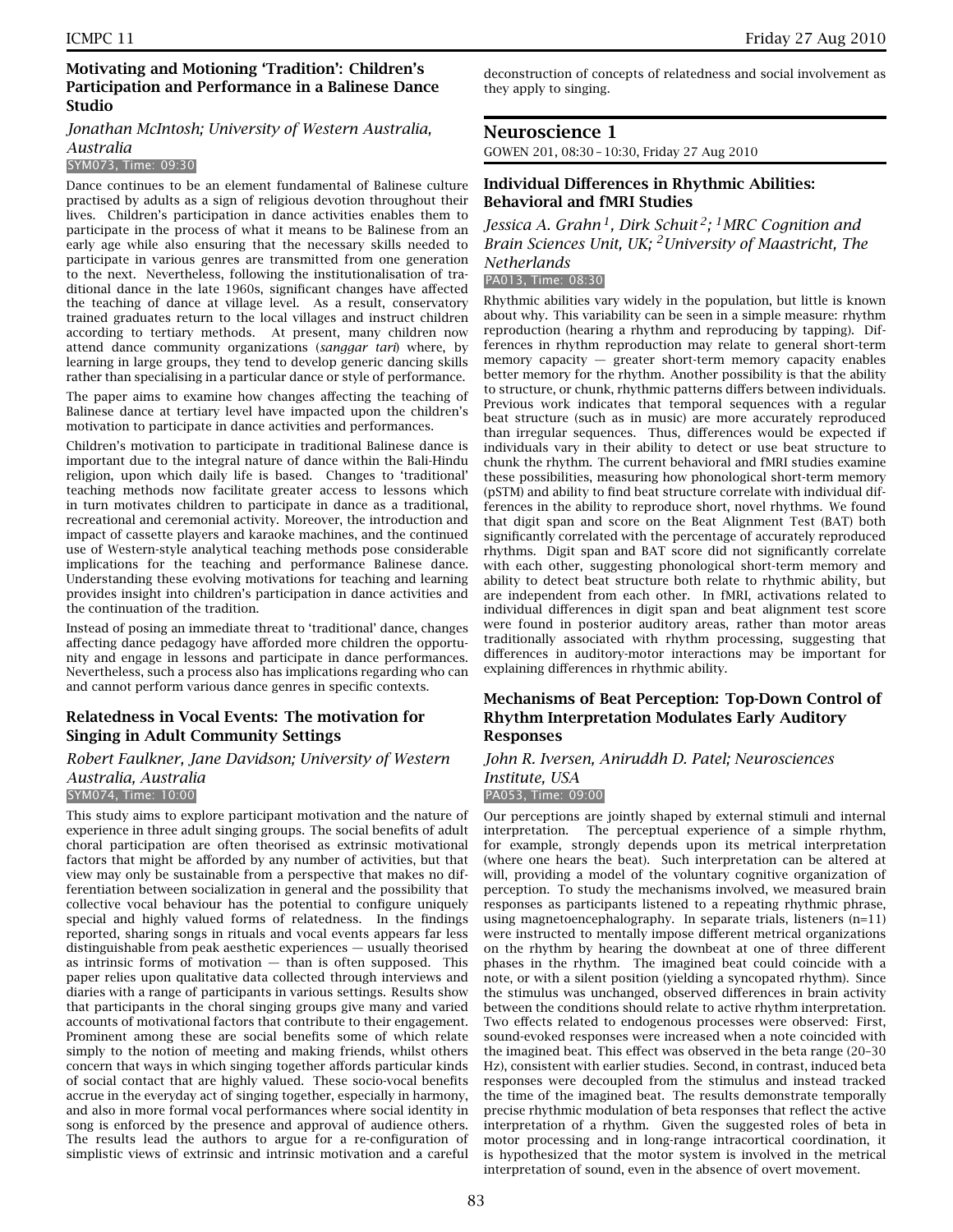### Motivating and Motioning 'Tradition': Children's Participation and Performance in a Balinese Dance Studio

*Jonathan McIntosh; University of Western Australia, Australia*

SYM073, Time: 09:30

Dance continues to be an element fundamental of Balinese culture practised by adults as a sign of religious devotion throughout their lives. Children's participation in dance activities enables them to participate in the process of what it means to be Balinese from an early age while also ensuring that the necessary skills needed to participate in various genres are transmitted from one generation to the next. Nevertheless, following the institutionalisation of traditional dance in the late 1960s, significant changes have affected the teaching of dance at village level. As a result, conservatory trained graduates return to the local villages and instruct children according to tertiary methods. At present, many children now attend dance community organizations (*sanggar tari*) where, by learning in large groups, they tend to develop generic dancing skills rather than specialising in a particular dance or style of performance.

The paper aims to examine how changes affecting the teaching of Balinese dance at tertiary level have impacted upon the children's motivation to participate in dance activities and performances.

Children's motivation to participate in traditional Balinese dance is important due to the integral nature of dance within the Bali-Hindu religion, upon which daily life is based. Changes to 'traditional' teaching methods now facilitate greater access to lessons which in turn motivates children to participate in dance as a traditional, recreational and ceremonial activity. Moreover, the introduction and impact of cassette players and karaoke machines, and the continued use of Western-style analytical teaching methods pose considerable implications for the teaching and performance Balinese dance. Understanding these evolving motivations for teaching and learning provides insight into children's participation in dance activities and the continuation of the tradition.

Instead of posing an immediate threat to 'traditional' dance, changes affecting dance pedagogy have afforded more children the opportunity and engage in lessons and participate in dance performances. Nevertheless, such a process also has implications regarding who can and cannot perform various dance genres in specific contexts.

### Relatedness in Vocal Events: The motivation for Singing in Adult Community Settings

*Robert Faulkner, Jane Davidson; University of Western Australia, Australia*

SYM074, Time: 10:00

This study aims to explore participant motivation and the nature of experience in three adult singing groups. The social benefits of adult choral participation are often theorised as extrinsic motivational factors that might be afforded by any number of activities, but that view may only be sustainable from a perspective that makes no differentiation between socialization in general and the possibility that collective vocal behaviour has the potential to configure uniquely special and highly valued forms of relatedness. In the findings reported, sharing songs in rituals and vocal events appears far less distinguishable from peak aesthetic experiences — usually theorised as intrinsic forms of motivation — than is often supposed. This paper relies upon qualitative data collected through interviews and diaries with a range of participants in various settings. Results show that participants in the choral singing groups give many and varied accounts of motivational factors that contribute to their engagement. Prominent among these are social benefits some of which relate simply to the notion of meeting and making friends, whilst others concern that ways in which singing together affords particular kinds of social contact that are highly valued. These socio-vocal benefits accrue in the everyday act of singing together, especially in harmony, and also in more formal vocal performances where social identity in song is enforced by the presence and approval of audience others. The results lead the authors to argue for a re-configuration of simplistic views of extrinsic and intrinsic motivation and a careful deconstruction of concepts of relatedness and social involvement as they apply to singing.

## Neuroscience 1

GOWEN 201, 08:30 – 10:30, Friday 27 Aug 2010

### Individual Differences in Rhythmic Abilities: Behavioral and fMRI Studies

*Jessica A. Grahn[1], Dirk Schuit[2]; [1]MRC Cognition and Brain Sciences Unit, UK; [2]University of Maastricht, The Netherlands*

PA013, Time: 08:30

Rhythmic abilities vary widely in the population, but little is known about why. This variability can be seen in a simple measure: rhythm reproduction (hearing a rhythm and reproducing by tapping). Differences in rhythm reproduction may relate to general short-term memory capacity — greater short-term memory capacity enables better memory for the rhythm. Another possibility is that the ability to structure, or chunk, rhythmic patterns differs between individuals. Previous work indicates that temporal sequences with a regular beat structure (such as in music) are more accurately reproduced than irregular sequences. Thus, differences would be expected if individuals vary in their ability to detect or use beat structure to chunk the rhythm. The current behavioral and fMRI studies examine these possibilities, measuring how phonological short-term memory (pSTM) and ability to find beat structure correlate with individual differences in the ability to reproduce short, novel rhythms. We found that digit span and score on the Beat Alignment Test (BAT) both significantly correlated with the percentage of accurately reproduced rhythms. Digit span and BAT score did not significantly correlate with each other, suggesting phonological short-term memory and ability to detect beat structure both relate to rhythmic ability, but are independent from each other. In fMRI, activations related to individual differences in digit span and beat alignment test score were found in posterior auditory areas, rather than motor areas traditionally associated with rhythm processing, suggesting that differences in auditory-motor interactions may be important for explaining differences in rhythmic ability.

### Mechanisms of Beat Perception: Top-Down Control of Rhythm Interpretation Modulates Early Auditory Responses

*John R. Iversen, Aniruddh D. Patel; Neurosciences Institute, USA*

PA053, Time: 09:00

Our perceptions are jointly shaped by external stimuli and internal interpretation. The perceptual experience of a simple rhythm, for example, strongly depends upon its metrical interpretation (where one hears the beat). Such interpretation can be altered at will, providing a model of the voluntary cognitive organization of perception. To study the mechanisms involved, we measured brain responses as participants listened to a repeating rhythmic phrase, using magnetoencephalography. In separate trials, listeners (n=11) were instructed to mentally impose different metrical organizations on the rhythm by hearing the downbeat at one of three different phases in the rhythm. The imagined beat could coincide with a note, or with a silent position (yielding a syncopated rhythm). Since the stimulus was unchanged, observed differences in brain activity between the conditions should relate to active rhythm interpretation. Two effects related to endogenous processes were observed: First, sound-evoked responses were increased when a note coincided with the imagined beat. This effect was observed in the beta range (20–30 Hz), consistent with earlier studies. Second, in contrast, induced beta responses were decoupled from the stimulus and instead tracked the time of the imagined beat. The results demonstrate temporally precise rhythmic modulation of beta responses that reflect the active interpretation of a rhythm. Given the suggested roles of beta in motor processing and in long-range intracortical coordination, it is hypothesized that the motor system is involved in the metrical interpretation of sound, even in the absence of overt movement.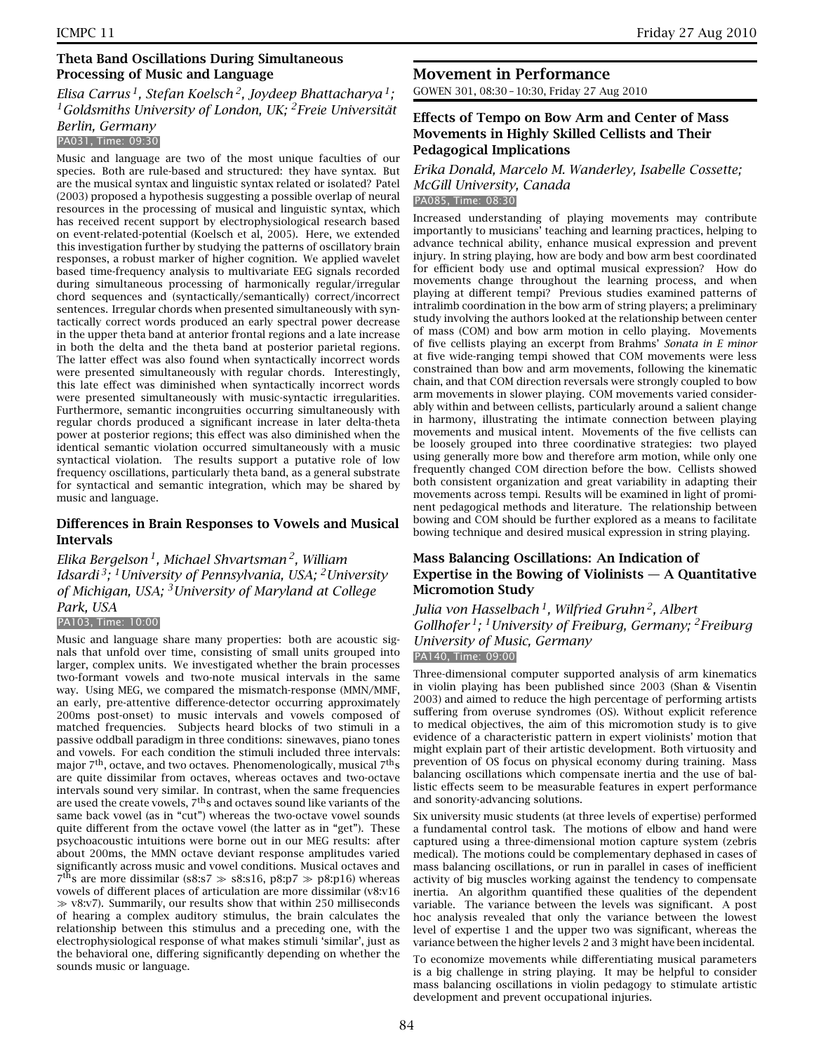### Theta Band Oscillations During Simultaneous Processing of Music and Language

*Elisa Carrus[1], Stefan Koelsch[2], Joydeep Bhattacharya[1]; [1]Goldsmiths University of London, UK; [2]Freie Universität Berlin, Germany*

PA031, Time: 09:30

Music and language are two of the most unique faculties of our species. Both are rule-based and structured: they have syntax. But are the musical syntax and linguistic syntax related or isolated? Patel (2003) proposed a hypothesis suggesting a possible overlap of neural resources in the processing of musical and linguistic syntax, which has received recent support by electrophysiological research based on event-related-potential (Koelsch et al, 2005). Here, we extended this investigation further by studying the patterns of oscillatory brain responses, a robust marker of higher cognition. We applied wavelet based time-frequency analysis to multivariate EEG signals recorded during simultaneous processing of harmonically regular/irregular chord sequences and (syntactically/semantically) correct/incorrect sentences. Irregular chords when presented simultaneously with syntactically correct words produced an early spectral power decrease in the upper theta band at anterior frontal regions and a late increase in both the delta and the theta band at posterior parietal regions. The latter effect was also found when syntactically incorrect words were presented simultaneously with regular chords. Interestingly, this late effect was diminished when syntactically incorrect words were presented simultaneously with music-syntactic irregularities. Furthermore, semantic incongruities occurring simultaneously with regular chords produced a significant increase in later delta-theta power at posterior regions; this effect was also diminished when the identical semantic violation occurred simultaneously with a music syntactical violation. The results support a putative role of low frequency oscillations, particularly theta band, as a general substrate for syntactical and semantic integration, which may be shared by music and language.

### Differences in Brain Responses to Vowels and Musical Intervals

*Elika Bergelson[1], Michael Shvartsman[2], William Idsardi[3]; [1]University of Pennsylvania, USA; [2]University of Michigan, USA; [3]University of Maryland at College Park, USA*

PA103, Time: 10:00

Music and language share many properties: both are acoustic signals that unfold over time, consisting of small units grouped into larger, complex units. We investigated whether the brain processes two-formant vowels and two-note musical intervals in the same way. Using MEG, we compared the mismatch-response (MMN/MMF, an early, pre-attentive difference-detector occurring approximately 200ms post-onset) to music intervals and vowels composed of matched frequencies. Subjects heard blocks of two stimuli in a passive oddball paradigm in three conditions: sinewaves, piano tones and vowels. For each condition the stimuli included three intervals: major 7$^{th}$, octave, and two octaves. Phenomenologically, musical 7$^{th}$s are quite dissimilar from octaves, whereas octaves and two-octave intervals sound very similar. In contrast, when the same frequencies are used the create vowels, 7$^{th}$s and octaves sound like variants of the same back vowel (as in "cut") whereas the two-octave vowel sounds quite different from the octave vowel (the latter as in "get"). These psychoacoustic intuitions were borne out in our MEG results: after about 200ms, the MMN octave deviant response amplitudes varied significantly across music and vowel conditions. Musical octaves and 7$^{th}$s are more dissimilar (s8:s7 $\gg$ s8:s16, p8:p7 $\gg$ p8:p16) whereas vowels of different places of articulation are more dissimilar (v8:v16 $\gg$ v8:v7). Summarily, our results show that within 250 milliseconds of hearing a complex auditory stimulus, the brain calculates the relationship between this stimulus and a preceding one, with the electrophysiological response of what makes stimuli 'similar', just as the behavioral one, differing significantly depending on whether the sounds music or language.

## Movement in Performance

GOWEN 301, 08:30 – 10:30, Friday 27 Aug 2010

### Effects of Tempo on Bow Arm and Center of Mass Movements in Highly Skilled Cellists and Their Pedagogical Implications

*Erika Donald, Marcelo M. Wanderley, Isabelle Cossette; McGill University, Canada*

PA085, Time: 08:30

Increased understanding of playing movements may contribute importantly to musicians' teaching and learning practices, helping to advance technical ability, enhance musical expression and prevent injury. In string playing, how are body and bow arm best coordinated for efficient body use and optimal musical expression? How do movements change throughout the learning process, and when playing at different tempi? Previous studies examined patterns of intralimb coordination in the bow arm of string players; a preliminary study involving the authors looked at the relationship between center of mass (COM) and bow arm motion in cello playing. Movements of five cellists playing an excerpt from Brahms' *Sonata in E minor* at five wide-ranging tempi showed that COM movements were less constrained than bow and arm movements, following the kinematic chain, and that COM direction reversals were strongly coupled to bow arm movements in slower playing. COM movements varied considerably within and between cellists, particularly around a salient change in harmony, illustrating the intimate connection between playing movements and musical intent. Movements of the five cellists can be loosely grouped into three coordinative strategies: two played using generally more bow and therefore arm motion, while only one frequently changed COM direction before the bow. Cellists showed both consistent organization and great variability in adapting their movements across tempi. Results will be examined in light of prominent pedagogical methods and literature. The relationship between bowing and COM should be further explored as a means to facilitate bowing technique and desired musical expression in string playing.

### Mass Balancing Oscillations: An Indication of Expertise in the Bowing of Violinists — A Quantitative Micromotion Study

*Julia von Hasselbach[1], Wilfried Gruhn[2], Albert Gollhofer[1]; [1]University of Freiburg, Germany; [2]Freiburg University of Music, Germany*

PA140, Time: 09:00

Three-dimensional computer supported analysis of arm kinematics in violin playing has been published since 2003 (Shan & Visentin 2003) and aimed to reduce the high percentage of performing artists suffering from overuse syndromes (OS). Without explicit reference to medical objectives, the aim of this micromotion study is to give evidence of a characteristic pattern in expert violinists' motion that might explain part of their artistic development. Both virtuosity and prevention of OS focus on physical economy during training. Mass balancing oscillations which compensate inertia and the use of ballistic effects seem to be measurable features in expert performance and sonority-advancing solutions.

Six university music students (at three levels of expertise) performed a fundamental control task. The motions of elbow and hand were captured using a three-dimensional motion capture system (zebris medical). The motions could be complementary dephased in cases of mass balancing oscillations, or run in parallel in cases of inefficient activity of big muscles working against the tendency to compensate inertia. An algorithm quantified these qualities of the dependent variable. The variance between the levels was significant. A post hoc analysis revealed that only the variance between the lowest level of expertise 1 and the upper two was significant, whereas the variance between the higher levels 2 and 3 might have been incidental.

To economize movements while differentiating musical parameters is a big challenge in string playing. It may be helpful to consider mass balancing oscillations in violin pedagogy to stimulate artistic development and prevent occupational injuries.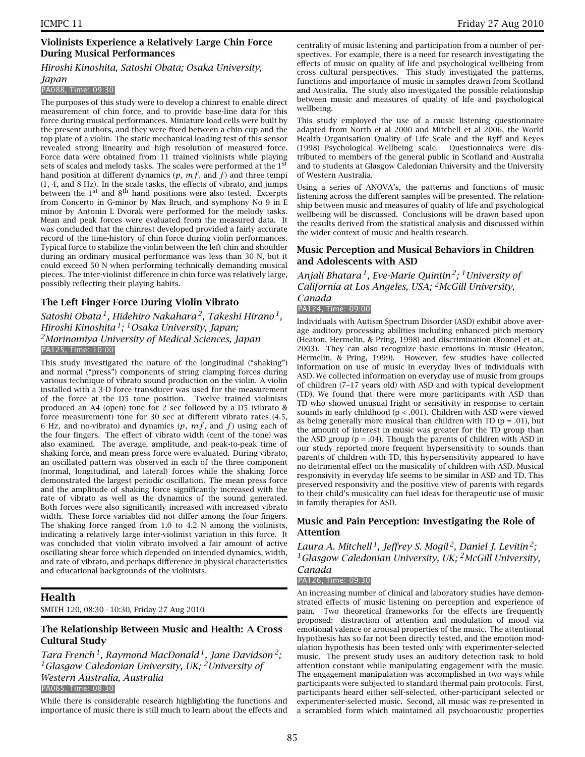### Violinists Experience a Relatively Large Chin Force During Musical Performances

*Hiroshi Kinoshita, Satoshi Obata; Osaka University, Japan*

PA088, Time: 09:30

The purposes of this study were to develop a chinrest to enable direct measurement of chin force, and to provide base-line data for this force during musical performances. Miniature load cells were built by the present authors, and they were fixed between a chin-cup and the top plate of a violin. The static mechanical loading test of this sensor revealed strong linearity and high resolution of measured force. Force data were obtained from 11 trained violinists while playing sets of scales and melody tasks. The scales were performed at the 1st hand position at different dynamics ($p$, $mf$, and $f$) and three tempi (1, 4, and 8 Hz). In the scale tasks, the effects of vibrato, and jumps between the 1st and 8th hand positions were also tested. Excerpts from Concerto in G-minor by Max Bruch, and symphony No 9 in E minor by Antonin L Dvorak were performed for the melody tasks. Mean and peak forces were evaluated from the measured data. It was concluded that the chinrest developed provided a fairly accurate record of the time-history of chin force during violin performances. Typical force to stabilize the violin between the left chin and shoulder during an ordinary musical performance was less than 30 N, but it could exceed 50 N when performing technically demanding musical pieces. The inter-violinist difference in chin force was relatively large, possibly reflecting their playing habits.

### The Left Finger Force During Violin Vibrato

*Satoshi Obata[1], Hidehiro Nakahara[2], Takeshi Hirano[1], Hiroshi Kinoshita[1]; [1]Osaka University, Japan; [2]Morinomiya University of Medical Sciences, Japan*

PA125, Time: 10:00

This study investigated the nature of the longitudinal ("shaking") and normal ("press") components of string clamping forces during various technique of vibrato sound production on the violin. A violin installed with a 3-D force transducer was used for the measurement of the force at the D5 tone position. Twelve trained violinists produced an A4 (open) tone for 2 sec followed by a D5 (vibrato & force measurement) tone for 30 sec at different vibrato rates (4.5, 6 Hz, and no-vibrato) and dynamics ($p$, $mf$, and $f$) using each of the four fingers. The effect of vibrato width (cent of the tone) was also examined. The average, amplitude, and peak-to-peak time of shaking force, and mean press force were evaluated. During vibrato, an oscillated pattern was observed in each of the three component (normal, longitudinal, and lateral) forces while the shaking force demonstrated the largest periodic oscillation. The mean press force and the amplitude of shaking force significantly increased with the rate of vibrato as well as the dynamics of the sound generated. Both forces were also significantly increased with increased vibrato width. These force variables did not differ among the four fingers. The shaking force ranged from 1.0 to 4.2 N among the violinists, indicating a relatively large inter-violinist variation in this force. It was concluded that violin vibrato involved a fair amount of active oscillating shear force which depended on intended dynamics, width, and rate of vibrato, and perhaps difference in physical characteristics and educational backgrounds of the violinists.

## Health

SMITH 120, 08:30 – 10:30, Friday 27 Aug 2010

### The Relationship Between Music and Health: A Cross Cultural Study

*Tara French[1], Raymond MacDonald[1], Jane Davidson[2]; [1]Glasgow Caledonian University, UK; [2]University of Western Australia, Australia*

PA065, Time: 08:30

While there is considerable research highlighting the functions and importance of music there is still much to learn about the effects and centrality of music listening and participation from a number of perspectives. For example, there is a need for research investigating the effects of music on quality of life and psychological wellbeing from cross cultural perspectives. This study investigated the patterns, functions and importance of music in samples drawn from Scotland and Australia. The study also investigated the possible relationship between music and measures of quality of life and psychological wellbeing.

This study employed the use of a music listening questionnaire adapted from North et al 2000 and Mitchell et al 2006, the World Health Organisation Quality of Life Scale and the Ryff and Keyes (1998) Psychological Wellbeing scale. Questionnaires were distributed to members of the general public in Scotland and Australia and to students at Glasgow Caledonian University and the University of Western Australia.

Using a series of ANOVA's, the patterns and functions of music listening across the different samples will be presented. The relationship between music and measures of quality of life and psychological wellbeing will be discussed. Conclusions will be drawn based upon the results derived from the statistical analysis and discussed within the wider context of music and health research.

### Music Perception and Musical Behaviors in Children and Adolescents with ASD

*Anjali Bhatara[1], Eve-Marie Quintin[2]; [1]University of California at Los Angeles, USA; [2]McGill University, Canada*

PA124, Time: 09:00

Individuals with Autism Spectrum Disorder (ASD) exhibit above average auditory processing abilities including enhanced pitch memory (Heaton, Hermelin, & Pring, 1998) and discrimination (Bonnel et al., 2003). They can also recognize basic emotions in music (Heaton, Hermelin, & Pring, 1999). However, few studies have collected information on use of music in everyday lives of individuals with ASD. We collected information on everyday use of music from groups of children (7–17 years old) with ASD and with typical development (TD). We found that there were more participants with ASD than TD who showed unusual fright or sensitivity in response to certain sounds in early childhood ($p < .001$). Children with ASD were viewed as being generally more musical than children with TD ($p = .01$), but the amount of interest in music was greater for the TD group than the ASD group ($p = .04$). Though the parents of children with ASD in our study reported more frequent hypersensitivity to sounds than parents of children with TD, this hypersensitivity appeared to have no detrimental effect on the musicality of children with ASD. Musical responsivity in everyday life seems to be similar in ASD and TD. This preserved responsivity and the positive view of parents with regards to their child's musicality can fuel ideas for therapeutic use of music in family therapies for ASD.

### Music and Pain Perception: Investigating the Role of Attention

*Laura A. Mitchell[1], Jeffrey S. Mogil[2], Daniel J. Levitin[2]; [1]Glasgow Caledonian University, UK; [2]McGill University, Canada*

PA126, Time: 09:30

An increasing number of clinical and laboratory studies have demonstrated effects of music listening on perception and experience of pain. Two theoretical frameworks for the effects are frequently proposed: distraction of attention and modulation of mood via emotional valence or arousal properties of the music. The attentional hypothesis has so far not been directly tested, and the emotion modulation hypothesis has been tested only with experimenter-selected music. The present study uses an auditory detection task to hold attention constant while manipulating engagement with the music. The engagement manipulation was accomplished in two ways while participants were subjected to standard thermal pain protocols. First, participants heard either self-selected, other-participant selected or experimenter-selected music. Second, all music was re-presented in a scrambled form which maintained all psychoacoustic properties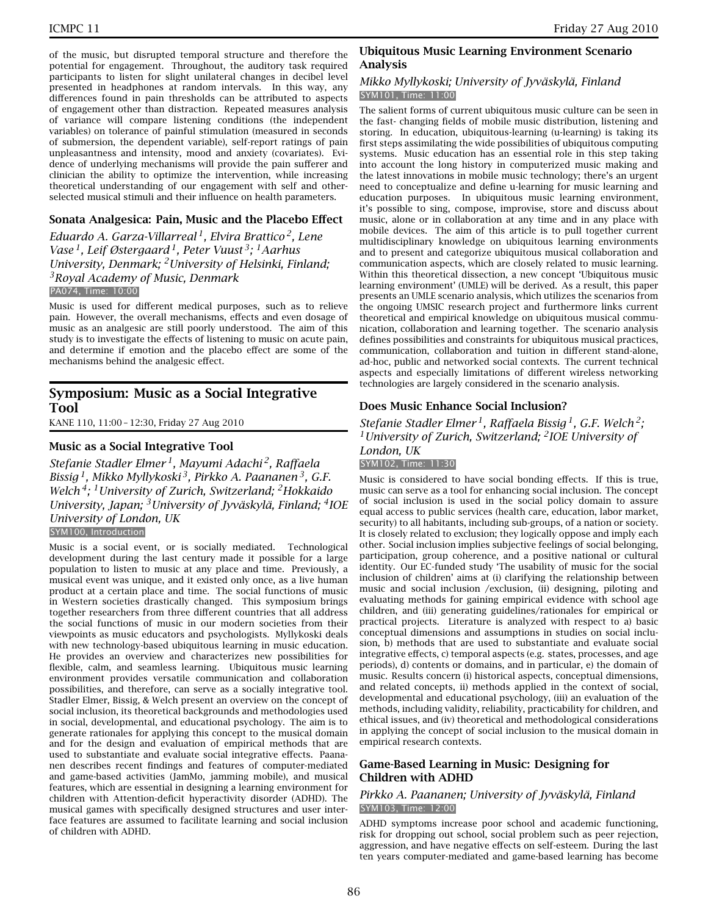of the music, but disrupted temporal structure and therefore the potential for engagement. Throughout, the auditory task required participants to listen for slight unilateral changes in decibel level presented in headphones at random intervals. In this way, any differences found in pain thresholds can be attributed to aspects of engagement other than distraction. Repeated measures analysis of variance will compare listening conditions (the independent variables) on tolerance of painful stimulation (measured in seconds of submersion, the dependent variable), self-report ratings of pain unpleasantness and intensity, mood and anxiety (covariates). Evidence of underlying mechanisms will provide the pain sufferer and clinician the ability to optimize the intervention, while increasing theoretical understanding of our engagement with self and other-selected musical stimuli and their influence on health parameters.

### Sonata Analgesica: Pain, Music and the Placebo Effect

*Eduardo A. Garza-Villarreal[1], Elvira Brattico[2], Lene Vase[1], Leif Østergaard[1], Peter Vuust[3]; [1]Aarhus University, Denmark; [2]University of Helsinki, Finland; [3]Royal Academy of Music, Denmark*

PA074, Time: 10:00

Music is used for different medical purposes, such as to relieve pain. However, the overall mechanisms, effects and even dosage of music as an analgesic are still poorly understood. The aim of this study is to investigate the effects of listening to music on acute pain, and determine if emotion and the placebo effect are some of the mechanisms behind the analgesic effect.

## Symposium: Music as a Social Integrative Tool

KANE 110, 11:00 – 12:30, Friday 27 Aug 2010

### Music as a Social Integrative Tool

*Stefanie Stadler Elmer[1], Mayumi Adachi[2], Raffaela Bissig[1], Mikko Myllykoski[3], Pirkko A. Paananen[3], G.F. Welch[4]; [1]University of Zurich, Switzerland; [2]Hokkaido University, Japan; [3]University of Jyväskylä, Finland; [4]IOE University of London, UK*

SYM100, Introduction

Music is a social event, or is socially mediated. Technological development during the last century made it possible for a large population to listen to music at any place and time. Previously, a musical event was unique, and it existed only once, as a live human product at a certain place and time. The social functions of music in Western societies drastically changed. This symposium brings together researchers from three different countries that all address the social functions of music in our modern societies from their viewpoints as music educators and psychologists. Myllykoski deals with new technology-based ubiquitous learning in music education. He provides an overview and characterizes new possibilities for flexible, calm, and seamless learning. Ubiquitous music learning environment provides versatile communication and collaboration possibilities, and therefore, can serve as a socially integrative tool. Stadler Elmer, Bissig, & Welch present an overview on the concept of social inclusion, its theoretical backgrounds and methodologies used in social, developmental, and educational psychology. The aim is to generate rationales for applying this concept to the musical domain and for the design and evaluation of empirical methods that are used to substantiate and evaluate social integrative effects. Paananen describes recent findings and features of computer-mediated and game-based activities (JamMo, jamming mobile), and musical features, which are essential in designing a learning environment for children with Attention-deficit hyperactivity disorder (ADHD). The musical games with specifically designed structures and user interface features are assumed to facilitate learning and social inclusion of children with ADHD.

### Ubiquitous Music Learning Environment Scenario Analysis

*Mikko Myllykoski; University of Jyväskylä, Finland*

SYM101, Time: 11:00

The salient forms of current ubiquitous music culture can be seen in the fast- changing fields of mobile music distribution, listening and storing. In education, ubiquitous-learning (u-learning) is taking its first steps assimilating the wide possibilities of ubiquitous computing systems. Music education has an essential role in this step taking into account the long history in computerized music making and the latest innovations in mobile music technology; there's an urgent need to conceptualize and define u-learning for music learning and education purposes. In ubiquitous music learning environment, it's possible to sing, compose, improvise, store and discuss about music, alone or in collaboration at any time and in any place with mobile devices. The aim of this article is to pull together current multidisciplinary knowledge on ubiquitous learning environments and to present and categorize ubiquitous musical collaboration and communication aspects, which are closely related to music learning. Within this theoretical dissection, a new concept 'Ubiquitous music learning environment' (UMLE) will be derived. As a result, this paper presents an UMLE scenario analysis, which utilizes the scenarios from the ongoing UMSIC research project and furthermore links current theoretical and empirical knowledge on ubiquitous musical communication, collaboration and learning together. The scenario analysis defines possibilities and constraints for ubiquitous musical practices, communication, collaboration and tuition in different stand-alone, ad-hoc, public and networked social contexts. The current technical aspects and especially limitations of different wireless networking technologies are largely considered in the scenario analysis.

### Does Music Enhance Social Inclusion?

*Stefanie Stadler Elmer[1], Raffaela Bissig[1], G.F. Welch[2]; [1]University of Zurich, Switzerland; [2]IOE University of London, UK*

SYM102, Time: 11:30

Music is considered to have social bonding effects. If this is true, music can serve as a tool for enhancing social inclusion. The concept of social inclusion is used in the social policy domain to assure equal access to public services (health care, education, labor market, security) to all habitants, including sub-groups, of a nation or society. It is closely related to exclusion; they logically oppose and imply each other. Social inclusion implies subjective feelings of social belonging, participation, group coherence, and a positive national or cultural identity. Our EC-funded study 'The usability of music for the social inclusion of children' aims at (i) clarifying the relationship between music and social inclusion /exclusion, (ii) designing, piloting and evaluating methods for gaining empirical evidence with school age children, and (iii) generating guidelines/rationales for empirical or practical projects. Literature is analyzed with respect to a) basic conceptual dimensions and assumptions in studies on social inclusion, b) methods that are used to substantiate and evaluate social integrative effects, c) temporal aspects (e.g. states, processes, and age periods), d) contents or domains, and in particular, e) the domain of music. Results concern (i) historical aspects, conceptual dimensions, and related concepts, ii) methods applied in the context of social, developmental and educational psychology, (iii) an evaluation of the methods, including validity, reliability, practicability for children, and ethical issues, and (iv) theoretical and methodological considerations in applying the concept of social inclusion to the musical domain in empirical research contexts.

### Game-Based Learning in Music: Designing for Children with ADHD

*Pirkko A. Paananen; University of Jyväskylä, Finland*

SYM103, Time: 12:00

ADHD symptoms increase poor school and academic functioning, risk for dropping out school, social problem such as peer rejection, aggression, and have negative effects on self-esteem. During the last ten years computer-mediated and game-based learning has become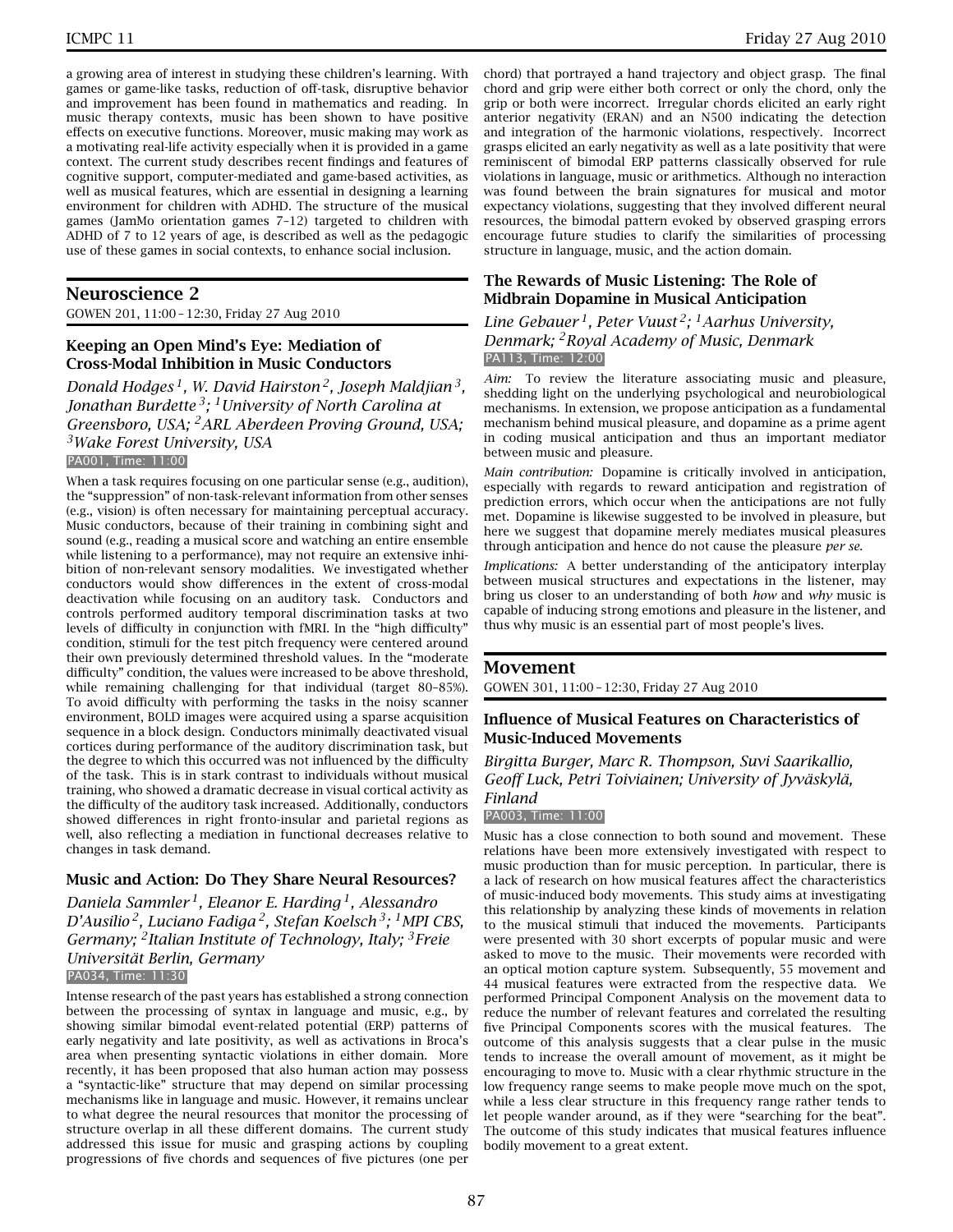a growing area of interest in studying these children's learning. With games or game-like tasks, reduction of off-task, disruptive behavior and improvement has been found in mathematics and reading. In music therapy contexts, music has been shown to have positive effects on executive functions. Moreover, music making may work as a motivating real-life activity especially when it is provided in a game context. The current study describes recent findings and features of cognitive support, computer-mediated and game-based activities, as well as musical features, which are essential in designing a learning environment for children with ADHD. The structure of the musical games (JamMo orientation games 7–12) targeted to children with ADHD of 7 to 12 years of age, is described as well as the pedagogic use of these games in social contexts, to enhance social inclusion.

## Neuroscience 2

GOWEN 201, 11:00 – 12:30, Friday 27 Aug 2010

### Keeping an Open Mind's Eye: Mediation of Cross-Modal Inhibition in Music Conductors

*Donald Hodges [1], W. David Hairston [2], Joseph Maldjian [3], Jonathan Burdette [3]; [1] University of North Carolina at Greensboro, USA; [2] ARL Aberdeen Proving Ground, USA; [3] Wake Forest University, USA*

PA001, Time: 11:00

When a task requires focusing on one particular sense (e.g., audition), the "suppression" of non-task-relevant information from other senses (e.g., vision) is often necessary for maintaining perceptual accuracy. Music conductors, because of their training in combining sight and sound (e.g., reading a musical score and watching an entire ensemble while listening to a performance), may not require an extensive inhibition of non-relevant sensory modalities. We investigated whether conductors would show differences in the extent of cross-modal deactivation while focusing on an auditory task. Conductors and controls performed auditory temporal discrimination tasks at two levels of difficulty in conjunction with fMRI. In the "high difficulty" condition, stimuli for the test pitch frequency were centered around their own previously determined threshold values. In the "moderate difficulty" condition, the values were increased to be above threshold, while remaining challenging for that individual (target 80–85%). To avoid difficulty with performing the tasks in the noisy scanner environment, BOLD images were acquired using a sparse acquisition sequence in a block design. Conductors minimally deactivated visual cortices during performance of the auditory discrimination task, but the degree to which this occurred was not influenced by the difficulty of the task. This is in stark contrast to individuals without musical training, who showed a dramatic decrease in visual cortical activity as the difficulty of the auditory task increased. Additionally, conductors showed differences in right fronto-insular and parietal regions as well, also reflecting a mediation in functional decreases relative to changes in task demand.

### Music and Action: Do They Share Neural Resources?

*Daniela Sammler [1], Eleanor E. Harding [1], Alessandro D'Ausilio [2], Luciano Fadiga [2], Stefan Koelsch [3]; [1] MPI CBS, Germany; [2] Italian Institute of Technology, Italy; [3] Freie Universität Berlin, Germany*

PA034, Time: 11:30

Intense research of the past years has established a strong connection between the processing of syntax in language and music, e.g., by showing similar bimodal event-related potential (ERP) patterns of early negativity and late positivity, as well as activations in Broca's area when presenting syntactic violations in either domain. More recently, it has been proposed that also human action may possess a "syntactic-like" structure that may depend on similar processing mechanisms like in language and music. However, it remains unclear to what degree the neural resources that monitor the processing of structure overlap in all these different domains. The current study addressed this issue for music and grasping actions by coupling progressions of five chords and sequences of five pictures (one per chord) that portrayed a hand trajectory and object grasp. The final chord and grip were either both correct or only the chord, only the grip or both were incorrect. Irregular chords elicited an early right anterior negativity (ERAN) and an N500 indicating the detection and integration of the harmonic violations, respectively. Incorrect grasps elicited an early negativity as well as a late positivity that were reminiscent of bimodal ERP patterns classically observed for rule violations in language, music or arithmetics. Although no interaction was found between the brain signatures for musical and motor expectancy violations, suggesting that they involved different neural resources, the bimodal pattern evoked by observed grasping errors encourage future studies to clarify the similarities of processing structure in language, music, and the action domain.

### The Rewards of Music Listening: The Role of Midbrain Dopamine in Musical Anticipation

*Line Gebauer [1], Peter Vuust [2]; [1] Aarhus University, Denmark; [2] Royal Academy of Music, Denmark*

PA113, Time: 12:00

*Aim:* To review the literature associating music and pleasure, shedding light on the underlying psychological and neurobiological mechanisms. In extension, we propose anticipation as a fundamental mechanism behind musical pleasure, and dopamine as a prime agent in coding musical anticipation and thus an important mediator between music and pleasure.

*Main contribution:* Dopamine is critically involved in anticipation, especially with regards to reward anticipation and registration of prediction errors, which occur when the anticipations are not fully met. Dopamine is likewise suggested to be involved in pleasure, but here we suggest that dopamine merely mediates musical pleasures through anticipation and hence do not cause the pleasure *per se*.

*Implications:* A better understanding of the anticipatory interplay between musical structures and expectations in the listener, may bring us closer to an understanding of both *how* and *why* music is capable of inducing strong emotions and pleasure in the listener, and thus why music is an essential part of most people's lives.

## Movement

GOWEN 301, 11:00 – 12:30, Friday 27 Aug 2010

### Influence of Musical Features on Characteristics of Music-Induced Movements

*Birgitta Burger, Marc R. Thompson, Suvi Saarikallio, Geoff Luck, Petri Toiviainen; University of Jyväskylä, Finland*

PA003, Time: 11:00

Music has a close connection to both sound and movement. These relations have been more extensively investigated with respect to music production than for music perception. In particular, there is a lack of research on how musical features affect the characteristics of music-induced body movements. This study aims at investigating this relationship by analyzing these kinds of movements in relation to the musical stimuli that induced the movements. Participants were presented with 30 short excerpts of popular music and were asked to move to the music. Their movements were recorded with an optical motion capture system. Subsequently, 55 movement and 44 musical features were extracted from the respective data. We performed Principal Component Analysis on the movement data to reduce the number of relevant features and correlated the resulting five Principal Components scores with the musical features. The outcome of this analysis suggests that a clear pulse in the music tends to increase the overall amount of movement, as it might be encouraging to move to. Music with a clear rhythmic structure in the low frequency range seems to make people move much on the spot, while a less clear structure in this frequency range rather tends to let people wander around, as if they were "searching for the beat". The outcome of this study indicates that musical features influence bodily movement to a great extent.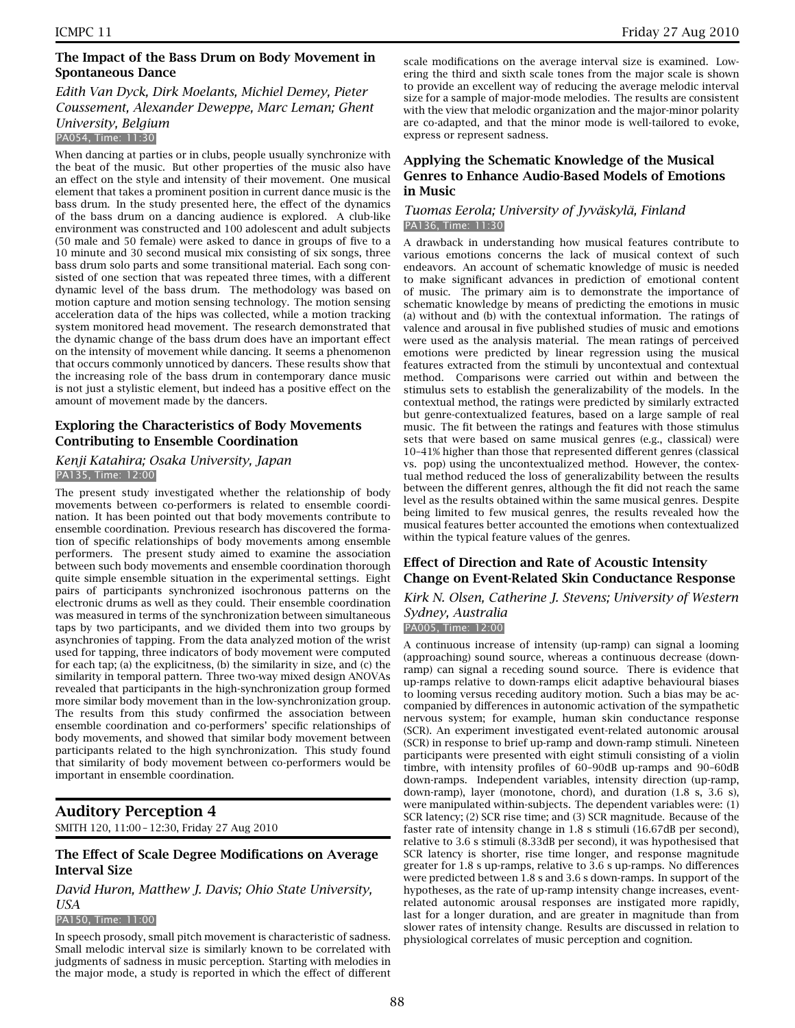### The Impact of the Bass Drum on Body Movement in Spontaneous Dance

*Edith Van Dyck, Dirk Moelants, Michiel Demey, Pieter Coussement, Alexander Deweppe, Marc Leman; Ghent University, Belgium*

PA054, Time: 11:30

When dancing at parties or in clubs, people usually synchronize with the beat of the music. But other properties of the music also have an effect on the style and intensity of their movement. One musical element that takes a prominent position in current dance music is the bass drum. In the study presented here, the effect of the dynamics of the bass drum on a dancing audience is explored. A club-like environment was constructed and 100 adolescent and adult subjects (50 male and 50 female) were asked to dance in groups of five to a 10 minute and 30 second musical mix consisting of six songs, three bass drum solo parts and some transitional material. Each song consisted of one section that was repeated three times, with a different dynamic level of the bass drum. The methodology was based on motion capture and motion sensing technology. The motion sensing acceleration data of the hips was collected, while a motion tracking system monitored head movement. The research demonstrated that the dynamic change of the bass drum does have an important effect on the intensity of movement while dancing. It seems a phenomenon that occurs commonly unnoticed by dancers. These results show that the increasing role of the bass drum in contemporary dance music is not just a stylistic element, but indeed has a positive effect on the amount of movement made by the dancers.

### Exploring the Characteristics of Body Movements Contributing to Ensemble Coordination

*Kenji Katahira; Osaka University, Japan*

PA135, Time: 12:00

The present study investigated whether the relationship of body movements between co-performers is related to ensemble coordination. It has been pointed out that body movements contribute to ensemble coordination. Previous research has discovered the formation of specific relationships of body movements among ensemble performers. The present study aimed to examine the association between such body movements and ensemble coordination thorough quite simple ensemble situation in the experimental settings. Eight pairs of participants synchronized isochronous patterns on the electronic drums as well as they could. Their ensemble coordination was measured in terms of the synchronization between simultaneous taps by two participants, and we divided them into two groups by asynchronies of tapping. From the data analyzed motion of the wrist used for tapping, three indicators of body movement were computed for each tap; (a) the explicitness, (b) the similarity in size, and (c) the similarity in temporal pattern. Three two-way mixed design ANOVAs revealed that participants in the high-synchronization group formed more similar body movement than in the low-synchronization group. The results from this study confirmed the association between ensemble coordination and co-performers' specific relationships of body movements, and showed that similar body movement between participants related to the high synchronization. This study found that similarity of body movement between co-performers would be important in ensemble coordination.

## Auditory Perception 4

SMITH 120, 11:00 – 12:30, Friday 27 Aug 2010

### The Effect of Scale Degree Modifications on Average Interval Size

*David Huron, Matthew J. Davis; Ohio State University, USA*

PA150, Time: 11:00

In speech prosody, small pitch movement is characteristic of sadness. Small melodic interval size is similarly known to be correlated with judgments of sadness in music perception. Starting with melodies in the major mode, a study is reported in which the effect of different scale modifications on the average interval size is examined. Lowering the third and sixth scale tones from the major scale is shown to provide an excellent way of reducing the average melodic interval size for a sample of major-mode melodies. The results are consistent with the view that melodic organization and the major-minor polarity are co-adapted, and that the minor mode is well-tailored to evoke, express or represent sadness.

### Applying the Schematic Knowledge of the Musical Genres to Enhance Audio-Based Models of Emotions in Music

*Tuomas Eerola; University of Jyväskylä, Finland*

PA136, Time: 11:30

A drawback in understanding how musical features contribute to various emotions concerns the lack of musical context of such endeavors. An account of schematic knowledge of music is needed to make significant advances in prediction of emotional content of music. The primary aim is to demonstrate the importance of schematic knowledge by means of predicting the emotions in music (a) without and (b) with the contextual information. The ratings of valence and arousal in five published studies of music and emotions were used as the analysis material. The mean ratings of perceived emotions were predicted by linear regression using the musical features extracted from the stimuli by uncontextual and contextual method. Comparisons were carried out within and between the stimulus sets to establish the generalizability of the models. In the contextual method, the ratings were predicted by similarly extracted but genre-contextualized features, based on a large sample of real music. The fit between the ratings and features with those stimulus sets that were based on same musical genres (e.g., classical) were 10–41% higher than those that represented different genres (classical vs. pop) using the uncontextualized method. However, the contextual method reduced the loss of generalizability between the results between the different genres, although the fit did not reach the same level as the results obtained within the same musical genres. Despite being limited to few musical genres, the results revealed how the musical features better accounted the emotions when contextualized within the typical feature values of the genres.

### Effect of Direction and Rate of Acoustic Intensity Change on Event-Related Skin Conductance Response

*Kirk N. Olsen, Catherine J. Stevens; University of Western Sydney, Australia*

PA005, Time: 12:00

A continuous increase of intensity (up-ramp) can signal a looming (approaching) sound source, whereas a continuous decrease (down-ramp) can signal a receding sound source. There is evidence that up-ramps relative to down-ramps elicit adaptive behavioural biases to looming versus receding auditory motion. Such a bias may be accompanied by differences in autonomic activation of the sympathetic nervous system; for example, human skin conductance response (SCR). An experiment investigated event-related autonomic arousal (SCR) in response to brief up-ramp and down-ramp stimuli. Nineteen participants were presented with eight stimuli consisting of a violin timbre, with intensity profiles of 60–90dB up-ramps and 90–60dB down-ramps. Independent variables, intensity direction (up-ramp, down-ramp), layer (monotone, chord), and duration (1.8 s, 3.6 s), were manipulated within-subjects. The dependent variables were: (1) SCR latency; (2) SCR rise time; and (3) SCR magnitude. Because of the faster rate of intensity change in 1.8 s stimuli (16.67dB per second), relative to 3.6 s stimuli (8.33dB per second), it was hypothesised that SCR latency is shorter, rise time longer, and response magnitude greater for 1.8 s up-ramps, relative to 3.6 s up-ramps. No differences were predicted between 1.8 s and 3.6 s down-ramps. In support of the hypotheses, as the rate of up-ramp intensity change increases, event-related autonomic arousal responses are instigated more rapidly, last for a longer duration, and are greater in magnitude than from slower rates of intensity change. Results are discussed in relation to physiological correlates of music perception and cognition.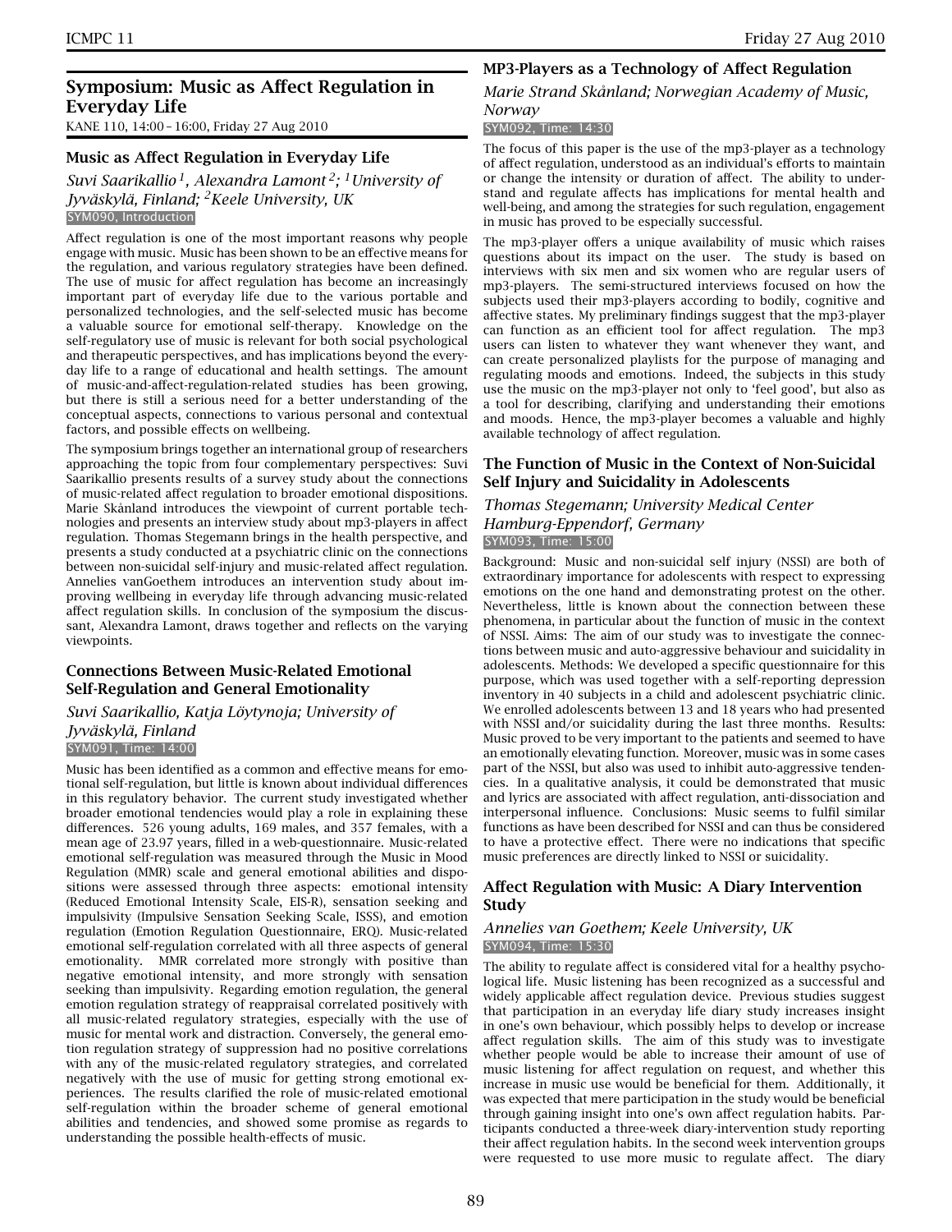## Symposium: Music as Affect Regulation in Everyday Life

KANE 110, 14:00 – 16:00, Friday 27 Aug 2010

### Music as Affect Regulation in Everyday Life

*Suvi Saarikallio[1], Alexandra Lamont[2]; [1]University of Jyväskylä, Finland; [2]Keele University, UK*

SYM090, Introduction

Affect regulation is one of the most important reasons why people engage with music. Music has been shown to be an effective means for the regulation, and various regulatory strategies have been defined. The use of music for affect regulation has become an increasingly important part of everyday life due to the various portable and personalized technologies, and the self-selected music has become a valuable source for emotional self-therapy. Knowledge on the self-regulatory use of music is relevant for both social psychological and therapeutic perspectives, and has implications beyond the everyday life to a range of educational and health settings. The amount of music-and-affect-regulation-related studies has been growing, but there is still a serious need for a better understanding of the conceptual aspects, connections to various personal and contextual factors, and possible effects on wellbeing.

The symposium brings together an international group of researchers approaching the topic from four complementary perspectives: Suvi Saarikallio presents results of a survey study about the connections of music-related affect regulation to broader emotional dispositions. Marie Skånland introduces the viewpoint of current portable technologies and presents an interview study about mp3-players in affect regulation. Thomas Stegemann brings in the health perspective, and presents a study conducted at a psychiatric clinic on the connections between non-suicidal self-injury and music-related affect regulation. Annelies vanGoethem introduces an intervention study about improving wellbeing in everyday life through advancing music-related affect regulation skills. In conclusion of the symposium the discussant, Alexandra Lamont, draws together and reflects on the varying viewpoints.

### Connections Between Music-Related Emotional Self-Regulation and General Emotionality

*Suvi Saarikallio, Katja Löytynoja; University of Jyväskylä, Finland*

SYM091, Time: 14:00

Music has been identified as a common and effective means for emotional self-regulation, but little is known about individual differences in this regulatory behavior. The current study investigated whether broader emotional tendencies would play a role in explaining these differences. 526 young adults, 169 males, and 357 females, with a mean age of 23.97 years, filled in a web-questionnaire. Music-related emotional self-regulation was measured through the Music in Mood Regulation (MMR) scale and general emotional abilities and dispositions were assessed through three aspects: emotional intensity (Reduced Emotional Intensity Scale, EIS-R), sensation seeking and impulsivity (Impulsive Sensation Seeking Scale, ISSS), and emotion regulation (Emotion Regulation Questionnaire, ERQ). Music-related emotional self-regulation correlated with all three aspects of general emotionality. MMR correlated more strongly with positive than negative emotional intensity, and more strongly with sensation seeking than impulsivity. Regarding emotion regulation, the general emotion regulation strategy of reappraisal correlated positively with all music-related regulatory strategies, especially with the use of music for mental work and distraction. Conversely, the general emotion regulation strategy of suppression had no positive correlations with any of the music-related regulatory strategies, and correlated negatively with the use of music for getting strong emotional experiences. The results clarified the role of music-related emotional self-regulation within the broader scheme of general emotional abilities and tendencies, and showed some promise as regards to understanding the possible health-effects of music.

### MP3-Players as a Technology of Affect Regulation

*Marie Strand Skånland; Norwegian Academy of Music, Norway*

SYM092, Time: 14:30

The focus of this paper is the use of the mp3-player as a technology of affect regulation, understood as an individual's efforts to maintain or change the intensity or duration of affect. The ability to understand and regulate affects has implications for mental health and well-being, and among the strategies for such regulation, engagement in music has proved to be especially successful.

The mp3-player offers a unique availability of music which raises questions about its impact on the user. The study is based on interviews with six men and six women who are regular users of mp3-players. The semi-structured interviews focused on how the subjects used their mp3-players according to bodily, cognitive and affective states. My preliminary findings suggest that the mp3-player can function as an efficient tool for affect regulation. The mp3 users can listen to whatever they want whenever they want, and can create personalized playlists for the purpose of managing and regulating moods and emotions. Indeed, the subjects in this study use the music on the mp3-player not only to 'feel good', but also as a tool for describing, clarifying and understanding their emotions and moods. Hence, the mp3-player becomes a valuable and highly available technology of affect regulation.

### The Function of Music in the Context of Non-Suicidal Self Injury and Suicidality in Adolescents

*Thomas Stegemann; University Medical Center Hamburg-Eppendorf, Germany*

SYM093, Time: 15:00

Background: Music and non-suicidal self injury (NSSI) are both of extraordinary importance for adolescents with respect to expressing emotions on the one hand and demonstrating protest on the other. Nevertheless, little is known about the connection between these phenomena, in particular about the function of music in the context of NSSI. Aims: The aim of our study was to investigate the connections between music and auto-aggressive behaviour and suicidality in adolescents. Methods: We developed a specific questionnaire for this purpose, which was used together with a self-reporting depression inventory in 40 subjects in a child and adolescent psychiatric clinic. We enrolled adolescents between 13 and 18 years who had presented with NSSI and/or suicidality during the last three months. Results: Music proved to be very important to the patients and seemed to have an emotionally elevating function. Moreover, music was in some cases part of the NSSI, but also was used to inhibit auto-aggressive tendencies. In a qualitative analysis, it could be demonstrated that music and lyrics are associated with affect regulation, anti-dissociation and interpersonal influence. Conclusions: Music seems to fulfil similar functions as have been described for NSSI and can thus be considered to have a protective effect. There were no indications that specific music preferences are directly linked to NSSI or suicidality.

### Affect Regulation with Music: A Diary Intervention Study

*Annelies van Goethem; Keele University, UK*

SYM094, Time: 15:30

The ability to regulate affect is considered vital for a healthy psychological life. Music listening has been recognized as a successful and widely applicable affect regulation device. Previous studies suggest that participation in an everyday life diary study increases insight in one's own behaviour, which possibly helps to develop or increase affect regulation skills. The aim of this study was to investigate whether people would be able to increase their amount of use of music listening for affect regulation on request, and whether this increase in music use would be beneficial for them. Additionally, it was expected that mere participation in the study would be beneficial through gaining insight into one's own affect regulation habits. Participants conducted a three-week diary-intervention study reporting their affect regulation habits. In the second week intervention groups were requested to use more music to regulate affect. The diary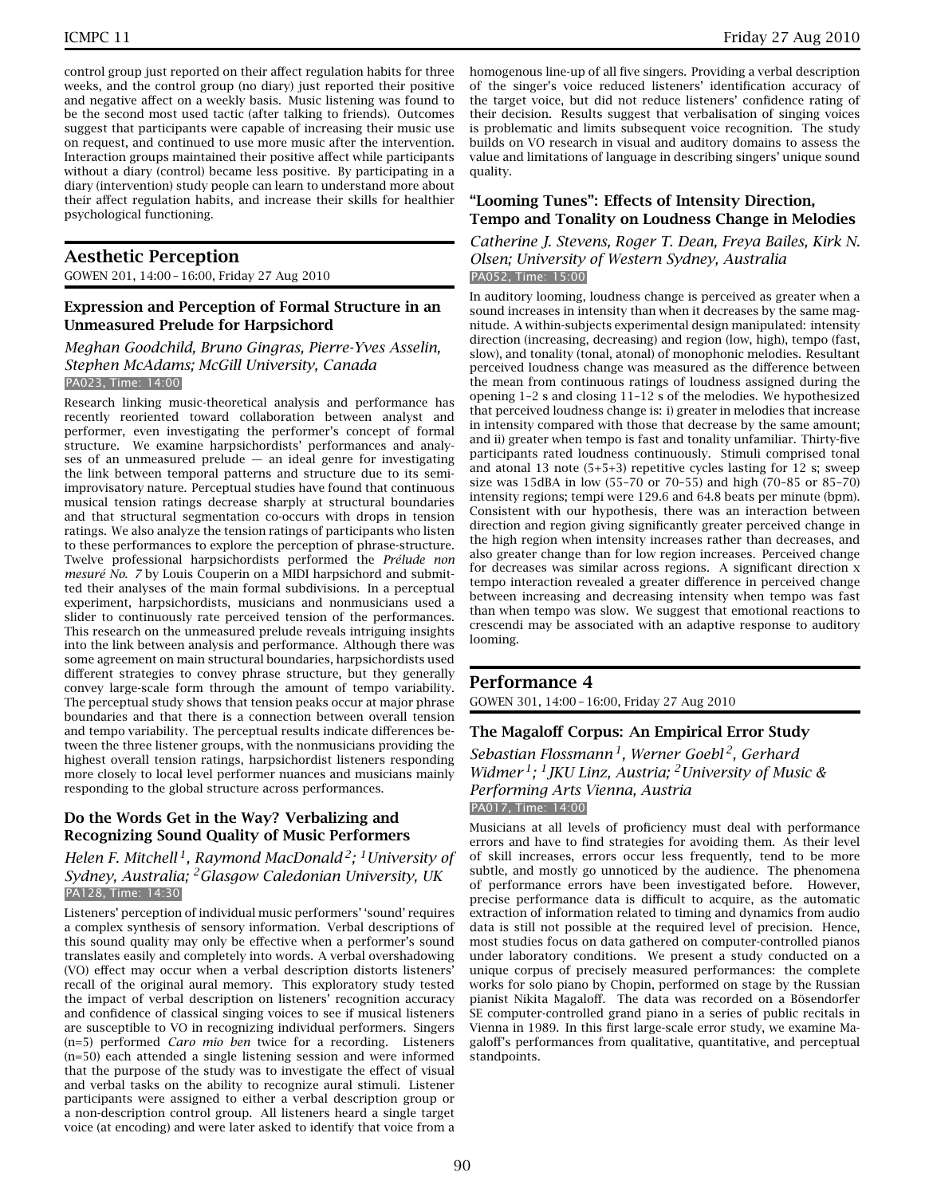control group just reported on their affect regulation habits for three weeks, and the control group (no diary) just reported their positive and negative affect on a weekly basis. Music listening was found to be the second most used tactic (after talking to friends). Outcomes suggest that participants were capable of increasing their music use on request, and continued to use more music after the intervention. Interaction groups maintained their positive affect while participants without a diary (control) became less positive. By participating in a diary (intervention) study people can learn to understand more about their affect regulation habits, and increase their skills for healthier psychological functioning.

## Aesthetic Perception

GOWEN 201, 14:00 – 16:00, Friday 27 Aug 2010

### Expression and Perception of Formal Structure in an Unmeasured Prelude for Harpsichord

*Meghan Goodchild, Bruno Gingras, Pierre-Yves Asselin, Stephen McAdams; McGill University, Canada*

PA023, Time: 14:00

Research linking music-theoretical analysis and performance has recently reoriented toward collaboration between analyst and performer, even investigating the performer's concept of formal structure. We examine harpsichordists' performances and analyses of an unmeasured prelude — an ideal genre for investigating the link between temporal patterns and structure due to its semi-improvisatory nature. Perceptual studies have found that continuous musical tension ratings decrease sharply at structural boundaries and that structural segmentation co-occurs with drops in tension ratings. We also analyze the tension ratings of participants who listen to these performances to explore the perception of phrase-structure. Twelve professional harpsichordists performed the *Prélude non mesuré No. 7* by Louis Couperin on a MIDI harpsichord and submitted their analyses of the main formal subdivisions. In a perceptual experiment, harpsichordists, musicians and nonmusicians used a slider to continuously rate perceived tension of the performances. This research on the unmeasured prelude reveals intriguing insights into the link between analysis and performance. Although there was some agreement on main structural boundaries, harpsichordists used different strategies to convey phrase structure, but they generally convey large-scale form through the amount of tempo variability. The perceptual study shows that tension peaks occur at major phrase boundaries and that there is a connection between overall tension and tempo variability. The perceptual results indicate differences between the three listener groups, with the nonmusicians providing the highest overall tension ratings, harpsichordist listeners responding more closely to local level performer nuances and musicians mainly responding to the global structure across performances.

### Do the Words Get in the Way? Verbalizing and Recognizing Sound Quality of Music Performers

*Helen F. Mitchell[1], Raymond MacDonald[2]; [1]University of Sydney, Australia; [2]Glasgow Caledonian University, UK*

PA128, Time: 14:30

Listeners' perception of individual music performers' 'sound' requires a complex synthesis of sensory information. Verbal descriptions of this sound quality may only be effective when a performer's sound translates easily and completely into words. A verbal overshadowing (VO) effect may occur when a verbal description distorts listeners' recall of the original aural memory. This exploratory study tested the impact of verbal description on listeners' recognition accuracy and confidence of classical singing voices to see if musical listeners are susceptible to VO in recognizing individual performers. Singers (n=5) performed *Caro mio ben* twice for a recording. Listeners (n=50) each attended a single listening session and were informed that the purpose of the study was to investigate the effect of visual and verbal tasks on the ability to recognize aural stimuli. Listener participants were assigned to either a verbal description group or a non-description control group. All listeners heard a single target voice (at encoding) and were later asked to identify that voice from a homogenous line-up of all five singers. Providing a verbal description of the singer's voice reduced listeners' identification accuracy of the target voice, but did not reduce listeners' confidence rating of their decision. Results suggest that verbalisation of singing voices is problematic and limits subsequent voice recognition. The study builds on VO research in visual and auditory domains to assess the value and limitations of language in describing singers' unique sound quality.

### "Looming Tunes": Effects of Intensity Direction, Tempo and Tonality on Loudness Change in Melodies

*Catherine J. Stevens, Roger T. Dean, Freya Bailes, Kirk N. Olsen; University of Western Sydney, Australia*

PA052, Time: 15:00

In auditory looming, loudness change is perceived as greater when a sound increases in intensity than when it decreases by the same magnitude. A within-subjects experimental design manipulated: intensity direction (increasing, decreasing) and region (low, high), tempo (fast, slow), and tonality (tonal, atonal) of monophonic melodies. Resultant perceived loudness change was measured as the difference between the mean from continuous ratings of loudness assigned during the opening 1–2 s and closing 11–12 s of the melodies. We hypothesized that perceived loudness change is: i) greater in melodies that increase in intensity compared with those that decrease by the same amount; and ii) greater when tempo is fast and tonality unfamiliar. Thirty-five participants rated loudness continuously. Stimuli comprised tonal and atonal 13 note (5+5+3) repetitive cycles lasting for 12 s; sweep size was 15dBA in low (55–70 or 70–55) and high (70–85 or 85–70) intensity regions; tempi were 129.6 and 64.8 beats per minute (bpm). Consistent with our hypothesis, there was an interaction between direction and region giving significantly greater perceived change in the high region when intensity increases rather than decreases, and also greater change than for low region increases. Perceived change for decreases was similar across regions. A significant direction x tempo interaction revealed a greater difference in perceived change between increasing and decreasing intensity when tempo was fast than when tempo was slow. We suggest that emotional reactions to crescendi may be associated with an adaptive response to auditory looming.

## Performance 4

GOWEN 301, 14:00 – 16:00, Friday 27 Aug 2010

### The Magaloff Corpus: An Empirical Error Study

*Sebastian Flossmann[1], Werner Goebl[2], Gerhard Widmer[1]; [1]JKU Linz, Austria; [2]University of Music & Performing Arts Vienna, Austria*

PA017, Time: 14:00

Musicians at all levels of proficiency must deal with performance errors and have to find strategies for avoiding them. As their level of skill increases, errors occur less frequently, tend to be more subtle, and mostly go unnoticed by the audience. The phenomena of performance errors have been investigated before. However, precise performance data is difficult to acquire, as the automatic extraction of information related to timing and dynamics from audio data is still not possible at the required level of precision. Hence, most studies focus on data gathered on computer-controlled pianos under laboratory conditions. We present a study conducted on a unique corpus of precisely measured performances: the complete works for solo piano by Chopin, performed on stage by the Russian pianist Nikita Magaloff. The data was recorded on a Bösendorfer SE computer-controlled grand piano in a series of public recitals in Vienna in 1989. In this first large-scale error study, we examine Magaloff's performances from qualitative, quantitative, and perceptual standpoints.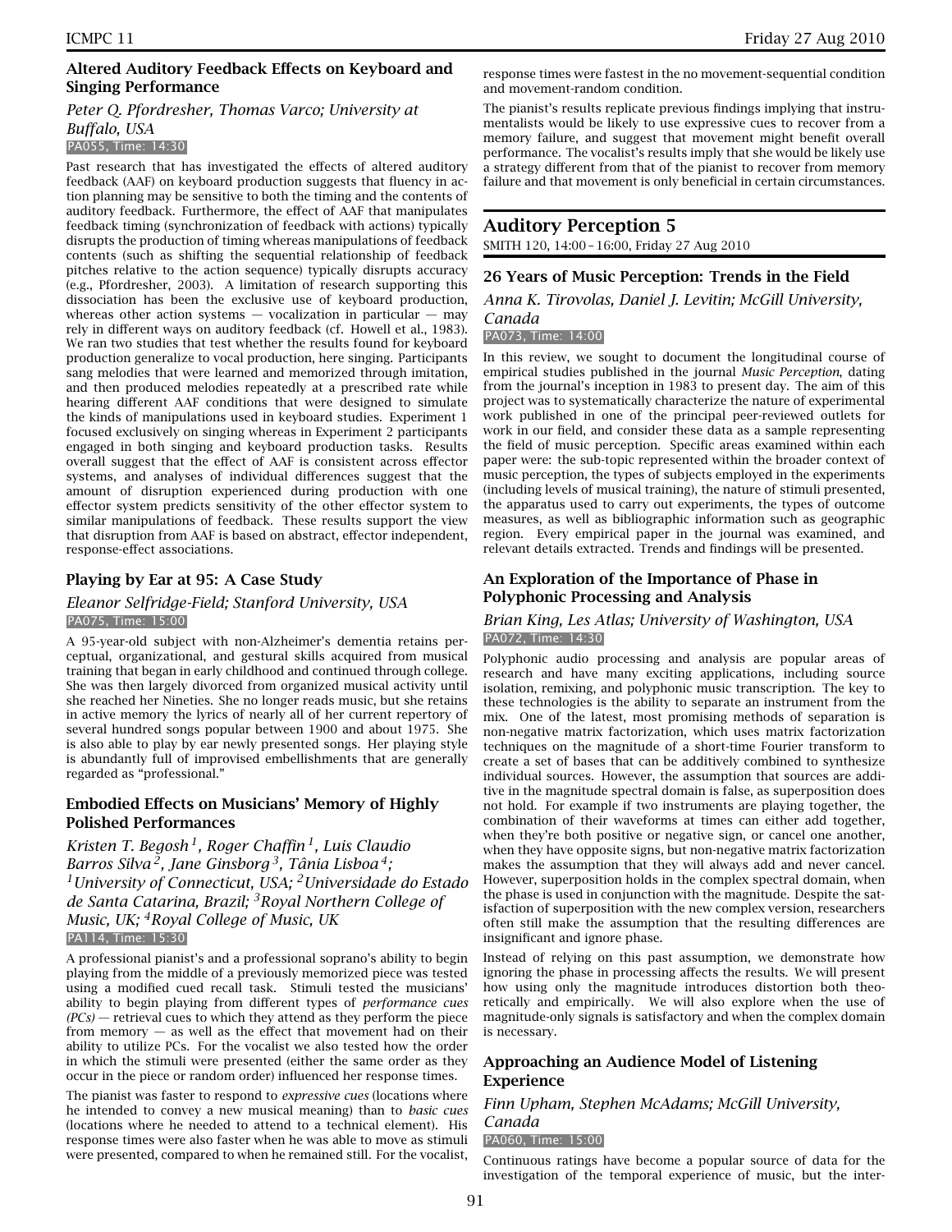### Altered Auditory Feedback Effects on Keyboard and Singing Performance

*Peter Q. Pfordresher, Thomas Varco; University at Buffalo, USA*

PA055, Time: 14:30

Past research that has investigated the effects of altered auditory feedback (AAF) on keyboard production suggests that fluency in action planning may be sensitive to both the timing and the contents of auditory feedback. Furthermore, the effect of AAF that manipulates feedback timing (synchronization of feedback with actions) typically disrupts the production of timing whereas manipulations of feedback contents (such as shifting the sequential relationship of feedback pitches relative to the action sequence) typically disrupts accuracy (e.g., Pfordresher, 2003). A limitation of research supporting this dissociation has been the exclusive use of keyboard production, whereas other action systems — vocalization in particular — may rely in different ways on auditory feedback (cf. Howell et al., 1983). We ran two studies that test whether the results found for keyboard production generalize to vocal production, here singing. Participants sang melodies that were learned and memorized through imitation, and then produced melodies repeatedly at a prescribed rate while hearing different AAF conditions that were designed to simulate the kinds of manipulations used in keyboard studies. Experiment 1 focused exclusively on singing whereas in Experiment 2 participants engaged in both singing and keyboard production tasks. Results overall suggest that the effect of AAF is consistent across effector systems, and analyses of individual differences suggest that the amount of disruption experienced during production with one effector system predicts sensitivity of the other effector system to similar manipulations of feedback. These results support the view that disruption from AAF is based on abstract, effector independent, response-effect associations.

### Playing by Ear at 95: A Case Study

*Eleanor Selfridge-Field; Stanford University, USA*

PA075, Time: 15:00

A 95-year-old subject with non-Alzheimer's dementia retains perceptual, organizational, and gestural skills acquired from musical training that began in early childhood and continued through college. She was then largely divorced from organized musical activity until she reached her Nineties. She no longer reads music, but she retains in active memory the lyrics of nearly all of her current repertory of several hundred songs popular between 1900 and about 1975. She is also able to play by ear newly presented songs. Her playing style is abundantly full of improvised embellishments that are generally regarded as "professional."

### Embodied Effects on Musicians' Memory of Highly Polished Performances

*Kristen T. Begosh[1], Roger Chaffin[1], Luis Claudio Barros Silva[2], Jane Ginsborg[3], Tânia Lisboa[4]; [1]University of Connecticut, USA; [2]Universidade do Estado de Santa Catarina, Brazil; [3]Royal Northern College of Music, UK; [4]Royal College of Music, UK*

PA114, Time: 15:30

A professional pianist's and a professional soprano's ability to begin playing from the middle of a previously memorized piece was tested using a modified cued recall task. Stimuli tested the musicians' ability to begin playing from different types of *performance cues (PCs)* — retrieval cues to which they attend as they perform the piece from memory — as well as the effect that movement had on their ability to utilize PCs. For the vocalist we also tested how the order in which the stimuli were presented (either the same order as they occur in the piece or random order) influenced her response times.

The pianist was faster to respond to *expressive cues* (locations where he intended to convey a new musical meaning) than to *basic cues* (locations where he needed to attend to a technical element). His response times were also faster when he was able to move as stimuli were presented, compared to when he remained still. For the vocalist, response times were fastest in the no movement-sequential condition and movement-random condition.

The pianist's results replicate previous findings implying that instrumentalists would be likely to use expressive cues to recover from a memory failure, and suggest that movement might benefit overall performance. The vocalist's results imply that she would be likely use a strategy different from that of the pianist to recover from memory failure and that movement is only beneficial in certain circumstances.

## Auditory Perception 5

SMITH 120, 14:00 – 16:00, Friday 27 Aug 2010

### 26 Years of Music Perception: Trends in the Field

*Anna K. Tirovolas, Daniel J. Levitin; McGill University, Canada*

PA073, Time: 14:00

In this review, we sought to document the longitudinal course of empirical studies published in the journal *Music Perception*, dating from the journal's inception in 1983 to present day. The aim of this project was to systematically characterize the nature of experimental work published in one of the principal peer-reviewed outlets for work in our field, and consider these data as a sample representing the field of music perception. Specific areas examined within each paper were: the sub-topic represented within the broader context of music perception, the types of subjects employed in the experiments (including levels of musical training), the nature of stimuli presented, the apparatus used to carry out experiments, the types of outcome measures, as well as bibliographic information such as geographic region. Every empirical paper in the journal was examined, and relevant details extracted. Trends and findings will be presented.

### An Exploration of the Importance of Phase in Polyphonic Processing and Analysis

*Brian King, Les Atlas; University of Washington, USA*

PA072, Time: 14:30

Polyphonic audio processing and analysis are popular areas of research and have many exciting applications, including source isolation, remixing, and polyphonic music transcription. The key to these technologies is the ability to separate an instrument from the mix. One of the latest, most promising methods of separation is non-negative matrix factorization, which uses matrix factorization techniques on the magnitude of a short-time Fourier transform to create a set of bases that can be additively combined to synthesize individual sources. However, the assumption that sources are additive in the magnitude spectral domain is false, as superposition does not hold. For example if two instruments are playing together, the combination of their waveforms at times can either add together, when they're both positive or negative sign, or cancel one another, when they have opposite signs, but non-negative matrix factorization makes the assumption that they will always add and never cancel. However, superposition holds in the complex spectral domain, when the phase is used in conjunction with the magnitude. Despite the satisfaction of superposition with the new complex version, researchers often still make the assumption that the resulting differences are insignificant and ignore phase.

Instead of relying on this past assumption, we demonstrate how ignoring the phase in processing affects the results. We will present how using only the magnitude introduces distortion both theoretically and empirically. We will also explore when the use of magnitude-only signals is satisfactory and when the complex domain is necessary.

### Approaching an Audience Model of Listening Experience

*Finn Upham, Stephen McAdams; McGill University, Canada*

PA060, Time: 15:00

Continuous ratings have become a popular source of data for the investigation of the temporal experience of music, but the inter-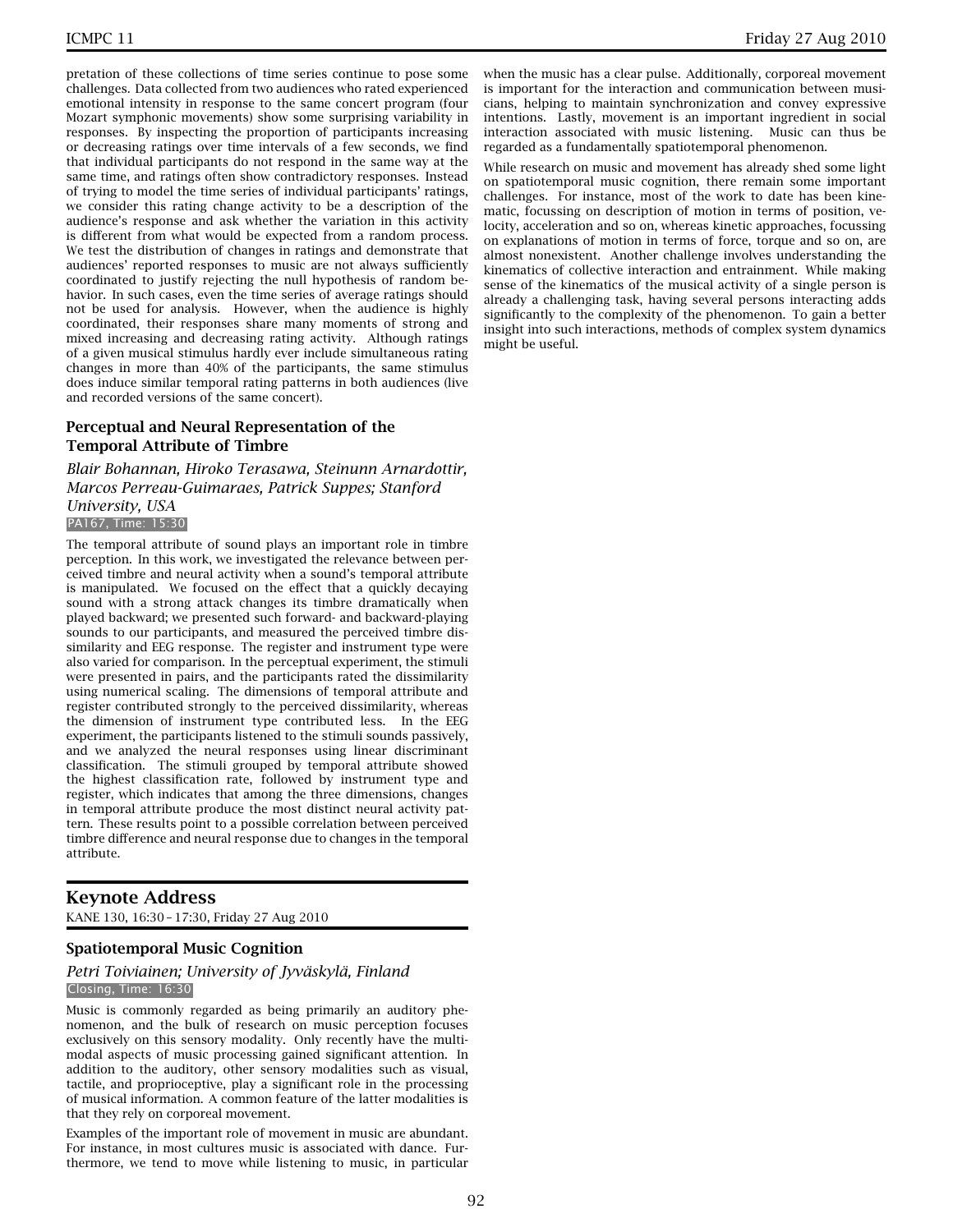pretation of these collections of time series continue to pose some challenges. Data collected from two audiences who rated experienced emotional intensity in response to the same concert program (four Mozart symphonic movements) show some surprising variability in responses. By inspecting the proportion of participants increasing or decreasing ratings over time intervals of a few seconds, we find that individual participants do not respond in the same way at the same time, and ratings often show contradictory responses. Instead of trying to model the time series of individual participants' ratings, we consider this rating change activity to be a description of the audience's response and ask whether the variation in this activity is different from what would be expected from a random process. We test the distribution of changes in ratings and demonstrate that audiences' reported responses to music are not always sufficiently coordinated to justify rejecting the null hypothesis of random behavior. In such cases, even the time series of average ratings should not be used for analysis. However, when the audience is highly coordinated, their responses share many moments of strong and mixed increasing and decreasing rating activity. Although ratings of a given musical stimulus hardly ever include simultaneous rating changes in more than 40% of the participants, the same stimulus does induce similar temporal rating patterns in both audiences (live and recorded versions of the same concert).

### Perceptual and Neural Representation of the Temporal Attribute of Timbre

*Blair Bohannan, Hiroko Terasawa, Steinunn Arnardottir, Marcos Perreau-Guimaraes, Patrick Suppes; Stanford University, USA*

PA167, Time: 15:30

The temporal attribute of sound plays an important role in timbre perception. In this work, we investigated the relevance between perceived timbre and neural activity when a sound's temporal attribute is manipulated. We focused on the effect that a quickly decaying sound with a strong attack changes its timbre dramatically when played backward; we presented such forward- and backward-playing sounds to our participants, and measured the perceived timbre dissimilarity and EEG response. The register and instrument type were also varied for comparison. In the perceptual experiment, the stimuli were presented in pairs, and the participants rated the dissimilarity using numerical scaling. The dimensions of temporal attribute and register contributed strongly to the perceived dissimilarity, whereas the dimension of instrument type contributed less. In the EEG experiment, the participants listened to the stimuli sounds passively, and we analyzed the neural responses using linear discriminant classification. The stimuli grouped by temporal attribute showed the highest classification rate, followed by instrument type and register, which indicates that among the three dimensions, changes in temporal attribute produce the most distinct neural activity pattern. These results point to a possible correlation between perceived timbre difference and neural response due to changes in the temporal attribute.

## Keynote Address

KANE 130, 16:30 – 17:30, Friday 27 Aug 2010

### Spatiotemporal Music Cognition

*Petri Toiviainen; University of Jyväskylä, Finland*

Closing, Time: 16:30

Music is commonly regarded as being primarily an auditory phenomenon, and the bulk of research on music perception focuses exclusively on this sensory modality. Only recently have the multimodal aspects of music processing gained significant attention. In addition to the auditory, other sensory modalities such as visual, tactile, and proprioceptive, play a significant role in the processing of musical information. A common feature of the latter modalities is that they rely on corporeal movement.

Examples of the important role of movement in music are abundant. For instance, in most cultures music is associated with dance. Furthermore, we tend to move while listening to music, in particular when the music has a clear pulse. Additionally, corporeal movement is important for the interaction and communication between musicians, helping to maintain synchronization and convey expressive intentions. Lastly, movement is an important ingredient in social interaction associated with music listening. Music can thus be regarded as a fundamentally spatiotemporal phenomenon.

While research on music and movement has already shed some light on spatiotemporal music cognition, there remain some important challenges. For instance, most of the work to date has been kinematic, focussing on description of motion in terms of position, velocity, acceleration and so on, whereas kinetic approaches, focussing on explanations of motion in terms of force, torque and so on, are almost nonexistent. Another challenge involves understanding the kinematics of collective interaction and entrainment. While making sense of the kinematics of the musical activity of a single person is already a challenging task, having several persons interacting adds significantly to the complexity of the phenomenon. To gain a better insight into such interactions, methods of complex system dynamics might be useful.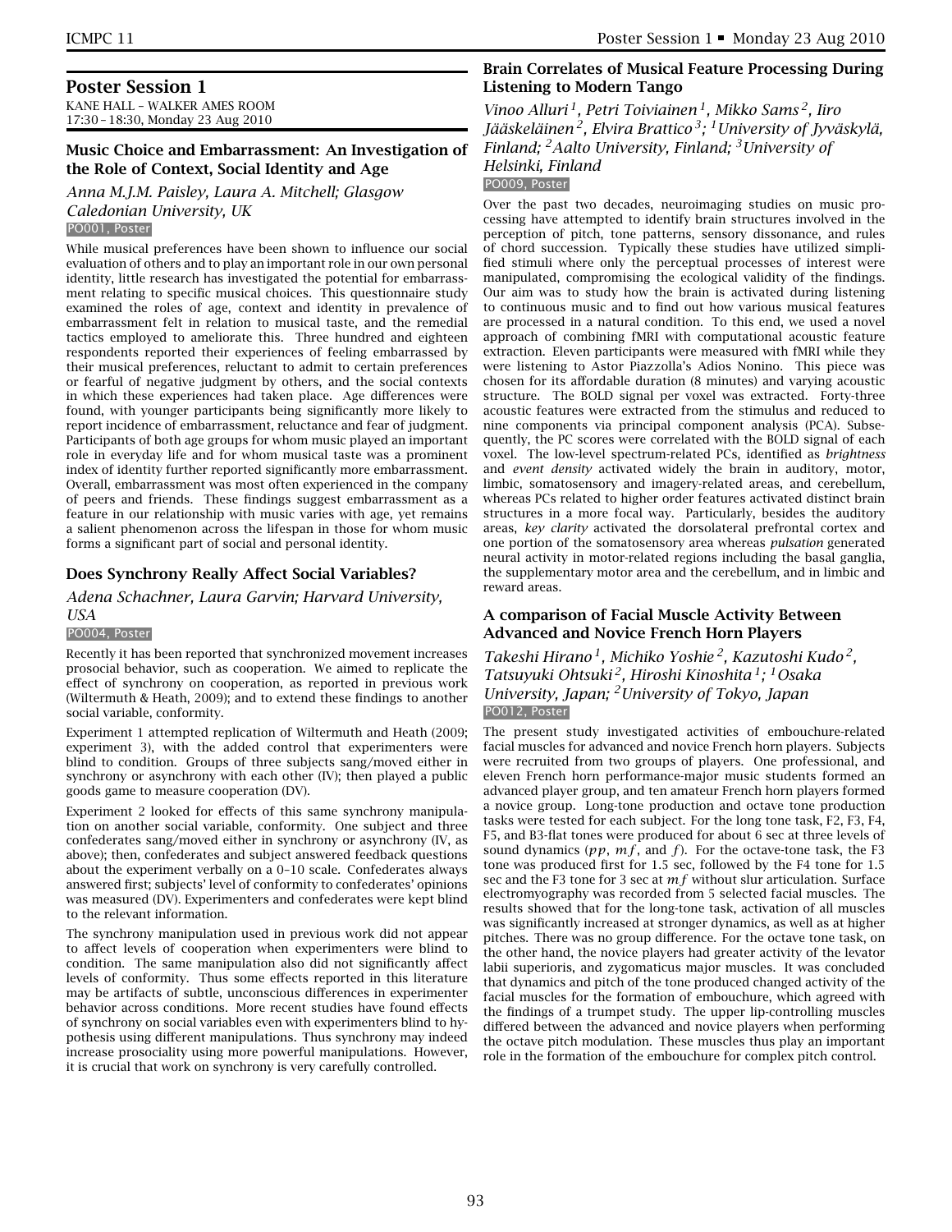## Poster Session 1

KANE HALL – WALKER AMES ROOM
17:30 – 18:30, Monday 23 Aug 2010

### Music Choice and Embarrassment: An Investigation of the Role of Context, Social Identity and Age

*Anna M.J.M. Paisley, Laura A. Mitchell; Glasgow Caledonian University, UK*

PO001, Poster

While musical preferences have been shown to influence our social evaluation of others and to play an important role in our own personal identity, little research has investigated the potential for embarrassment relating to specific musical choices. This questionnaire study examined the roles of age, context and identity in prevalence of embarrassment felt in relation to musical taste, and the remedial tactics employed to ameliorate this. Three hundred and eighteen respondents reported their experiences of feeling embarrassed by their musical preferences, reluctant to admit to certain preferences or fearful of negative judgment by others, and the social contexts in which these experiences had taken place. Age differences were found, with younger participants being significantly more likely to report incidence of embarrassment, reluctance and fear of judgment. Participants of both age groups for whom music played an important role in everyday life and for whom musical taste was a prominent index of identity further reported significantly more embarrassment. Overall, embarrassment was most often experienced in the company of peers and friends. These findings suggest embarrassment as a feature in our relationship with music varies with age, yet remains a salient phenomenon across the lifespan in those for whom music forms a significant part of social and personal identity.

### Does Synchrony Really Affect Social Variables?

*Adena Schachner, Laura Garvin; Harvard University, USA*

PO004, Poster

Recently it has been reported that synchronized movement increases prosocial behavior, such as cooperation. We aimed to replicate the effect of synchrony on cooperation, as reported in previous work (Wiltermuth & Heath, 2009); and to extend these findings to another social variable, conformity.

Experiment 1 attempted replication of Wiltermuth and Heath (2009; experiment 3), with the added control that experimenters were blind to condition. Groups of three subjects sang/moved either in synchrony or asynchrony with each other (IV); then played a public goods game to measure cooperation (DV).

Experiment 2 looked for effects of this same synchrony manipulation on another social variable, conformity. One subject and three confederates sang/moved either in synchrony or asynchrony (IV, as above); then, confederates and subject answered feedback questions about the experiment verbally on a 0–10 scale. Confederates always answered first; subjects' level of conformity to confederates' opinions was measured (DV). Experimenters and confederates were kept blind to the relevant information.

The synchrony manipulation used in previous work did not appear to affect levels of cooperation when experimenters were blind to condition. The same manipulation also did not significantly affect levels of conformity. Thus some effects reported in this literature may be artifacts of subtle, unconscious differences in experimenter behavior across conditions. More recent studies have found effects of synchrony on social variables even with experimenters blind to hypothesis using different manipulations. Thus synchrony may indeed increase prosociality using more powerful manipulations. However, it is crucial that work on synchrony is very carefully controlled.

### Brain Correlates of Musical Feature Processing During Listening to Modern Tango

*Vinoo Alluri[1], Petri Toiviainen[1], Mikko Sams[2], Iiro Jääskeläinen[2], Elvira Brattico[3]; [1]University of Jyväskylä, Finland; [2]Aalto University, Finland; [3]University of Helsinki, Finland*

PO009, Poster

Over the past two decades, neuroimaging studies on music processing have attempted to identify brain structures involved in the perception of pitch, tone patterns, sensory dissonance, and rules of chord succession. Typically these studies have utilized simplified stimuli where only the perceptual processes of interest were manipulated, compromising the ecological validity of the findings. Our aim was to study how the brain is activated during listening to continuous music and to find out how various musical features are processed in a natural condition. To this end, we used a novel approach of combining fMRI with computational acoustic feature extraction. Eleven participants were measured with fMRI while they were listening to Astor Piazzolla's Adios Nonino. This piece was chosen for its affordable duration (8 minutes) and varying acoustic structure. The BOLD signal per voxel was extracted. Forty-three acoustic features were extracted from the stimulus and reduced to nine components via principal component analysis (PCA). Subsequently, the PC scores were correlated with the BOLD signal of each voxel. The low-level spectrum-related PCs, identified as *brightness* and *event density* activated widely the brain in auditory, motor, limbic, somatosensory and imagery-related areas, and cerebellum, whereas PCs related to higher order features activated distinct brain structures in a more focal way. Particularly, besides the auditory areas, *key clarity* activated the dorsolateral prefrontal cortex and one portion of the somatosensory area whereas *pulsation* generated neural activity in motor-related regions including the basal ganglia, the supplementary motor area and the cerebellum, and in limbic and reward areas.

### A comparison of Facial Muscle Activity Between Advanced and Novice French Horn Players

*Takeshi Hirano[1], Michiko Yoshie[2], Kazutoshi Kudo[2], Tatsuyuki Ohtsuki[2], Hiroshi Kinoshita[1]; [1]Osaka University, Japan; [2]University of Tokyo, Japan*

PO012, Poster

The present study investigated activities of embouchure-related facial muscles for advanced and novice French horn players. Subjects were recruited from two groups of players. One professional, and eleven French horn performance-major music students formed an advanced player group, and ten amateur French horn players formed a novice group. Long-tone production and octave tone production tasks were tested for each subject. For the long tone task, F2, F3, F4, F5, and B3-flat tones were produced for about 6 sec at three levels of sound dynamics ($pp$, $mf$, and $f$). For the octave-tone task, the F3 tone was produced first for 1.5 sec, followed by the F4 tone for 1.5 sec and the F3 tone for 3 sec at $mf$ without slur articulation. Surface electromyography was recorded from 5 selected facial muscles. The results showed that for the long-tone task, activation of all muscles was significantly increased at stronger dynamics, as well as at higher pitches. There was no group difference. For the octave tone task, on the other hand, the novice players had greater activity of the levator labii superioris, and zygomaticus major muscles. It was concluded that dynamics and pitch of the tone produced changed activity of the facial muscles for the formation of embouchure, which agreed with the findings of a trumpet study. The upper lip-controlling muscles differed between the advanced and novice players when performing the octave pitch modulation. These muscles thus play an important role in the formation of the embouchure for complex pitch control.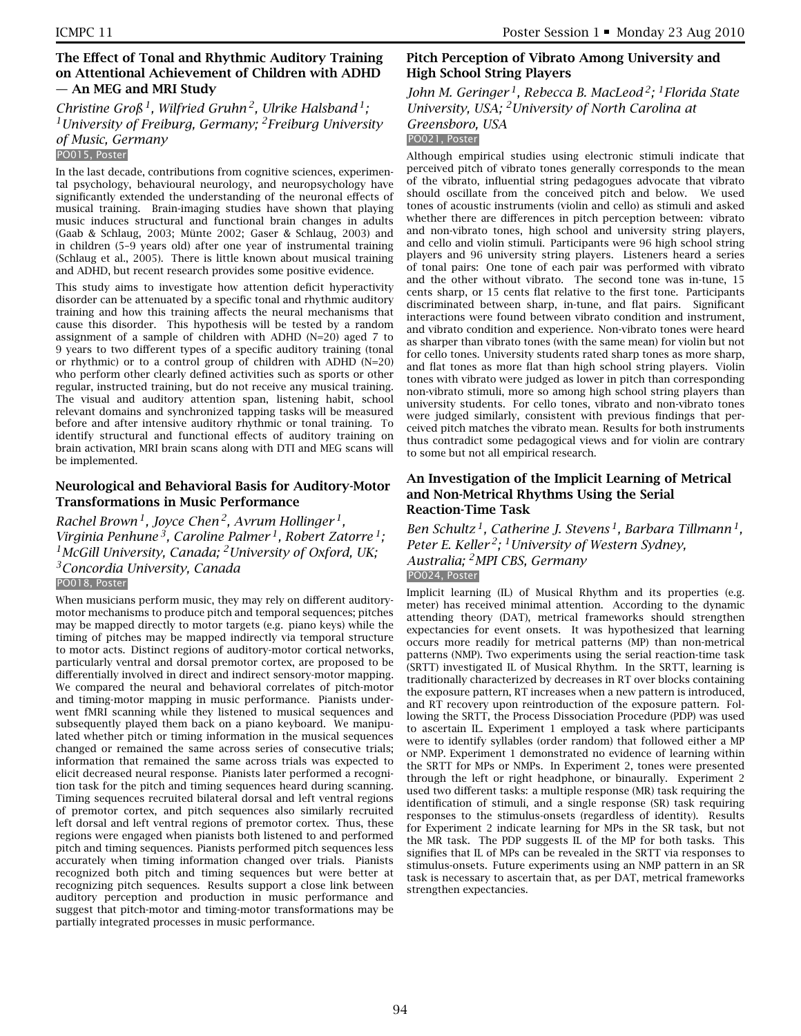## The Effect of Tonal and Rhythmic Auditory Training on Attentional Achievement of Children with ADHD — An MEG and MRI Study

*Christine Groß[1], Wilfried Gruhn[2], Ulrike Halsband[1]; [1]University of Freiburg, Germany; [2]Freiburg University of Music, Germany*

PO015, Poster

In the last decade, contributions from cognitive sciences, experimental psychology, behavioural neurology, and neuropsychology have significantly extended the understanding of the neuronal effects of musical training. Brain-imaging studies have shown that playing music induces structural and functional brain changes in adults (Gaab & Schlaug, 2003; Münte 2002; Gaser & Schlaug, 2003) and in children (5–9 years old) after one year of instrumental training (Schlaug et al., 2005). There is little known about musical training and ADHD, but recent research provides some positive evidence.

This study aims to investigate how attention deficit hyperactivity disorder can be attenuated by a specific tonal and rhythmic auditory training and how this training affects the neural mechanisms that cause this disorder. This hypothesis will be tested by a random assignment of a sample of children with ADHD (N=20) aged 7 to 9 years to two different types of a specific auditory training (tonal or rhythmic) or to a control group of children with ADHD (N=20) who perform other clearly defined activities such as sports or other regular, instructed training, but do not receive any musical training. The visual and auditory attention span, listening habit, school relevant domains and synchronized tapping tasks will be measured before and after intensive auditory rhythmic or tonal training. To identify structural and functional effects of auditory training on brain activation, MRI brain scans along with DTI and MEG scans will be implemented.

## Neurological and Behavioral Basis for Auditory-Motor Transformations in Music Performance

*Rachel Brown[1], Joyce Chen[2], Avrum Hollinger[1], Virginia Penhune[3], Caroline Palmer[1], Robert Zatorre[1]; [1]McGill University, Canada; [2]University of Oxford, UK; [3]Concordia University, Canada*

PO018, Poster

When musicians perform music, they may rely on different auditory-motor mechanisms to produce pitch and temporal sequences; pitches may be mapped directly to motor targets (e.g. piano keys) while the timing of pitches may be mapped indirectly via temporal structure to motor acts. Distinct regions of auditory-motor cortical networks, particularly ventral and dorsal premotor cortex, are proposed to be differentially involved in direct and indirect sensory-motor mapping. We compared the neural and behavioral correlates of pitch-motor and timing-motor mapping in music performance. Pianists underwent fMRI scanning while they listened to musical sequences and subsequently played them back on a piano keyboard. We manipulated whether pitch or timing information in the musical sequences changed or remained the same across series of consecutive trials; information that remained the same across trials was expected to elicit decreased neural response. Pianists later performed a recognition task for the pitch and timing sequences heard during scanning. Timing sequences recruited bilateral dorsal and left ventral regions of premotor cortex, and pitch sequences also similarly recruited left dorsal and left ventral regions of premotor cortex. Thus, these regions were engaged when pianists both listened to and performed pitch and timing sequences. Pianists performed pitch sequences less accurately when timing information changed over trials. Pianists recognized both pitch and timing sequences but were better at recognizing pitch sequences. Results support a close link between auditory perception and production in music performance and suggest that pitch-motor and timing-motor transformations may be partially integrated processes in music performance.

## Pitch Perception of Vibrato Among University and High School String Players

*John M. Geringer[1], Rebecca B. MacLeod[2]; [1]Florida State University, USA; [2]University of North Carolina at Greensboro, USA*

PO021, Poster

Although empirical studies using electronic stimuli indicate that perceived pitch of vibrato tones generally corresponds to the mean of the vibrato, influential string pedagogues advocate that vibrato should oscillate from the conceived pitch and below. We used tones of acoustic instruments (violin and cello) as stimuli and asked whether there are differences in pitch perception between: vibrato and non-vibrato tones, high school and university string players, and cello and violin stimuli. Participants were 96 high school string players and 96 university string players. Listeners heard a series of tonal pairs: One tone of each pair was performed with vibrato and the other without vibrato. The second tone was in-tune, 15 cents sharp, or 15 cents flat relative to the first tone. Participants discriminated between sharp, in-tune, and flat pairs. Significant interactions were found between vibrato condition and instrument, and vibrato condition and experience. Non-vibrato tones were heard as sharper than vibrato tones (with the same mean) for violin but not for cello tones. University students rated sharp tones as more sharp, and flat tones as more flat than high school string players. Violin tones with vibrato were judged as lower in pitch than corresponding non-vibrato stimuli, more so among high school string players than university students. For cello tones, vibrato and non-vibrato tones were judged similarly, consistent with previous findings that perceived pitch matches the vibrato mean. Results for both instruments thus contradict some pedagogical views and for violin are contrary to some but not all empirical research.

## An Investigation of the Implicit Learning of Metrical and Non-Metrical Rhythms Using the Serial Reaction-Time Task

*Ben Schultz[1], Catherine J. Stevens[1], Barbara Tillmann[1], Peter E. Keller[2]; [1]University of Western Sydney, Australia; [2]MPI CBS, Germany*

PO024, Poster

Implicit learning (IL) of Musical Rhythm and its properties (e.g. meter) has received minimal attention. According to the dynamic attending theory (DAT), metrical frameworks should strengthen expectancies for event onsets. It was hypothesized that learning occurs more readily for metrical patterns (MP) than non-metrical patterns (NMP). Two experiments using the serial reaction-time task (SRTT) investigated IL of Musical Rhythm. In the SRTT, learning is traditionally characterized by decreases in RT over blocks containing the exposure pattern, RT increases when a new pattern is introduced, and RT recovery upon reintroduction of the exposure pattern. Following the SRTT, the Process Dissociation Procedure (PDP) was used to ascertain IL. Experiment 1 employed a task where participants were to identify syllables (order random) that followed either a MP or NMP. Experiment 1 demonstrated no evidence of learning within the SRTT for MPs or NMPs. In Experiment 2, tones were presented through the left or right headphone, or binaurally. Experiment 2 used two different tasks: a multiple response (MR) task requiring the identification of stimuli, and a single response (SR) task requiring responses to the stimulus-onsets (regardless of identity). Results for Experiment 2 indicate learning for MPs in the SR task, but not the MR task. The PDP suggests IL of the MP for both tasks. This signifies that IL of MPs can be revealed in the SRTT via responses to stimulus-onsets. Future experiments using an NMP pattern in an SR task is necessary to ascertain that, as per DAT, metrical frameworks strengthen expectancies.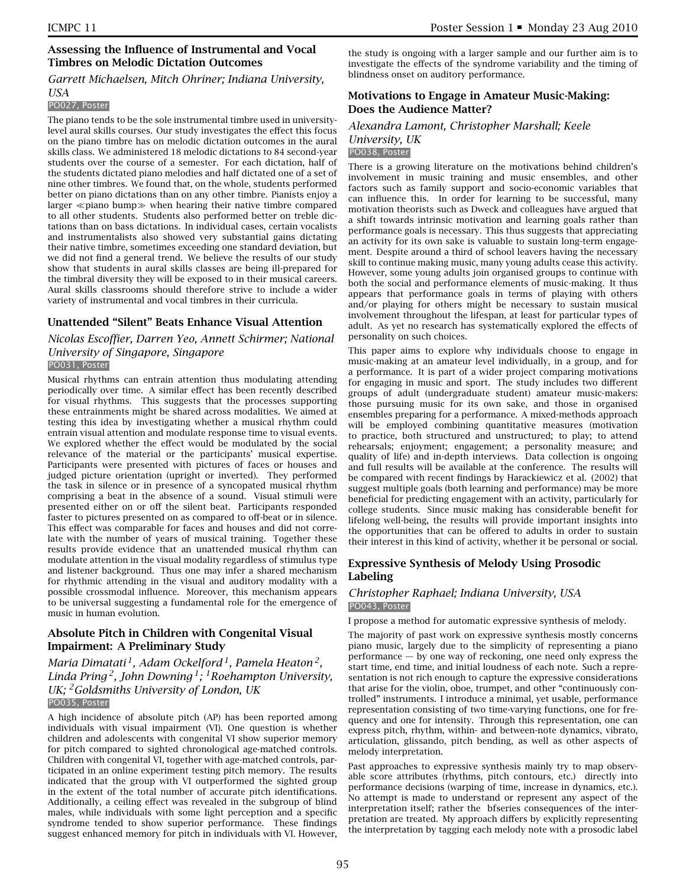### Assessing the Influence of Instrumental and Vocal Timbres on Melodic Dictation Outcomes

*Garrett Michaelsen, Mitch Ohriner; Indiana University, USA*

PO027, Poster

The piano tends to be the sole instrumental timbre used in university-level aural skills courses. Our study investigates the effect this focus on the piano timbre has on melodic dictation outcomes in the aural skills class. We administered 18 melodic dictations to 84 second-year students over the course of a semester. For each dictation, half of the students dictated piano melodies and half dictated one of a set of nine other timbres. We found that, on the whole, students performed better on piano dictations than on any other timbre. Pianists enjoy a larger ≪piano bump≫ when hearing their native timbre compared to all other students. Students also performed better on treble dictations than on bass dictations. In individual cases, certain vocalists and instrumentalists also showed very substantial gains dictating their native timbre, sometimes exceeding one standard deviation, but we did not find a general trend. We believe the results of our study show that students in aural skills classes are being ill-prepared for the timbral diversity they will be exposed to in their musical careers. Aural skills classrooms should therefore strive to include a wider variety of instrumental and vocal timbres in their curricula.

### Unattended "Silent" Beats Enhance Visual Attention

*Nicolas Escoffier, Darren Yeo, Annett Schirmer; National University of Singapore, Singapore*

PO031, Poster

Musical rhythms can entrain attention thus modulating attending periodically over time. A similar effect has been recently described for visual rhythms. This suggests that the processes supporting these entrainments might be shared across modalities. We aimed at testing this idea by investigating whether a musical rhythm could entrain visual attention and modulate response time to visual events. We explored whether the effect would be modulated by the social relevance of the material or the participants' musical expertise. Participants were presented with pictures of faces or houses and judged picture orientation (upright or inverted). They performed the task in silence or in presence of a syncopated musical rhythm comprising a beat in the absence of a sound. Visual stimuli were presented either on or off the silent beat. Participants responded faster to pictures presented on as compared to off-beat or in silence. This effect was comparable for faces and houses and did not correlate with the number of years of musical training. Together these results provide evidence that an unattended musical rhythm can modulate attention in the visual modality regardless of stimulus type and listener background. Thus one may infer a shared mechanism for rhythmic attending in the visual and auditory modality with a possible crossmodal influence. Moreover, this mechanism appears to be universal suggesting a fundamental role for the emergence of music in human evolution.

### Absolute Pitch in Children with Congenital Visual Impairment: A Preliminary Study

*Maria Dimatati[1], Adam Ockelford[1], Pamela Heaton[2], Linda Pring[2], John Downing[1]; [1]Roehampton University, UK; [2]Goldsmiths University of London, UK*

PO035, Poster

A high incidence of absolute pitch (AP) has been reported among individuals with visual impairment (VI). One question is whether children and adolescents with congenital VI show superior memory for pitch compared to sighted chronological age-matched controls. Children with congenital VI, together with age-matched controls, participated in an online experiment testing pitch memory. The results indicated that the group with VI outperformed the sighted group in the extent of the total number of accurate pitch identifications. Additionally, a ceiling effect was revealed in the subgroup of blind males, while individuals with some light perception and a specific syndrome tended to show superior performance. These findings suggest enhanced memory for pitch in individuals with VI. However, the study is ongoing with a larger sample and our further aim is to investigate the effects of the syndrome variability and the timing of blindness onset on auditory performance.

### Motivations to Engage in Amateur Music-Making: Does the Audience Matter?

*Alexandra Lamont, Christopher Marshall; Keele University, UK*

PO038, Poster

There is a growing literature on the motivations behind children's involvement in music training and music ensembles, and other factors such as family support and socio-economic variables that can influence this. In order for learning to be successful, many motivation theorists such as Dweck and colleagues have argued that a shift towards intrinsic motivation and learning goals rather than performance goals is necessary. This thus suggests that appreciating an activity for its own sake is valuable to sustain long-term engagement. Despite around a third of school leavers having the necessary skill to continue making music, many young adults cease this activity. However, some young adults join organised groups to continue with both the social and performance elements of music-making. It thus appears that performance goals in terms of playing with others and/or playing for others might be necessary to sustain musical involvement throughout the lifespan, at least for particular types of adult. As yet no research has systematically explored the effects of personality on such choices.

This paper aims to explore why individuals choose to engage in music-making at an amateur level individually, in a group, and for a performance. It is part of a wider project comparing motivations for engaging in music and sport. The study includes two different groups of adult (undergraduate student) amateur music-makers: those pursuing music for its own sake, and those in organised ensembles preparing for a performance. A mixed-methods approach will be employed combining quantitative measures (motivation to practice, both structured and unstructured; to play; to attend rehearsals; enjoyment; engagement; a personality measure; and quality of life) and in-depth interviews. Data collection is ongoing and full results will be available at the conference. The results will be compared with recent findings by Harackiewicz et al. (2002) that suggest multiple goals (both learning and performance) may be more beneficial for predicting engagement with an activity, particularly for college students. Since music making has considerable benefit for lifelong well-being, the results will provide important insights into the opportunities that can be offered to adults in order to sustain their interest in this kind of activity, whether it be personal or social.

### Expressive Synthesis of Melody Using Prosodic Labeling

*Christopher Raphael; Indiana University, USA*

PO043, Poster

I propose a method for automatic expressive synthesis of melody.

The majority of past work on expressive synthesis mostly concerns piano music, largely due to the simplicity of representing a piano performance — by one way of reckoning, one need only express the start time, end time, and initial loudness of each note. Such a representation is not rich enough to capture the expressive considerations that arise for the violin, oboe, trumpet, and other "continuously controlled" instruments. I introduce a minimal, yet usable, performance representation consisting of two time-varying functions, one for frequency and one for intensity. Through this representation, one can express pitch, rhythm, within- and between-note dynamics, vibrato, articulation, glissando, pitch bending, as well as other aspects of melody interpretation.

Past approaches to expressive synthesis mainly try to map observable score attributes (rhythms, pitch contours, etc.) directly into performance decisions (warping of time, increase in dynamics, etc.). No attempt is made to understand or represent any aspect of the interpretation itself; rather the bfseries consequences of the interpretation are treated. My approach differs by explicitly representing the interpretation by tagging each melody note with a prosodic label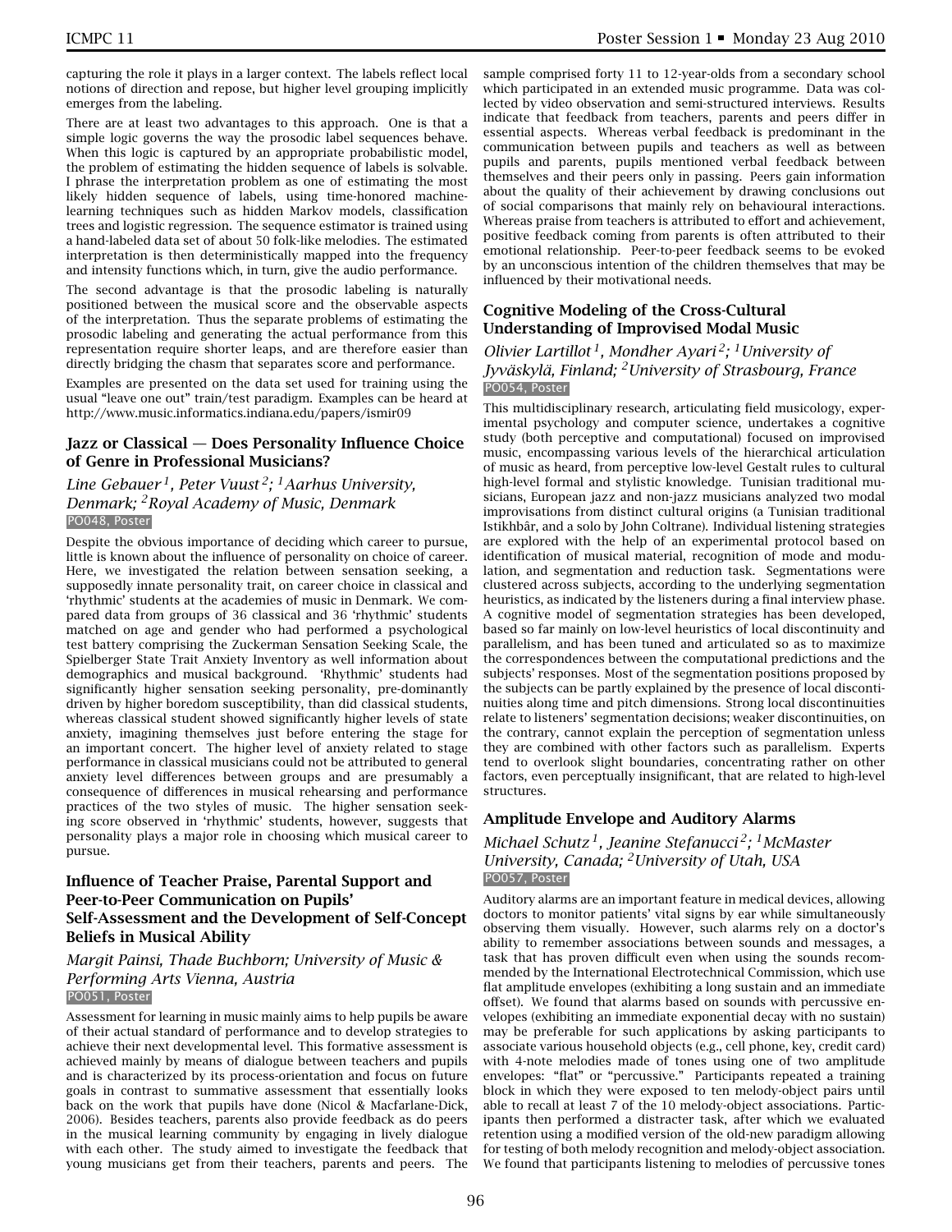capturing the role it plays in a larger context. The labels reflect local notions of direction and repose, but higher level grouping implicitly emerges from the labeling.

There are at least two advantages to this approach. One is that a simple logic governs the way the prosodic label sequences behave. When this logic is captured by an appropriate probabilistic model, the problem of estimating the hidden sequence of labels is solvable. I phrase the interpretation problem as one of estimating the most likely hidden sequence of labels, using time-honored machine-learning techniques such as hidden Markov models, classification trees and logistic regression. The sequence estimator is trained using a hand-labeled data set of about 50 folk-like melodies. The estimated interpretation is then deterministically mapped into the frequency and intensity functions which, in turn, give the audio performance.

The second advantage is that the prosodic labeling is naturally positioned between the musical score and the observable aspects of the interpretation. Thus the separate problems of estimating the prosodic labeling and generating the actual performance from this representation require shorter leaps, and are therefore easier than directly bridging the chasm that separates score and performance.

Examples are presented on the data set used for training using the usual "leave one out" train/test paradigm. Examples can be heard at http://www.music.informatics.indiana.edu/papers/ismir09

### Jazz or Classical — Does Personality Influence Choice of Genre in Professional Musicians?

*Line Gebauer[1], Peter Vuust[2]; [1]Aarhus University, Denmark; [2]Royal Academy of Music, Denmark*
PO048, Poster

Despite the obvious importance of deciding which career to pursue, little is known about the influence of personality on choice of career. Here, we investigated the relation between sensation seeking, a supposedly innate personality trait, on career choice in classical and 'rhythmic' students at the academies of music in Denmark. We compared data from groups of 36 classical and 36 'rhythmic' students matched on age and gender who had performed a psychological test battery comprising the Zuckerman Sensation Seeking Scale, the Spielberger State Trait Anxiety Inventory as well information about demographics and musical background. 'Rhythmic' students had significantly higher sensation seeking personality, pre-dominantly driven by higher boredom susceptibility, than did classical students, whereas classical student showed significantly higher levels of state anxiety, imagining themselves just before entering the stage for an important concert. The higher level of anxiety related to stage performance in classical musicians could not be attributed to general anxiety level differences between groups and are presumably a consequence of differences in musical rehearsing and performance practices of the two styles of music. The higher sensation seeking score observed in 'rhythmic' students, however, suggests that personality plays a major role in choosing which musical career to pursue.

### Influence of Teacher Praise, Parental Support and Peer-to-Peer Communication on Pupils' Self-Assessment and the Development of Self-Concept Beliefs in Musical Ability

*Margit Painsi, Thade Buchborn; University of Music & Performing Arts Vienna, Austria*
PO051, Poster

Assessment for learning in music mainly aims to help pupils be aware of their actual standard of performance and to develop strategies to achieve their next developmental level. This formative assessment is achieved mainly by means of dialogue between teachers and pupils and is characterized by its process-orientation and focus on future goals in contrast to summative assessment that essentially looks back on the work that pupils have done (Nicol & Macfarlane-Dick, 2006). Besides teachers, parents also provide feedback as do peers in the musical learning community by engaging in lively dialogue with each other. The study aimed to investigate the feedback that young musicians get from their teachers, parents and peers. The sample comprised forty 11 to 12-year-olds from a secondary school which participated in an extended music programme. Data was collected by video observation and semi-structured interviews. Results indicate that feedback from teachers, parents and peers differ in essential aspects. Whereas verbal feedback is predominant in the communication between pupils and teachers as well as between pupils and parents, pupils mentioned verbal feedback between themselves and their peers only in passing. Peers gain information about the quality of their achievement by drawing conclusions out of social comparisons that mainly rely on behavioural interactions. Whereas praise from teachers is attributed to effort and achievement, positive feedback coming from parents is often attributed to their emotional relationship. Peer-to-peer feedback seems to be evoked by an unconscious intention of the children themselves that may be influenced by their motivational needs.

### Cognitive Modeling of the Cross-Cultural Understanding of Improvised Modal Music

*Olivier Lartillot[1], Mondher Ayari[2]; [1]University of Jyväskylä, Finland; [2]University of Strasbourg, France*
PO054, Poster

This multidisciplinary research, articulating field musicology, experimental psychology and computer science, undertakes a cognitive study (both perceptive and computational) focused on improvised music, encompassing various levels of the hierarchical articulation of music as heard, from perceptive low-level Gestalt rules to cultural high-level formal and stylistic knowledge. Tunisian traditional musicians, European jazz and non-jazz musicians analyzed two modal improvisations from distinct cultural origins (a Tunisian traditional Istikhbâr, and a solo by John Coltrane). Individual listening strategies are explored with the help of an experimental protocol based on identification of musical material, recognition of mode and modulation, and segmentation and reduction task. Segmentations were clustered across subjects, according to the underlying segmentation heuristics, as indicated by the listeners during a final interview phase. A cognitive model of segmentation strategies has been developed, based so far mainly on low-level heuristics of local discontinuity and parallelism, and has been tuned and articulated so as to maximize the correspondences between the computational predictions and the subjects' responses. Most of the segmentation positions proposed by the subjects can be partly explained by the presence of local discontinuities along time and pitch dimensions. Strong local discontinuities relate to listeners' segmentation decisions; weaker discontinuities, on the contrary, cannot explain the perception of segmentation unless they are combined with other factors such as parallelism. Experts tend to overlook slight boundaries, concentrating rather on other factors, even perceptually insignificant, that are related to high-level structures.

### Amplitude Envelope and Auditory Alarms

*Michael Schutz[1], Jeanine Stefanucci[2]; [1]McMaster University, Canada; [2]University of Utah, USA*
PO057, Poster

Auditory alarms are an important feature in medical devices, allowing doctors to monitor patients' vital signs by ear while simultaneously observing them visually. However, such alarms rely on a doctor's ability to remember associations between sounds and messages, a task that has proven difficult even when using the sounds recommended by the International Electrotechnical Commission, which use flat amplitude envelopes (exhibiting a long sustain and an immediate offset). We found that alarms based on sounds with percussive envelopes (exhibiting an immediate exponential decay with no sustain) may be preferable for such applications by asking participants to associate various household objects (e.g., cell phone, key, credit card) with 4-note melodies made of tones using one of two amplitude envelopes: "flat" or "percussive." Participants repeated a training block in which they were exposed to ten melody-object pairs until able to recall at least 7 of the 10 melody-object associations. Participants then performed a distracter task, after which we evaluated retention using a modified version of the old-new paradigm allowing for testing of both melody recognition and melody-object association. We found that participants listening to melodies of percussive tones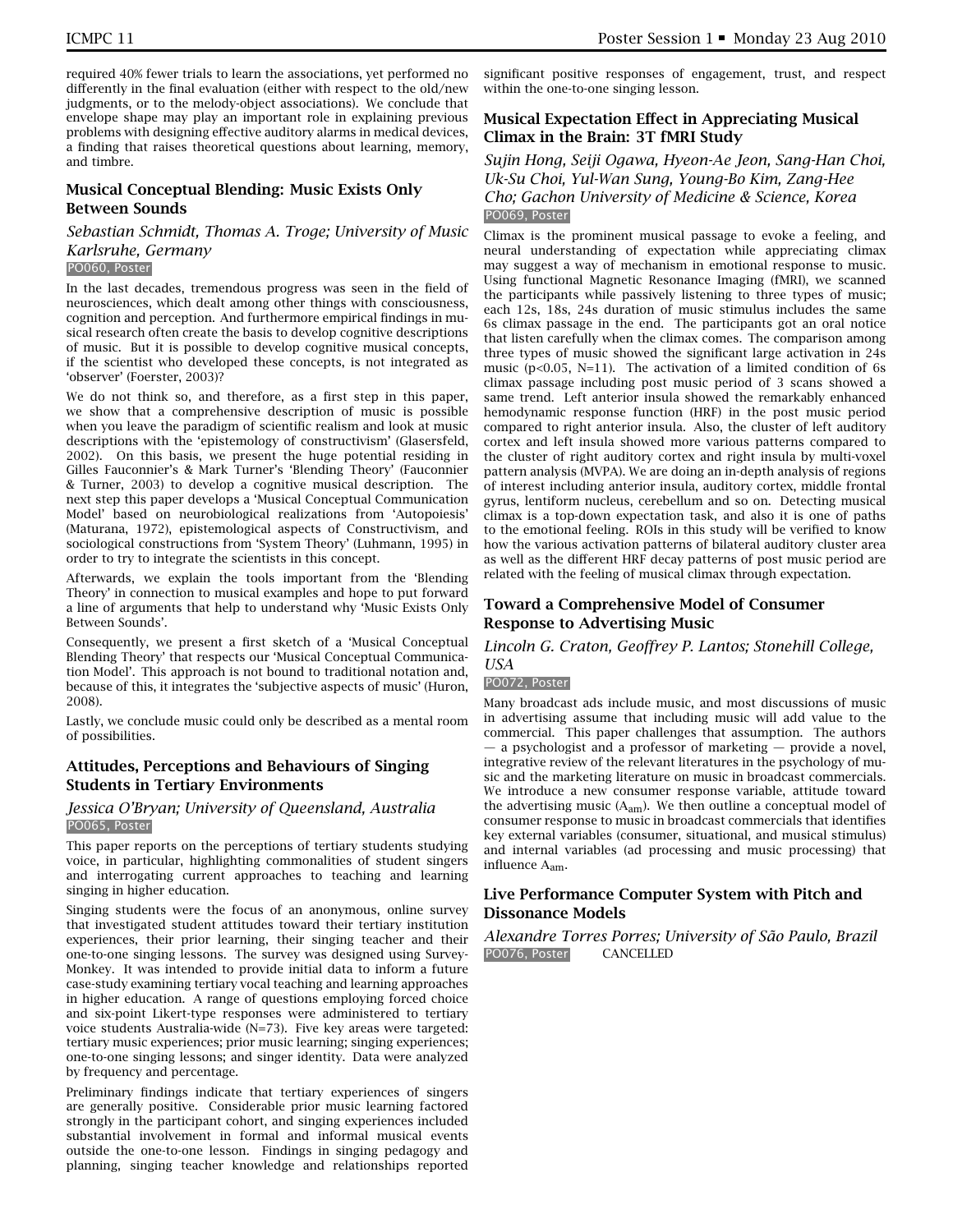required 40% fewer trials to learn the associations, yet performed no differently in the final evaluation (either with respect to the old/new judgments, or to the melody-object associations). We conclude that envelope shape may play an important role in explaining previous problems with designing effective auditory alarms in medical devices, a finding that raises theoretical questions about learning, memory, and timbre.

## Musical Conceptual Blending: Music Exists Only Between Sounds

*Sebastian Schmidt, Thomas A. Troge; University of Music Karlsruhe, Germany*

PO060, Poster

In the last decades, tremendous progress was seen in the field of neurosciences, which dealt among other things with consciousness, cognition and perception. And furthermore empirical findings in musical research often create the basis to develop cognitive descriptions of music. But it is possible to develop cognitive musical concepts, if the scientist who developed these concepts, is not integrated as 'observer' (Foerster, 2003)?

We do not think so, and therefore, as a first step in this paper, we show that a comprehensive description of music is possible when you leave the paradigm of scientific realism and look at music descriptions with the 'epistemology of constructivism' (Glasersfeld, 2002). On this basis, we present the huge potential residing in Gilles Fauconnier's & Mark Turner's 'Blending Theory' (Fauconnier & Turner, 2003) to develop a cognitive musical description. The next step this paper develops a 'Musical Conceptual Communication Model' based on neurobiological realizations from 'Autopoiesis' (Maturana, 1972), epistemological aspects of Constructivism, and sociological constructions from 'System Theory' (Luhmann, 1995) in order to try to integrate the scientists in this concept.

Afterwards, we explain the tools important from the 'Blending Theory' in connection to musical examples and hope to put forward a line of arguments that help to understand why 'Music Exists Only Between Sounds'.

Consequently, we present a first sketch of a 'Musical Conceptual Blending Theory' that respects our 'Musical Conceptual Communication Model'. This approach is not bound to traditional notation and, because of this, it integrates the 'subjective aspects of music' (Huron, 2008).

Lastly, we conclude music could only be described as a mental room of possibilities.

## Attitudes, Perceptions and Behaviours of Singing Students in Tertiary Environments

*Jessica O'Bryan; University of Queensland, Australia*

PO065, Poster

This paper reports on the perceptions of tertiary students studying voice, in particular, highlighting commonalities of student singers and interrogating current approaches to teaching and learning singing in higher education.

Singing students were the focus of an anonymous, online survey that investigated student attitudes toward their tertiary institution experiences, their prior learning, their singing teacher and their one-to-one singing lessons. The survey was designed using SurveyMonkey. It was intended to provide initial data to inform a future case-study examining tertiary vocal teaching and learning approaches in higher education. A range of questions employing forced choice and six-point Likert-type responses were administered to tertiary voice students Australia-wide (N=73). Five key areas were targeted: tertiary music experiences; prior music learning; singing experiences; one-to-one singing lessons; and singer identity. Data were analyzed by frequency and percentage.

Preliminary findings indicate that tertiary experiences of singers are generally positive. Considerable prior music learning factored strongly in the participant cohort, and singing experiences included substantial involvement in formal and informal musical events outside the one-to-one lesson. Findings in singing pedagogy and planning, singing teacher knowledge and relationships reported significant positive responses of engagement, trust, and respect within the one-to-one singing lesson.

## Musical Expectation Effect in Appreciating Musical Climax in the Brain: 3T fMRI Study

*Sujin Hong, Seiji Ogawa, Hyeon-Ae Jeon, Sang-Han Choi, Uk-Su Choi, Yul-Wan Sung, Young-Bo Kim, Zang-Hee Cho; Gachon University of Medicine & Science, Korea*

PO069, Poster

Climax is the prominent musical passage to evoke a feeling, and neural understanding of expectation while appreciating climax may suggest a way of mechanism in emotional response to music. Using functional Magnetic Resonance Imaging (fMRI), we scanned the participants while passively listening to three types of music; each 12s, 18s, 24s duration of music stimulus includes the same 6s climax passage in the end. The participants got an oral notice that listen carefully when the climax comes. The comparison among three types of music showed the significant large activation in 24s music ($p<0.05$, N=11). The activation of a limited condition of 6s climax passage including post music period of 3 scans showed a same trend. Left anterior insula showed the remarkably enhanced hemodynamic response function (HRF) in the post music period compared to right anterior insula. Also, the cluster of left auditory cortex and left insula showed more various patterns compared to the cluster of right auditory cortex and right insula by multi-voxel pattern analysis (MVPA). We are doing an in-depth analysis of regions of interest including anterior insula, auditory cortex, middle frontal gyrus, lentiform nucleus, cerebellum and so on. Detecting musical climax is a top-down expectation task, and also it is one of paths to the emotional feeling. ROIs in this study will be verified to know how the various activation patterns of bilateral auditory cluster area as well as the different HRF decay patterns of post music period are related with the feeling of musical climax through expectation.

## Toward a Comprehensive Model of Consumer Response to Advertising Music

*Lincoln G. Craton, Geoffrey P. Lantos; Stonehill College, USA*

PO072, Poster

Many broadcast ads include music, and most discussions of music in advertising assume that including music will add value to the commercial. This paper challenges that assumption. The authors — a psychologist and a professor of marketing — provide a novel, integrative review of the relevant literatures in the psychology of music and the marketing literature on music in broadcast commercials. We introduce a new consumer response variable, attitude toward the advertising music ($A_{am}$). We then outline a conceptual model of consumer response to music in broadcast commercials that identifies key external variables (consumer, situational, and musical stimulus) and internal variables (ad processing and music processing) that influence $A_{am}$.

## Live Performance Computer System with Pitch and Dissonance Models

*Alexandre Torres Porres; University of São Paulo, Brazil*

PO076, Poster CANCELLED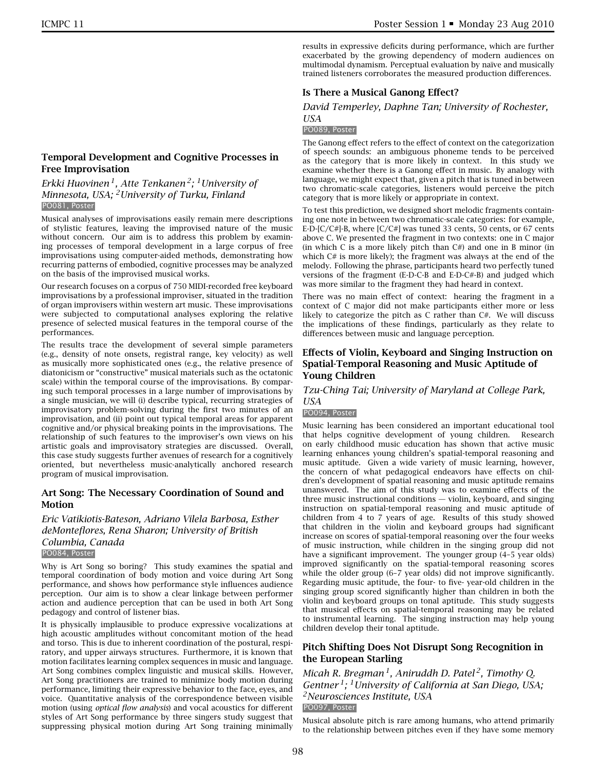### Temporal Development and Cognitive Processes in Free Improvisation

*Erkki Huovinen[1], Atte Tenkanen[2]; [1]University of Minnesota, USA; [2]University of Turku, Finland*

PO081, Poster

Musical analyses of improvisations easily remain mere descriptions of stylistic features, leaving the improvised nature of the music without concern. Our aim is to address this problem by examining processes of temporal development in a large corpus of free improvisations using computer-aided methods, demonstrating how recurring patterns of embodied, cognitive processes may be analyzed on the basis of the improvised musical works.

Our research focuses on a corpus of 750 MIDI-recorded free keyboard improvisations by a professional improviser, situated in the tradition of organ improvisers within western art music. These improvisations were subjected to computational analyses exploring the relative presence of selected musical features in the temporal course of the performances.

The results trace the development of several simple parameters (e.g., density of note onsets, registral range, key velocity) as well as musically more sophisticated ones (e.g., the relative presence of diatonicism or "constructive" musical materials such as the octatonic scale) within the temporal course of the improvisations. By comparing such temporal processes in a large number of improvisations by a single musician, we will (i) describe typical, recurring strategies of improvisatory problem-solving during the first two minutes of an improvisation, and (ii) point out typical temporal areas for apparent cognitive and/or physical breaking points in the improvisations. The relationship of such features to the improviser's own views on his artistic goals and improvisatory strategies are discussed. Overall, this case study suggests further avenues of research for a cognitively oriented, but nevertheless music-analytically anchored research program of musical improvisation.

### Art Song: The Necessary Coordination of Sound and Motion

*Eric Vatikiotis-Bateson, Adriano Vilela Barbosa, Esther deMonteflores, Rena Sharon; University of British Columbia, Canada*

PO084, Poster

Why is Art Song so boring? This study examines the spatial and temporal coordination of body motion and voice during Art Song performance, and shows how performance style influences audience perception. Our aim is to show a clear linkage between performer action and audience perception that can be used in both Art Song pedagogy and control of listener bias.

It is physically implausible to produce expressive vocalizations at high acoustic amplitudes without concomitant motion of the head and torso. This is due to inherent coordination of the postural, respiratory, and upper airways structures. Furthermore, it is known that motion facilitates learning complex sequences in music and language. Art Song combines complex linguistic and musical skills. However, Art Song practitioners are trained to minimize body motion during performance, limiting their expressive behavior to the face, eyes, and voice. Quantitative analysis of the correspondence between visible motion (using *optical flow analysis*) and vocal acoustics for different styles of Art Song performance by three singers study suggest that suppressing physical motion during Art Song training minimally results in expressive deficits during performance, which are further exacerbated by the growing dependency of modern audiences on multimodal dynamism. Perceptual evaluation by naïve and musically trained listeners corroborates the measured production differences.

### Is There a Musical Ganong Effect?

*David Temperley, Daphne Tan; University of Rochester, USA*

PO089, Poster

The Ganong effect refers to the effect of context on the categorization of speech sounds: an ambiguous phoneme tends to be perceived as the category that is more likely in context. In this study we examine whether there is a Ganong effect in music. By analogy with language, we might expect that, given a pitch that is tuned in between two chromatic-scale categories, listeners would perceive the pitch category that is more likely or appropriate in context.

To test this prediction, we designed short melodic fragments containing one note in between two chromatic-scale categories: for example, E-D-[C/C#]-B, where [C/C#] was tuned 33 cents, 50 cents, or 67 cents above C. We presented the fragment in two contexts: one in C major (in which C is a more likely pitch than C#) and one in B minor (in which C# is more likely); the fragment was always at the end of the melody. Following the phrase, participants heard two perfectly tuned versions of the fragment (E-D-C-B and E-D-C#-B) and judged which was more similar to the fragment they had heard in context.

There was no main effect of context: hearing the fragment in a context of C major did not make participants either more or less likely to categorize the pitch as C rather than C#. We will discuss the implications of these findings, particularly as they relate to differences between music and language perception.

### Effects of Violin, Keyboard and Singing Instruction on Spatial-Temporal Reasoning and Music Aptitude of Young Children

*Tzu-Ching Tai; University of Maryland at College Park, USA*

PO094, Poster

Music learning has been considered an important educational tool that helps cognitive development of young children. Research on early childhood music education has shown that active music learning enhances young children's spatial-temporal reasoning and music aptitude. Given a wide variety of music learning, however, the concern of what pedagogical endeavors have effects on children's development of spatial reasoning and music aptitude remains unanswered. The aim of this study was to examine effects of the three music instructional conditions — violin, keyboard, and singing instruction on spatial-temporal reasoning and music aptitude of children from 4 to 7 years of age. Results of this study showed that children in the violin and keyboard groups had significant increase on scores of spatial-temporal reasoning over the four weeks of music instruction, while children in the singing group did not have a significant improvement. The younger group (4–5 year olds) improved significantly on the spatial-temporal reasoning scores while the older group (6–7 year olds) did not improve significantly. Regarding music aptitude, the four- to five- year-old children in the singing group scored significantly higher than children in both the violin and keyboard groups on tonal aptitude. This study suggests that musical effects on spatial-temporal reasoning may be related to instrumental learning. The singing instruction may help young children develop their tonal aptitude.

### Pitch Shifting Does Not Disrupt Song Recognition in the European Starling

*Micah R. Bregman[1], Aniruddh D. Patel[2], Timothy Q. Gentner[1]; [1]University of California at San Diego, USA; [2]Neurosciences Institute, USA*

PO097, Poster

Musical absolute pitch is rare among humans, who attend primarily to the relationship between pitches even if they have some memory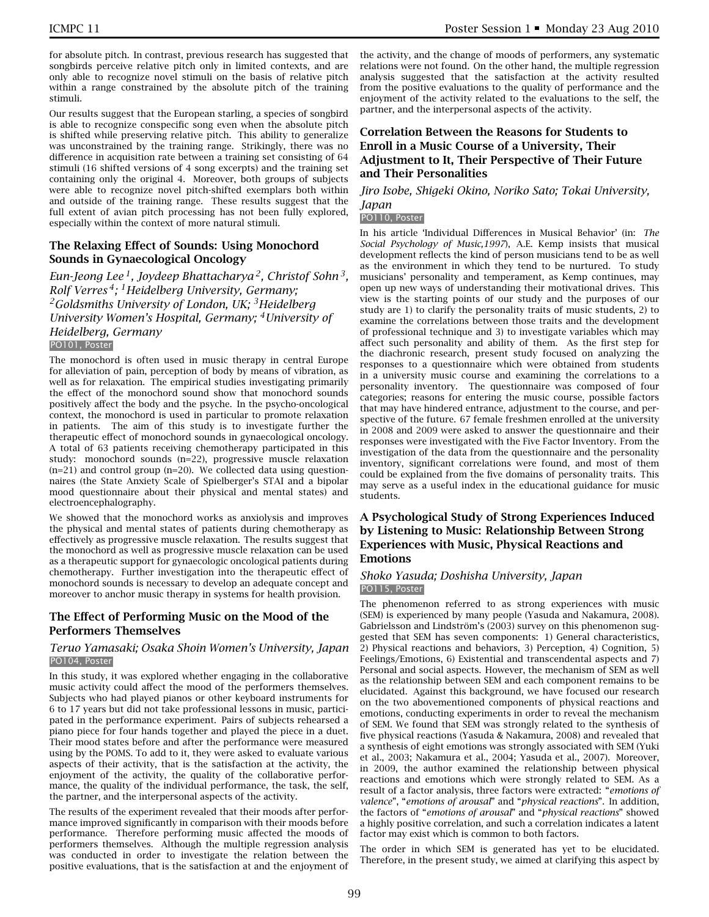for absolute pitch. In contrast, previous research has suggested that songbirds perceive relative pitch only in limited contexts, and are only able to recognize novel stimuli on the basis of relative pitch within a range constrained by the absolute pitch of the training stimuli.

Our results suggest that the European starling, a species of songbird is able to recognize conspecific song even when the absolute pitch is shifted while preserving relative pitch. This ability to generalize was unconstrained by the training range. Strikingly, there was no difference in acquisition rate between a training set consisting of 64 stimuli (16 shifted versions of 4 song excerpts) and the training set containing only the original 4. Moreover, both groups of subjects were able to recognize novel pitch-shifted exemplars both within and outside of the training range. These results suggest that the full extent of avian pitch processing has not been fully explored, especially within the context of more natural stimuli.

### The Relaxing Effect of Sounds: Using Monochord Sounds in Gynaecological Oncology

*Eun-Jeong Lee [1], Joydeep Bhattacharya [2], Christof Sohn [3], Rolf Verres [4]; [1] Heidelberg University, Germany; [2] Goldsmiths University of London, UK; [3] Heidelberg University Women's Hospital, Germany; [4] University of Heidelberg, Germany*

PO101, Poster

The monochord is often used in music therapy in central Europe for alleviation of pain, perception of body by means of vibration, as well as for relaxation. The empirical studies investigating primarily the effect of the monochord sound show that monochord sounds positively affect the body and the psyche. In the psycho-oncological context, the monochord is used in particular to promote relaxation in patients. The aim of this study is to investigate further the therapeutic effect of monochord sounds in gynaecological oncology. A total of 63 patients receiving chemotherapy participated in this study: monochord sounds (n=22), progressive muscle relaxation (n=21) and control group (n=20). We collected data using questionnaires (the State Anxiety Scale of Spielberger's STAI and a bipolar mood questionnaire about their physical and mental states) and electroencephalography.

We showed that the monochord works as anxiolysis and improves the physical and mental states of patients during chemotherapy as effectively as progressive muscle relaxation. The results suggest that the monochord as well as progressive muscle relaxation can be used as a therapeutic support for gynaecologic oncological patients during chemotherapy. Further investigation into the therapeutic effect of monochord sounds is necessary to develop an adequate concept and moreover to anchor music therapy in systems for health provision.

### The Effect of Performing Music on the Mood of the Performers Themselves

*Teruo Yamasaki; Osaka Shoin Women's University, Japan*

PO104, Poster

In this study, it was explored whether engaging in the collaborative music activity could affect the mood of the performers themselves. Subjects who had played pianos or other keyboard instruments for 6 to 17 years but did not take professional lessons in music, participated in the performance experiment. Pairs of subjects rehearsed a piano piece for four hands together and played the piece in a duet. Their mood states before and after the performance were measured using by the POMS. To add to it, they were asked to evaluate various aspects of their activity, that is the satisfaction at the activity, the enjoyment of the activity, the quality of the collaborative performance, the quality of the individual performance, the task, the self, the partner, and the interpersonal aspects of the activity.

The results of the experiment revealed that their moods after performance improved significantly in comparison with their moods before performance. Therefore performing music affected the moods of performers themselves. Although the multiple regression analysis was conducted in order to investigate the relation between the positive evaluations, that is the satisfaction at and the enjoyment of the activity, and the change of moods of performers, any systematic relations were not found. On the other hand, the multiple regression analysis suggested that the satisfaction at the activity resulted from the positive evaluations to the quality of performance and the enjoyment of the activity related to the evaluations to the self, the partner, and the interpersonal aspects of the activity.

### Correlation Between the Reasons for Students to Enroll in a Music Course of a University, Their Adjustment to It, Their Perspective of Their Future and Their Personalities

*Jiro Isobe, Shigeki Okino, Noriko Sato; Tokai University, Japan*

PO110, Poster

In his article 'Individual Differences in Musical Behavior' (in: *The Social Psychology of Music,1997*), A.E. Kemp insists that musical development reflects the kind of person musicians tend to be as well as the environment in which they tend to be nurtured. To study musicians' personality and temperament, as Kemp continues, may open up new ways of understanding their motivational drives. This view is the starting points of our study and the purposes of our study are 1) to clarify the personality traits of music students, 2) to examine the correlations between those traits and the development of professional technique and 3) to investigate variables which may affect such personality and ability of them. As the first step for the diachronic research, present study focused on analyzing the responses to a questionnaire which were obtained from students in a university music course and examining the correlations to a personality inventory. The questionnaire was composed of four categories; reasons for entering the music course, possible factors that may have hindered entrance, adjustment to the course, and perspective of the future. 67 female freshmen enrolled at the university in 2008 and 2009 were asked to answer the questionnaire and their responses were investigated with the Five Factor Inventory. From the investigation of the data from the questionnaire and the personality inventory, significant correlations were found, and most of them could be explained from the five domains of personality traits. This may serve as a useful index in the educational guidance for music students.

### A Psychological Study of Strong Experiences Induced by Listening to Music: Relationship Between Strong Experiences with Music, Physical Reactions and Emotions

*Shoko Yasuda; Doshisha University, Japan*

PO115, Poster

The phenomenon referred to as strong experiences with music (SEM) is experienced by many people (Yasuda and Nakamura, 2008). Gabrielsson and Lindström's (2003) survey on this phenomenon suggested that SEM has seven components: 1) General characteristics, 2) Physical reactions and behaviors, 3) Perception, 4) Cognition, 5) Feelings/Emotions, 6) Existential and transcendental aspects and 7) Personal and social aspects. However, the mechanism of SEM as well as the relationship between SEM and each component remains to be elucidated. Against this background, we have focused our research on the two abovementioned components of physical reactions and emotions, conducting experiments in order to reveal the mechanism of SEM. We found that SEM was strongly related to the synthesis of five physical reactions (Yasuda & Nakamura, 2008) and revealed that a synthesis of eight emotions was strongly associated with SEM (Yuki et al., 2003; Nakamura et al., 2004; Yasuda et al., 2007). Moreover, in 2009, the author examined the relationship between physical reactions and emotions which were strongly related to SEM. As a result of a factor analysis, three factors were extracted: "*emotions of valence*", "*emotions of arousal*" and "*physical reactions*". In addition, the factors of "*emotions of arousal*" and "*physical reactions*" showed a highly positive correlation, and such a correlation indicates a latent factor may exist which is common to both factors.

The order in which SEM is generated has yet to be elucidated. Therefore, in the present study, we aimed at clarifying this aspect by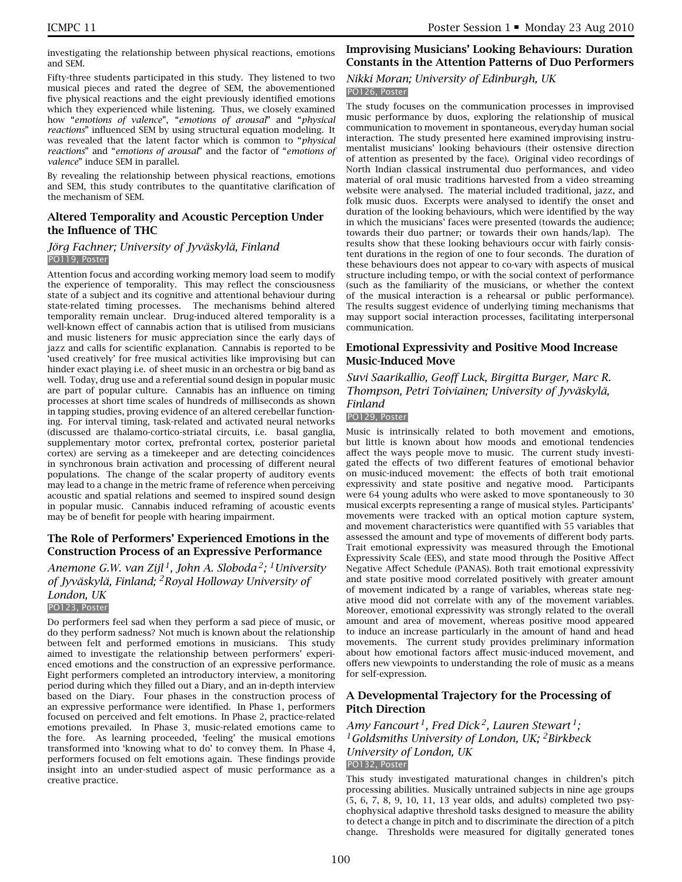investigating the relationship between physical reactions, emotions and SEM.

Fifty-three students participated in this study. They listened to two musical pieces and rated the degree of SEM, the abovementioned five physical reactions and the eight previously identified emotions which they experienced while listening. Thus, we closely examined how "*emotions of valence*", "*emotions of arousal*" and "*physical reactions*" influenced SEM by using structural equation modeling. It was revealed that the latent factor which is common to "*physical reactions*" and "*emotions of arousal*" and the factor of "*emotions of valence*" induce SEM in parallel.

By revealing the relationship between physical reactions, emotions and SEM, this study contributes to the quantitative clarification of the mechanism of SEM.

### Altered Temporality and Acoustic Perception Under the Influence of THC

*Jörg Fachner; University of Jyväskylä, Finland*

PO119, Poster

Attention focus and according working memory load seem to modify the experience of temporality. This may reflect the consciousness state of a subject and its cognitive and attentional behaviour during state-related timing processes. The mechanisms behind altered temporality remain unclear. Drug-induced altered temporality is a well-known effect of cannabis action that is utilised from musicians and music listeners for music appreciation since the early days of jazz and calls for scientific explanation. Cannabis is reported to be 'used creatively' for free musical activities like improvising but can hinder exact playing i.e. of sheet music in an orchestra or big band as well. Today, drug use and a referential sound design in popular music are part of popular culture. Cannabis has an influence on timing processes at short time scales of hundreds of milliseconds as shown in tapping studies, proving evidence of an altered cerebellar functioning. For interval timing, task-related and activated neural networks (discussed are thalamo-cortico-striatal circuits, i.e. basal ganglia, supplementary motor cortex, prefrontal cortex, posterior parietal cortex) are serving as a timekeeper and are detecting coincidences in synchronous brain activation and processing of different neural populations. The change of the scalar property of auditory events may lead to a change in the metric frame of reference when perceiving acoustic and spatial relations and seemed to inspired sound design in popular music. Cannabis induced reframing of acoustic events may be of benefit for people with hearing impairment.

### The Role of Performers' Experienced Emotions in the Construction Process of an Expressive Performance

*Anemone G.W. van Zijl[1], John A. Sloboda[2]; [1]University of Jyväskylä, Finland; [2]Royal Holloway University of London, UK*

PO123, Poster

Do performers feel sad when they perform a sad piece of music, or do they perform sadness? Not much is known about the relationship between felt and performed emotions in musicians. This study aimed to investigate the relationship between performers' experienced emotions and the construction of an expressive performance. Eight performers completed an introductory interview, a monitoring period during which they filled out a Diary, and an in-depth interview based on the Diary. Four phases in the construction process of an expressive performance were identified. In Phase 1, performers focused on perceived and felt emotions. In Phase 2, practice-related emotions prevailed. In Phase 3, music-related emotions came to the fore. As learning proceeded, 'feeling' the musical emotions transformed into 'knowing what to do' to convey them. In Phase 4, performers focused on felt emotions again. These findings provide insight into an under-studied aspect of music performance as a creative practice.

### Improvising Musicians' Looking Behaviours: Duration Constants in the Attention Patterns of Duo Performers

*Nikki Moran; University of Edinburgh, UK*

PO126, Poster

The study focuses on the communication processes in improvised music performance by duos, exploring the relationship of musical communication to movement in spontaneous, everyday human social interaction. The study presented here examined improvising instrumentalist musicians' looking behaviours (their ostensive direction of attention as presented by the face). Original video recordings of North Indian classical instrumental duo performances, and video material of oral music traditions harvested from a video streaming website were analysed. The material included traditional, jazz, and folk music duos. Excerpts were analysed to identify the onset and duration of the looking behaviours, which were identified by the way in which the musicians' faces were presented (towards the audience; towards their duo partner; or towards their own hands/lap). The results show that these looking behaviours occur with fairly consistent durations in the region of one to four seconds. The duration of these behaviours does not appear to co-vary with aspects of musical structure including tempo, or with the social context of performance (such as the familiarity of the musicians, or whether the context of the musical interaction is a rehearsal or public performance). The results suggest evidence of underlying timing mechanisms that may support social interaction processes, facilitating interpersonal communication.

### Emotional Expressivity and Positive Mood Increase Music-Induced Move

*Suvi Saarikallio, Geoff Luck, Birgitta Burger, Marc R. Thompson, Petri Toiviainen; University of Jyväskylä, Finland*

PO129, Poster

Music is intrinsically related to both movement and emotions, but little is known about how moods and emotional tendencies affect the ways people move to music. The current study investigated the effects of two different features of emotional behavior on music-induced movement: the effects of both trait emotional expressivity and state positive and negative mood. Participants were 64 young adults who were asked to move spontaneously to 30 musical excerpts representing a range of musical styles. Participants' movements were tracked with an optical motion capture system, and movement characteristics were quantified with 55 variables that assessed the amount and type of movements of different body parts. Trait emotional expressivity was measured through the Emotional Expressivity Scale (EES), and state mood through the Positive Affect Negative Affect Schedule (PANAS). Both trait emotional expressivity and state positive mood correlated positively with greater amount of movement indicated by a range of variables, whereas state negative mood did not correlate with any of the movement variables. Moreover, emotional expressivity was strongly related to the overall amount and area of movement, whereas positive mood appeared to induce an increase particularly in the amount of hand and head movements. The current study provides preliminary information about how emotional factors affect music-induced movement, and offers new viewpoints to understanding the role of music as a means for self-expression.

### A Developmental Trajectory for the Processing of Pitch Direction

*Amy Fancourt[1], Fred Dick[2], Lauren Stewart[1]; [1]Goldsmiths University of London, UK; [2]Birkbeck University of London, UK*

PO132, Poster

This study investigated maturational changes in children's pitch processing abilities. Musically untrained subjects in nine age groups (5, 6, 7, 8, 9, 10, 11, 13 year olds, and adults) completed two psychophysical adaptive threshold tasks designed to measure the ability to detect a change in pitch and to discriminate the direction of a pitch change. Thresholds were measured for digitally generated tones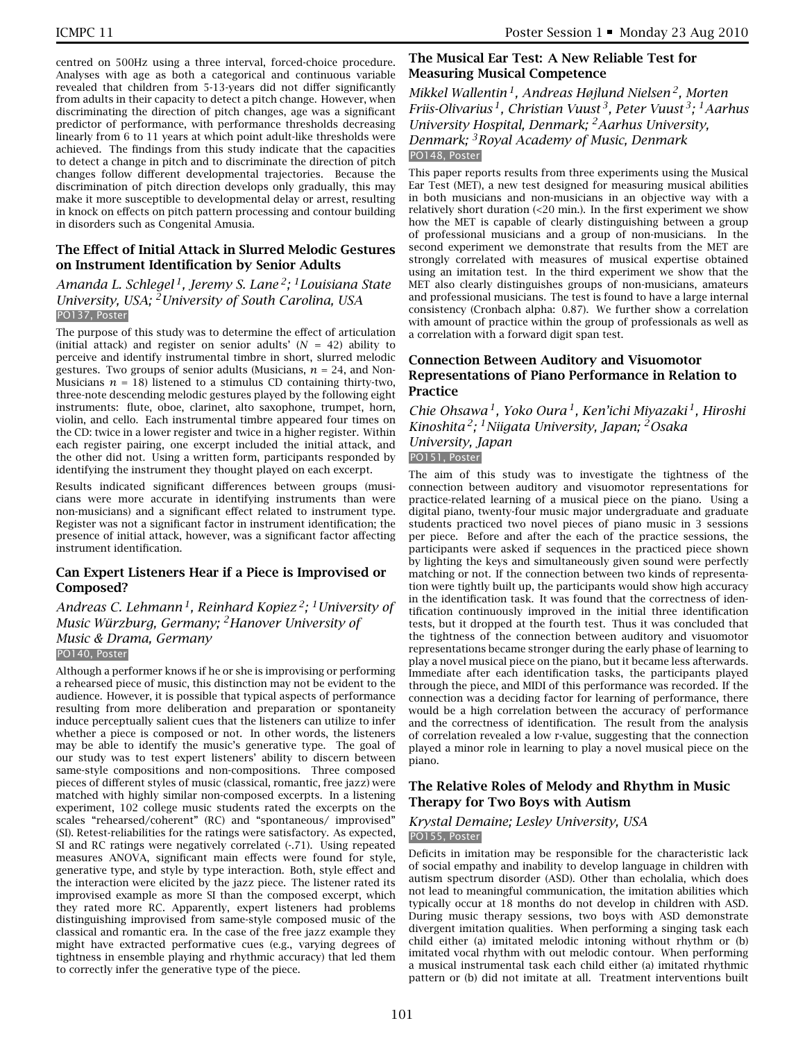centred on 500Hz using a three interval, forced-choice procedure. Analyses with age as both a categorical and continuous variable revealed that children from 5-13-years did not differ significantly from adults in their capacity to detect a pitch change. However, when discriminating the direction of pitch changes, age was a significant predictor of performance, with performance thresholds decreasing linearly from 6 to 11 years at which point adult-like thresholds were achieved. The findings from this study indicate that the capacities to detect a change in pitch and to discriminate the direction of pitch changes follow different developmental trajectories. Because the discrimination of pitch direction develops only gradually, this may make it more susceptible to developmental delay or arrest, resulting in knock on effects on pitch pattern processing and contour building in disorders such as Congenital Amusia.

### The Effect of Initial Attack in Slurred Melodic Gestures on Instrument Identification by Senior Adults

*Amanda L. Schlegel[1], Jeremy S. Lane[2]; [1]Louisiana State University, USA; [2]University of South Carolina, USA*

PO137, Poster

The purpose of this study was to determine the effect of articulation (initial attack) and register on senior adults' ($N = 42$) ability to perceive and identify instrumental timbre in short, slurred melodic gestures. Two groups of senior adults (Musicians, $n = 24$, and Non-Musicians $n = 18$) listened to a stimulus CD containing thirty-two, three-note descending melodic gestures played by the following eight instruments: flute, oboe, clarinet, alto saxophone, trumpet, horn, violin, and cello. Each instrumental timbre appeared four times on the CD: twice in a lower register and twice in a higher register. Within each register pairing, one excerpt included the initial attack, and the other did not. Using a written form, participants responded by identifying the instrument they thought played on each excerpt.

Results indicated significant differences between groups (musicians were more accurate in identifying instruments than were non-musicians) and a significant effect related to instrument type. Register was not a significant factor in instrument identification; the presence of initial attack, however, was a significant factor affecting instrument identification.

### Can Expert Listeners Hear if a Piece is Improvised or Composed?

*Andreas C. Lehmann[1], Reinhard Kopiez[2]; [1]University of Music Würzburg, Germany; [2]Hanover University of Music & Drama, Germany*

PO140, Poster

Although a performer knows if he or she is improvising or performing a rehearsed piece of music, this distinction may not be evident to the audience. However, it is possible that typical aspects of performance resulting from more deliberation and preparation or spontaneity induce perceptually salient cues that the listeners can utilize to infer whether a piece is composed or not. In other words, the listeners may be able to identify the music's generative type. The goal of our study was to test expert listeners' ability to discern between same-style compositions and non-compositions. Three composed pieces of different styles of music (classical, romantic, free jazz) were matched with highly similar non-composed excerpts. In a listening experiment, 102 college music students rated the excerpts on the scales "rehearsed/coherent" (RC) and "spontaneous/ improvised" (SI). Retest-reliabilities for the ratings were satisfactory. As expected, SI and RC ratings were negatively correlated (-.71). Using repeated measures ANOVA, significant main effects were found for style, generative type, and style by type interaction. Both, style effect and the interaction were elicited by the jazz piece. The listener rated its improvised example as more SI than the composed excerpt, which they rated more RC. Apparently, expert listeners had problems distinguishing improvised from same-style composed music of the classical and romantic era. In the case of the free jazz example they might have extracted performative cues (e.g., varying degrees of tightness in ensemble playing and rhythmic accuracy) that led them to correctly infer the generative type of the piece.

### The Musical Ear Test: A New Reliable Test for Measuring Musical Competence

*Mikkel Wallentin[1], Andreas Højlund Nielsen[2], Morten Friis-Olivarius[1], Christian Vuust[3], Peter Vuust[3]; [1]Aarhus University Hospital, Denmark; [2]Aarhus University, Denmark; [3]Royal Academy of Music, Denmark*

PO148, Poster

This paper reports results from three experiments using the Musical Ear Test (MET), a new test designed for measuring musical abilities in both musicians and non-musicians in an objective way with a relatively short duration (<20 min.). In the first experiment we show how the MET is capable of clearly distinguishing between a group of professional musicians and a group of non-musicians. In the second experiment we demonstrate that results from the MET are strongly correlated with measures of musical expertise obtained using an imitation test. In the third experiment we show that the MET also clearly distinguishes groups of non-musicians, amateurs and professional musicians. The test is found to have a large internal consistency (Cronbach alpha: 0.87). We further show a correlation with amount of practice within the group of professionals as well as a correlation with a forward digit span test.

### Connection Between Auditory and Visuomotor Representations of Piano Performance in Relation to Practice

*Chie Ohsawa[1], Yoko Oura[1], Ken'ichi Miyazaki[1], Hiroshi Kinoshita[2]; [1]Niigata University, Japan; [2]Osaka University, Japan*

PO151, Poster

The aim of this study was to investigate the tightness of the connection between auditory and visuomotor representations for practice-related learning of a musical piece on the piano. Using a digital piano, twenty-four music major undergraduate and graduate students practiced two novel pieces of piano music in 3 sessions per piece. Before and after the each of the practice sessions, the participants were asked if sequences in the practiced piece shown by lighting the keys and simultaneously given sound were perfectly matching or not. If the connection between two kinds of representation were tightly built up, the participants would show high accuracy in the identification task. It was found that the correctness of identification continuously improved in the initial three identification tests, but it dropped at the fourth test. Thus it was concluded that the tightness of the connection between auditory and visuomotor representations became stronger during the early phase of learning to play a novel musical piece on the piano, but it became less afterwards. Immediate after each identification tasks, the participants played through the piece, and MIDI of this performance was recorded. If the connection was a deciding factor for learning of performance, there would be a high correlation between the accuracy of performance and the correctness of identification. The result from the analysis of correlation revealed a low r-value, suggesting that the connection played a minor role in learning to play a novel musical piece on the piano.

### The Relative Roles of Melody and Rhythm in Music Therapy for Two Boys with Autism

*Krystal Demaine; Lesley University, USA*

PO155, Poster

Deficits in imitation may be responsible for the characteristic lack of social empathy and inability to develop language in children with autism spectrum disorder (ASD). Other than echolalia, which does not lead to meaningful communication, the imitation abilities which typically occur at 18 months do not develop in children with ASD. During music therapy sessions, two boys with ASD demonstrate divergent imitation qualities. When performing a singing task each child either (a) imitated melodic intoning without rhythm or (b) imitated vocal rhythm with out melodic contour. When performing a musical instrumental task each child either (a) imitated rhythmic pattern or (b) did not imitate at all. Treatment interventions built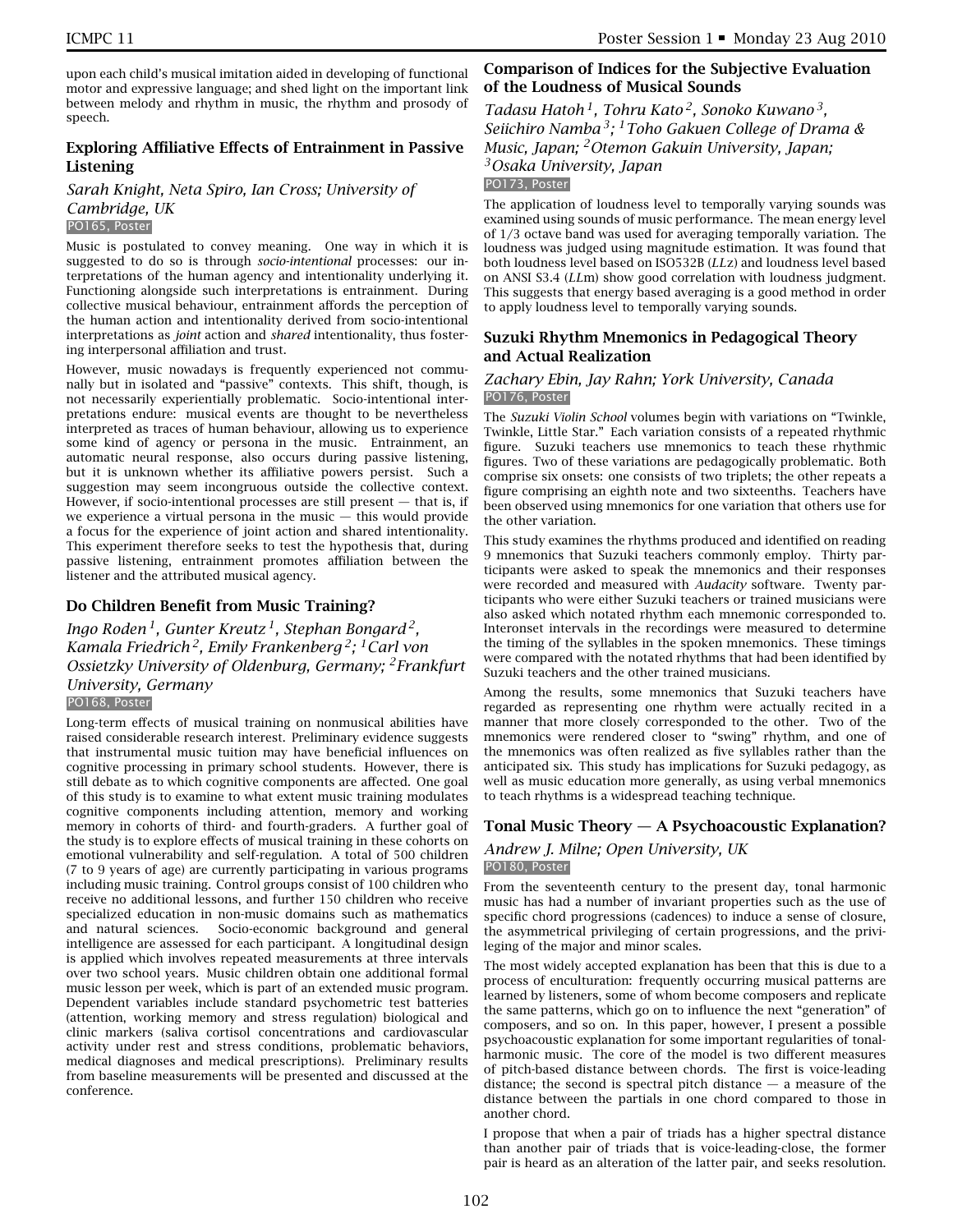upon each child's musical imitation aided in developing of functional motor and expressive language; and shed light on the important link between melody and rhythm in music, the rhythm and prosody of speech.

### Exploring Affiliative Effects of Entrainment in Passive Listening

*Sarah Knight, Neta Spiro, Ian Cross; University of Cambridge, UK*
PO165, Poster

Music is postulated to convey meaning. One way in which it is suggested to do so is through *socio-intentional* processes: our interpretations of the human agency and intentionality underlying it. Functioning alongside such interpretations is entrainment. During collective musical behaviour, entrainment affords the perception of the human action and intentionality derived from socio-intentional interpretations as *joint* action and *shared* intentionality, thus fostering interpersonal affiliation and trust.

However, music nowadays is frequently experienced not communally but in isolated and "passive" contexts. This shift, though, is not necessarily experientially problematic. Socio-intentional interpretations endure: musical events are thought to be nevertheless interpreted as traces of human behaviour, allowing us to experience some kind of agency or persona in the music. Entrainment, an automatic neural response, also occurs during passive listening, but it is unknown whether its affiliative powers persist. Such a suggestion may seem incongruous outside the collective context. However, if socio-intentional processes are still present — that is, if we experience a virtual persona in the music — this would provide a focus for the experience of joint action and shared intentionality. This experiment therefore seeks to test the hypothesis that, during passive listening, entrainment promotes affiliation between the listener and the attributed musical agency.

### Do Children Benefit from Music Training?

*Ingo Roden[1], Gunter Kreutz[1], Stephan Bongard[2], Kamala Friedrich[2], Emily Frankenberg[2]; [1]Carl von Ossietzky University of Oldenburg, Germany; [2]Frankfurt University, Germany*
PO168, Poster

Long-term effects of musical training on nonmusical abilities have raised considerable research interest. Preliminary evidence suggests that instrumental music tuition may have beneficial influences on cognitive processing in primary school students. However, there is still debate as to which cognitive components are affected. One goal of this study is to examine to what extent music training modulates cognitive components including attention, memory and working memory in cohorts of third- and fourth-graders. A further goal of the study is to explore effects of musical training in these cohorts on emotional vulnerability and self-regulation. A total of 500 children (7 to 9 years of age) are currently participating in various programs including music training. Control groups consist of 100 children who receive no additional lessons, and further 150 children who receive specialized education in non-music domains such as mathematics and natural sciences. Socio-economic background and general intelligence are assessed for each participant. A longitudinal design is applied which involves repeated measurements at three intervals over two school years. Music children obtain one additional formal music lesson per week, which is part of an extended music program. Dependent variables include standard psychometric test batteries (attention, working memory and stress regulation) biological and clinic markers (saliva cortisol concentrations and cardiovascular activity under rest and stress conditions, problematic behaviors, medical diagnoses and medical prescriptions). Preliminary results from baseline measurements will be presented and discussed at the conference.

### Comparison of Indices for the Subjective Evaluation of the Loudness of Musical Sounds

*Tadasu Hatoh[1], Tohru Kato[2], Sonoko Kuwano[3], Seiichiro Namba[3]; [1]Toho Gakuen College of Drama & Music, Japan; [2]Otemon Gakuin University, Japan; [3]Osaka University, Japan*
PO173, Poster

The application of loudness level to temporally varying sounds was examined using sounds of music performance. The mean energy level of 1/3 octave band was used for averaging temporally variation. The loudness was judged using magnitude estimation. It was found that both loudness level based on ISO532B (*LL*z) and loudness level based on ANSI S3.4 (*LL*m) show good correlation with loudness judgment. This suggests that energy based averaging is a good method in order to apply loudness level to temporally varying sounds.

### Suzuki Rhythm Mnemonics in Pedagogical Theory and Actual Realization

*Zachary Ebin, Jay Rahn; York University, Canada*
PO176, Poster

The *Suzuki Violin School* volumes begin with variations on "Twinkle, Twinkle, Little Star." Each variation consists of a repeated rhythmic figure. Suzuki teachers use mnemonics to teach these rhythmic figures. Two of these variations are pedagogically problematic. Both comprise six onsets: one consists of two triplets; the other repeats a figure comprising an eighth note and two sixteenths. Teachers have been observed using mnemonics for one variation that others use for the other variation.

This study examines the rhythms produced and identified on reading 9 mnemonics that Suzuki teachers commonly employ. Thirty participants were asked to speak the mnemonics and their responses were recorded and measured with *Audacity* software. Twenty participants who were either Suzuki teachers or trained musicians were also asked which notated rhythm each mnemonic corresponded to. Interonset intervals in the recordings were measured to determine the timing of the syllables in the spoken mnemonics. These timings were compared with the notated rhythms that had been identified by Suzuki teachers and the other trained musicians.

Among the results, some mnemonics that Suzuki teachers have regarded as representing one rhythm were actually recited in a manner that more closely corresponded to the other. Two of the mnemonics were rendered closer to "swing" rhythm, and one of the mnemonics was often realized as five syllables rather than the anticipated six. This study has implications for Suzuki pedagogy, as well as music education more generally, as using verbal mnemonics to teach rhythms is a widespread teaching technique.

### Tonal Music Theory — A Psychoacoustic Explanation?

*Andrew J. Milne; Open University, UK*
PO180, Poster

From the seventeenth century to the present day, tonal harmonic music has had a number of invariant properties such as the use of specific chord progressions (cadences) to induce a sense of closure, the asymmetrical privileging of certain progressions, and the privileging of the major and minor scales.

The most widely accepted explanation has been that this is due to a process of enculturation: frequently occurring musical patterns are learned by listeners, some of whom become composers and replicate the same patterns, which go on to influence the next "generation" of composers, and so on. In this paper, however, I present a possible psychoacoustic explanation for some important regularities of tonal-harmonic music. The core of the model is two different measures of pitch-based distance between chords. The first is voice-leading distance; the second is spectral pitch distance — a measure of the distance between the partials in one chord compared to those in another chord.

I propose that when a pair of triads has a higher spectral distance than another pair of triads that is voice-leading-close, the former pair is heard as an alteration of the latter pair, and seeks resolution.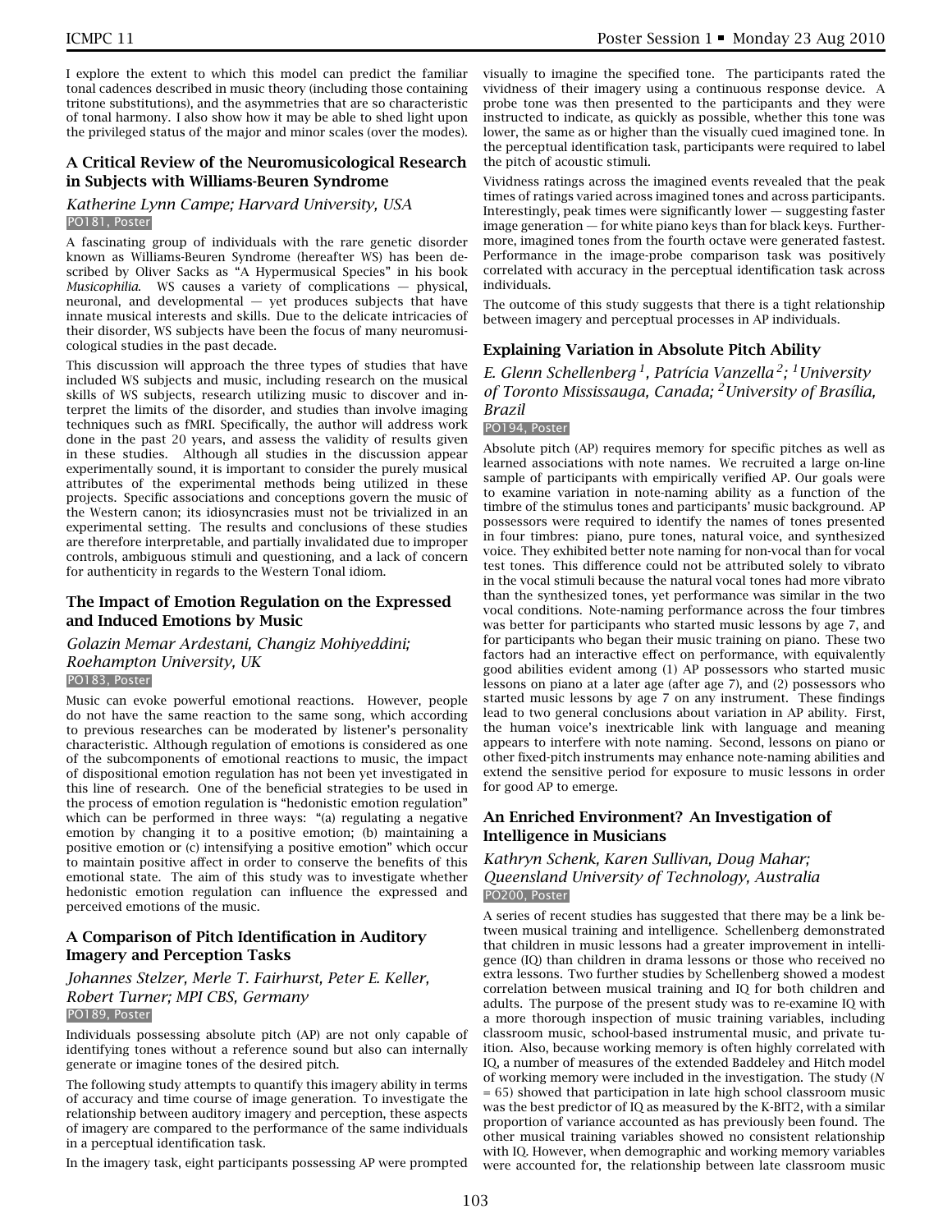I explore the extent to which this model can predict the familiar tonal cadences described in music theory (including those containing tritone substitutions), and the asymmetries that are so characteristic of tonal harmony. I also show how it may be able to shed light upon the privileged status of the major and minor scales (over the modes).

## A Critical Review of the Neuromusicological Research in Subjects with Williams-Beuren Syndrome

*Katherine Lynn Campe; Harvard University, USA*

PO181, Poster

A fascinating group of individuals with the rare genetic disorder known as Williams-Beuren Syndrome (hereafter WS) has been described by Oliver Sacks as "A Hypermusical Species" in his book *Musicophilia*. WS causes a variety of complications — physical, neuronal, and developmental — yet produces subjects that have innate musical interests and skills. Due to the delicate intricacies of their disorder, WS subjects have been the focus of many neuromusicological studies in the past decade.

This discussion will approach the three types of studies that have included WS subjects and music, including research on the musical skills of WS subjects, research utilizing music to discover and interpret the limits of the disorder, and studies than involve imaging techniques such as fMRI. Specifically, the author will address work done in the past 20 years, and assess the validity of results given in these studies. Although all studies in the discussion appear experimentally sound, it is important to consider the purely musical attributes of the experimental methods being utilized in these projects. Specific associations and conceptions govern the music of the Western canon; its idiosyncrasies must not be trivialized in an experimental setting. The results and conclusions of these studies are therefore interpretable, and partially invalidated due to improper controls, ambiguous stimuli and questioning, and a lack of concern for authenticity in regards to the Western Tonal idiom.

## The Impact of Emotion Regulation on the Expressed and Induced Emotions by Music

*Golazin Memar Ardestani, Changiz Mohiyeddini; Roehampton University, UK*

PO183, Poster

Music can evoke powerful emotional reactions. However, people do not have the same reaction to the same song, which according to previous researches can be moderated by listener's personality characteristic. Although regulation of emotions is considered as one of the subcomponents of emotional reactions to music, the impact of dispositional emotion regulation has not been yet investigated in this line of research. One of the beneficial strategies to be used in the process of emotion regulation is "hedonistic emotion regulation" which can be performed in three ways: "(a) regulating a negative emotion by changing it to a positive emotion; (b) maintaining a positive emotion or (c) intensifying a positive emotion" which occur to maintain positive affect in order to conserve the benefits of this emotional state. The aim of this study was to investigate whether hedonistic emotion regulation can influence the expressed and perceived emotions of the music.

## A Comparison of Pitch Identification in Auditory Imagery and Perception Tasks

*Johannes Stelzer, Merle T. Fairhurst, Peter E. Keller, Robert Turner; MPI CBS, Germany*

PO189, Poster

Individuals possessing absolute pitch (AP) are not only capable of identifying tones without a reference sound but also can internally generate or imagine tones of the desired pitch.

The following study attempts to quantify this imagery ability in terms of accuracy and time course of image generation. To investigate the relationship between auditory imagery and perception, these aspects of imagery are compared to the performance of the same individuals in a perceptual identification task.

In the imagery task, eight participants possessing AP were prompted visually to imagine the specified tone. The participants rated the vividness of their imagery using a continuous response device. A probe tone was then presented to the participants and they were instructed to indicate, as quickly as possible, whether this tone was lower, the same as or higher than the visually cued imagined tone. In the perceptual identification task, participants were required to label the pitch of acoustic stimuli.

Vividness ratings across the imagined events revealed that the peak times of ratings varied across imagined tones and across participants. Interestingly, peak times were significantly lower — suggesting faster image generation — for white piano keys than for black keys. Furthermore, imagined tones from the fourth octave were generated fastest. Performance in the image-probe comparison task was positively correlated with accuracy in the perceptual identification task across individuals.

The outcome of this study suggests that there is a tight relationship between imagery and perceptual processes in AP individuals.

## Explaining Variation in Absolute Pitch Ability

*E. Glenn Schellenberg [1], Patrícia Vanzella [2]; [1] University of Toronto Mississauga, Canada; [2] University of Brasília, Brazil*

PO194, Poster

Absolute pitch (AP) requires memory for specific pitches as well as learned associations with note names. We recruited a large on-line sample of participants with empirically verified AP. Our goals were to examine variation in note-naming ability as a function of the timbre of the stimulus tones and participants' music background. AP possessors were required to identify the names of tones presented in four timbres: piano, pure tones, natural voice, and synthesized voice. They exhibited better note naming for non-vocal than for vocal test tones. This difference could not be attributed solely to vibrato in the vocal stimuli because the natural vocal tones had more vibrato than the synthesized tones, yet performance was similar in the two vocal conditions. Note-naming performance across the four timbres was better for participants who started music lessons by age 7, and for participants who began their music training on piano. These two factors had an interactive effect on performance, with equivalently good abilities evident among (1) AP possessors who started music lessons on piano at a later age (after age 7), and (2) possessors who started music lessons by age 7 on any instrument. These findings lead to two general conclusions about variation in AP ability. First, the human voice's inextricable link with language and meaning appears to interfere with note naming. Second, lessons on piano or other fixed-pitch instruments may enhance note-naming abilities and extend the sensitive period for exposure to music lessons in order for good AP to emerge.

## An Enriched Environment? An Investigation of Intelligence in Musicians

*Kathryn Schenk, Karen Sullivan, Doug Mahar; Queensland University of Technology, Australia*

PO200, Poster

A series of recent studies has suggested that there may be a link between musical training and intelligence. Schellenberg demonstrated that children in music lessons had a greater improvement in intelligence (IQ) than children in drama lessons or those who received no extra lessons. Two further studies by Schellenberg showed a modest correlation between musical training and IQ for both children and adults. The purpose of the present study was to re-examine IQ with a more thorough inspection of music training variables, including classroom music, school-based instrumental music, and private tuition. Also, because working memory is often highly correlated with IQ, a number of measures of the extended Baddeley and Hitch model of working memory were included in the investigation. The study ($N = 65$) showed that participation in late high school classroom music was the best predictor of IQ as measured by the K-BIT2, with a similar proportion of variance accounted as has previously been found. The other musical training variables showed no consistent relationship with IQ. However, when demographic and working memory variables were accounted for, the relationship between late classroom music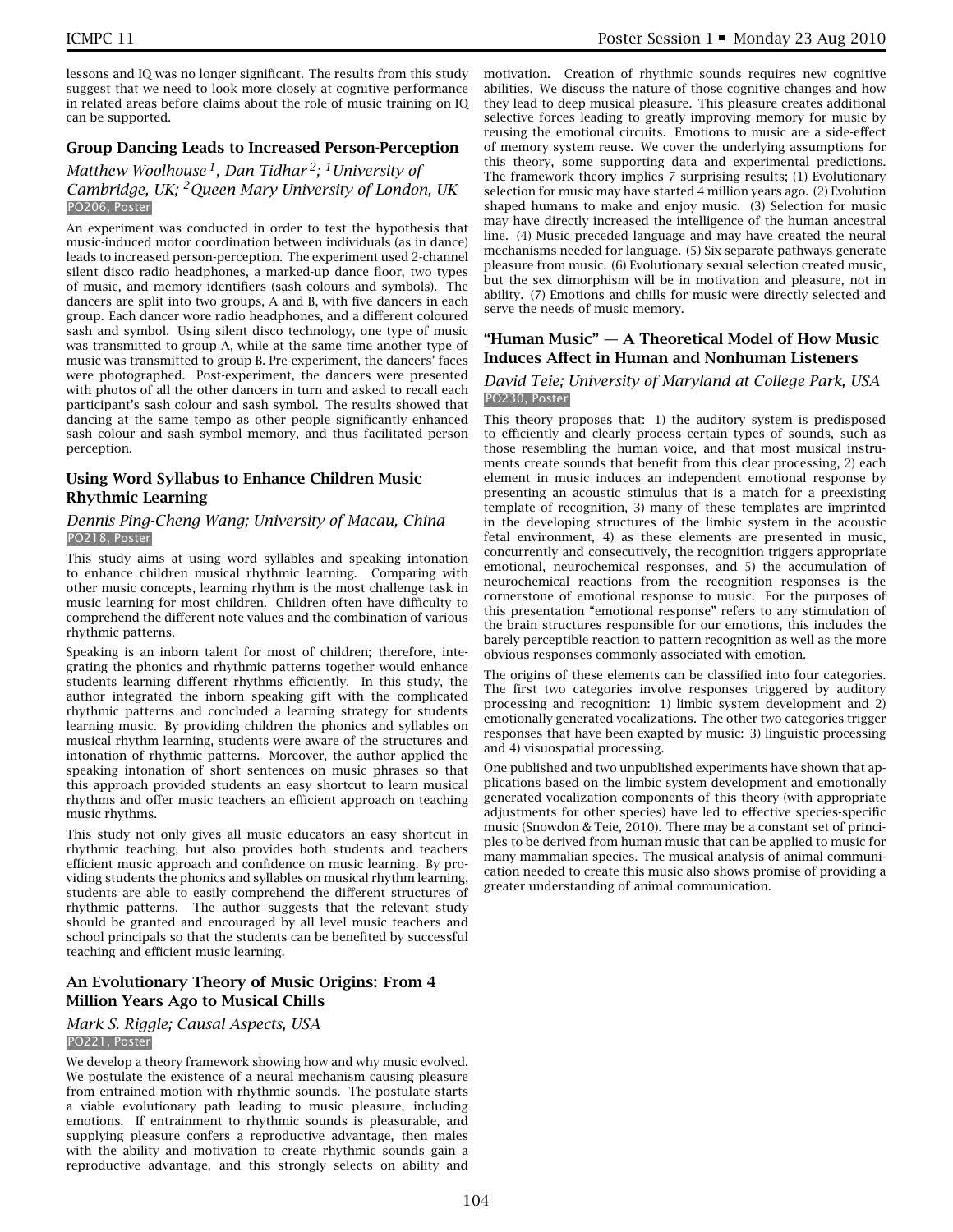lessons and IQ was no longer significant. The results from this study suggest that we need to look more closely at cognitive performance in related areas before claims about the role of music training on IQ can be supported.

### Group Dancing Leads to Increased Person-Perception

*Matthew Woolhouse [1], Dan Tidhar [2]; [1]University of Cambridge, UK; [2]Queen Mary University of London, UK*
PO206, Poster

An experiment was conducted in order to test the hypothesis that music-induced motor coordination between individuals (as in dance) leads to increased person-perception. The experiment used 2-channel silent disco radio headphones, a marked-up dance floor, two types of music, and memory identifiers (sash colours and symbols). The dancers are split into two groups, A and B, with five dancers in each group. Each dancer wore radio headphones, and a different coloured sash and symbol. Using silent disco technology, one type of music was transmitted to group A, while at the same time another type of music was transmitted to group B. Pre-experiment, the dancers' faces were photographed. Post-experiment, the dancers were presented with photos of all the other dancers in turn and asked to recall each participant's sash colour and sash symbol. The results showed that dancing at the same tempo as other people significantly enhanced sash colour and sash symbol memory, and thus facilitated person perception.

### Using Word Syllabus to Enhance Children Music Rhythmic Learning

*Dennis Ping-Cheng Wang; University of Macau, China*
PO218, Poster

This study aims at using word syllables and speaking intonation to enhance children musical rhythmic learning. Comparing with other music concepts, learning rhythm is the most challenge task in music learning for most children. Children often have difficulty to comprehend the different note values and the combination of various rhythmic patterns.

Speaking is an inborn talent for most of children; therefore, integrating the phonics and rhythmic patterns together would enhance students learning different rhythms efficiently. In this study, the author integrated the inborn speaking gift with the complicated rhythmic patterns and concluded a learning strategy for students learning music. By providing children the phonics and syllables on musical rhythm learning, students were aware of the structures and intonation of rhythmic patterns. Moreover, the author applied the speaking intonation of short sentences on music phrases so that this approach provided students an easy shortcut to learn musical rhythms and offer music teachers an efficient approach on teaching music rhythms.

This study not only gives all music educators an easy shortcut in rhythmic teaching, but also provides both students and teachers efficient music approach and confidence on music learning. By providing students the phonics and syllables on musical rhythm learning, students are able to easily comprehend the different structures of rhythmic patterns. The author suggests that the relevant study should be granted and encouraged by all level music teachers and school principals so that the students can be benefited by successful teaching and efficient music learning.

### An Evolutionary Theory of Music Origins: From 4 Million Years Ago to Musical Chills

*Mark S. Riggle; Causal Aspects, USA*
PO221, Poster

We develop a theory framework showing how and why music evolved. We postulate the existence of a neural mechanism causing pleasure from entrained motion with rhythmic sounds. The postulate starts a viable evolutionary path leading to music pleasure, including emotions. If entrainment to rhythmic sounds is pleasurable, and supplying pleasure confers a reproductive advantage, then males with the ability and motivation to create rhythmic sounds gain a reproductive advantage, and this strongly selects on ability and motivation. Creation of rhythmic sounds requires new cognitive abilities. We discuss the nature of those cognitive changes and how they lead to deep musical pleasure. This pleasure creates additional selective forces leading to greatly improving memory for music by reusing the emotional circuits. Emotions to music are a side-effect of memory system reuse. We cover the underlying assumptions for this theory, some supporting data and experimental predictions. The framework theory implies 7 surprising results; (1) Evolutionary selection for music may have started 4 million years ago. (2) Evolution shaped humans to make and enjoy music. (3) Selection for music may have directly increased the intelligence of the human ancestral line. (4) Music preceded language and may have created the neural mechanisms needed for language. (5) Six separate pathways generate pleasure from music. (6) Evolutionary sexual selection created music, but the sex dimorphism will be in motivation and pleasure, not in ability. (7) Emotions and chills for music were directly selected and serve the needs of music memory.

### "Human Music" — A Theoretical Model of How Music Induces Affect in Human and Nonhuman Listeners

*David Teie; University of Maryland at College Park, USA*
PO230, Poster

This theory proposes that: 1) the auditory system is predisposed to efficiently and clearly process certain types of sounds, such as those resembling the human voice, and that most musical instruments create sounds that benefit from this clear processing, 2) each element in music induces an independent emotional response by presenting an acoustic stimulus that is a match for a preexisting template of recognition, 3) many of these templates are imprinted in the developing structures of the limbic system in the acoustic fetal environment, 4) as these elements are presented in music, concurrently and consecutively, the recognition triggers appropriate emotional, neurochemical responses, and 5) the accumulation of neurochemical reactions from the recognition responses is the cornerstone of emotional response to music. For the purposes of this presentation "emotional response" refers to any stimulation of the brain structures responsible for our emotions, this includes the barely perceptible reaction to pattern recognition as well as the more obvious responses commonly associated with emotion.

The origins of these elements can be classified into four categories. The first two categories involve responses triggered by auditory processing and recognition: 1) limbic system development and 2) emotionally generated vocalizations. The other two categories trigger responses that have been exapted by music: 3) linguistic processing and 4) visuospatial processing.

One published and two unpublished experiments have shown that applications based on the limbic system development and emotionally generated vocalization components of this theory (with appropriate adjustments for other species) have led to effective species-specific music (Snowdon & Teie, 2010). There may be a constant set of principles to be derived from human music that can be applied to music for many mammalian species. The musical analysis of animal communication needed to create this music also shows promise of providing a greater understanding of animal communication.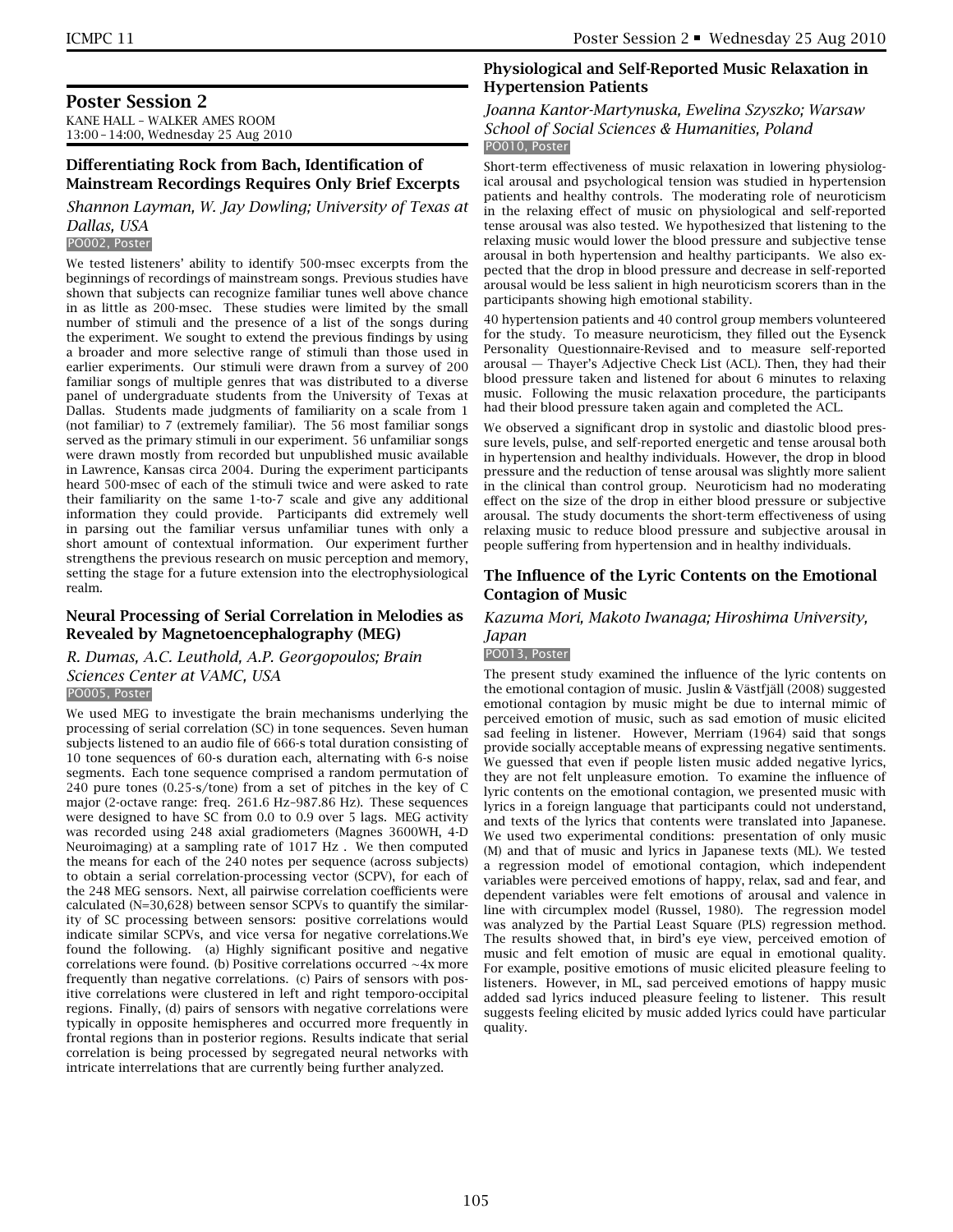## Poster Session 2

KANE HALL – WALKER AMES ROOM
13:00 – 14:00, Wednesday 25 Aug 2010

### Differentiating Rock from Bach, Identification of Mainstream Recordings Requires Only Brief Excerpts

*Shannon Layman, W. Jay Dowling; University of Texas at Dallas, USA*
PO002, Poster

We tested listeners' ability to identify 500-msec excerpts from the beginnings of recordings of mainstream songs. Previous studies have shown that subjects can recognize familiar tunes well above chance in as little as 200-msec. These studies were limited by the small number of stimuli and the presence of a list of the songs during the experiment. We sought to extend the previous findings by using a broader and more selective range of stimuli than those used in earlier experiments. Our stimuli were drawn from a survey of 200 familiar songs of multiple genres that was distributed to a diverse panel of undergraduate students from the University of Texas at Dallas. Students made judgments of familiarity on a scale from 1 (not familiar) to 7 (extremely familiar). The 56 most familiar songs served as the primary stimuli in our experiment. 56 unfamiliar songs were drawn mostly from recorded but unpublished music available in Lawrence, Kansas circa 2004. During the experiment participants heard 500-msec of each of the stimuli twice and were asked to rate their familiarity on the same 1-to-7 scale and give any additional information they could provide. Participants did extremely well in parsing out the familiar versus unfamiliar tunes with only a short amount of contextual information. Our experiment further strengthens the previous research on music perception and memory, setting the stage for a future extension into the electrophysiological realm.

### Neural Processing of Serial Correlation in Melodies as Revealed by Magnetoencephalography (MEG)

*R. Dumas, A.C. Leuthold, A.P. Georgopoulos; Brain Sciences Center at VAMC, USA*
PO005, Poster

We used MEG to investigate the brain mechanisms underlying the processing of serial correlation (SC) in tone sequences. Seven human subjects listened to an audio file of 666-s total duration consisting of 10 tone sequences of 60-s duration each, alternating with 6-s noise segments. Each tone sequence comprised a random permutation of 240 pure tones (0.25-s/tone) from a set of pitches in the key of C major (2-octave range: freq. 261.6 Hz–987.86 Hz). These sequences were designed to have SC from 0.0 to 0.9 over 5 lags. MEG activity was recorded using 248 axial gradiometers (Magnes 3600WH, 4-D Neuroimaging) at a sampling rate of 1017 Hz . We then computed the means for each of the 240 notes per sequence (across subjects) to obtain a serial correlation-processing vector (SCPV), for each of the 248 MEG sensors. Next, all pairwise correlation coefficients were calculated (N=30,628) between sensor SCPVs to quantify the similarity of SC processing between sensors: positive correlations would indicate similar SCPVs, and vice versa for negative correlations.We found the following. (a) Highly significant positive and negative correlations were found. (b) Positive correlations occurred ~4x more frequently than negative correlations. (c) Pairs of sensors with positive correlations were clustered in left and right temporo-occipital regions. Finally, (d) pairs of sensors with negative correlations were typically in opposite hemispheres and occurred more frequently in frontal regions than in posterior regions. Results indicate that serial correlation is being processed by segregated neural networks with intricate interrelations that are currently being further analyzed.

### Physiological and Self-Reported Music Relaxation in Hypertension Patients

*Joanna Kantor-Martynuska, Ewelina Szyszko; Warsaw School of Social Sciences & Humanities, Poland*
PO010, Poster

Short-term effectiveness of music relaxation in lowering physiological arousal and psychological tension was studied in hypertension patients and healthy controls. The moderating role of neuroticism in the relaxing effect of music on physiological and self-reported tense arousal was also tested. We hypothesized that listening to the relaxing music would lower the blood pressure and subjective tense arousal in both hypertension and healthy participants. We also expected that the drop in blood pressure and decrease in self-reported arousal would be less salient in high neuroticism scorers than in the participants showing high emotional stability.

40 hypertension patients and 40 control group members volunteered for the study. To measure neuroticism, they filled out the Eysenck Personality Questionnaire-Revised and to measure self-reported arousal — Thayer's Adjective Check List (ACL). Then, they had their blood pressure taken and listened for about 6 minutes to relaxing music. Following the music relaxation procedure, the participants had their blood pressure taken again and completed the ACL.

We observed a significant drop in systolic and diastolic blood pressure levels, pulse, and self-reported energetic and tense arousal both in hypertension and healthy individuals. However, the drop in blood pressure and the reduction of tense arousal was slightly more salient in the clinical than control group. Neuroticism had no moderating effect on the size of the drop in either blood pressure or subjective arousal. The study documents the short-term effectiveness of using relaxing music to reduce blood pressure and subjective arousal in people suffering from hypertension and in healthy individuals.

### The Influence of the Lyric Contents on the Emotional Contagion of Music

*Kazuma Mori, Makoto Iwanaga; Hiroshima University, Japan*
PO013, Poster

The present study examined the influence of the lyric contents on the emotional contagion of music. Juslin & Västfjäll (2008) suggested emotional contagion by music might be due to internal mimic of perceived emotion of music, such as sad emotion of music elicited sad feeling in listener. However, Merriam (1964) said that songs provide socially acceptable means of expressing negative sentiments. We guessed that even if people listen music added negative lyrics, they are not felt unpleasure emotion. To examine the influence of lyric contents on the emotional contagion, we presented music with lyrics in a foreign language that participants could not understand, and texts of the lyrics that contents were translated into Japanese. We used two experimental conditions: presentation of only music (M) and that of music and lyrics in Japanese texts (ML). We tested a regression model of emotional contagion, which independent variables were perceived emotions of happy, relax, sad and fear, and dependent variables were felt emotions of arousal and valence in line with circumplex model (Russel, 1980). The regression model was analyzed by the Partial Least Square (PLS) regression method. The results showed that, in bird's eye view, perceived emotion of music and felt emotion of music are equal in emotional quality. For example, positive emotions of music elicited pleasure feeling to listeners. However, in ML, sad perceived emotions of happy music added sad lyrics induced pleasure feeling to listener. This result suggests feeling elicited by music added lyrics could have particular quality.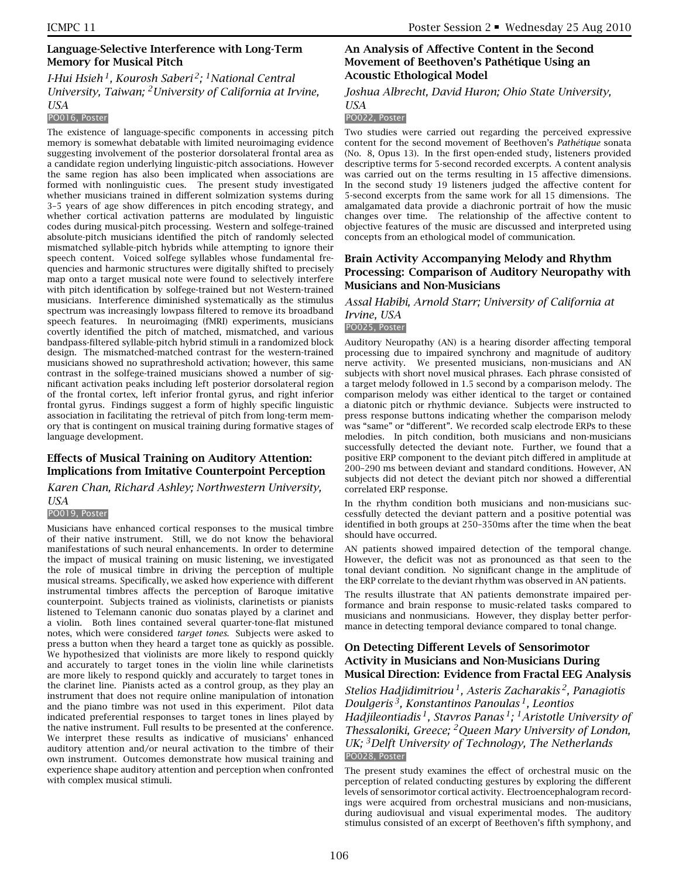## Language-Selective Interference with Long-Term Memory for Musical Pitch

*I-Hui Hsieh[1], Kourosh Saberi[2]; [1]National Central University, Taiwan; [2]University of California at Irvine, USA*

PO016, Poster

The existence of language-specific components in accessing pitch memory is somewhat debatable with limited neuroimaging evidence suggesting involvement of the posterior dorsolateral frontal area as a candidate region underlying linguistic-pitch associations. However the same region has also been implicated when associations are formed with nonlinguistic cues. The present study investigated whether musicians trained in different solmization systems during 3–5 years of age show differences in pitch encoding strategy, and whether cortical activation patterns are modulated by linguistic codes during musical-pitch processing. Western and solfege-trained absolute-pitch musicians identified the pitch of randomly selected mismatched syllable-pitch hybrids while attempting to ignore their speech content. Voiced solfege syllables whose fundamental frequencies and harmonic structures were digitally shifted to precisely map onto a target musical note were found to selectively interfere with pitch identification by solfege-trained but not Western-trained musicians. Interference diminished systematically as the stimulus spectrum was increasingly lowpass filtered to remove its broadband speech features. In neuroimaging (fMRI) experiments, musicians covertly identified the pitch of matched, mismatched, and various bandpass-filtered syllable-pitch hybrid stimuli in a randomized block design. The mismatched-matched contrast for the western-trained musicians showed no suprathreshold activation; however, this same contrast in the solfege-trained musicians showed a number of significant activation peaks including left posterior dorsolateral region of the frontal cortex, left inferior frontal gyrus, and right inferior frontal gyrus. Findings suggest a form of highly specific linguistic association in facilitating the retrieval of pitch from long-term memory that is contingent on musical training during formative stages of language development.

## Effects of Musical Training on Auditory Attention: Implications from Imitative Counterpoint Perception

*Karen Chan, Richard Ashley; Northwestern University, USA*

PO019, Poster

Musicians have enhanced cortical responses to the musical timbre of their native instrument. Still, we do not know the behavioral manifestations of such neural enhancements. In order to determine the impact of musical training on music listening, we investigated the role of musical timbre in driving the perception of multiple musical streams. Specifically, we asked how experience with different instrumental timbres affects the perception of Baroque imitative counterpoint. Subjects trained as violinists, clarinetists or pianists listened to Telemann canonic duo sonatas played by a clarinet and a violin. Both lines contained several quarter-tone-flat mistuned notes, which were considered *target tones*. Subjects were asked to press a button when they heard a target tone as quickly as possible. We hypothesized that violinists are more likely to respond quickly and accurately to target tones in the violin line while clarinetists are more likely to respond quickly and accurately to target tones in the clarinet line. Pianists acted as a control group, as they play an instrument that does not require online manipulation of intonation and the piano timbre was not used in this experiment. Pilot data indicated preferential responses to target tones in lines played by the native instrument. Full results to be presented at the conference. We interpret these results as indicative of musicians' enhanced auditory attention and/or neural activation to the timbre of their own instrument. Outcomes demonstrate how musical training and experience shape auditory attention and perception when confronted with complex musical stimuli.

## An Analysis of Affective Content in the Second Movement of Beethoven's Pathétique Using an Acoustic Ethological Model

*Joshua Albrecht, David Huron; Ohio State University, USA*

PO022, Poster

Two studies were carried out regarding the perceived expressive content for the second movement of Beethoven's *Pathétique* sonata (No. 8, Opus 13). In the first open-ended study, listeners provided descriptive terms for 5-second recorded excerpts. A content analysis was carried out on the terms resulting in 15 affective dimensions. In the second study 19 listeners judged the affective content for 5-second excerpts from the same work for all 15 dimensions. The amalgamated data provide a diachronic portrait of how the music changes over time. The relationship of the affective content to objective features of the music are discussed and interpreted using concepts from an ethological model of communication.

## Brain Activity Accompanying Melody and Rhythm Processing: Comparison of Auditory Neuropathy with Musicians and Non-Musicians

*Assal Habibi, Arnold Starr; University of California at Irvine, USA*

PO025, Poster

Auditory Neuropathy (AN) is a hearing disorder affecting temporal processing due to impaired synchrony and magnitude of auditory nerve activity. We presented musicians, non-musicians and AN subjects with short novel musical phrases. Each phrase consisted of a target melody followed in 1.5 second by a comparison melody. The comparison melody was either identical to the target or contained a diatonic pitch or rhythmic deviance. Subjects were instructed to press response buttons indicating whether the comparison melody was "same" or "different". We recorded scalp electrode ERPs to these melodies. In pitch condition, both musicians and non-musicians successfully detected the deviant note. Further, we found that a positive ERP component to the deviant pitch differed in amplitude at 200–290 ms between deviant and standard conditions. However, AN subjects did not detect the deviant pitch nor showed a differential correlated ERP response.

In the rhythm condition both musicians and non-musicians successfully detected the deviant pattern and a positive potential was identified in both groups at 250–350ms after the time when the beat should have occurred.

AN patients showed impaired detection of the temporal change. However, the deficit was not as pronounced as that seen to the tonal deviant condition. No significant change in the amplitude of the ERP correlate to the deviant rhythm was observed in AN patients.

The results illustrate that AN patients demonstrate impaired performance and brain response to music-related tasks compared to musicians and nonmusicians. However, they display better performance in detecting temporal deviance compared to tonal change.

## On Detecting Different Levels of Sensorimotor Activity in Musicians and Non-Musicians During Musical Direction: Evidence from Fractal EEG Analysis

*Stelios Hadjidimitriou[1], Asteris Zacharakis[2], Panagiotis Doulgeris[3], Konstantinos Panoulas[1], Leontios Hadjileontiadis[1], Stavros Panas[1]; [1]Aristotle University of Thessaloniki, Greece; [2]Queen Mary University of London, UK; [3]Delft University of Technology, The Netherlands*

PO028, Poster

The present study examines the effect of orchestral music on the perception of related conducting gestures by exploring the different levels of sensorimotor cortical activity. Electroencephalogram recordings were acquired from orchestral musicians and non-musicians, during audiovisual and visual experimental modes. The auditory stimulus consisted of an excerpt of Beethoven's fifth symphony, and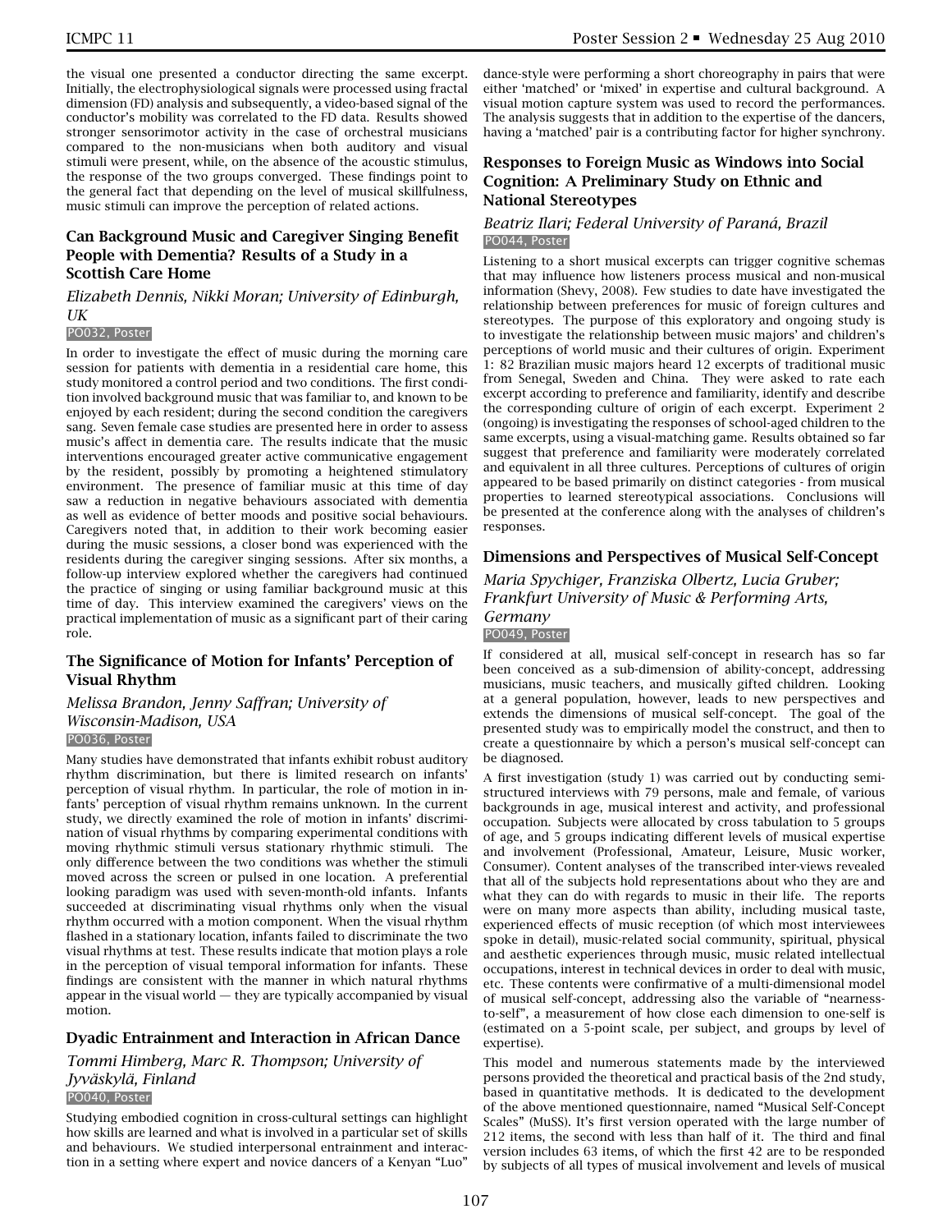the visual one presented a conductor directing the same excerpt. Initially, the electrophysiological signals were processed using fractal dimension (FD) analysis and subsequently, a video-based signal of the conductor's mobility was correlated to the FD data. Results showed stronger sensorimotor activity in the case of orchestral musicians compared to the non-musicians when both auditory and visual stimuli were present, while, on the absence of the acoustic stimulus, the response of the two groups converged. These findings point to the general fact that depending on the level of musical skillfulness, music stimuli can improve the perception of related actions.

### Can Background Music and Caregiver Singing Benefit People with Dementia? Results of a Study in a Scottish Care Home

*Elizabeth Dennis, Nikki Moran; University of Edinburgh, UK*

PO032, Poster

In order to investigate the effect of music during the morning care session for patients with dementia in a residential care home, this study monitored a control period and two conditions. The first condition involved background music that was familiar to, and known to be enjoyed by each resident; during the second condition the caregivers sang. Seven female case studies are presented here in order to assess music's affect in dementia care. The results indicate that the music interventions encouraged greater active communicative engagement by the resident, possibly by promoting a heightened stimulatory environment. The presence of familiar music at this time of day saw a reduction in negative behaviours associated with dementia as well as evidence of better moods and positive social behaviours. Caregivers noted that, in addition to their work becoming easier during the music sessions, a closer bond was experienced with the residents during the caregiver singing sessions. After six months, a follow-up interview explored whether the caregivers had continued the practice of singing or using familiar background music at this time of day. This interview examined the caregivers' views on the practical implementation of music as a significant part of their caring role.

### The Significance of Motion for Infants' Perception of Visual Rhythm

*Melissa Brandon, Jenny Saffran; University of Wisconsin-Madison, USA*

PO036, Poster

Many studies have demonstrated that infants exhibit robust auditory rhythm discrimination, but there is limited research on infants' perception of visual rhythm. In particular, the role of motion in infants' perception of visual rhythm remains unknown. In the current study, we directly examined the role of motion in infants' discrimination of visual rhythms by comparing experimental conditions with moving rhythmic stimuli versus stationary rhythmic stimuli. The only difference between the two conditions was whether the stimuli moved across the screen or pulsed in one location. A preferential looking paradigm was used with seven-month-old infants. Infants succeeded at discriminating visual rhythms only when the visual rhythm occurred with a motion component. When the visual rhythm flashed in a stationary location, infants failed to discriminate the two visual rhythms at test. These results indicate that motion plays a role in the perception of visual temporal information for infants. These findings are consistent with the manner in which natural rhythms appear in the visual world — they are typically accompanied by visual motion.

### Dyadic Entrainment and Interaction in African Dance

*Tommi Himberg, Marc R. Thompson; University of Jyväskylä, Finland*

PO040, Poster

Studying embodied cognition in cross-cultural settings can highlight how skills are learned and what is involved in a particular set of skills and behaviours. We studied interpersonal entrainment and interaction in a setting where expert and novice dancers of a Kenyan "Luo" dance-style were performing a short choreography in pairs that were either 'matched' or 'mixed' in expertise and cultural background. A visual motion capture system was used to record the performances. The analysis suggests that in addition to the expertise of the dancers, having a 'matched' pair is a contributing factor for higher synchrony.

### Responses to Foreign Music as Windows into Social Cognition: A Preliminary Study on Ethnic and National Stereotypes

*Beatriz Ilari; Federal University of Paraná, Brazil*

PO044, Poster

Listening to a short musical excerpts can trigger cognitive schemas that may influence how listeners process musical and non-musical information (Shevy, 2008). Few studies to date have investigated the relationship between preferences for music of foreign cultures and stereotypes. The purpose of this exploratory and ongoing study is to investigate the relationship between music majors' and children's perceptions of world music and their cultures of origin. Experiment 1: 82 Brazilian music majors heard 12 excerpts of traditional music from Senegal, Sweden and China. They were asked to rate each excerpt according to preference and familiarity, identify and describe the corresponding culture of origin of each excerpt. Experiment 2 (ongoing) is investigating the responses of school-aged children to the same excerpts, using a visual-matching game. Results obtained so far suggest that preference and familiarity were moderately correlated and equivalent in all three cultures. Perceptions of cultures of origin appeared to be based primarily on distinct categories - from musical properties to learned stereotypical associations. Conclusions will be presented at the conference along with the analyses of children's responses.

### Dimensions and Perspectives of Musical Self-Concept

*Maria Spychiger, Franziska Olbertz, Lucia Gruber; Frankfurt University of Music & Performing Arts, Germany*

PO049, Poster

If considered at all, musical self-concept in research has so far been conceived as a sub-dimension of ability-concept, addressing musicians, music teachers, and musically gifted children. Looking at a general population, however, leads to new perspectives and extends the dimensions of musical self-concept. The goal of the presented study was to empirically model the construct, and then to create a questionnaire by which a person's musical self-concept can be diagnosed.

A first investigation (study 1) was carried out by conducting semi-structured interviews with 79 persons, male and female, of various backgrounds in age, musical interest and activity, and professional occupation. Subjects were allocated by cross tabulation to 5 groups of age, and 5 groups indicating different levels of musical expertise and involvement (Professional, Amateur, Leisure, Music worker, Consumer). Content analyses of the transcribed inter-views revealed that all of the subjects hold representations about who they are and what they can do with regards to music in their life. The reports were on many more aspects than ability, including musical taste, experienced effects of music reception (of which most interviewees spoke in detail), music-related social community, spiritual, physical and aesthetic experiences through music, music related intellectual occupations, interest in technical devices in order to deal with music, etc. These contents were confirmative of a multi-dimensional model of musical self-concept, addressing also the variable of "nearness-to-self", a measurement of how close each dimension to one-self is (estimated on a 5-point scale, per subject, and groups by level of expertise).

This model and numerous statements made by the interviewed persons provided the theoretical and practical basis of the 2nd study, based in quantitative methods. It is dedicated to the development of the above mentioned questionnaire, named "Musical Self-Concept Scales" (MuSS). It's first version operated with the large number of 212 items, the second with less than half of it. The third and final version includes 63 items, of which the first 42 are to be responded by subjects of all types of musical involvement and levels of musical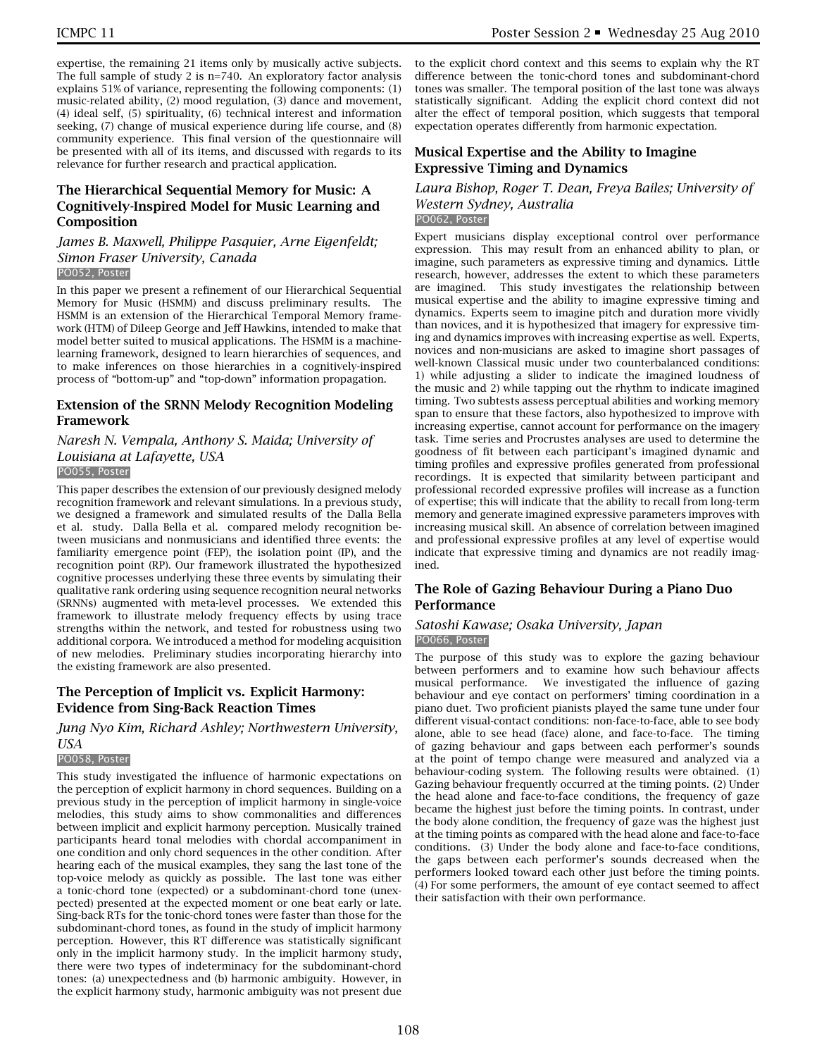expertise, the remaining 21 items only by musically active subjects. The full sample of study 2 is n=740. An exploratory factor analysis explains 51% of variance, representing the following components: (1) music-related ability, (2) mood regulation, (3) dance and movement, (4) ideal self, (5) spirituality, (6) technical interest and information seeking, (7) change of musical experience during life course, and (8) community experience. This final version of the questionnaire will be presented with all of its items, and discussed with regards to its relevance for further research and practical application.

### The Hierarchical Sequential Memory for Music: A Cognitively-Inspired Model for Music Learning and Composition

*James B. Maxwell, Philippe Pasquier, Arne Eigenfeldt; Simon Fraser University, Canada*

PO052, Poster

In this paper we present a refinement of our Hierarchical Sequential Memory for Music (HSMM) and discuss preliminary results. The HSMM is an extension of the Hierarchical Temporal Memory framework (HTM) of Dileep George and Jeff Hawkins, intended to make that model better suited to musical applications. The HSMM is a machine-learning framework, designed to learn hierarchies of sequences, and to make inferences on those hierarchies in a cognitively-inspired process of "bottom-up" and "top-down" information propagation.

### Extension of the SRNN Melody Recognition Modeling Framework

*Naresh N. Vempala, Anthony S. Maida; University of Louisiana at Lafayette, USA*

PO055, Poster

This paper describes the extension of our previously designed melody recognition framework and relevant simulations. In a previous study, we designed a framework and simulated results of the Dalla Bella et al. study. Dalla Bella et al. compared melody recognition between musicians and nonmusicians and identified three events: the familiarity emergence point (FEP), the isolation point (IP), and the recognition point (RP). Our framework illustrated the hypothesized cognitive processes underlying these three events by simulating their qualitative rank ordering using sequence recognition neural networks (SRNNs) augmented with meta-level processes. We extended this framework to illustrate melody frequency effects by using trace strengths within the network, and tested for robustness using two additional corpora. We introduced a method for modeling acquisition of new melodies. Preliminary studies incorporating hierarchy into the existing framework are also presented.

### The Perception of Implicit vs. Explicit Harmony: Evidence from Sing-Back Reaction Times

*Jung Nyo Kim, Richard Ashley; Northwestern University, USA*

PO058, Poster

This study investigated the influence of harmonic expectations on the perception of explicit harmony in chord sequences. Building on a previous study in the perception of implicit harmony in single-voice melodies, this study aims to show commonalities and differences between implicit and explicit harmony perception. Musically trained participants heard tonal melodies with chordal accompaniment in one condition and only chord sequences in the other condition. After hearing each of the musical examples, they sang the last tone of the top-voice melody as quickly as possible. The last tone was either a tonic-chord tone (expected) or a subdominant-chord tone (unexpected) presented at the expected moment or one beat early or late. Sing-back RTs for the tonic-chord tones were faster than those for the subdominant-chord tones, as found in the study of implicit harmony perception. However, this RT difference was statistically significant only in the implicit harmony study. In the implicit harmony study, there were two types of indeterminacy for the subdominant-chord tones: (a) unexpectedness and (b) harmonic ambiguity. However, in the explicit harmony study, harmonic ambiguity was not present due to the explicit chord context and this seems to explain why the RT difference between the tonic-chord tones and subdominant-chord tones was smaller. The temporal position of the last tone was always statistically significant. Adding the explicit chord context did not alter the effect of temporal position, which suggests that temporal expectation operates differently from harmonic expectation.

### Musical Expertise and the Ability to Imagine Expressive Timing and Dynamics

*Laura Bishop, Roger T. Dean, Freya Bailes; University of Western Sydney, Australia*

PO062, Poster

Expert musicians display exceptional control over performance expression. This may result from an enhanced ability to plan, or imagine, such parameters as expressive timing and dynamics. Little research, however, addresses the extent to which these parameters are imagined. This study investigates the relationship between musical expertise and the ability to imagine expressive timing and dynamics. Experts seem to imagine pitch and duration more vividly than novices, and it is hypothesized that imagery for expressive timing and dynamics improves with increasing expertise as well. Experts, novices and non-musicians are asked to imagine short passages of well-known Classical music under two counterbalanced conditions: 1) while adjusting a slider to indicate the imagined loudness of the music and 2) while tapping out the rhythm to indicate imagined timing. Two subtests assess perceptual abilities and working memory span to ensure that these factors, also hypothesized to improve with increasing expertise, cannot account for performance on the imagery task. Time series and Procrustes analyses are used to determine the goodness of fit between each participant's imagined dynamic and timing profiles and expressive profiles generated from professional recordings. It is expected that similarity between participant and professional recorded expressive profiles will increase as a function of expertise; this will indicate that the ability to recall from long-term memory and generate imagined expressive parameters improves with increasing musical skill. An absence of correlation between imagined and professional expressive profiles at any level of expertise would indicate that expressive timing and dynamics are not readily imagined.

### The Role of Gazing Behaviour During a Piano Duo Performance

*Satoshi Kawase; Osaka University, Japan*

PO066, Poster

The purpose of this study was to explore the gazing behaviour between performers and to examine how such behaviour affects musical performance. We investigated the influence of gazing behaviour and eye contact on performers' timing coordination in a piano duet. Two proficient pianists played the same tune under four different visual-contact conditions: non-face-to-face, able to see body alone, able to see head (face) alone, and face-to-face. The timing of gazing behaviour and gaps between each performer's sounds at the point of tempo change were measured and analyzed via a behaviour-coding system. The following results were obtained. (1) Gazing behaviour frequently occurred at the timing points. (2) Under the head alone and face-to-face conditions, the frequency of gaze became the highest just before the timing points. In contrast, under the body alone condition, the frequency of gaze was the highest just at the timing points as compared with the head alone and face-to-face conditions. (3) Under the body alone and face-to-face conditions, the gaps between each performer's sounds decreased when the performers looked toward each other just before the timing points. (4) For some performers, the amount of eye contact seemed to affect their satisfaction with their own performance.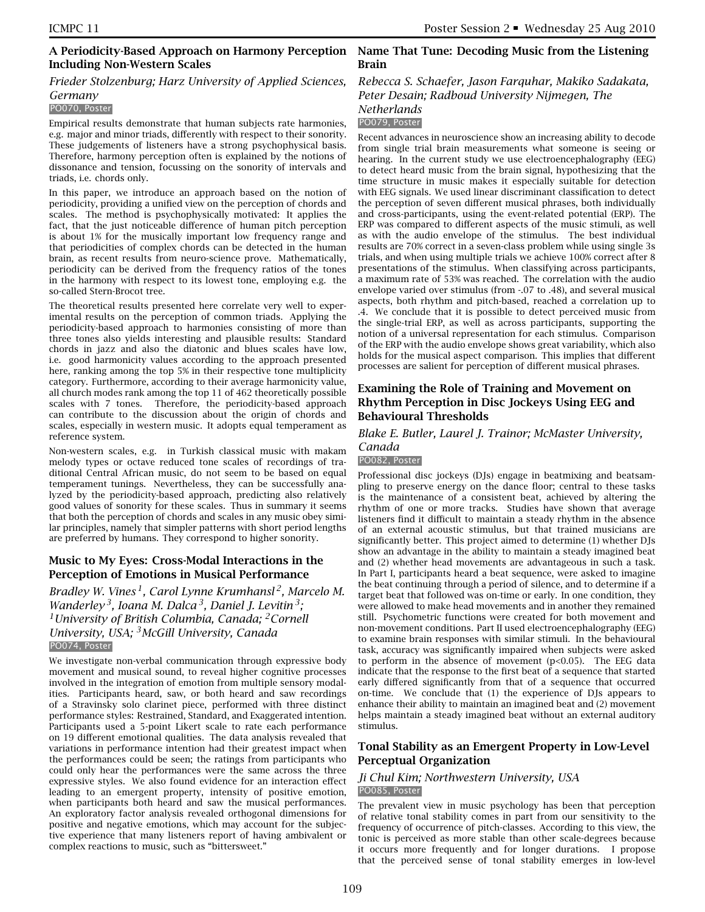## A Periodicity-Based Approach on Harmony Perception Including Non-Western Scales

*Frieder Stolzenburg; Harz University of Applied Sciences, Germany*

PO070, Poster

Empirical results demonstrate that human subjects rate harmonies, e.g. major and minor triads, differently with respect to their sonority. These judgements of listeners have a strong psychophysical basis. Therefore, harmony perception often is explained by the notions of dissonance and tension, focussing on the sonority of intervals and triads, i.e. chords only.

In this paper, we introduce an approach based on the notion of periodicity, providing a unified view on the perception of chords and scales. The method is psychophysically motivated: It applies the fact, that the just noticeable difference of human pitch perception is about 1% for the musically important low frequency range and that periodicities of complex chords can be detected in the human brain, as recent results from neuro-science prove. Mathematically, periodicity can be derived from the frequency ratios of the tones in the harmony with respect to its lowest tone, employing e.g. the so-called Stern-Brocot tree.

The theoretical results presented here correlate very well to experimental results on the perception of common triads. Applying the periodicity-based approach to harmonies consisting of more than three tones also yields interesting and plausible results: Standard chords in jazz and also the diatonic and blues scales have low, i.e. good harmonicity values according to the approach presented here, ranking among the top 5% in their respective tone multiplicity category. Furthermore, according to their average harmonicity value, all church modes rank among the top 11 of 462 theoretically possible scales with 7 tones. Therefore, the periodicity-based approach can contribute to the discussion about the origin of chords and scales, especially in western music. It adopts equal temperament as reference system.

Non-western scales, e.g. in Turkish classical music with makam melody types or octave reduced tone scales of recordings of traditional Central African music, do not seem to be based on equal temperament tunings. Nevertheless, they can be successfully analyzed by the periodicity-based approach, predicting also relatively good values of sonority for these scales. Thus in summary it seems that both the perception of chords and scales in any music obey similar principles, namely that simpler patterns with short period lengths are preferred by humans. They correspond to higher sonority.

## Music to My Eyes: Cross-Modal Interactions in the Perception of Emotions in Musical Performance

*Bradley W. Vines[1], Carol Lynne Krumhansl[2], Marcelo M. Wanderley[3], Ioana M. Dalca[3], Daniel J. Levitin[3]; [1]University of British Columbia, Canada; [2]Cornell University, USA; [3]McGill University, Canada*

PO074, Poster

We investigate non-verbal communication through expressive body movement and musical sound, to reveal higher cognitive processes involved in the integration of emotion from multiple sensory modalities. Participants heard, saw, or both heard and saw recordings of a Stravinsky solo clarinet piece, performed with three distinct performance styles: Restrained, Standard, and Exaggerated intention. Participants used a 5-point Likert scale to rate each performance on 19 different emotional qualities. The data analysis revealed that variations in performance intention had their greatest impact when the performances could be seen; the ratings from participants who could only hear the performances were the same across the three expressive styles. We also found evidence for an interaction effect leading to an emergent property, intensity of positive emotion, when participants both heard and saw the musical performances. An exploratory factor analysis revealed orthogonal dimensions for positive and negative emotions, which may account for the subjective experience that many listeners report of having ambivalent or complex reactions to music, such as "bittersweet."

## Name That Tune: Decoding Music from the Listening Brain

*Rebecca S. Schaefer, Jason Farquhar, Makiko Sadakata, Peter Desain; Radboud University Nijmegen, The Netherlands*

PO079, Poster

Recent advances in neuroscience show an increasing ability to decode from single trial brain measurements what someone is seeing or hearing. In the current study we use electroencephalography (EEG) to detect heard music from the brain signal, hypothesizing that the time structure in music makes it especially suitable for detection with EEG signals. We used linear discriminant classification to detect the perception of seven different musical phrases, both individually and cross-participants, using the event-related potential (ERP). The ERP was compared to different aspects of the music stimuli, as well as with the audio envelope of the stimulus. The best individual results are 70% correct in a seven-class problem while using single 3s trials, and when using multiple trials we achieve 100% correct after 8 presentations of the stimulus. When classifying across participants, a maximum rate of 53% was reached. The correlation with the audio envelope varied over stimulus (from -.07 to .48), and several musical aspects, both rhythm and pitch-based, reached a correlation up to .4. We conclude that it is possible to detect perceived music from the single-trial ERP, as well as across participants, supporting the notion of a universal representation for each stimulus. Comparison of the ERP with the audio envelope shows great variability, which also holds for the musical aspect comparison. This implies that different processes are salient for perception of different musical phrases.

## Examining the Role of Training and Movement on Rhythm Perception in Disc Jockeys Using EEG and Behavioural Thresholds

*Blake E. Butler, Laurel J. Trainor; McMaster University, Canada*

PO082, Poster

Professional disc jockeys (DJs) engage in beatmixing and beatsampling to preserve energy on the dance floor; central to these tasks is the maintenance of a consistent beat, achieved by altering the rhythm of one or more tracks. Studies have shown that average listeners find it difficult to maintain a steady rhythm in the absence of an external acoustic stimulus, but that trained musicians are significantly better. This project aimed to determine (1) whether DJs show an advantage in the ability to maintain a steady imagined beat and (2) whether head movements are advantageous in such a task. In Part I, participants heard a beat sequence, were asked to imagine the beat continuing through a period of silence, and to determine if a target beat that followed was on-time or early. In one condition, they were allowed to make head movements and in another they remained still. Psychometric functions were created for both movement and non-movement conditions. Part II used electroencephalography (EEG) to examine brain responses with similar stimuli. In the behavioural task, accuracy was significantly impaired when subjects were asked to perform in the absence of movement ($p<0.05$). The EEG data indicate that the response to the first beat of a sequence that started early differed significantly from that of a sequence that occurred on-time. We conclude that (1) the experience of DJs appears to enhance their ability to maintain an imagined beat and (2) movement helps maintain a steady imagined beat without an external auditory stimulus.

## Tonal Stability as an Emergent Property in Low-Level Perceptual Organization

*Ji Chul Kim; Northwestern University, USA*

PO085, Poster

The prevalent view in music psychology has been that perception of relative tonal stability comes in part from our sensitivity to the frequency of occurrence of pitch-classes. According to this view, the tonic is perceived as more stable than other scale-degrees because it occurs more frequently and for longer durations. I propose that the perceived sense of tonal stability emerges in low-level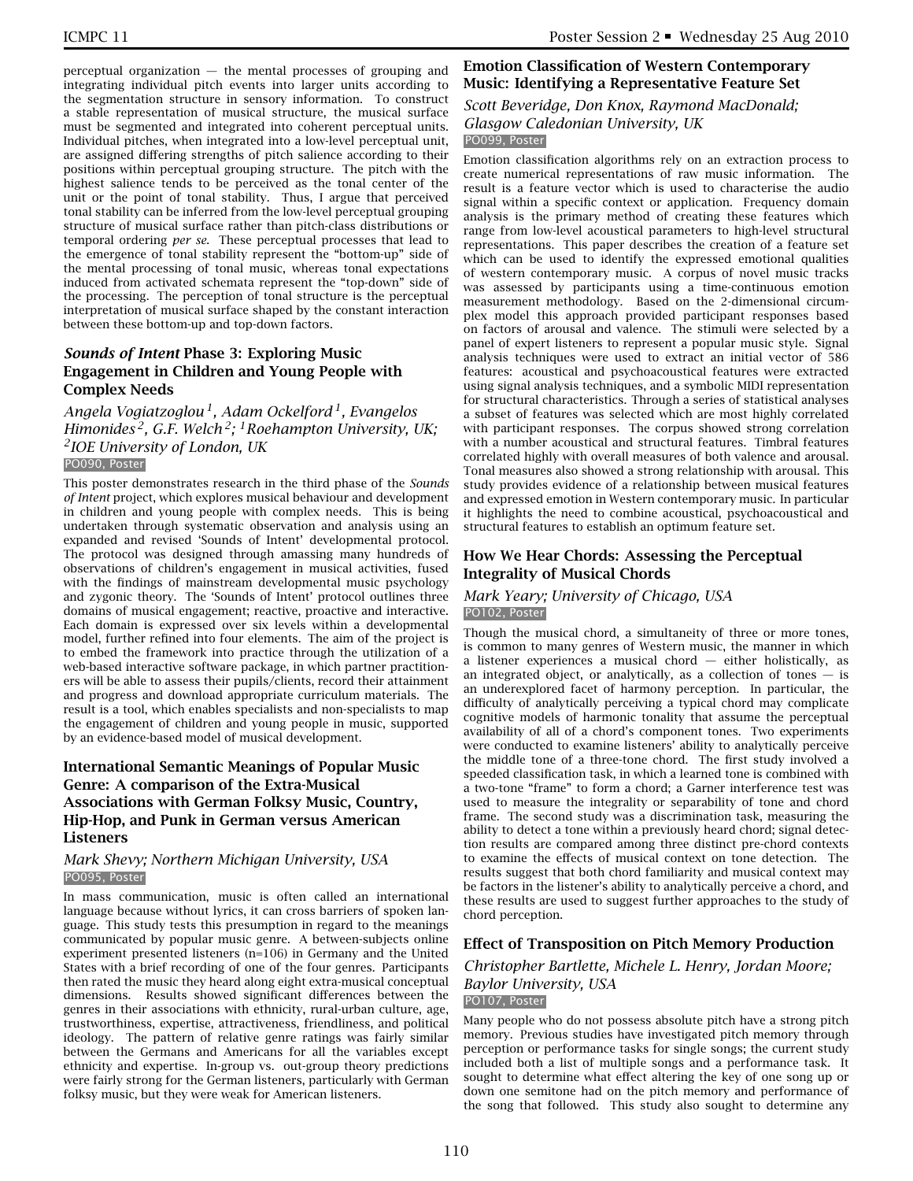perceptual organization — the mental processes of grouping and integrating individual pitch events into larger units according to the segmentation structure in sensory information. To construct a stable representation of musical structure, the musical surface must be segmented and integrated into coherent perceptual units. Individual pitches, when integrated into a low-level perceptual unit, are assigned differing strengths of pitch salience according to their positions within perceptual grouping structure. The pitch with the highest salience tends to be perceived as the tonal center of the unit or the point of tonal stability. Thus, I argue that perceived tonal stability can be inferred from the low-level perceptual grouping structure of musical surface rather than pitch-class distributions or temporal ordering *per se*. These perceptual processes that lead to the emergence of tonal stability represent the "bottom-up" side of the mental processing of tonal music, whereas tonal expectations induced from activated schemata represent the "top-down" side of the processing. The perception of tonal structure is the perceptual interpretation of musical surface shaped by the constant interaction between these bottom-up and top-down factors.

## *Sounds of Intent* Phase 3: Exploring Music Engagement in Children and Young People with Complex Needs

*Angela Vogiatzoglou[1], Adam Ockelford[1], Evangelos Himonides[2], G.F. Welch[2]; [1]Roehampton University, UK; [2]IOE University of London, UK*

PO090, Poster

This poster demonstrates research in the third phase of the *Sounds of Intent* project, which explores musical behaviour and development in children and young people with complex needs. This is being undertaken through systematic observation and analysis using an expanded and revised 'Sounds of Intent' developmental protocol. The protocol was designed through amassing many hundreds of observations of children's engagement in musical activities, fused with the findings of mainstream developmental music psychology and zygonic theory. The 'Sounds of Intent' protocol outlines three domains of musical engagement; reactive, proactive and interactive. Each domain is expressed over six levels within a developmental model, further refined into four elements. The aim of the project is to embed the framework into practice through the utilization of a web-based interactive software package, in which partner practitioners will be able to assess their pupils/clients, record their attainment and progress and download appropriate curriculum materials. The result is a tool, which enables specialists and non-specialists to map the engagement of children and young people in music, supported by an evidence-based model of musical development.

## International Semantic Meanings of Popular Music Genre: A comparison of the Extra-Musical Associations with German Folksy Music, Country, Hip-Hop, and Punk in German versus American Listeners

*Mark Shevy; Northern Michigan University, USA*

PO095, Poster

In mass communication, music is often called an international language because without lyrics, it can cross barriers of spoken language. This study tests this presumption in regard to the meanings communicated by popular music genre. A between-subjects online experiment presented listeners (n=106) in Germany and the United States with a brief recording of one of the four genres. Participants then rated the music they heard along eight extra-musical conceptual dimensions. Results showed significant differences between the genres in their associations with ethnicity, rural-urban culture, age, trustworthiness, expertise, attractiveness, friendliness, and political ideology. The pattern of relative genre ratings was fairly similar between the Germans and Americans for all the variables except ethnicity and expertise. In-group vs. out-group theory predictions were fairly strong for the German listeners, particularly with German folksy music, but they were weak for American listeners.

## Emotion Classification of Western Contemporary Music: Identifying a Representative Feature Set

*Scott Beveridge, Don Knox, Raymond MacDonald; Glasgow Caledonian University, UK*

PO099, Poster

Emotion classification algorithms rely on an extraction process to create numerical representations of raw music information. The result is a feature vector which is used to characterise the audio signal within a specific context or application. Frequency domain analysis is the primary method of creating these features which range from low-level acoustical parameters to high-level structural representations. This paper describes the creation of a feature set which can be used to identify the expressed emotional qualities of western contemporary music. A corpus of novel music tracks was assessed by participants using a time-continuous emotion measurement methodology. Based on the 2-dimensional circumplex model this approach provided participant responses based on factors of arousal and valence. The stimuli were selected by a panel of expert listeners to represent a popular music style. Signal analysis techniques were used to extract an initial vector of 586 features: acoustical and psychoacoustical features were extracted using signal analysis techniques, and a symbolic MIDI representation for structural characteristics. Through a series of statistical analyses a subset of features was selected which are most highly correlated with participant responses. The corpus showed strong correlation with a number acoustical and structural features. Timbral features correlated highly with overall measures of both valence and arousal. Tonal measures also showed a strong relationship with arousal. This study provides evidence of a relationship between musical features and expressed emotion in Western contemporary music. In particular it highlights the need to combine acoustical, psychoacoustical and structural features to establish an optimum feature set.

## How We Hear Chords: Assessing the Perceptual Integrality of Musical Chords

*Mark Yeary; University of Chicago, USA*

PO102, Poster

Though the musical chord, a simultaneity of three or more tones, is common to many genres of Western music, the manner in which a listener experiences a musical chord — either holistically, as an integrated object, or analytically, as a collection of tones — is an underexplored facet of harmony perception. In particular, the difficulty of analytically perceiving a typical chord may complicate cognitive models of harmonic tonality that assume the perceptual availability of all of a chord's component tones. Two experiments were conducted to examine listeners' ability to analytically perceive the middle tone of a three-tone chord. The first study involved a speeded classification task, in which a learned tone is combined with a two-tone "frame" to form a chord; a Garner interference test was used to measure the integrality or separability of tone and chord frame. The second study was a discrimination task, measuring the ability to detect a tone within a previously heard chord; signal detection results are compared among three distinct pre-chord contexts to examine the effects of musical context on tone detection. The results suggest that both chord familiarity and musical context may be factors in the listener's ability to analytically perceive a chord, and these results are used to suggest further approaches to the study of chord perception.

## Effect of Transposition on Pitch Memory Production

*Christopher Bartlette, Michele L. Henry, Jordan Moore; Baylor University, USA*

PO107, Poster

Many people who do not possess absolute pitch have a strong pitch memory. Previous studies have investigated pitch memory through perception or performance tasks for single songs; the current study included both a list of multiple songs and a performance task. It sought to determine what effect altering the key of one song up or down one semitone had on the pitch memory and performance of the song that followed. This study also sought to determine any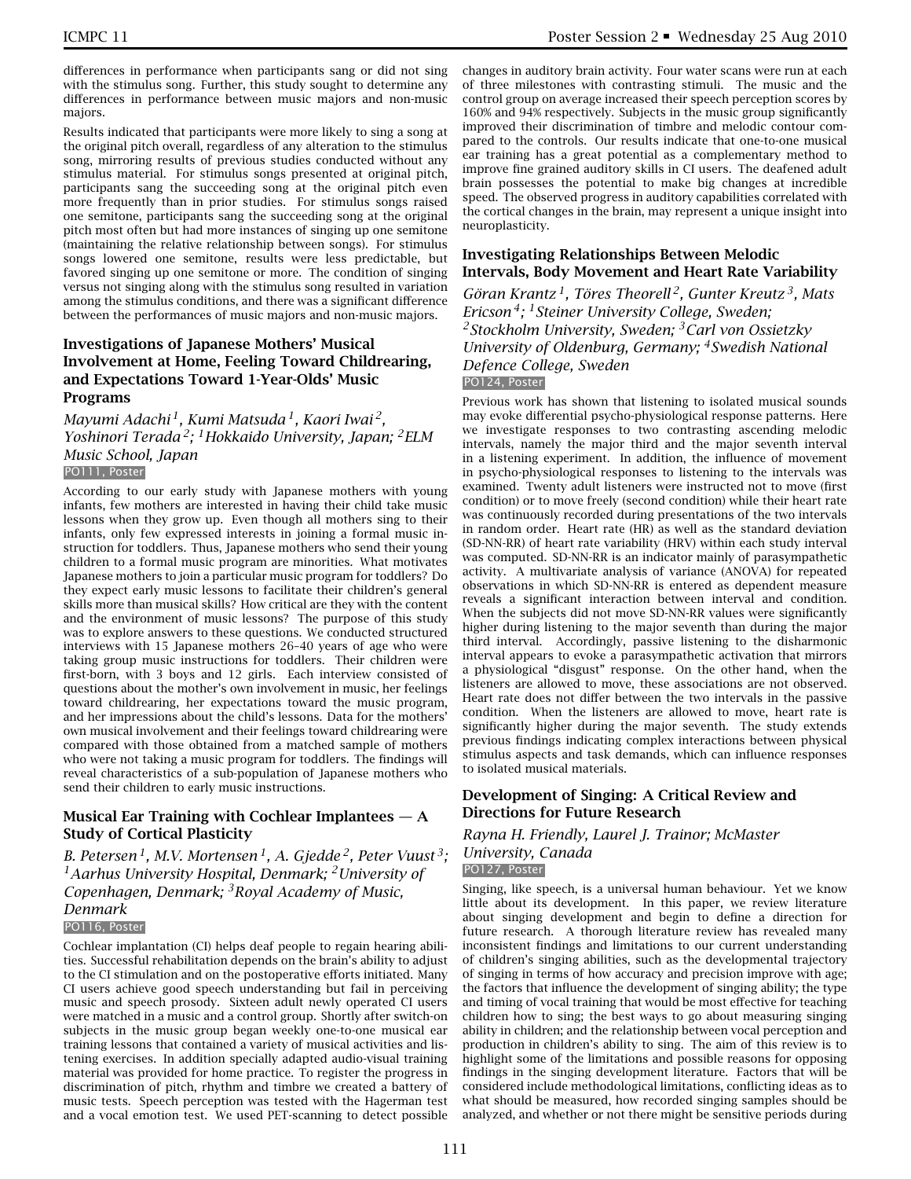differences in performance when participants sang or did not sing with the stimulus song. Further, this study sought to determine any differences in performance between music majors and non-music majors.

Results indicated that participants were more likely to sing a song at the original pitch overall, regardless of any alteration to the stimulus song, mirroring results of previous studies conducted without any stimulus material. For stimulus songs presented at original pitch, participants sang the succeeding song at the original pitch even more frequently than in prior studies. For stimulus songs raised one semitone, participants sang the succeeding song at the original pitch most often but had more instances of singing up one semitone (maintaining the relative relationship between songs). For stimulus songs lowered one semitone, results were less predictable, but favored singing up one semitone or more. The condition of singing versus not singing along with the stimulus song resulted in variation among the stimulus conditions, and there was a significant difference between the performances of music majors and non-music majors.

### Investigations of Japanese Mothers' Musical Involvement at Home, Feeling Toward Childrearing, and Expectations Toward 1-Year-Olds' Music Programs

*Mayumi Adachi[1], Kumi Matsuda[1], Kaori Iwai[2], Yoshinori Terada[2]; [1]Hokkaido University, Japan; [2]ELM Music School, Japan*

PO111, Poster

According to our early study with Japanese mothers with young infants, few mothers are interested in having their child take music lessons when they grow up. Even though all mothers sing to their infants, only few expressed interests in joining a formal music instruction for toddlers. Thus, Japanese mothers who send their young children to a formal music program are minorities. What motivates Japanese mothers to join a particular music program for toddlers? Do they expect early music lessons to facilitate their children's general skills more than musical skills? How critical are they with the content and the environment of music lessons? The purpose of this study was to explore answers to these questions. We conducted structured interviews with 15 Japanese mothers 26–40 years of age who were taking group music instructions for toddlers. Their children were first-born, with 3 boys and 12 girls. Each interview consisted of questions about the mother's own involvement in music, her feelings toward childrearing, her expectations toward the music program, and her impressions about the child's lessons. Data for the mothers' own musical involvement and their feelings toward childrearing were compared with those obtained from a matched sample of mothers who were not taking a music program for toddlers. The findings will reveal characteristics of a sub-population of Japanese mothers who send their children to early music instructions.

### Musical Ear Training with Cochlear Implantees — A Study of Cortical Plasticity

*B. Petersen[1], M.V. Mortensen[1], A. Gjedde[2], Peter Vuust[3]; [1]Aarhus University Hospital, Denmark; [2]University of Copenhagen, Denmark; [3]Royal Academy of Music, Denmark*

PO116, Poster

Cochlear implantation (CI) helps deaf people to regain hearing abilities. Successful rehabilitation depends on the brain's ability to adjust to the CI stimulation and on the postoperative efforts initiated. Many CI users achieve good speech understanding but fail in perceiving music and speech prosody. Sixteen adult newly operated CI users were matched in a music and a control group. Shortly after switch-on subjects in the music group began weekly one-to-one musical ear training lessons that contained a variety of musical activities and listening exercises. In addition specially adapted audio-visual training material was provided for home practice. To register the progress in discrimination of pitch, rhythm and timbre we created a battery of music tests. Speech perception was tested with the Hagerman test and a vocal emotion test. We used PET-scanning to detect possible changes in auditory brain activity. Four water scans were run at each of three milestones with contrasting stimuli. The music and the control group on average increased their speech perception scores by 160% and 94% respectively. Subjects in the music group significantly improved their discrimination of timbre and melodic contour compared to the controls. Our results indicate that one-to-one musical ear training has a great potential as a complementary method to improve fine grained auditory skills in CI users. The deafened adult brain possesses the potential to make big changes at incredible speed. The observed progress in auditory capabilities correlated with the cortical changes in the brain, may represent a unique insight into neuroplasticity.

### Investigating Relationships Between Melodic Intervals, Body Movement and Heart Rate Variability

*Göran Krantz[1], Töres Theorell[2], Gunter Kreutz[3], Mats Ericson[4]; [1]Steiner University College, Sweden; [2]Stockholm University, Sweden; [3]Carl von Ossietzky University of Oldenburg, Germany; [4]Swedish National Defence College, Sweden*

PO124, Poster

Previous work has shown that listening to isolated musical sounds may evoke differential psycho-physiological response patterns. Here we investigate responses to two contrasting ascending melodic intervals, namely the major third and the major seventh interval in a listening experiment. In addition, the influence of movement in psycho-physiological responses to listening to the intervals was examined. Twenty adult listeners were instructed not to move (first condition) or to move freely (second condition) while their heart rate was continuously recorded during presentations of the two intervals in random order. Heart rate (HR) as well as the standard deviation (SD-NN-RR) of heart rate variability (HRV) within each study interval was computed. SD-NN-RR is an indicator mainly of parasympathetic activity. A multivariate analysis of variance (ANOVA) for repeated observations in which SD-NN-RR is entered as dependent measure reveals a significant interaction between interval and condition. When the subjects did not move SD-NN-RR values were significantly higher during listening to the major seventh than during the major third interval. Accordingly, passive listening to the disharmonic interval appears to evoke a parasympathetic activation that mirrors a physiological "disgust" response. On the other hand, when the listeners are allowed to move, these associations are not observed. Heart rate does not differ between the two intervals in the passive condition. When the listeners are allowed to move, heart rate is significantly higher during the major seventh. The study extends previous findings indicating complex interactions between physical stimulus aspects and task demands, which can influence responses to isolated musical materials.

### Development of Singing: A Critical Review and Directions for Future Research

*Rayna H. Friendly, Laurel J. Trainor; McMaster University, Canada*

PO127, Poster

Singing, like speech, is a universal human behaviour. Yet we know little about its development. In this paper, we review literature about singing development and begin to define a direction for future research. A thorough literature review has revealed many inconsistent findings and limitations to our current understanding of children's singing abilities, such as the developmental trajectory of singing in terms of how accuracy and precision improve with age; the factors that influence the development of singing ability; the type and timing of vocal training that would be most effective for teaching children how to sing; the best ways to go about measuring singing ability in children; and the relationship between vocal perception and production in children's ability to sing. The aim of this review is to highlight some of the limitations and possible reasons for opposing findings in the singing development literature. Factors that will be considered include methodological limitations, conflicting ideas as to what should be measured, how recorded singing samples should be analyzed, and whether or not there might be sensitive periods during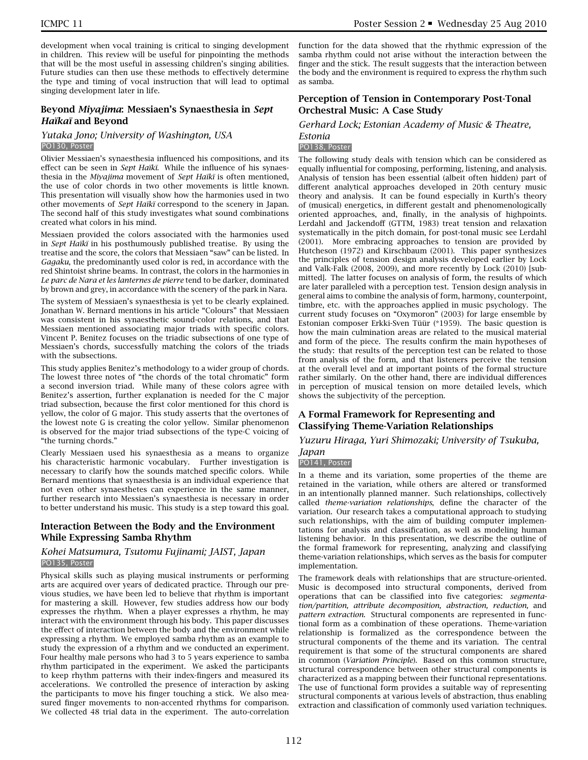development when vocal training is critical to singing development in children. This review will be useful for pinpointing the methods that will be the most useful in assessing children's singing abilities. Future studies can then use these methods to effectively determine the type and timing of vocal instruction that will lead to optimal singing development later in life.

### Beyond *Miyajima*: Messiaen's Synaesthesia in *Sept Haïkaï* and Beyond

*Yutaka Jono; University of Washington, USA*

PO130, Poster

Olivier Messiaen's synaesthesia influenced his compositions, and its effect can be seen in *Sept Haïkï*. While the influence of his synaesthesia in the *Miyajima* movement of *Sept Haïkï* is often mentioned, the use of color chords in two other movements is little known. This presentation will visually show how the harmonies used in two other movements of *Sept Haïkï* correspond to the scenery in Japan. The second half of this study investigates what sound combinations created what colors in his mind.

Messiaen provided the colors associated with the harmonies used in *Sept Haïkï* in his posthumously published treatise. By using the treatise and the score, the colors that Messiaen "saw" can be listed. In *Gagaku*, the predominantly used color is red, in accordance with the red Shintoist shrine beams. In contrast, the colors in the harmonies in *Le parc de Nara et les lanternes de pierre* tend to be darker, dominated by brown and grey, in accordance with the scenery of the park in Nara.

The system of Messiaen's synaesthesia is yet to be clearly explained. Jonathan W. Bernard mentions in his article "Colours" that Messiaen was consistent in his synaesthetic sound-color relations, and that Messiaen mentioned associating major triads with specific colors. Vincent P. Benitez focuses on the triadic subsections of one type of Messiaen's chords, successfully matching the colors of the triads with the subsections.

This study applies Benitez's methodology to a wider group of chords. The lowest three notes of "the chords of the total chromatic" form a second inversion triad. While many of these colors agree with Benitez's assertion, further explanation is needed for the C major triad subsection, because the first color mentioned for this chord is yellow, the color of G major. This study asserts that the overtones of the lowest note G is creating the color yellow. Similar phenomenon is observed for the major triad subsections of the type-C voicing of "the turning chords."

Clearly Messiaen used his synaesthesia as a means to organize his characteristic harmonic vocabulary. Further investigation is necessary to clarify how the sounds matched specific colors. While Bernard mentions that synaesthesia is an individual experience that not even other synaesthetes can experience in the same manner, further research into Messiaen's synaesthesia is necessary in order to better understand his music. This study is a step toward this goal.

### Interaction Between the Body and the Environment While Expressing Samba Rhythm

*Kohei Matsumura, Tsutomu Fujinami; JAIST, Japan*

PO135, Poster

Physical skills such as playing musical instruments or performing arts are acquired over years of dedicated practice. Through our previous studies, we have been led to believe that rhythm is important for mastering a skill. However, few studies address how our body expresses the rhythm. When a player expresses a rhythm, he may interact with the environment through his body. This paper discusses the effect of interaction between the body and the environment while expressing a rhythm. We employed samba rhythm as an example to study the expression of a rhythm and we conducted an experiment. Four healthy male persons who had 3 to 5 years experience to samba rhythm participated in the experiment. We asked the participants to keep rhythm patterns with their index-fingers and measured its accelerations. We controlled the presence of interaction by asking the participants to move his finger touching a stick. We also measured finger movements to non-accented rhythms for comparison. We collected 48 trial data in the experiment. The auto-correlation function for the data showed that the rhythmic expression of the samba rhythm could not arise without the interaction between the finger and the stick. The result suggests that the interaction between the body and the environment is required to express the rhythm such as samba.

### Perception of Tension in Contemporary Post-Tonal Orchestral Music: A Case Study

*Gerhard Lock; Estonian Academy of Music & Theatre, Estonia*

PO138, Poster

The following study deals with tension which can be considered as equally influential for composing, performing, listening, and analysis. Analysis of tension has been essential (albeit often hidden) part of different analytical approaches developed in 20th century music theory and analysis. It can be found especially in Kurth's theory of (musical) energetics, in different gestalt and phenomenologically oriented approaches, and, finally, in the analysis of highpoints. Lerdahl and Jackendoff (GTTM, 1983) treat tension and relaxation systematically in the pitch domain, for post-tonal music see Lerdahl (2001). More embracing approaches to tension are provided by Hutcheson (1972) and Kirschbaum (2001). This paper synthesizes the principles of tension design analysis developed earlier by Lock and Valk-Falk (2008, 2009), and more recently by Lock (2010) [submitted]. The latter focuses on analysis of form, the results of which are later paralleled with a perception test. Tension design analysis in general aims to combine the analysis of form, harmony, counterpoint, timbre, etc. with the approaches applied in music psychology. The current study focuses on "Oxymoron" (2003) for large ensemble by Estonian composer Erkki-Sven Tüür (*1959). The basic question is how the main culmination areas are related to the musical material and form of the piece. The results confirm the main hypotheses of the study: that results of the perception test can be related to those from analysis of the form, and that listeners perceive the tension at the overall level and at important points of the formal structure rather similarly. On the other hand, there are individual differences in perception of musical tension on more detailed levels, which shows the subjectivity of the perception.

### A Formal Framework for Representing and Classifying Theme-Variation Relationships

*Yuzuru Hiraga, Yuri Shimozaki; University of Tsukuba, Japan*

PO141, Poster

In a theme and its variation, some properties of the theme are retained in the variation, while others are altered or transformed in an intentionally planned manner. Such relationships, collectively called *theme-variation relationships*, define the character of the variation. Our research takes a computational approach to studying such relationships, with the aim of building computer implementations for analysis and classification, as well as modeling human listening behavior. In this presentation, we describe the outline of the formal framework for representing, analyzing and classifying theme-variation relationships, which serves as the basis for computer implementation.

The framework deals with relationships that are structure-oriented. Music is decomposed into structural components, derived from operations that can be classified into five categories: *segmentation/partition, attribute decomposition, abstraction, reduction,* and *pattern extraction*. Structural components are represented in functional form as a combination of these operations. Theme-variation relationship is formalized as the correspondence between the structural components of the theme and its variation. The central requirement is that some of the structural components are shared in common (*Variation Principle*). Based on this common structure, structural correspondence between other structural components is characterized as a mapping between their functional representations. The use of functional form provides a suitable way of representing structural components at various levels of abstraction, thus enabling extraction and classification of commonly used variation techniques.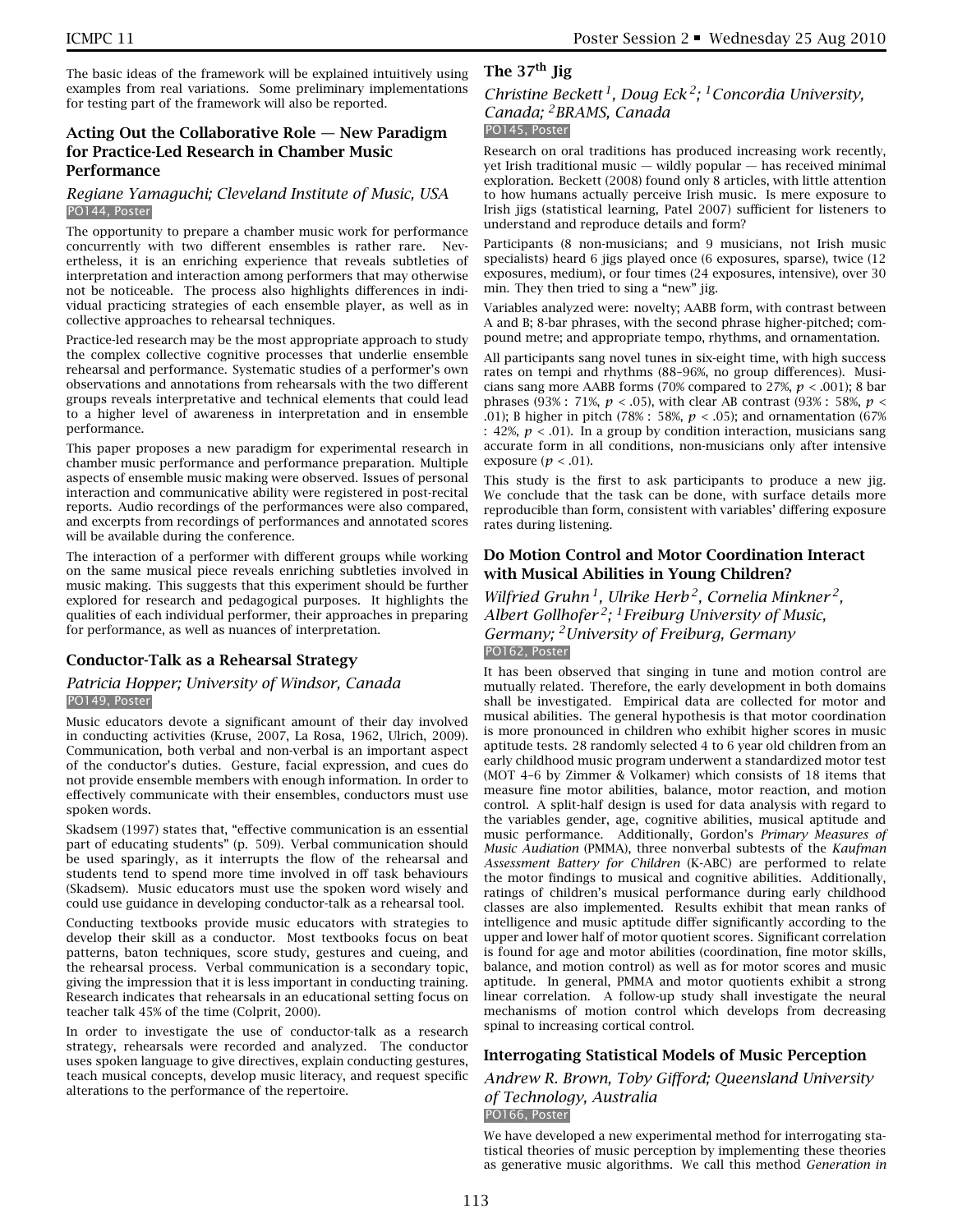The basic ideas of the framework will be explained intuitively using examples from real variations. Some preliminary implementations for testing part of the framework will also be reported.

### Acting Out the Collaborative Role — New Paradigm for Practice-Led Research in Chamber Music Performance

*Regiane Yamaguchi; Cleveland Institute of Music, USA*
PO144, Poster

The opportunity to prepare a chamber music work for performance concurrently with two different ensembles is rather rare. Nevertheless, it is an enriching experience that reveals subtleties of interpretation and interaction among performers that may otherwise not be noticeable. The process also highlights differences in individual practicing strategies of each ensemble player, as well as in collective approaches to rehearsal techniques.

Practice-led research may be the most appropriate approach to study the complex collective cognitive processes that underlie ensemble rehearsal and performance. Systematic studies of a performer's own observations and annotations from rehearsals with the two different groups reveals interpretative and technical elements that could lead to a higher level of awareness in interpretation and in ensemble performance.

This paper proposes a new paradigm for experimental research in chamber music performance and performance preparation. Multiple aspects of ensemble music making were observed. Issues of personal interaction and communicative ability were registered in post-recital reports. Audio recordings of the performances were also compared, and excerpts from recordings of performances and annotated scores will be available during the conference.

The interaction of a performer with different groups while working on the same musical piece reveals enriching subtleties involved in music making. This suggests that this experiment should be further explored for research and pedagogical purposes. It highlights the qualities of each individual performer, their approaches in preparing for performance, as well as nuances of interpretation.

### Conductor-Talk as a Rehearsal Strategy

*Patricia Hopper; University of Windsor, Canada*
PO149, Poster

Music educators devote a significant amount of their day involved in conducting activities (Kruse, 2007, La Rosa, 1962, Ulrich, 2009). Communication, both verbal and non-verbal is an important aspect of the conductor's duties. Gesture, facial expression, and cues do not provide ensemble members with enough information. In order to effectively communicate with their ensembles, conductors must use spoken words.

Skadsem (1997) states that, "effective communication is an essential part of educating students" (p. 509). Verbal communication should be used sparingly, as it interrupts the flow of the rehearsal and students tend to spend more time involved in off task behaviours (Skadsem). Music educators must use the spoken word wisely and could use guidance in developing conductor-talk as a rehearsal tool.

Conducting textbooks provide music educators with strategies to develop their skill as a conductor. Most textbooks focus on beat patterns, baton techniques, score study, gestures and cueing, and the rehearsal process. Verbal communication is a secondary topic, giving the impression that it is less important in conducting training. Research indicates that rehearsals in an educational setting focus on teacher talk 45% of the time (Colprit, 2000).

In order to investigate the use of conductor-talk as a research strategy, rehearsals were recorded and analyzed. The conductor uses spoken language to give directives, explain conducting gestures, teach musical concepts, develop music literacy, and request specific alterations to the performance of the repertoire.

### The 37th Jig

*Christine Beckett[1], Doug Eck[2]; [1]Concordia University, Canada; [2]BRAMS, Canada*
PO145, Poster

Research on oral traditions has produced increasing work recently, yet Irish traditional music — wildly popular — has received minimal exploration. Beckett (2008) found only 8 articles, with little attention to how humans actually perceive Irish music. Is mere exposure to Irish jigs (statistical learning, Patel 2007) sufficient for listeners to understand and reproduce details and form?

Participants (8 non-musicians; and 9 musicians, not Irish music specialists) heard 6 jigs played once (6 exposures, sparse), twice (12 exposures, medium), or four times (24 exposures, intensive), over 30 min. They then tried to sing a "new" jig.

Variables analyzed were: novelty; AABB form, with contrast between A and B; 8-bar phrases, with the second phrase higher-pitched; compound metre; and appropriate tempo, rhythms, and ornamentation.

All participants sang novel tunes in six-eight time, with high success rates on tempi and rhythms (88–96%, no group differences). Musicians sang more AABB forms (70% compared to 27%, $p < .001$); 8 bar phrases (93% : 71%, $p < .05$), with clear AB contrast (93% : 58%, $p < .01$); B higher in pitch (78% : 58%, $p < .05$); and ornamentation (67% : 42%, $p < .01$). In a group by condition interaction, musicians sang accurate form in all conditions, non-musicians only after intensive exposure ($p < .01$).

This study is the first to ask participants to produce a new jig. We conclude that the task can be done, with surface details more reproducible than form, consistent with variables' differing exposure rates during listening.

### Do Motion Control and Motor Coordination Interact with Musical Abilities in Young Children?

*Wilfried Gruhn[1], Ulrike Herb[2], Cornelia Minkner[2], Albert Gollhofer[2]; [1]Freiburg University of Music, Germany; [2]University of Freiburg, Germany*
PO162, Poster

It has been observed that singing in tune and motion control are mutually related. Therefore, the early development in both domains shall be investigated. Empirical data are collected for motor and musical abilities. The general hypothesis is that motor coordination is more pronounced in children who exhibit higher scores in music aptitude tests. 28 randomly selected 4 to 6 year old children from an early childhood music program underwent a standardized motor test (MOT 4–6 by Zimmer & Volkamer) which consists of 18 items that measure fine motor abilities, balance, motor reaction, and motion control. A split-half design is used for data analysis with regard to the variables gender, age, cognitive abilities, musical aptitude and music performance. Additionally, Gordon's *Primary Measures of Music Audiation* (PMMA), three nonverbal subtests of the *Kaufman Assessment Battery for Children* (K-ABC) are performed to relate the motor findings to musical and cognitive abilities. Additionally, ratings of children's musical performance during early childhood classes are also implemented. Results exhibit that mean ranks of intelligence and music aptitude differ significantly according to the upper and lower half of motor quotient scores. Significant correlation is found for age and motor abilities (coordination, fine motor skills, balance, and motion control) as well as for motor scores and music aptitude. In general, PMMA and motor quotients exhibit a strong linear correlation. A follow-up study shall investigate the neural mechanisms of motion control which develops from decreasing spinal to increasing cortical control.

### Interrogating Statistical Models of Music Perception

*Andrew R. Brown, Toby Gifford; Queensland University of Technology, Australia*
PO166, Poster

We have developed a new experimental method for interrogating statistical theories of music perception by implementing these theories as generative music algorithms. We call this method *Generation in*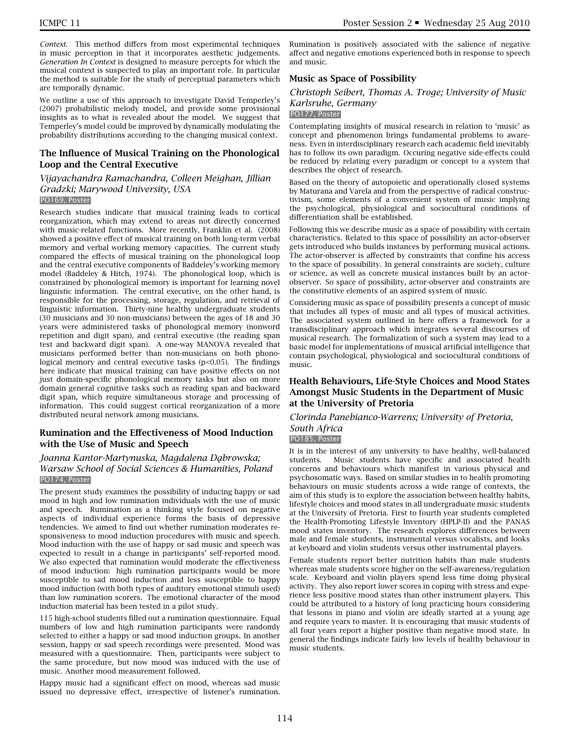*Context*. This method differs from most experimental techniques in music perception in that it incorporates aesthetic judgements. *Generation In Context* is designed to measure percepts for which the musical context is suspected to play an important role. In particular the method is suitable for the study of perceptual parameters which are temporally dynamic.

We outline a use of this approach to investigate David Temperley's (2007) probabilistic melody model, and provide some provisional insights as to what is revealed about the model. We suggest that Temperley's model could be improved by dynamically modulating the probability distributions according to the changing musical context.

### The Influence of Musical Training on the Phonological Loop and the Central Executive

*Vijayachandra Ramachandra, Colleen Meighan, Jillian Gradzki; Marywood University, USA*

PO169, Poster

Research studies indicate that musical training leads to cortical reorganization, which may extend to areas not directly concerned with music-related functions. More recently, Franklin et al. (2008) showed a positive effect of musical training on both long-term verbal memory and verbal working memory capacities. The current study compared the effects of musical training on the phonological loop and the central executive components of Baddeley's working memory model (Baddeley & Hitch, 1974). The phonological loop, which is constrained by phonological memory is important for learning novel linguistic information. The central executive, on the other hand, is responsible for the processing, storage, regulation, and retrieval of linguistic information. Thirty-nine healthy undergraduate students (30 musicians and 30 non-musicians) between the ages of 18 and 30 years were administered tasks of phonological memory (nonword repetition and digit span), and central executive (the reading span test and backward digit span). A one-way MANOVA revealed that musicians performed better than non-musicians on both phonological memory and central executive tasks ($p<0.05$). The findings here indicate that musical training can have positive effects on not just domain-specific phonological memory tasks but also on more domain general cognitive tasks such as reading span and backward digit span, which require simultaneous storage and processing of information. This could suggest cortical reorganization of a more distributed neural network among musicians.

### Rumination and the Effectiveness of Mood Induction with the Use of Music and Speech

*Joanna Kantor-Martynuska, Magdalena Dąbrowska; Warsaw School of Social Sciences & Humanities, Poland*

PO174, Poster

The present study examines the possibility of inducing happy or sad mood in high and low rumination individuals with the use of music and speech. Rumination as a thinking style focused on negative aspects of individual experience forms the basis of depressive tendencies. We aimed to find out whether rumination moderates responsiveness to mood induction procedures with music and speech. Mood induction with the use of happy or sad music and speech was expected to result in a change in participants' self-reported mood. We also expected that rumination would moderate the effectiveness of mood induction: high rumination participants would be more susceptible to sad mood induction and less susceptible to happy mood induction (with both types of auditory emotional stimuli used) than low rumination scorers. The emotional character of the mood induction material has been tested in a pilot study.

115 high-school students filled out a rumination questionnaire. Equal numbers of low and high rumination participants were randomly selected to either a happy or sad mood induction groups. In another session, happy or sad speech recordings were presented. Mood was measured with a questionnaire. Then, participants were subject to the same procedure, but now mood was induced with the use of music. Another mood measurement followed.

Happy music had a significant effect on mood, whereas sad music issued no depressive effect, irrespective of listener's rumination. Rumination is positively associated with the salience of negative affect and negative emotions experienced both in response to speech and music.

### Music as Space of Possibility

*Christoph Seibert, Thomas A. Troge; University of Music Karlsruhe, Germany*

PO177, Poster

Contemplating insights of musical research in relation to 'music' as concept and phenomenon brings fundamental problems to awareness. Even in interdisciplinary research each academic field inevitably has to follow its own paradigm. Occuring negative side-effects could be reduced by relating every paradigm or concept to a system that describes the object of research.

Based on the theory of autopoietic and operationally closed systems by Maturana and Varela and from the perspective of radical constructivism, some elements of a convenient system of music implying the psychological, physiological and sociocultural conditions of differentiation shall be established.

Following this we describe music as a space of possibility with certain characteristics. Related to this space of possibility an actor-observer gets introduced who builds instances by performing musical actions. The actor-observer is affected by constraints that confine his access to the space of possibility. In general constraints are society, culture or science, as well as concrete musical instances built by an actor-observer. So space of possibility, actor-observer and constraints are the constitutive elements of an aspired system of music.

Considering music as space of possibility presents a concept of music that includes all types of music and all types of musical activities. The associated system outlined in here offers a framework for a transdisciplinary approach which integrates several discourses of musical research. The formalization of such a system may lead to a basic model for implementations of musical artificial intelligence that contain psychological, physiological and sociocultural conditions of music.

### Health Behaviours, Life-Style Choices and Mood States Amongst Music Students in the Department of Music at the University of Pretoria

*Clorinda Panebianco-Warrens; University of Pretoria, South Africa*

PO185, Poster

It is in the interest of any university to have healthy, well-balanced students. Music students have specific and associated health concerns and behaviours which manifest in various physical and psychosomatic ways. Based on similar studies in to health promoting behaviours on music students across a wide range of contexts, the aim of this study is to explore the association between healthy habits, lifestyle choices and mood states in all undergraduate music students at the University of Pretoria. First to fourth year students completed the Health-Promoting Lifestyle Inventory (HPLP-II) and the PANAS mood states inventory. The research explores differences between male and female students, instrumental versus vocalists, and looks at keyboard and violin students versus other instrumental players.

Female students report better nutrition habits than male students whereas male students score higher on the self-awareness/regulation scale. Keyboard and violin players spend less time doing physical activity. They also report lower scores in coping with stress and experience less positive mood states than other instrument players. This could be attributed to a history of long practicing hours considering that lessons in piano and violin are ideally started at a young age and require years to master. It is encouraging that music students of all four years report a higher positive than negative mood state. In general the findings indicate fairly low levels of healthy behaviour in music students.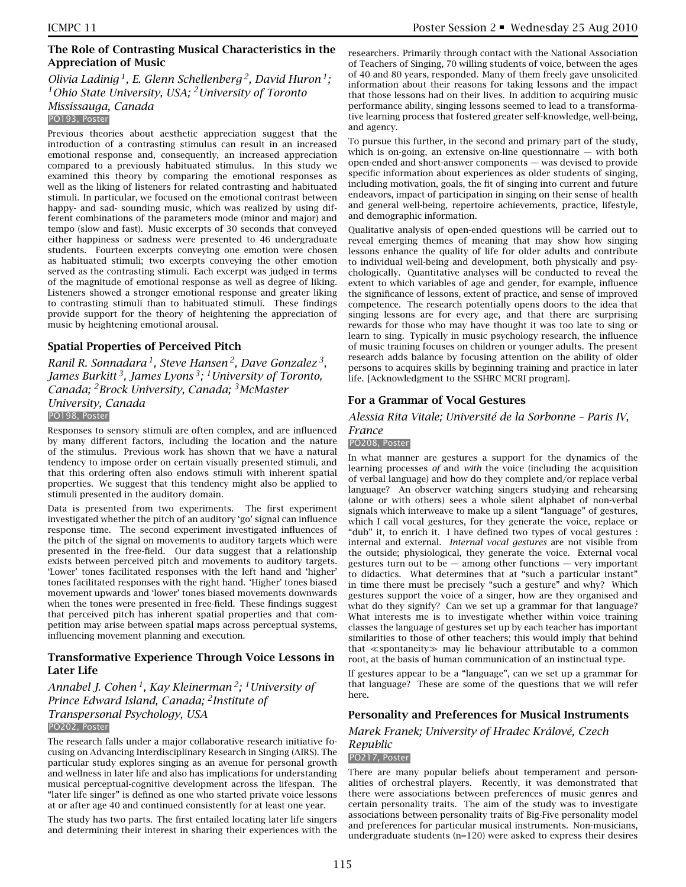## The Role of Contrasting Musical Characteristics in the Appreciation of Music

*Olivia Ladinig [1], E. Glenn Schellenberg [2], David Huron [1]; [1]Ohio State University, USA; [2]University of Toronto Mississauga, Canada*

PO193, Poster

Previous theories about aesthetic appreciation suggest that the introduction of a contrasting stimulus can result in an increased emotional response and, consequently, an increased appreciation compared to a previously habituated stimulus. In this study we examined this theory by comparing the emotional responses as well as the liking of listeners for related contrasting and habituated stimuli. In particular, we focused on the emotional contrast between happy- and sad- sounding music, which was realized by using different combinations of the parameters mode (minor and major) and tempo (slow and fast). Music excerpts of 30 seconds that conveyed either happiness or sadness were presented to 46 undergraduate students. Fourteen excerpts conveying one emotion were chosen as habituated stimuli; two excerpts conveying the other emotion served as the contrasting stimuli. Each excerpt was judged in terms of the magnitude of emotional response as well as degree of liking. Listeners showed a stronger emotional response and greater liking to contrasting stimuli than to habituated stimuli. These findings provide support for the theory of heightening the appreciation of music by heightening emotional arousal.

## Spatial Properties of Perceived Pitch

*Ranil R. Sonnadara [1], Steve Hansen [2], Dave Gonzalez [3], James Burkitt [3], James Lyons [3]; [1]University of Toronto, Canada; [2]Brock University, Canada; [3]McMaster University, Canada*

PO198, Poster

Responses to sensory stimuli are often complex, and are influenced by many different factors, including the location and the nature of the stimulus. Previous work has shown that we have a natural tendency to impose order on certain visually presented stimuli, and that this ordering often also endows stimuli with inherent spatial properties. We suggest that this tendency might also be applied to stimuli presented in the auditory domain.

Data is presented from two experiments. The first experiment investigated whether the pitch of an auditory 'go' signal can influence response time. The second experiment investigated influences of the pitch of the signal on movements to auditory targets which were presented in the free-field. Our data suggest that a relationship exists between perceived pitch and movements to auditory targets. 'Lower' tones facilitated responses with the left hand and 'higher' tones facilitated responses with the right hand. 'Higher' tones biased movement upwards and 'lower' tones biased movements downwards when the tones were presented in free-field. These findings suggest that perceived pitch has inherent spatial properties and that competition may arise between spatial maps across perceptual systems, influencing movement planning and execution.

## Transformative Experience Through Voice Lessons in Later Life

*Annabel J. Cohen [1], Kay Kleinerman [2]; [1]University of Prince Edward Island, Canada; [2]Institute of Transpersonal Psychology, USA*

PO202, Poster

The research falls under a major collaborative research initiative focusing on Advancing Interdisciplinary Research in Singing (AIRS). The particular study explores singing as an avenue for personal growth and wellness in later life and also has implications for understanding musical perceptual-cognitive development across the lifespan. The "later life singer" is defined as one who started private voice lessons at or after age 40 and continued consistently for at least one year.

The study has two parts. The first entailed locating later life singers and determining their interest in sharing their experiences with the researchers. Primarily through contact with the National Association of Teachers of Singing, 70 willing students of voice, between the ages of 40 and 80 years, responded. Many of them freely gave unsolicited information about their reasons for taking lessons and the impact that those lessons had on their lives. In addition to acquiring music performance ability, singing lessons seemed to lead to a transformative learning process that fostered greater self-knowledge, well-being, and agency.

To pursue this further, in the second and primary part of the study, which is on-going, an extensive on-line questionnaire — with both open-ended and short-answer components — was devised to provide specific information about experiences as older students of singing, including motivation, goals, the fit of singing into current and future endeavors, impact of participation in singing on their sense of health and general well-being, repertoire achievements, practice, lifestyle, and demographic information.

Qualitative analysis of open-ended questions will be carried out to reveal emerging themes of meaning that may show how singing lessons enhance the quality of life for older adults and contribute to individual well-being and development, both physically and psychologically. Quantitative analyses will be conducted to reveal the extent to which variables of age and gender, for example, influence the significance of lessons, extent of practice, and sense of improved competence. The research potentially opens doors to the idea that singing lessons are for every age, and that there are surprising rewards for those who may have thought it was too late to sing or learn to sing. Typically in music psychology research, the influence of music training focuses on children or younger adults. The present research adds balance by focusing attention on the ability of older persons to acquires skills by beginning training and practice in later life. [Acknowledgment to the SSHRC MCRI program].

## For a Grammar of Vocal Gestures

*Alessia Rita Vitale; Université de la Sorbonne – Paris IV, France*

PO208, Poster

In what manner are gestures a support for the dynamics of the learning processes *of* and *with* the voice (including the acquisition of verbal language) and how do they complete and/or replace verbal language? An observer watching singers studying and rehearsing (alone or with others) sees a whole silent alphabet of non-verbal signals which interweave to make up a silent "language" of gestures, which I call vocal gestures, for they generate the voice, replace or "dub" it, to enrich it. I have defined two types of vocal gestures : internal and external. *Internal vocal gestures* are not visible from the outside; physiological, they generate the voice. External vocal gestures turn out to be — among other functions — very important to didactics. What determines that at "such a particular instant" in time there must be precisely "such a gesture" and why? Which gestures support the voice of a singer, how are they organised and what do they signify? Can we set up a grammar for that language? What interests me is to investigate whether within voice training classes the language of gestures set up by each teacher has important similarities to those of other teachers; this would imply that behind that ≪spontaneity≫ may lie behaviour attributable to a common root, at the basis of human communication of an instinctual type.

If gestures appear to be a "language", can we set up a grammar for that language? These are some of the questions that we will refer here.

## Personality and Preferences for Musical Instruments

*Marek Franek; University of Hradec Králové, Czech Republic*

PO217, Poster

There are many popular beliefs about temperament and personalities of orchestral players. Recently, it was demonstrated that there were associations between preferences of music genres and certain personality traits. The aim of the study was to investigate associations between personality traits of Big-Five personality model and preferences for particular musical instruments. Non-musicians, undergraduate students (n=120) were asked to express their desires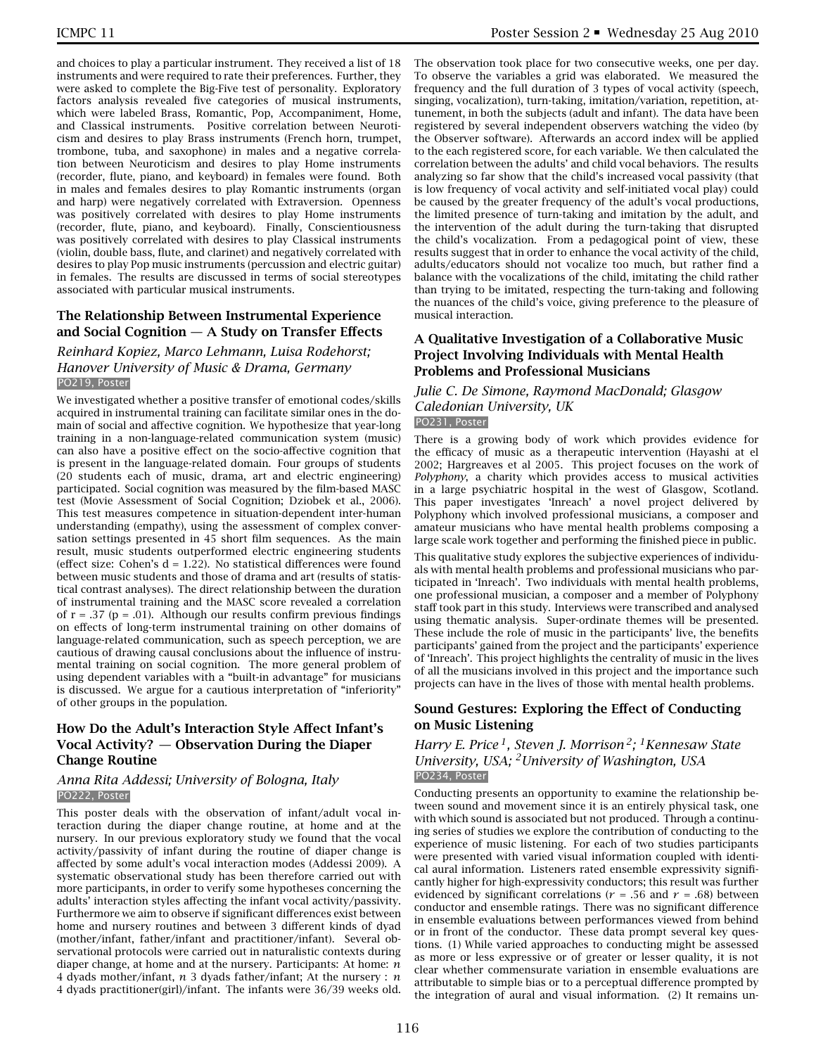and choices to play a particular instrument. They received a list of 18 instruments and were required to rate their preferences. Further, they were asked to complete the Big-Five test of personality. Exploratory factors analysis revealed five categories of musical instruments, which were labeled Brass, Romantic, Pop, Accompaniment, Home, and Classical instruments. Positive correlation between Neuroticism and desires to play Brass instruments (French horn, trumpet, trombone, tuba, and saxophone) in males and a negative correlation between Neuroticism and desires to play Home instruments (recorder, flute, piano, and keyboard) in females were found. Both in males and females desires to play Romantic instruments (organ and harp) were negatively correlated with Extraversion. Openness was positively correlated with desires to play Home instruments (recorder, flute, piano, and keyboard). Finally, Conscientiousness was positively correlated with desires to play Classical instruments (violin, double bass, flute, and clarinet) and negatively correlated with desires to play Pop music instruments (percussion and electric guitar) in females. The results are discussed in terms of social stereotypes associated with particular musical instruments.

### The Relationship Between Instrumental Experience and Social Cognition — A Study on Transfer Effects

*Reinhard Kopiez, Marco Lehmann, Luisa Rodehorst; Hanover University of Music & Drama, Germany*
PO219, Poster

We investigated whether a positive transfer of emotional codes/skills acquired in instrumental training can facilitate similar ones in the domain of social and affective cognition. We hypothesize that year-long training in a non-language-related communication system (music) can also have a positive effect on the socio-affective cognition that is present in the language-related domain. Four groups of students (20 students each of music, drama, art and electric engineering) participated. Social cognition was measured by the film-based MASC test (Movie Assessment of Social Cognition; Dziobek et al., 2006). This test measures competence in situation-dependent inter-human understanding (empathy), using the assessment of complex conversation settings presented in 45 short film sequences. As the main result, music students outperformed electric engineering students (effect size: Cohen's d = 1.22). No statistical differences were found between music students and those of drama and art (results of statistical contrast analyses). The direct relationship between the duration of instrumental training and the MASC score revealed a correlation of r = .37 (p = .01). Although our results confirm previous findings on effects of long-term instrumental training on other domains of language-related communication, such as speech perception, we are cautious of drawing causal conclusions about the influence of instrumental training on social cognition. The more general problem of using dependent variables with a "built-in advantage" for musicians is discussed. We argue for a cautious interpretation of "inferiority" of other groups in the population.

### How Do the Adult's Interaction Style Affect Infant's Vocal Activity? — Observation During the Diaper Change Routine

*Anna Rita Addessi; University of Bologna, Italy*
PO222, Poster

This poster deals with the observation of infant/adult vocal interaction during the diaper change routine, at home and at the nursery. In our previous exploratory study we found that the vocal activity/passivity of infant during the routine of diaper change is affected by some adult's vocal interaction modes (Addessi 2009). A systematic observational study has been therefore carried out with more participants, in order to verify some hypotheses concerning the adults' interaction styles affecting the infant vocal activity/passivity. Furthermore we aim to observe if significant differences exist between home and nursery routines and between 3 different kinds of dyad (mother/infant, father/infant and practitioner/infant). Several observational protocols were carried out in naturalistic contexts during diaper change, at home and at the nursery. Participants: At home: $n$ 4 dyads mother/infant, $n$ 3 dyads father/infant; At the nursery : $n$ 4 dyads practitioner(girl)/infant. The infants were 36/39 weeks old. The observation took place for two consecutive weeks, one per day. To observe the variables a grid was elaborated. We measured the frequency and the full duration of 3 types of vocal activity (speech, singing, vocalization), turn-taking, imitation/variation, repetition, attunement, in both the subjects (adult and infant). The data have been registered by several independent observers watching the video (by the Observer software). Afterwards an accord index will be applied to the each registered score, for each variable. We then calculated the correlation between the adults' and child vocal behaviors. The results analyzing so far show that the child's increased vocal passivity (that is low frequency of vocal activity and self-initiated vocal play) could be caused by the greater frequency of the adult's vocal productions, the limited presence of turn-taking and imitation by the adult, and the intervention of the adult during the turn-taking that disrupted the child's vocalization. From a pedagogical point of view, these results suggest that in order to enhance the vocal activity of the child, adults/educators should not vocalize too much, but rather find a balance with the vocalizations of the child, imitating the child rather than trying to be imitated, respecting the turn-taking and following the nuances of the child's voice, giving preference to the pleasure of musical interaction.

### A Qualitative Investigation of a Collaborative Music Project Involving Individuals with Mental Health Problems and Professional Musicians

*Julie C. De Simone, Raymond MacDonald; Glasgow Caledonian University, UK*
PO231, Poster

There is a growing body of work which provides evidence for the efficacy of music as a therapeutic intervention (Hayashi at el 2002; Hargreaves et al 2005. This project focuses on the work of *Polyphony*, a charity which provides access to musical activities in a large psychiatric hospital in the west of Glasgow, Scotland. This paper investigates 'Inreach' a novel project delivered by Polyphony which involved professional musicians, a composer and amateur musicians who have mental health problems composing a large scale work together and performing the finished piece in public.

This qualitative study explores the subjective experiences of individuals with mental health problems and professional musicians who participated in 'Inreach'. Two individuals with mental health problems, one professional musician, a composer and a member of Polyphony staff took part in this study. Interviews were transcribed and analysed using thematic analysis. Super-ordinate themes will be presented. These include the role of music in the participants' live, the benefits participants' gained from the project and the participants' experience of 'Inreach'. This project highlights the centrality of music in the lives of all the musicians involved in this project and the importance such projects can have in the lives of those with mental health problems.

### Sound Gestures: Exploring the Effect of Conducting on Music Listening

*Harry E. Price[1], Steven J. Morrison[2]; [1]Kennesaw State University, USA; [2]University of Washington, USA*
PO234, Poster

Conducting presents an opportunity to examine the relationship between sound and movement since it is an entirely physical task, one with which sound is associated but not produced. Through a continuing series of studies we explore the contribution of conducting to the experience of music listening. For each of two studies participants were presented with varied visual information coupled with identical aural information. Listeners rated ensemble expressivity significantly higher for high-expressivity conductors; this result was further evidenced by significant correlations ($r$ = .56 and $r$ = .68) between conductor and ensemble ratings. There was no significant difference in ensemble evaluations between performances viewed from behind or in front of the conductor. These data prompt several key questions. (1) While varied approaches to conducting might be assessed as more or less expressive or of greater or lesser quality, it is not clear whether commensurate variation in ensemble evaluations are attributable to simple bias or to a perceptual difference prompted by the integration of aural and visual information. (2) It remains un-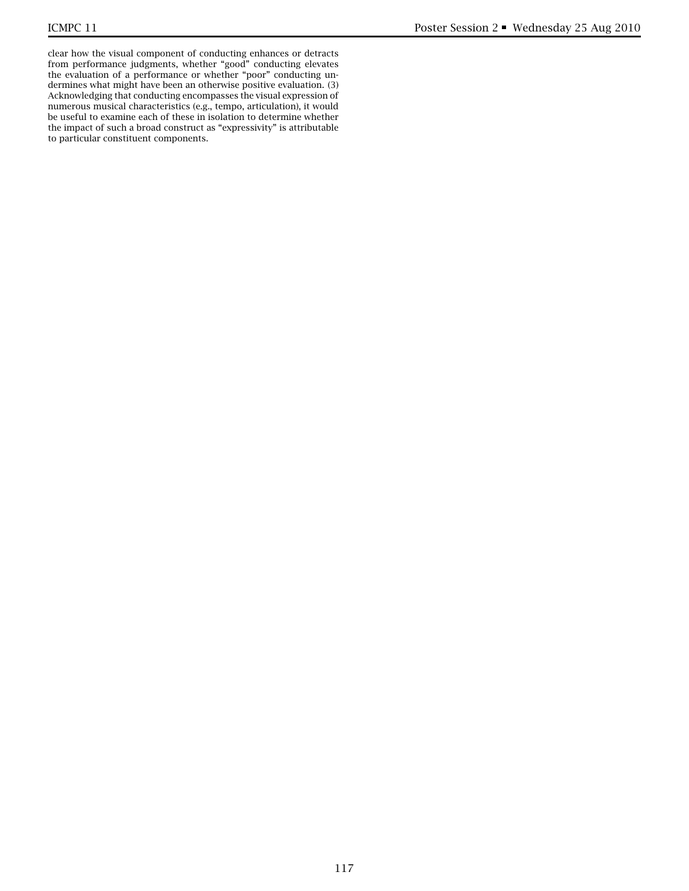clear how the visual component of conducting enhances or detracts from performance judgments, whether "good" conducting elevates the evaluation of a performance or whether "poor" conducting undermines what might have been an otherwise positive evaluation. (3) Acknowledging that conducting encompasses the visual expression of numerous musical characteristics (e.g., tempo, articulation), it would be useful to examine each of these in isolation to determine whether the impact of such a broad construct as "expressivity" is attributable to particular constituent components.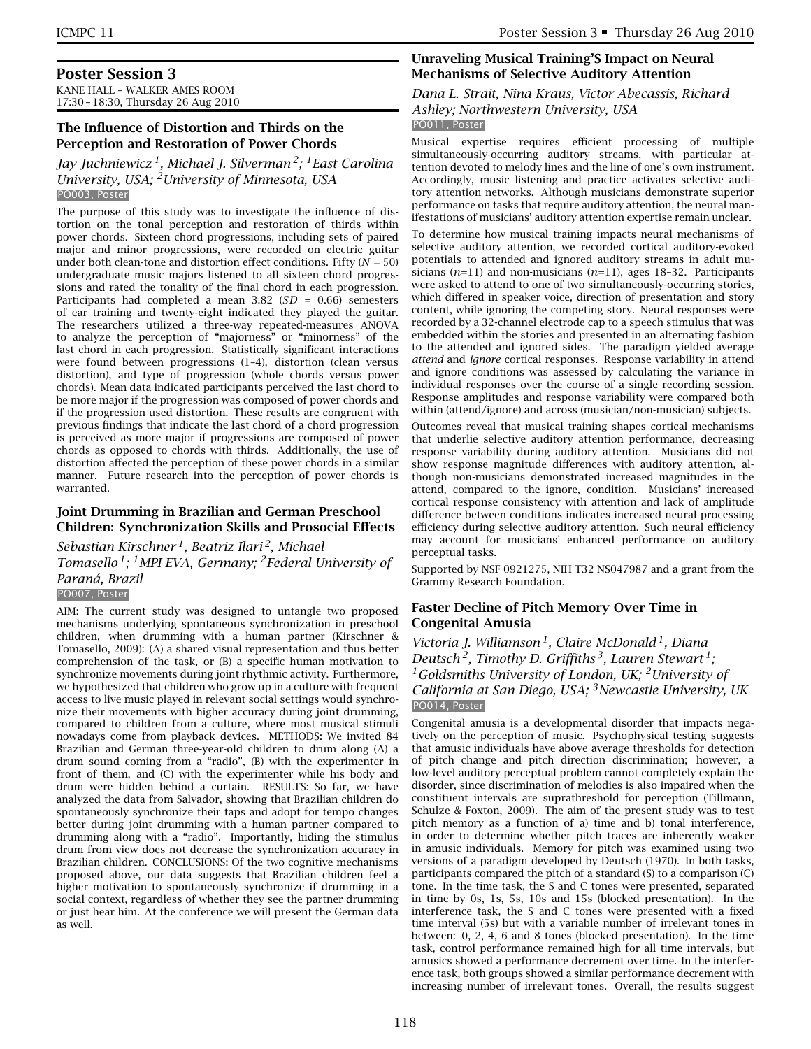## Poster Session 3

KANE HALL – WALKER AMES ROOM
17:30 – 18:30, Thursday 26 Aug 2010

### The Influence of Distortion and Thirds on the Perception and Restoration of Power Chords

*Jay Juchniewicz [1], Michael J. Silverman [2]; [1]East Carolina University, USA; [2]University of Minnesota, USA*

PO003, Poster

The purpose of this study was to investigate the influence of distortion on the tonal perception and restoration of thirds within power chords. Sixteen chord progressions, including sets of paired major and minor progressions, were recorded on electric guitar under both clean-tone and distortion effect conditions. Fifty ($N = 50$) undergraduate music majors listened to all sixteen chord progressions and rated the tonality of the final chord in each progression. Participants had completed a mean 3.82 ($SD = 0.66$) semesters of ear training and twenty-eight indicated they played the guitar. The researchers utilized a three-way repeated-measures ANOVA to analyze the perception of "majorness" or "minorness" of the last chord in each progression. Statistically significant interactions were found between progressions (1–4), distortion (clean versus distortion), and type of progression (whole chords versus power chords). Mean data indicated participants perceived the last chord to be more major if the progression was composed of power chords and if the progression used distortion. These results are congruent with previous findings that indicate the last chord of a chord progression is perceived as more major if progressions are composed of power chords as opposed to chords with thirds. Additionally, the use of distortion affected the perception of these power chords in a similar manner. Future research into the perception of power chords is warranted.

### Joint Drumming in Brazilian and German Preschool Children: Synchronization Skills and Prosocial Effects

*Sebastian Kirschner [1], Beatriz Ilari [2], Michael Tomasello [1]; [1]MPI EVA, Germany; [2]Federal University of Paraná, Brazil*

PO007, Poster

AIM: The current study was designed to untangle two proposed mechanisms underlying spontaneous synchronization in preschool children, when drumming with a human partner (Kirschner & Tomasello, 2009): (A) a shared visual representation and thus better comprehension of the task, or (B) a specific human motivation to synchronize movements during joint rhythmic activity. Furthermore, we hypothesized that children who grow up in a culture with frequent access to live music played in relevant social settings would synchronize their movements with higher accuracy during joint drumming, compared to children from a culture, where most musical stimuli nowadays come from playback devices. METHODS: We invited 84 Brazilian and German three-year-old children to drum along (A) a drum sound coming from a "radio", (B) with the experimenter in front of them, and (C) with the experimenter while his body and drum were hidden behind a curtain. RESULTS: So far, we have analyzed the data from Salvador, showing that Brazilian children do spontaneously synchronize their taps and adopt for tempo changes better during joint drumming with a human partner compared to drumming along with a "radio". Importantly, hiding the stimulus drum from view does not decrease the synchronization accuracy in Brazilian children. CONCLUSIONS: Of the two cognitive mechanisms proposed above, our data suggests that Brazilian children feel a higher motivation to spontaneously synchronize if drumming in a social context, regardless of whether they see the partner drumming or just hear him. At the conference we will present the German data as well.

### Unraveling Musical Training'S Impact on Neural Mechanisms of Selective Auditory Attention

*Dana L. Strait, Nina Kraus, Victor Abecassis, Richard Ashley; Northwestern University, USA*

PO011, Poster

Musical expertise requires efficient processing of multiple simultaneously-occurring auditory streams, with particular attention devoted to melody lines and the line of one's own instrument. Accordingly, music listening and practice activates selective auditory attention networks. Although musicians demonstrate superior performance on tasks that require auditory attention, the neural manifestations of musicians' auditory attention expertise remain unclear.

To determine how musical training impacts neural mechanisms of selective auditory attention, we recorded cortical auditory-evoked potentials to attended and ignored auditory streams in adult musicians ($n=11$) and non-musicians ($n=11$), ages 18–32. Participants were asked to attend to one of two simultaneously-occurring stories, which differed in speaker voice, direction of presentation and story content, while ignoring the competing story. Neural responses were recorded by a 32-channel electrode cap to a speech stimulus that was embedded within the stories and presented in an alternating fashion to the attended and ignored sides. The paradigm yielded average *attend* and *ignore* cortical responses. Response variability in attend and ignore conditions was assessed by calculating the variance in individual responses over the course of a single recording session. Response amplitudes and response variability were compared both within (attend/ignore) and across (musician/non-musician) subjects.

Outcomes reveal that musical training shapes cortical mechanisms that underlie selective auditory attention performance, decreasing response variability during auditory attention. Musicians did not show response magnitude differences with auditory attention, although non-musicians demonstrated increased magnitudes in the attend, compared to the ignore, condition. Musicians' increased cortical response consistency with attention and lack of amplitude difference between conditions indicates increased neural processing efficiency during selective auditory attention. Such neural efficiency may account for musicians' enhanced performance on auditory perceptual tasks.

Supported by NSF 0921275, NIH T32 NS047987 and a grant from the Grammy Research Foundation.

### Faster Decline of Pitch Memory Over Time in Congenital Amusia

*Victoria J. Williamson [1], Claire McDonald [1], Diana Deutsch [2], Timothy D. Griffiths [3], Lauren Stewart [1]; [1]Goldsmiths University of London, UK; [2]University of California at San Diego, USA; [3]Newcastle University, UK*

PO014, Poster

Congenital amusia is a developmental disorder that impacts negatively on the perception of music. Psychophysical testing suggests that amusic individuals have above average thresholds for detection of pitch change and pitch direction discrimination; however, a low-level auditory perceptual problem cannot completely explain the disorder, since discrimination of melodies is also impaired when the constituent intervals are suprathreshold for perception (Tillmann, Schulze & Foxton, 2009). The aim of the present study was to test pitch memory as a function of a) time and b) tonal interference, in order to determine whether pitch traces are inherently weaker in amusic individuals. Memory for pitch was examined using two versions of a paradigm developed by Deutsch (1970). In both tasks, participants compared the pitch of a standard (S) to a comparison (C) tone. In the time task, the S and C tones were presented, separated in time by 0s, 1s, 5s, 10s and 15s (blocked presentation). In the interference task, the S and C tones were presented with a fixed time interval (5s) but with a variable number of irrelevant tones in between: 0, 2, 4, 6 and 8 tones (blocked presentation). In the time task, control performance remained high for all time intervals, but amusics showed a performance decrement over time. In the interference task, both groups showed a similar performance decrement with increasing number of irrelevant tones. Overall, the results suggest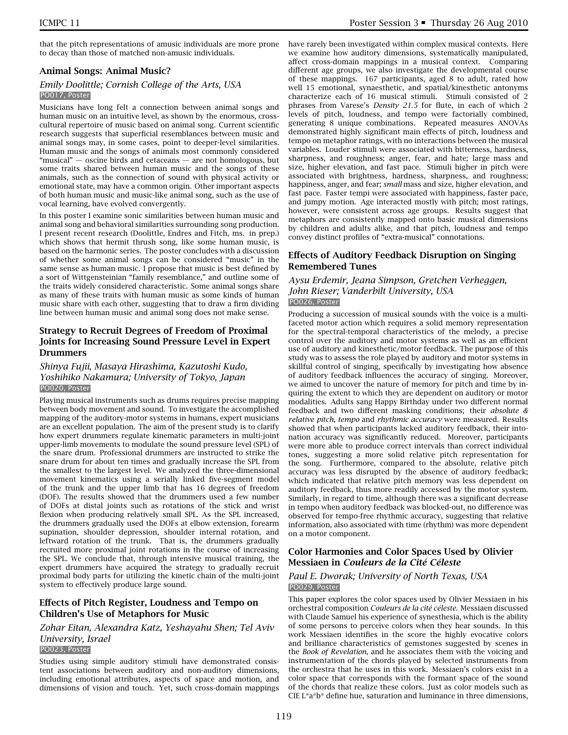that the pitch representations of amusic individuals are more prone to decay than those of matched non-amusic individuals.

## Animal Songs: Animal Music?

*Emily Doolittle; Cornish College of the Arts, USA*
PO017, Poster

Musicians have long felt a connection between animal songs and human music on an intuitive level, as shown by the enormous, cross-cultural repertoire of music based on animal song. Current scientific research suggests that superficial resemblances between music and animal songs may, in some cases, point to deeper-level similarities. Human music and the songs of animals most commonly considered "musical" — oscine birds and cetaceans — are not homologous, but some traits shared between human music and the songs of these animals, such as the connection of sound with physical activity or emotional state, may have a common origin. Other important aspects of both human music and music-like animal song, such as the use of vocal learning, have evolved convergently.

In this poster I examine sonic similarities between human music and animal song and behavioral similarities surrounding song production. I present recent research (Doolittle, Endres and Fitch, ms. in prep.) which shows that hermit thrush song, like some human music, is based on the harmonic series. The poster concludes with a discussion of whether some animal songs can be considered "music" in the same sense as human music. I propose that music is best defined by a sort of Wittgensteinian "family resemblance," and outline some of the traits widely considered characteristic. Some animal songs share as many of these traits with human music as some kinds of human music share with each other, suggesting that to draw a firm dividing line between human music and animal song does not make sense.

## Strategy to Recruit Degrees of Freedom of Proximal Joints for Increasing Sound Pressure Level in Expert Drummers

*Shinya Fujii, Masaya Hirashima, Kazutoshi Kudo, Yoshihiko Nakamura; University of Tokyo, Japan*
PO020, Poster

Playing musical instruments such as drums requires precise mapping between body movement and sound. To investigate the accomplished mapping of the auditory-motor systems in humans, expert musicians are an excellent population. The aim of the present study is to clarify how expert drummers regulate kinematic parameters in multi-joint upper-limb movements to modulate the sound pressure level (SPL) of the snare drum. Professional drummers are instructed to strike the snare drum for about ten times and gradually increase the SPL from the smallest to the largest level. We analyzed the three-dimensional movement kinematics using a serially linked five-segment model of the trunk and the upper limb that has 16 degrees of freedom (DOF). The results showed that the drummers used a few number of DOFs at distal joints such as rotations of the stick and wrist flexion when producing relatively small SPL. As the SPL increased, the drummers gradually used the DOFs at elbow extension, forearm supination, shoulder depression, shoulder internal rotation, and leftward rotation of the trunk. That is, the drummers gradually recruited more proximal joint rotations in the course of increasing the SPL. We conclude that, through intensive musical training, the expert drummers have acquired the strategy to gradually recruit proximal body parts for utilizing the kinetic chain of the multi-joint system to effectively produce large sound.

## Effects of Pitch Register, Loudness and Tempo on Children's Use of Metaphors for Music

*Zohar Eitan, Alexandra Katz, Yeshayahu Shen; Tel Aviv University, Israel*
PO023, Poster

Studies using simple auditory stimuli have demonstrated consistent associations between auditory and non-auditory dimensions, including emotional attributes, aspects of space and motion, and dimensions of vision and touch. Yet, such cross-domain mappings have rarely been investigated within complex musical contexts. Here we examine how auditory dimensions, systematically manipulated, affect cross-domain mappings in a musical context. Comparing different age groups, we also investigate the developmental course of these mappings. 167 participants, aged 8 to adult, rated how well 15 emotional, synaesthetic, and spatial/kinesthetic antonyms characterize each of 16 musical stimuli. Stimuli consisted of 2 phrases from Varese's *Density 21.5* for flute, in each of which 2 levels of pitch, loudness, and tempo were factorially combined, generating 8 unique combinations. Repeated measures ANOVAs demonstrated highly significant main effects of pitch, loudness and tempo on metaphor ratings, with no interactions between the musical variables. Louder stimuli were associated with bitterness, hardness, sharpness, and roughness; anger, fear, and hate; large mass and size, higher elevation, and fast pace. Stimuli higher in pitch were associated with brightness, hardness, sharpness, and roughness; happiness, anger, and fear; *small* mass and size, higher elevation, and fast pace. Faster tempi were associated with happiness, faster pace, and jumpy motion. Age interacted mostly with pitch; most ratings, however, were consistent across age groups. Results suggest that metaphors are consistently mapped onto basic musical dimensions by children and adults alike, and that pitch, loudness and tempo convey distinct profiles of "extra-musical" connotations.

## Effects of Auditory Feedback Disruption on Singing Remembered Tunes

*Aysu Erdemir, Jeana Simpson, Gretchen Verheggen, John Rieser; Vanderbilt University, USA*
PO026, Poster

Producing a succession of musical sounds with the voice is a multi-faceted motor action which requires a solid memory representation for the spectral-temporal characteristics of the melody, a precise control over the auditory and motor systems as well as an efficient use of auditory and kinesthetic/motor feedback. The purpose of this study was to assess the role played by auditory and motor systems in skillful control of singing, specifically by investigating how absence of auditory feedback influences the accuracy of singing. Moreover, we aimed to uncover the nature of memory for pitch and time by inquiring the extent to which they are dependent on auditory or motor modalities. Adults sang Happy Birthday under two different normal feedback and two different masking conditions; their *absolute & relative pitch, tempo* and *rhythmic accuracy* were measured. Results showed that when participants lacked auditory feedback, their intonation accuracy was significantly reduced. Moreover, participants were more able to produce correct intervals than correct individual tones, suggesting a more solid relative pitch representation for the song. Furthermore, compared to the absolute, relative pitch accuracy was less disrupted by the absence of auditory feedback; which indicated that relative pitch memory was less dependent on auditory feedback, thus more readily accessed by the motor system. Similarly, in regard to time, although there was a significant decrease in tempo when auditory feedback was blocked-out, no difference was observed for tempo-free rhythmic accuracy, suggesting that relative information, also associated with time (rhythm) was more dependent on a motor component.

## Color Harmonies and Color Spaces Used by Olivier Messiaen in *Couleurs de la Cité Céleste*

*Paul E. Dworak; University of North Texas, USA*
PO029, Poster

This paper explores the color spaces used by Olivier Messiaen in his orchestral composition *Couleurs de la cité céleste*. Messiaen discussed with Claude Samuel his experience of synesthesia, which is the ability of some persons to perceive colors when they hear sounds. In this work Messiaen identifies in the score the highly evocative colors and brilliance characteristics of gemstones suggested by scenes in the *Book of Revelation*, and he associates them with the voicing and instrumentation of the chords played by selected instruments from the orchestra that he uses in this work. Messiaen's colors exist in a color space that corresponds with the formant space of the sound of the chords that realize these colors. Just as color models such as CIE L*a*b* define hue, saturation and luminance in three dimensions,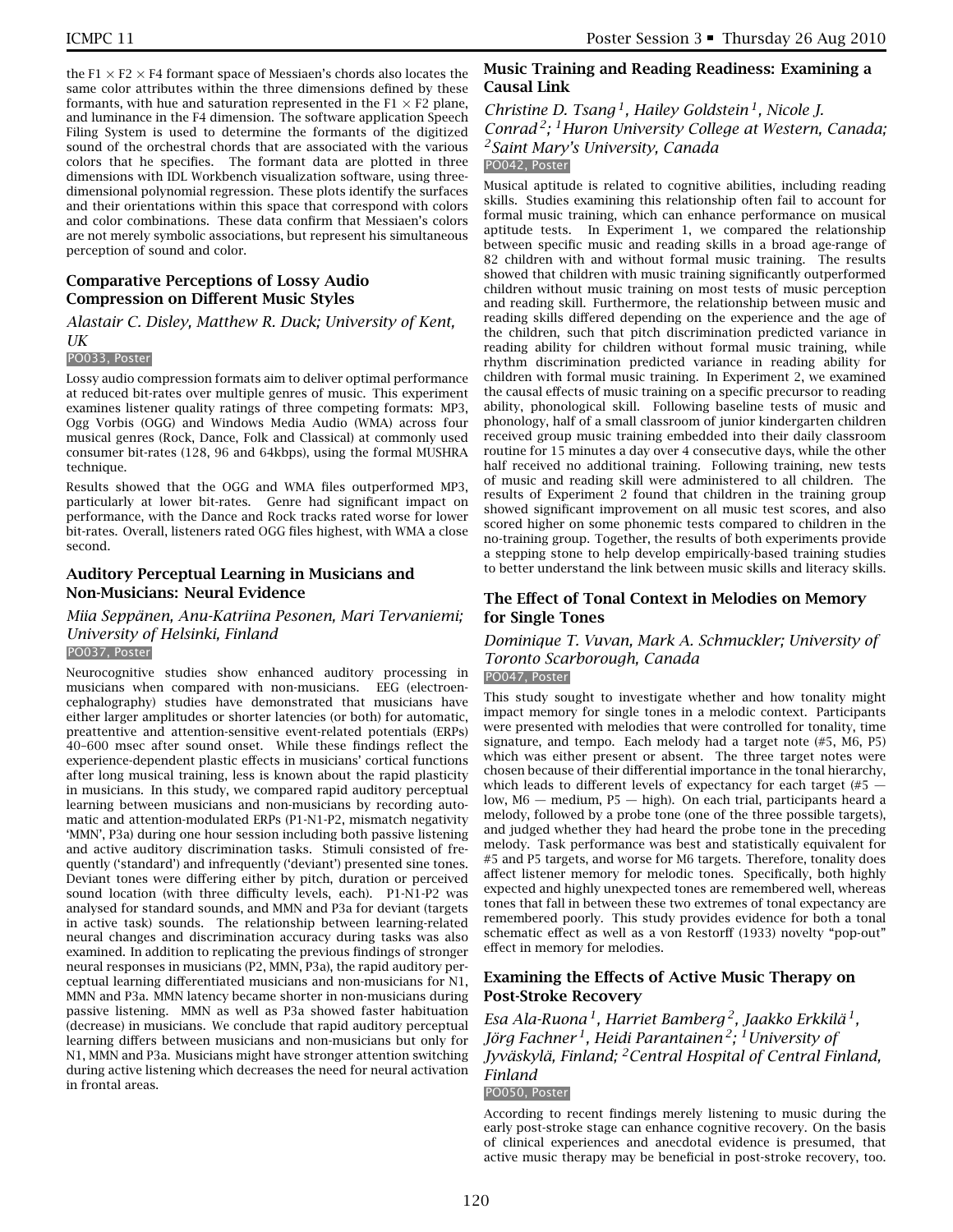the F1 × F2 × F4 formant space of Messiaen's chords also locates the same color attributes within the three dimensions defined by these formants, with hue and saturation represented in the F1 × F2 plane, and luminance in the F4 dimension. The software application Speech Filing System is used to determine the formants of the digitized sound of the orchestral chords that are associated with the various colors that he specifies. The formant data are plotted in three dimensions with IDL Workbench visualization software, using three-dimensional polynomial regression. These plots identify the surfaces and their orientations within this space that correspond with colors and color combinations. These data confirm that Messiaen's colors are not merely symbolic associations, but represent his simultaneous perception of sound and color.

### Comparative Perceptions of Lossy Audio Compression on Different Music Styles

*Alastair C. Disley, Matthew R. Duck; University of Kent, UK*

PO033, Poster

Lossy audio compression formats aim to deliver optimal performance at reduced bit-rates over multiple genres of music. This experiment examines listener quality ratings of three competing formats: MP3, Ogg Vorbis (OGG) and Windows Media Audio (WMA) across four musical genres (Rock, Dance, Folk and Classical) at commonly used consumer bit-rates (128, 96 and 64kbps), using the formal MUSHRA technique.

Results showed that the OGG and WMA files outperformed MP3, particularly at lower bit-rates. Genre had significant impact on performance, with the Dance and Rock tracks rated worse for lower bit-rates. Overall, listeners rated OGG files highest, with WMA a close second.

### Auditory Perceptual Learning in Musicians and Non-Musicians: Neural Evidence

*Miia Seppänen, Anu-Katriina Pesonen, Mari Tervaniemi; University of Helsinki, Finland*

PO037, Poster

Neurocognitive studies show enhanced auditory processing in musicians when compared with non-musicians. EEG (electroencephalography) studies have demonstrated that musicians have either larger amplitudes or shorter latencies (or both) for automatic, preattentive and attention-sensitive event-related potentials (ERPs) 40–600 msec after sound onset. While these findings reflect the experience-dependent plastic effects in musicians' cortical functions after long musical training, less is known about the rapid plasticity in musicians. In this study, we compared rapid auditory perceptual learning between musicians and non-musicians by recording automatic and attention-modulated ERPs (P1-N1-P2, mismatch negativity 'MMN', P3a) during one hour session including both passive listening and active auditory discrimination tasks. Stimuli consisted of frequently ('standard') and infrequently ('deviant') presented sine tones. Deviant tones were differing either by pitch, duration or perceived sound location (with three difficulty levels, each). P1-N1-P2 was analysed for standard sounds, and MMN and P3a for deviant (targets in active task) sounds. The relationship between learning-related neural changes and discrimination accuracy during tasks was also examined. In addition to replicating the previous findings of stronger neural responses in musicians (P2, MMN, P3a), the rapid auditory perceptual learning differentiated musicians and non-musicians for N1, MMN and P3a. MMN latency became shorter in non-musicians during passive listening. MMN as well as P3a showed faster habituation (decrease) in musicians. We conclude that rapid auditory perceptual learning differs between musicians and non-musicians but only for N1, MMN and P3a. Musicians might have stronger attention switching during active listening which decreases the need for neural activation in frontal areas.

### Music Training and Reading Readiness: Examining a Causal Link

*Christine D. Tsang[1], Hailey Goldstein[1], Nicole J. Conrad[2]; [1]Huron University College at Western, Canada; [2]Saint Mary's University, Canada*

PO042, Poster

Musical aptitude is related to cognitive abilities, including reading skills. Studies examining this relationship often fail to account for formal music training, which can enhance performance on musical aptitude tests. In Experiment 1, we compared the relationship between specific music and reading skills in a broad age-range of 82 children with and without formal music training. The results showed that children with music training significantly outperformed children without music training on most tests of music perception and reading skill. Furthermore, the relationship between music and reading skills differed depending on the experience and the age of the children, such that pitch discrimination predicted variance in reading ability for children without formal music training, while rhythm discrimination predicted variance in reading ability for children with formal music training. In Experiment 2, we examined the causal effects of music training on a specific precursor to reading ability, phonological skill. Following baseline tests of music and phonology, half of a small classroom of junior kindergarten children received group music training embedded into their daily classroom routine for 15 minutes a day over 4 consecutive days, while the other half received no additional training. Following training, new tests of music and reading skill were administered to all children. The results of Experiment 2 found that children in the training group showed significant improvement on all music test scores, and also scored higher on some phonemic tests compared to children in the no-training group. Together, the results of both experiments provide a stepping stone to help develop empirically-based training studies to better understand the link between music skills and literacy skills.

### The Effect of Tonal Context in Melodies on Memory for Single Tones

*Dominique T. Vuvan, Mark A. Schmuckler; University of Toronto Scarborough, Canada*

PO047, Poster

This study sought to investigate whether and how tonality might impact memory for single tones in a melodic context. Participants were presented with melodies that were controlled for tonality, time signature, and tempo. Each melody had a target note (#5, M6, P5) which was either present or absent. The three target notes were chosen because of their differential importance in the tonal hierarchy, which leads to different levels of expectancy for each target (#5 — low, M6 — medium, P5 — high). On each trial, participants heard a melody, followed by a probe tone (one of the three possible targets), and judged whether they had heard the probe tone in the preceding melody. Task performance was best and statistically equivalent for #5 and P5 targets, and worse for M6 targets. Therefore, tonality does affect listener memory for melodic tones. Specifically, both highly expected and highly unexpected tones are remembered well, whereas tones that fall in between these two extremes of tonal expectancy are remembered poorly. This study provides evidence for both a tonal schematic effect as well as a von Restorff (1933) novelty "pop-out" effect in memory for melodies.

### Examining the Effects of Active Music Therapy on Post-Stroke Recovery

*Esa Ala-Ruona[1], Harriet Bamberg[2], Jaakko Erkkilä[1], Jörg Fachner[1], Heidi Parantainen[2]; [1]University of Jyväskylä, Finland; [2]Central Hospital of Central Finland, Finland*

PO050, Poster

According to recent findings merely listening to music during the early post-stroke stage can enhance cognitive recovery. On the basis of clinical experiences and anecdotal evidence is presumed, that active music therapy may be beneficial in post-stroke recovery, too.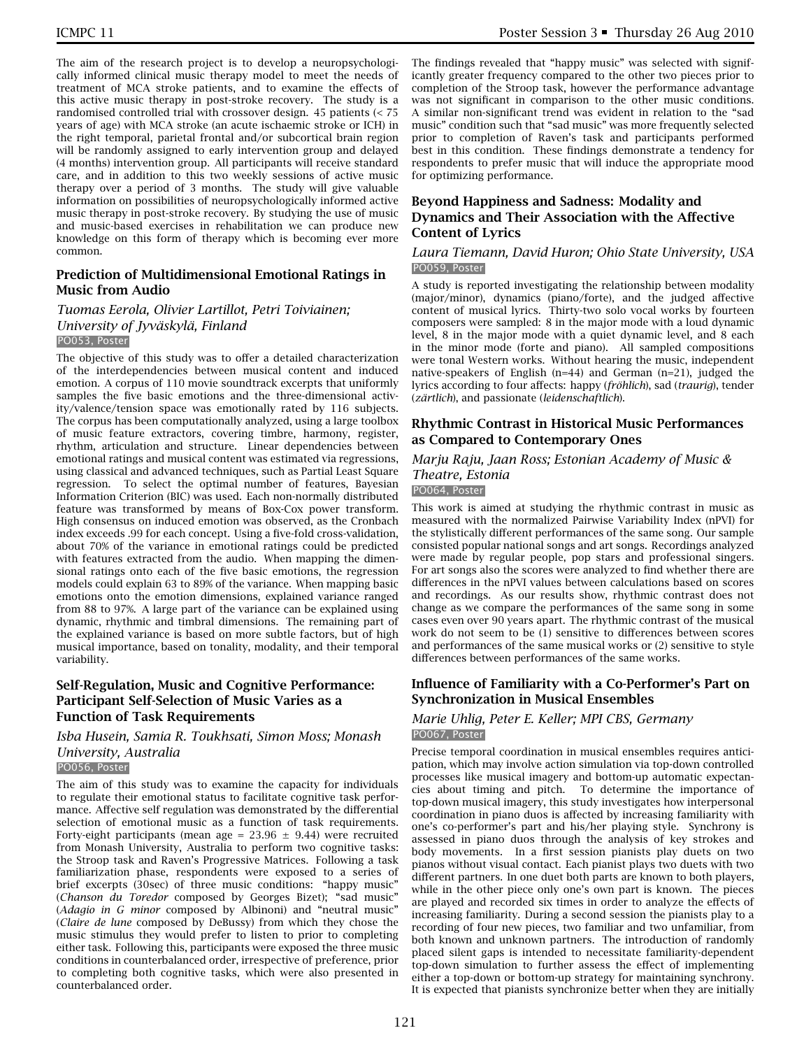The aim of the research project is to develop a neuropsychologically informed clinical music therapy model to meet the needs of treatment of MCA stroke patients, and to examine the effects of this active music therapy in post-stroke recovery. The study is a randomised controlled trial with crossover design. 45 patients (< 75 years of age) with MCA stroke (an acute ischaemic stroke or ICH) in the right temporal, parietal frontal and/or subcortical brain region will be randomly assigned to early intervention group and delayed (4 months) intervention group. All participants will receive standard care, and in addition to this two weekly sessions of active music therapy over a period of 3 months. The study will give valuable information on possibilities of neuropsychologically informed active music therapy in post-stroke recovery. By studying the use of music and music-based exercises in rehabilitation we can produce new knowledge on this form of therapy which is becoming ever more common.

### Prediction of Multidimensional Emotional Ratings in Music from Audio

*Tuomas Eerola, Olivier Lartillot, Petri Toiviainen; University of Jyväskylä, Finland*

PO053, Poster

The objective of this study was to offer a detailed characterization of the interdependencies between musical content and induced emotion. A corpus of 110 movie soundtrack excerpts that uniformly samples the five basic emotions and the three-dimensional activity/valence/tension space was emotionally rated by 116 subjects. The corpus has been computationally analyzed, using a large toolbox of music feature extractors, covering timbre, harmony, register, rhythm, articulation and structure. Linear dependencies between emotional ratings and musical content was estimated via regressions, using classical and advanced techniques, such as Partial Least Square regression. To select the optimal number of features, Bayesian Information Criterion (BIC) was used. Each non-normally distributed feature was transformed by means of Box-Cox power transform. High consensus on induced emotion was observed, as the Cronbach index exceeds .99 for each concept. Using a five-fold cross-validation, about 70% of the variance in emotional ratings could be predicted with features extracted from the audio. When mapping the dimensional ratings onto each of the five basic emotions, the regression models could explain 63 to 89% of the variance. When mapping basic emotions onto the emotion dimensions, explained variance ranged from 88 to 97%. A large part of the variance can be explained using dynamic, rhythmic and timbral dimensions. The remaining part of the explained variance is based on more subtle factors, but of high musical importance, based on tonality, modality, and their temporal variability.

### Self-Regulation, Music and Cognitive Performance: Participant Self-Selection of Music Varies as a Function of Task Requirements

*Isba Husein, Samia R. Toukhsati, Simon Moss; Monash University, Australia*

PO056, Poster

The aim of this study was to examine the capacity for individuals to regulate their emotional status to facilitate cognitive task performance. Affective self regulation was demonstrated by the differential selection of emotional music as a function of task requirements. Forty-eight participants (mean age = 23.96 ± 9.44) were recruited from Monash University, Australia to perform two cognitive tasks: the Stroop task and Raven's Progressive Matrices. Following a task familiarization phase, respondents were exposed to a series of brief excerpts (30sec) of three music conditions: "happy music" (*Chanson du Toredor* composed by Georges Bizet); "sad music" (*Adagio in G minor* composed by Albinoni) and "neutral music" (*Claire de lune* composed by DeBussy) from which they chose the music stimulus they would prefer to listen to prior to completing either task. Following this, participants were exposed the three music conditions in counterbalanced order, irrespective of preference, prior to completing both cognitive tasks, which were also presented in counterbalanced order.

The findings revealed that "happy music" was selected with significantly greater frequency compared to the other two pieces prior to completion of the Stroop task, however the performance advantage was not significant in comparison to the other music conditions. A similar non-significant trend was evident in relation to the "sad music" condition such that "sad music" was more frequently selected prior to completion of Raven's task and participants performed best in this condition. These findings demonstrate a tendency for respondents to prefer music that will induce the appropriate mood for optimizing performance.

### Beyond Happiness and Sadness: Modality and Dynamics and Their Association with the Affective Content of Lyrics

*Laura Tiemann, David Huron; Ohio State University, USA*

PO059, Poster

A study is reported investigating the relationship between modality (major/minor), dynamics (piano/forte), and the judged affective content of musical lyrics. Thirty-two solo vocal works by fourteen composers were sampled: 8 in the major mode with a loud dynamic level, 8 in the major mode with a quiet dynamic level, and 8 each in the minor mode (forte and piano). All sampled compositions were tonal Western works. Without hearing the music, independent native-speakers of English (n=44) and German (n=21), judged the lyrics according to four affects: happy (*fröhlich*), sad (*traurig*), tender (*zärtlich*), and passionate (*leidenschaftlich*).

### Rhythmic Contrast in Historical Music Performances as Compared to Contemporary Ones

*Marju Raju, Jaan Ross; Estonian Academy of Music & Theatre, Estonia*

PO064, Poster

This work is aimed at studying the rhythmic contrast in music as measured with the normalized Pairwise Variability Index (nPVI) for the stylistically different performances of the same song. Our sample consisted popular national songs and art songs. Recordings analyzed were made by regular people, pop stars and professional singers. For art songs also the scores were analyzed to find whether there are differences in the nPVI values between calculations based on scores and recordings. As our results show, rhythmic contrast does not change as we compare the performances of the same song in some cases even over 90 years apart. The rhythmic contrast of the musical work do not seem to be (1) sensitive to differences between scores and performances of the same musical works or (2) sensitive to style differences between performances of the same works.

### Influence of Familiarity with a Co-Performer's Part on Synchronization in Musical Ensembles

*Marie Uhlig, Peter E. Keller; MPI CBS, Germany*

PO067, Poster

Precise temporal coordination in musical ensembles requires anticipation, which may involve action simulation via top-down controlled processes like musical imagery and bottom-up automatic expectancies about timing and pitch. To determine the importance of top-down musical imagery, this study investigates how interpersonal coordination in piano duos is affected by increasing familiarity with one's co-performer's part and his/her playing style. Synchrony is assessed in piano duos through the analysis of key strokes and body movements. In a first session pianists play duets on two pianos without visual contact. Each pianist plays two duets with two different partners. In one duet both parts are known to both players, while in the other piece only one's own part is known. The pieces are played and recorded six times in order to analyze the effects of increasing familiarity. During a second session the pianists play to a recording of four new pieces, two familiar and two unfamiliar, from both known and unknown partners. The introduction of randomly placed silent gaps is intended to necessitate familiarity-dependent top-down simulation to further assess the effect of implementing either a top-down or bottom-up strategy for maintaining synchrony. It is expected that pianists synchronize better when they are initially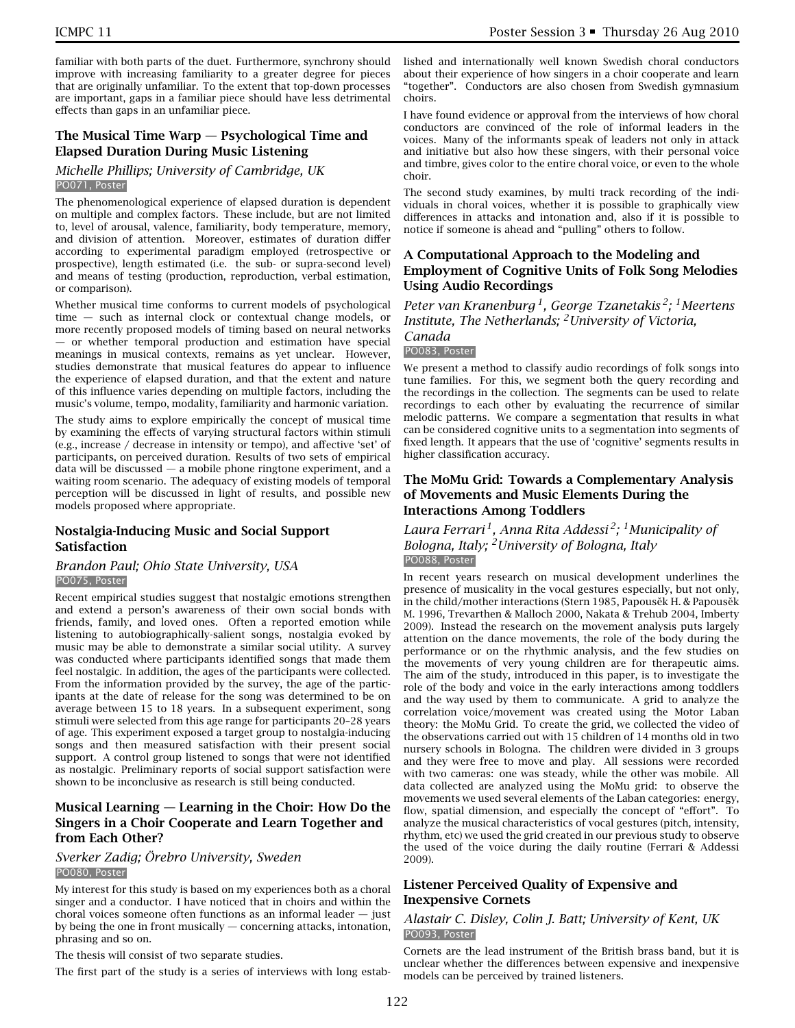familiar with both parts of the duet. Furthermore, synchrony should improve with increasing familiarity to a greater degree for pieces that are originally unfamiliar. To the extent that top-down processes are important, gaps in a familiar piece should have less detrimental effects than gaps in an unfamiliar piece.

### The Musical Time Warp — Psychological Time and Elapsed Duration During Music Listening

*Michelle Phillips; University of Cambridge, UK*
PO071, Poster

The phenomenological experience of elapsed duration is dependent on multiple and complex factors. These include, but are not limited to, level of arousal, valence, familiarity, body temperature, memory, and division of attention. Moreover, estimates of duration differ according to experimental paradigm employed (retrospective or prospective), length estimated (i.e. the sub- or supra-second level) and means of testing (production, reproduction, verbal estimation, or comparison).

Whether musical time conforms to current models of psychological time — such as internal clock or contextual change models, or more recently proposed models of timing based on neural networks — or whether temporal production and estimation have special meanings in musical contexts, remains as yet unclear. However, studies demonstrate that musical features do appear to influence the experience of elapsed duration, and that the extent and nature of this influence varies depending on multiple factors, including the music's volume, tempo, modality, familiarity and harmonic variation.

The study aims to explore empirically the concept of musical time by examining the effects of varying structural factors within stimuli (e.g., increase / decrease in intensity or tempo), and affective 'set' of participants, on perceived duration. Results of two sets of empirical data will be discussed — a mobile phone ringtone experiment, and a waiting room scenario. The adequacy of existing models of temporal perception will be discussed in light of results, and possible new models proposed where appropriate.

### Nostalgia-Inducing Music and Social Support Satisfaction

*Brandon Paul; Ohio State University, USA*
PO075, Poster

Recent empirical studies suggest that nostalgic emotions strengthen and extend a person's awareness of their own social bonds with friends, family, and loved ones. Often a reported emotion while listening to autobiographically-salient songs, nostalgia evoked by music may be able to demonstrate a similar social utility. A survey was conducted where participants identified songs that made them feel nostalgic. In addition, the ages of the participants were collected. From the information provided by the survey, the age of the participants at the date of release for the song was determined to be on average between 15 to 18 years. In a subsequent experiment, song stimuli were selected from this age range for participants 20–28 years of age. This experiment exposed a target group to nostalgia-inducing songs and then measured satisfaction with their present social support. A control group listened to songs that were not identified as nostalgic. Preliminary reports of social support satisfaction were shown to be inconclusive as research is still being conducted.

### Musical Learning — Learning in the Choir: How Do the Singers in a Choir Cooperate and Learn Together and from Each Other?

*Sverker Zadig; Örebro University, Sweden*
PO080, Poster

My interest for this study is based on my experiences both as a choral singer and a conductor. I have noticed that in choirs and within the choral voices someone often functions as an informal leader — just by being the one in front musically — concerning attacks, intonation, phrasing and so on.

The thesis will consist of two separate studies.

The first part of the study is a series of interviews with long established and internationally well known Swedish choral conductors about their experience of how singers in a choir cooperate and learn "together". Conductors are also chosen from Swedish gymnasium choirs.

I have found evidence or approval from the interviews of how choral conductors are convinced of the role of informal leaders in the voices. Many of the informants speak of leaders not only in attack and initiative but also how these singers, with their personal voice and timbre, gives color to the entire choral voice, or even to the whole choir.

The second study examines, by multi track recording of the individuals in choral voices, whether it is possible to graphically view differences in attacks and intonation and, also if it is possible to notice if someone is ahead and "pulling" others to follow.

### A Computational Approach to the Modeling and Employment of Cognitive Units of Folk Song Melodies Using Audio Recordings

*Peter van Kranenburg[1], George Tzanetakis[2]; [1]Meertens Institute, The Netherlands; [2]University of Victoria, Canada*
PO083, Poster

We present a method to classify audio recordings of folk songs into tune families. For this, we segment both the query recording and the recordings in the collection. The segments can be used to relate recordings to each other by evaluating the recurrence of similar melodic patterns. We compare a segmentation that results in what can be considered cognitive units to a segmentation into segments of fixed length. It appears that the use of 'cognitive' segments results in higher classification accuracy.

### The MoMu Grid: Towards a Complementary Analysis of Movements and Music Elements During the Interactions Among Toddlers

*Laura Ferrari[1], Anna Rita Addessi[2]; [1]Municipality of Bologna, Italy; [2]University of Bologna, Italy*
PO088, Poster

In recent years research on musical development underlines the presence of musicality in the vocal gestures especially, but not only, in the child/mother interactions (Stern 1985, Papoušek H. & Papoušek M. 1996, Trevarthen & Malloch 2000, Nakata & Trehub 2004, Imberty 2009). Instead the research on the movement analysis puts largely attention on the dance movements, the role of the body during the performance or on the rhythmic analysis, and the few studies on the movements of very young children are for therapeutic aims. The aim of the study, introduced in this paper, is to investigate the role of the body and voice in the early interactions among toddlers and the way used by them to communicate. A grid to analyze the correlation voice/movement was created using the Motor Laban theory: the MoMu Grid. To create the grid, we collected the video of the observations carried out with 15 children of 14 months old in two nursery schools in Bologna. The children were divided in 3 groups and they were free to move and play. All sessions were recorded with two cameras: one was steady, while the other was mobile. All data collected are analyzed using the MoMu grid: to observe the movements we used several elements of the Laban categories: energy, flow, spatial dimension, and especially the concept of "effort". To analyze the musical characteristics of vocal gestures (pitch, intensity, rhythm, etc) we used the grid created in our previous study to observe the used of the voice during the daily routine (Ferrari & Addessi 2009).

### Listener Perceived Quality of Expensive and Inexpensive Cornets

*Alastair C. Disley, Colin J. Batt; University of Kent, UK*
PO093, Poster

Cornets are the lead instrument of the British brass band, but it is unclear whether the differences between expensive and inexpensive models can be perceived by trained listeners.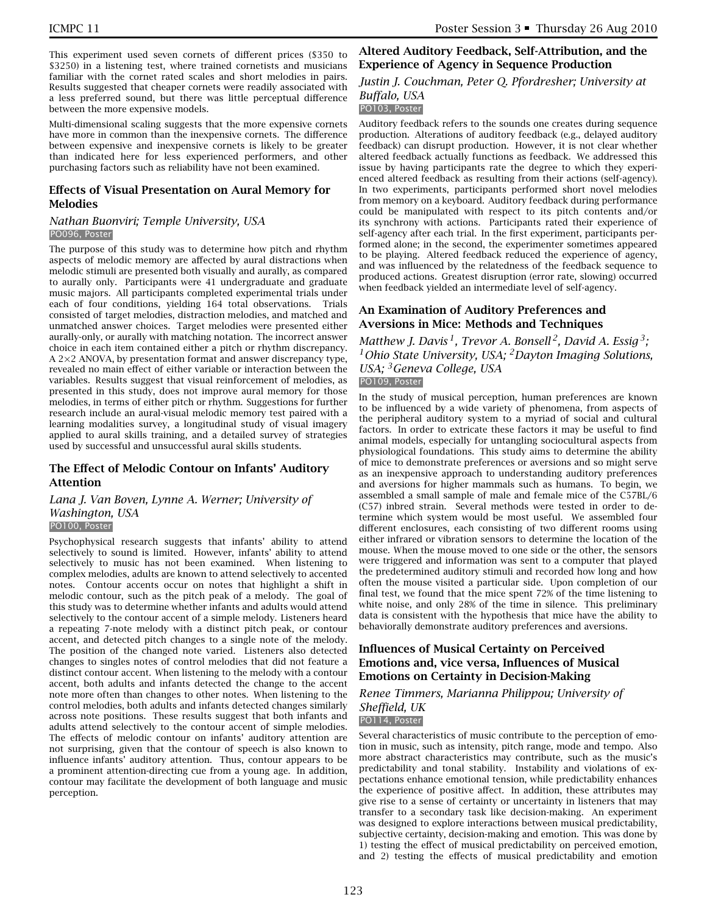This experiment used seven cornets of different prices ($350 to $3250) in a listening test, where trained cornetists and musicians familiar with the cornet rated scales and short melodies in pairs. Results suggested that cheaper cornets were readily associated with a less preferred sound, but there was little perceptual difference between the more expensive models.

Multi-dimensional scaling suggests that the more expensive cornets have more in common than the inexpensive cornets. The difference between expensive and inexpensive cornets is likely to be greater than indicated here for less experienced performers, and other purchasing factors such as reliability have not been examined.

### Effects of Visual Presentation on Aural Memory for Melodies

*Nathan Buonviri; Temple University, USA*

PO096, Poster

The purpose of this study was to determine how pitch and rhythm aspects of melodic memory are affected by aural distractions when melodic stimuli are presented both visually and aurally, as compared to aurally only. Participants were 41 undergraduate and graduate music majors. All participants completed experimental trials under each of four conditions, yielding 164 total observations. Trials consisted of target melodies, distraction melodies, and matched and unmatched answer choices. Target melodies were presented either aurally-only, or aurally with matching notation. The incorrect answer choice in each item contained either a pitch or rhythm discrepancy. A $2 \times 2$ ANOVA, by presentation format and answer discrepancy type, revealed no main effect of either variable or interaction between the variables. Results suggest that visual reinforcement of melodies, as presented in this study, does not improve aural memory for those melodies, in terms of either pitch or rhythm. Suggestions for further research include an aural-visual melodic memory test paired with a learning modalities survey, a longitudinal study of visual imagery applied to aural skills training, and a detailed survey of strategies used by successful and unsuccessful aural skills students.

### The Effect of Melodic Contour on Infants' Auditory Attention

*Lana J. Van Boven, Lynne A. Werner; University of Washington, USA*

PO100, Poster

Psychophysical research suggests that infants' ability to attend selectively to sound is limited. However, infants' ability to attend selectively to music has not been examined. When listening to complex melodies, adults are known to attend selectively to accented notes. Contour accents occur on notes that highlight a shift in melodic contour, such as the pitch peak of a melody. The goal of this study was to determine whether infants and adults would attend selectively to the contour accent of a simple melody. Listeners heard a repeating 7-note melody with a distinct pitch peak, or contour accent, and detected pitch changes to a single note of the melody. The position of the changed note varied. Listeners also detected changes to singles notes of control melodies that did not feature a distinct contour accent. When listening to the melody with a contour accent, both adults and infants detected the change to the accent note more often than changes to other notes. When listening to the control melodies, both adults and infants detected changes similarly across note positions. These results suggest that both infants and adults attend selectively to the contour accent of simple melodies. The effects of melodic contour on infants' auditory attention are not surprising, given that the contour of speech is also known to influence infants' auditory attention. Thus, contour appears to be a prominent attention-directing cue from a young age. In addition, contour may facilitate the development of both language and music perception.

### Altered Auditory Feedback, Self-Attribution, and the Experience of Agency in Sequence Production

*Justin J. Couchman, Peter Q. Pfordresher; University at Buffalo, USA*

PO103, Poster

Auditory feedback refers to the sounds one creates during sequence production. Alterations of auditory feedback (e.g., delayed auditory feedback) can disrupt production. However, it is not clear whether altered feedback actually functions as feedback. We addressed this issue by having participants rate the degree to which they experienced altered feedback as resulting from their actions (self-agency). In two experiments, participants performed short novel melodies from memory on a keyboard. Auditory feedback during performance could be manipulated with respect to its pitch contents and/or its synchrony with actions. Participants rated their experience of self-agency after each trial. In the first experiment, participants performed alone; in the second, the experimenter sometimes appeared to be playing. Altered feedback reduced the experience of agency, and was influenced by the relatedness of the feedback sequence to produced actions. Greatest disruption (error rate, slowing) occurred when feedback yielded an intermediate level of self-agency.

### An Examination of Auditory Preferences and Aversions in Mice: Methods and Techniques

*Matthew J. Davis[1], Trevor A. Bonsell[2], David A. Essig[3]; [1]Ohio State University, USA; [2]Dayton Imaging Solutions, USA; [3]Geneva College, USA*

PO109, Poster

In the study of musical perception, human preferences are known to be influenced by a wide variety of phenomena, from aspects of the peripheral auditory system to a myriad of social and cultural factors. In order to extricate these factors it may be useful to find animal models, especially for untangling sociocultural aspects from physiological foundations. This study aims to determine the ability of mice to demonstrate preferences or aversions and so might serve as an inexpensive approach to understanding auditory preferences and aversions for higher mammals such as humans. To begin, we assembled a small sample of male and female mice of the C57BL/6 (C57) inbred strain. Several methods were tested in order to determine which system would be most useful. We assembled four different enclosures, each consisting of two different rooms using either infrared or vibration sensors to determine the location of the mouse. When the mouse moved to one side or the other, the sensors were triggered and information was sent to a computer that played the predetermined auditory stimuli and recorded how long and how often the mouse visited a particular side. Upon completion of our final test, we found that the mice spent 72% of the time listening to white noise, and only 28% of the time in silence. This preliminary data is consistent with the hypothesis that mice have the ability to behaviorally demonstrate auditory preferences and aversions.

### Influences of Musical Certainty on Perceived Emotions and, vice versa, Influences of Musical Emotions on Certainty in Decision-Making

*Renee Timmers, Marianna Philippou; University of Sheffield, UK*

PO114, Poster

Several characteristics of music contribute to the perception of emotion in music, such as intensity, pitch range, mode and tempo. Also more abstract characteristics may contribute, such as the music's predictability and tonal stability. Instability and violations of expectations enhance emotional tension, while predictability enhances the experience of positive affect. In addition, these attributes may give rise to a sense of certainty or uncertainty in listeners that may transfer to a secondary task like decision-making. An experiment was designed to explore interactions between musical predictability, subjective certainty, decision-making and emotion. This was done by 1) testing the effect of musical predictability on perceived emotion, and 2) testing the effects of musical predictability and emotion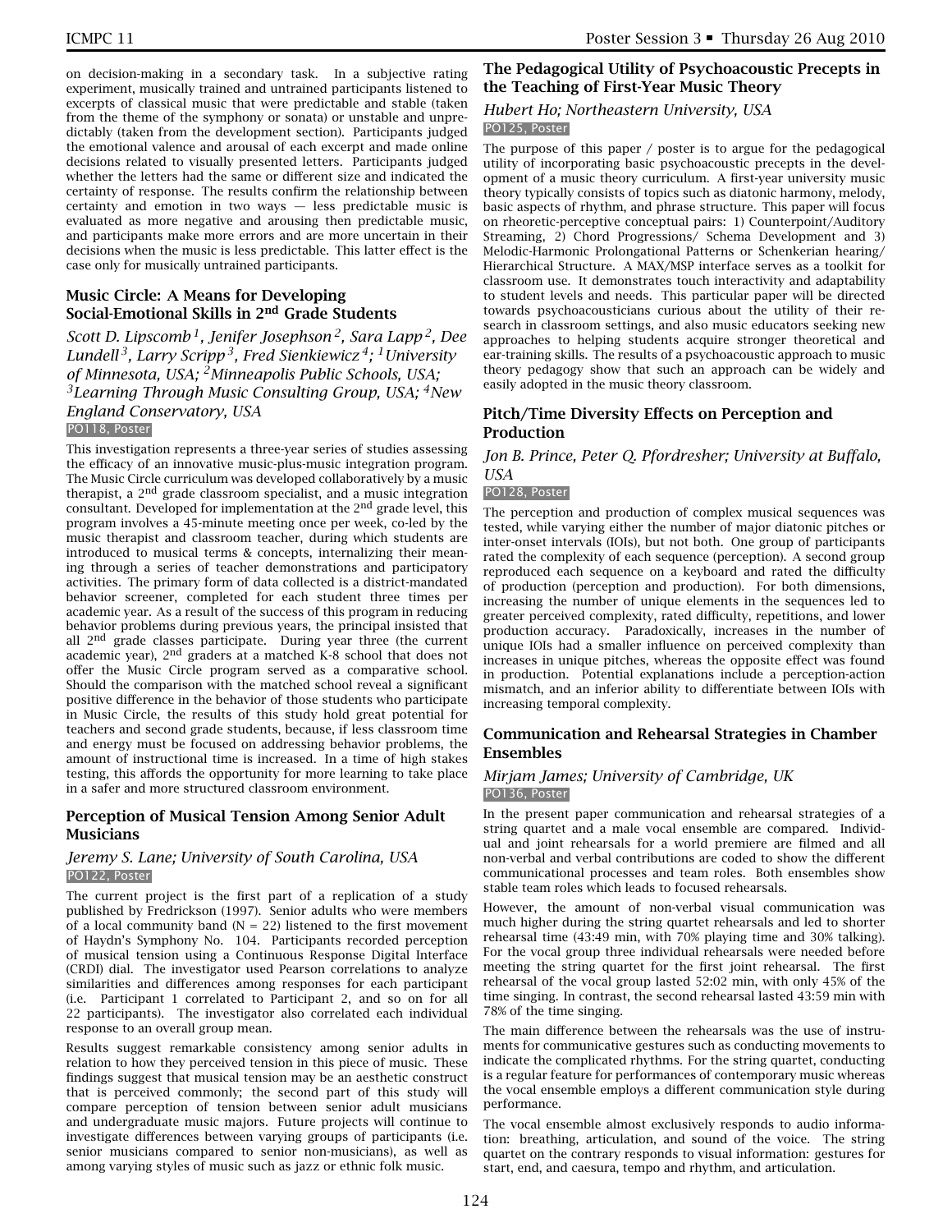on decision-making in a secondary task. In a subjective rating experiment, musically trained and untrained participants listened to excerpts of classical music that were predictable and stable (taken from the theme of the symphony or sonata) or unstable and unpredictably (taken from the development section). Participants judged the emotional valence and arousal of each excerpt and made online decisions related to visually presented letters. Participants judged whether the letters had the same or different size and indicated the certainty of response. The results confirm the relationship between certainty and emotion in two ways — less predictable music is evaluated as more negative and arousing then predictable music, and participants make more errors and are more uncertain in their decisions when the music is less predictable. This latter effect is the case only for musically untrained participants.

### Music Circle: A Means for Developing Social-Emotional Skills in 2nd Grade Students

*Scott D. Lipscomb[1], Jenifer Josephson[2], Sara Lapp[2], Dee Lundell[3], Larry Scripp[3], Fred Sienkiewicz[4]; [1]University of Minnesota, USA; [2]Minneapolis Public Schools, USA; [3]Learning Through Music Consulting Group, USA; [4]New England Conservatory, USA*

PO118, Poster

This investigation represents a three-year series of studies assessing the efficacy of an innovative music-plus-music integration program. The Music Circle curriculum was developed collaboratively by a music therapist, a 2nd grade classroom specialist, and a music integration consultant. Developed for implementation at the 2nd grade level, this program involves a 45-minute meeting once per week, co-led by the music therapist and classroom teacher, during which students are introduced to musical terms & concepts, internalizing their meaning through a series of teacher demonstrations and participatory activities. The primary form of data collected is a district-mandated behavior screener, completed for each student three times per academic year. As a result of the success of this program in reducing behavior problems during previous years, the principal insisted that all 2nd grade classes participate. During year three (the current academic year), 2nd graders at a matched K-8 school that does not offer the Music Circle program served as a comparative school. Should the comparison with the matched school reveal a significant positive difference in the behavior of those students who participate in Music Circle, the results of this study hold great potential for teachers and second grade students, because, if less classroom time and energy must be focused on addressing behavior problems, the amount of instructional time is increased. In a time of high stakes testing, this affords the opportunity for more learning to take place in a safer and more structured classroom environment.

### Perception of Musical Tension Among Senior Adult Musicians

*Jeremy S. Lane; University of South Carolina, USA*

PO122, Poster

The current project is the first part of a replication of a study published by Fredrickson (1997). Senior adults who were members of a local community band (N = 22) listened to the first movement of Haydn's Symphony No. 104. Participants recorded perception of musical tension using a Continuous Response Digital Interface (CRDI) dial. The investigator used Pearson correlations to analyze similarities and differences among responses for each participant (i.e. Participant 1 correlated to Participant 2, and so on for all 22 participants). The investigator also correlated each individual response to an overall group mean.

Results suggest remarkable consistency among senior adults in relation to how they perceived tension in this piece of music. These findings suggest that musical tension may be an aesthetic construct that is perceived commonly; the second part of this study will compare perception of tension between senior adult musicians and undergraduate music majors. Future projects will continue to investigate differences between varying groups of participants (i.e. senior musicians compared to senior non-musicians), as well as among varying styles of music such as jazz or ethnic folk music.

### The Pedagogical Utility of Psychoacoustic Precepts in the Teaching of First-Year Music Theory

*Hubert Ho; Northeastern University, USA*

PO125, Poster

The purpose of this paper / poster is to argue for the pedagogical utility of incorporating basic psychoacoustic precepts in the development of a music theory curriculum. A first-year university music theory typically consists of topics such as diatonic harmony, melody, basic aspects of rhythm, and phrase structure. This paper will focus on rheoretic-perceptive conceptual pairs: 1) Counterpoint/Auditory Streaming, 2) Chord Progressions/ Schema Development and 3) Melodic-Harmonic Prolongational Patterns or Schenkerian hearing/ Hierarchical Structure. A MAX/MSP interface serves as a toolkit for classroom use. It demonstrates touch interactivity and adaptability to student levels and needs. This particular paper will be directed towards psychoacousticians curious about the utility of their research in classroom settings, and also music educators seeking new approaches to helping students acquire stronger theoretical and ear-training skills. The results of a psychoacoustic approach to music theory pedagogy show that such an approach can be widely and easily adopted in the music theory classroom.

### Pitch/Time Diversity Effects on Perception and Production

*Jon B. Prince, Peter Q. Pfordresher; University at Buffalo, USA*

PO128, Poster

The perception and production of complex musical sequences was tested, while varying either the number of major diatonic pitches or inter-onset intervals (IOIs), but not both. One group of participants rated the complexity of each sequence (perception). A second group reproduced each sequence on a keyboard and rated the difficulty of production (perception and production). For both dimensions, increasing the number of unique elements in the sequences led to greater perceived complexity, rated difficulty, repetitions, and lower production accuracy. Paradoxically, increases in the number of unique IOIs had a smaller influence on perceived complexity than increases in unique pitches, whereas the opposite effect was found in production. Potential explanations include a perception-action mismatch, and an inferior ability to differentiate between IOIs with increasing temporal complexity.

### Communication and Rehearsal Strategies in Chamber Ensembles

*Mirjam James; University of Cambridge, UK*

PO136, Poster

In the present paper communication and rehearsal strategies of a string quartet and a male vocal ensemble are compared. Individual and joint rehearsals for a world premiere are filmed and all non-verbal and verbal contributions are coded to show the different communicational processes and team roles. Both ensembles show stable team roles which leads to focused rehearsals.

However, the amount of non-verbal visual communication was much higher during the string quartet rehearsals and led to shorter rehearsal time (43:49 min, with 70% playing time and 30% talking). For the vocal group three individual rehearsals were needed before meeting the string quartet for the first joint rehearsal. The first rehearsal of the vocal group lasted 52:02 min, with only 45% of the time singing. In contrast, the second rehearsal lasted 43:59 min with 78% of the time singing.

The main difference between the rehearsals was the use of instruments for communicative gestures such as conducting movements to indicate the complicated rhythms. For the string quartet, conducting is a regular feature for performances of contemporary music whereas the vocal ensemble employs a different communication style during performance.

The vocal ensemble almost exclusively responds to audio information: breathing, articulation, and sound of the voice. The string quartet on the contrary responds to visual information: gestures for start, end, and caesura, tempo and rhythm, and articulation.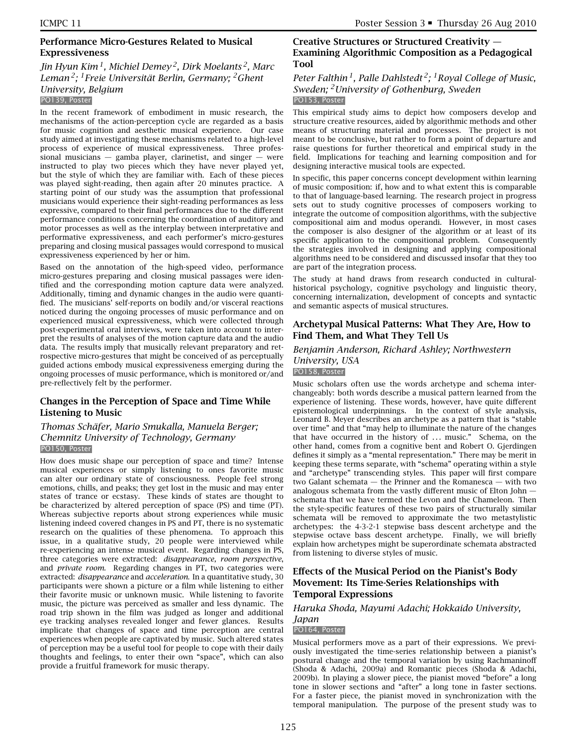## Performance Micro-Gestures Related to Musical Expressiveness

*Jin Hyun Kim [1], Michiel Demey [2], Dirk Moelants [2], Marc Leman [2]; [1] Freie Universität Berlin, Germany; [2] Ghent University, Belgium*

PO139, Poster

In the recent framework of embodiment in music research, the mechanisms of the action-perception cycle are regarded as a basis for music cognition and aesthetic musical experience. Our case study aimed at investigating these mechanisms related to a high-level process of experience of musical expressiveness. Three professional musicians — gamba player, clarinetist, and singer — were instructed to play two pieces which they have never played yet, but the style of which they are familiar with. Each of these pieces was played sight-reading, then again after 20 minutes practice. A starting point of our study was the assumption that professional musicians would experience their sight-reading performances as less expressive, compared to their final performances due to the different performance conditions concerning the coordination of auditory and motor processes as well as the interplay between interpretative and performative expressiveness, and each performer's micro-gestures preparing and closing musical passages would correspond to musical expressiveness experienced by her or him.

Based on the annotation of the high-speed video, performance micro-gestures preparing and closing musical passages were identified and the corresponding motion capture data were analyzed. Additionally, timing and dynamic changes in the audio were quantified. The musicians' self-reports on bodily and/or visceral reactions noticed during the ongoing processes of music performance and on experienced musical expressiveness, which were collected through post-experimental oral interviews, were taken into account to interpret the results of analyses of the motion capture data and the audio data. The results imply that musically relevant preparatory and retrospective micro-gestures that might be conceived of as perceptually guided actions embody musical expressiveness emerging during the ongoing processes of music performance, which is monitored or/and pre-reflectively felt by the performer.

## Changes in the Perception of Space and Time While Listening to Music

*Thomas Schäfer, Mario Smukalla, Manuela Berger; Chemnitz University of Technology, Germany*

PO150, Poster

How does music shape our perception of space and time? Intense musical experiences or simply listening to ones favorite music can alter our ordinary state of consciousness. People feel strong emotions, chills, and peaks; they get lost in the music and may enter states of trance or ecstasy. These kinds of states are thought to be characterized by altered perception of space (PS) and time (PT). Whereas subjective reports about strong experiences while music listening indeed covered changes in PS and PT, there is no systematic research on the qualities of these phenomena. To approach this issue, in a qualitative study, 20 people were interviewed while re-experiencing an intense musical event. Regarding changes in PS, three categories were extracted: *disappearance, room perspective*, and *private room*. Regarding changes in PT, two categories were extracted: *disappearance* and *acceleration*. In a quantitative study, 30 participants were shown a picture or a film while listening to either their favorite music or unknown music. While listening to favorite music, the picture was perceived as smaller and less dynamic. The road trip shown in the film was judged as longer and additional eye tracking analyses revealed longer and fewer glances. Results implicate that changes of space and time perception are central experiences when people are captivated by music. Such altered states of perception may be a useful tool for people to cope with their daily thoughts and feelings, to enter their own "space", which can also provide a fruitful framework for music therapy.

## Creative Structures or Structured Creativity — Examining Algorithmic Composition as a Pedagogical Tool

*Peter Falthin [1], Palle Dahlstedt [2]; [1] Royal College of Music, Sweden; [2] University of Gothenburg, Sweden*

PO153, Poster

This empirical study aims to depict how composers develop and structure creative resources, aided by algorithmic methods and other means of structuring material and processes. The project is not meant to be conclusive, but rather to form a point of departure and raise questions for further theoretical and empirical study in the field. Implications for teaching and learning composition and for designing interactive musical tools are expected.

In specific, this paper concerns concept development within learning of music composition: if, how and to what extent this is comparable to that of language-based learning. The research project in progress sets out to study cognitive processes of composers working to integrate the outcome of composition algorithms, with the subjective compositional aim and modus operandi. However, in most cases the composer is also designer of the algorithm or at least of its specific application to the compositional problem. Consequently the strategies involved in designing and applying compositional algorithms need to be considered and discussed insofar that they too are part of the integration process.

The study at hand draws from research conducted in cultural-historical psychology, cognitive psychology and linguistic theory, concerning internalization, development of concepts and syntactic and semantic aspects of musical structures.

## Archetypal Musical Patterns: What They Are, How to Find Them, and What They Tell Us

*Benjamin Anderson, Richard Ashley; Northwestern University, USA*

PO158, Poster

Music scholars often use the words archetype and schema interchangeably: both words describe a musical pattern learned from the experience of listening. These words, however, have quite different epistemological underpinnings. In the context of style analysis, Leonard B. Meyer describes an archetype as a pattern that is "stable over time" and that "may help to illuminate the nature of the changes that have occurred in the history of ... music." Schema, on the other hand, comes from a cognitive bent and Robert O. Gjerdingen defines it simply as a "mental representation." There may be merit in keeping these terms separate, with "schema" operating within a style and "archetype" transcending styles. This paper will first compare two Galant schemata — the Prinner and the Romanesca — with two analogous schemata from the vastly different music of Elton John — schemata that we have termed the Levon and the Chameleon. Then the style-specific features of these two pairs of structurally similar schemata will be removed to approximate the two metastylistic archetypes: the 4-3-2-1 stepwise bass descent archetype and the stepwise octave bass descent archetype. Finally, we will briefly explain how archetypes might be superordinate schemata abstracted from listening to diverse styles of music.

## Effects of the Musical Period on the Pianist's Body Movement: Its Time-Series Relationships with Temporal Expressions

*Haruka Shoda, Mayumi Adachi; Hokkaido University, Japan*

PO164, Poster

Musical performers move as a part of their expressions. We previously investigated the time-series relationship between a pianist's postural change and the temporal variation by using Rachmaninoff (Shoda & Adachi, 2009a) and Romantic pieces (Shoda & Adachi, 2009b). In playing a slower piece, the pianist moved "before" a long tone in slower sections and "after" a long tone in faster sections. For a faster piece, the pianist moved in synchronization with the temporal manipulation. The purpose of the present study was to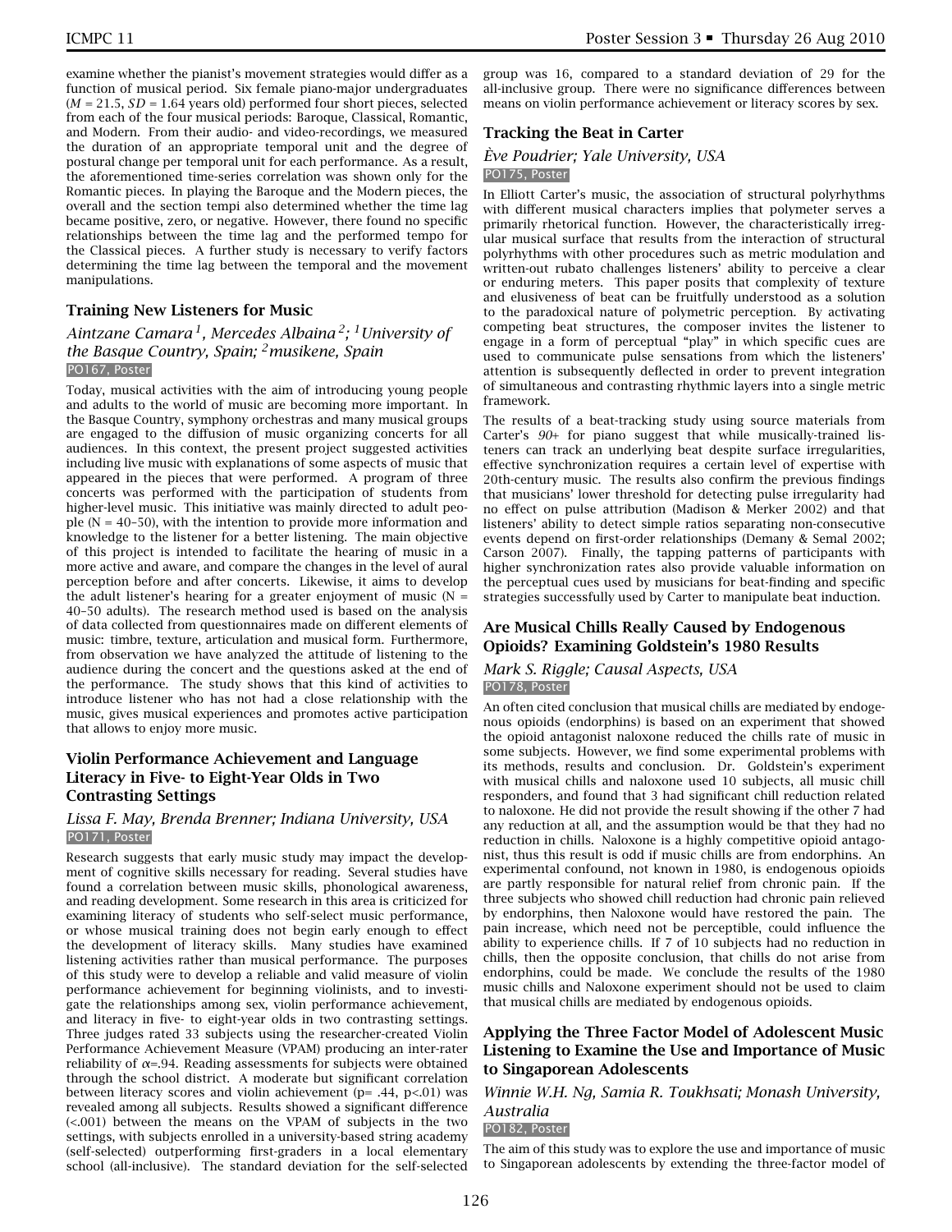examine whether the pianist's movement strategies would differ as a function of musical period. Six female piano-major undergraduates ($M$ = 21.5, $SD$ = 1.64 years old) performed four short pieces, selected from each of the four musical periods: Baroque, Classical, Romantic, and Modern. From their audio- and video-recordings, we measured the duration of an appropriate temporal unit and the degree of postural change per temporal unit for each performance. As a result, the aforementioned time-series correlation was shown only for the Romantic pieces. In playing the Baroque and the Modern pieces, the overall and the section tempi also determined whether the time lag became positive, zero, or negative. However, there found no specific relationships between the time lag and the performed tempo for the Classical pieces. A further study is necessary to verify factors determining the time lag between the temporal and the movement manipulations.

### Training New Listeners for Music

*Aintzane Camara[1], Mercedes Albaina[2]; [1]University of the Basque Country, Spain; [2]musikene, Spain*

PO167, Poster

Today, musical activities with the aim of introducing young people and adults to the world of music are becoming more important. In the Basque Country, symphony orchestras and many musical groups are engaged to the diffusion of music organizing concerts for all audiences. In this context, the present project suggested activities including live music with explanations of some aspects of music that appeared in the pieces that were performed. A program of three concerts was performed with the participation of students from higher-level music. This initiative was mainly directed to adult people (N = 40–50), with the intention to provide more information and knowledge to the listener for a better listening. The main objective of this project is intended to facilitate the hearing of music in a more active and aware, and compare the changes in the level of aural perception before and after concerts. Likewise, it aims to develop the adult listener's hearing for a greater enjoyment of music (N = 40–50 adults). The research method used is based on the analysis of data collected from questionnaires made on different elements of music: timbre, texture, articulation and musical form. Furthermore, from observation we have analyzed the attitude of listening to the audience during the concert and the questions asked at the end of the performance. The study shows that this kind of activities to introduce listener who has not had a close relationship with the music, gives musical experiences and promotes active participation that allows to enjoy more music.

### Violin Performance Achievement and Language Literacy in Five- to Eight-Year Olds in Two Contrasting Settings

*Lissa F. May, Brenda Brenner; Indiana University, USA*

PO171, Poster

Research suggests that early music study may impact the development of cognitive skills necessary for reading. Several studies have found a correlation between music skills, phonological awareness, and reading development. Some research in this area is criticized for examining literacy of students who self-select music performance, or whose musical training does not begin early enough to effect the development of literacy skills. Many studies have examined listening activities rather than musical performance. The purposes of this study were to develop a reliable and valid measure of violin performance achievement for beginning violinists, and to investigate the relationships among sex, violin performance achievement, and literacy in five- to eight-year olds in two contrasting settings. Three judges rated 33 subjects using the researcher-created Violin Performance Achievement Measure (VPAM) producing an inter-rater reliability of $\alpha$=.94. Reading assessments for subjects were obtained through the school district. A moderate but significant correlation between literacy scores and violin achievement (p= .44, p<.01) was revealed among all subjects. Results showed a significant difference (<.001) between the means on the VPAM of subjects in the two settings, with subjects enrolled in a university-based string academy (self-selected) outperforming first-graders in a local elementary school (all-inclusive). The standard deviation for the self-selected group was 16, compared to a standard deviation of 29 for the all-inclusive group. There were no significance differences between means on violin performance achievement or literacy scores by sex.

### Tracking the Beat in Carter

*Ève Poudrier; Yale University, USA*

PO175, Poster

In Elliott Carter's music, the association of structural polyrhythms with different musical characters implies that polymeter serves a primarily rhetorical function. However, the characteristically irregular musical surface that results from the interaction of structural polyrhythms with other procedures such as metric modulation and written-out rubato challenges listeners' ability to perceive a clear or enduring meters. This paper posits that complexity of texture and elusiveness of beat can be fruitfully understood as a solution to the paradoxical nature of polymetric perception. By activating competing beat structures, the composer invites the listener to engage in a form of perceptual "play" in which specific cues are used to communicate pulse sensations from which the listeners' attention is subsequently deflected in order to prevent integration of simultaneous and contrasting rhythmic layers into a single metric framework.

The results of a beat-tracking study using source materials from Carter's *90+* for piano suggest that while musically-trained listeners can track an underlying beat despite surface irregularities, effective synchronization requires a certain level of expertise with 20th-century music. The results also confirm the previous findings that musicians' lower threshold for detecting pulse irregularity had no effect on pulse attribution (Madison & Merker 2002) and that listeners' ability to detect simple ratios separating non-consecutive events depend on first-order relationships (Demany & Semal 2002; Carson 2007). Finally, the tapping patterns of participants with higher synchronization rates also provide valuable information on the perceptual cues used by musicians for beat-finding and specific strategies successfully used by Carter to manipulate beat induction.

### Are Musical Chills Really Caused by Endogenous Opioids? Examining Goldstein's 1980 Results

*Mark S. Riggle; Causal Aspects, USA*

PO178, Poster

An often cited conclusion that musical chills are mediated by endogenous opioids (endorphins) is based on an experiment that showed the opioid antagonist naloxone reduced the chills rate of music in some subjects. However, we find some experimental problems with its methods, results and conclusion. Dr. Goldstein's experiment with musical chills and naloxone used 10 subjects, all music chill responders, and found that 3 had significant chill reduction related to naloxone. He did not provide the result showing if the other 7 had any reduction at all, and the assumption would be that they had no reduction in chills. Naloxone is a highly competitive opioid antagonist, thus this result is odd if music chills are from endorphins. An experimental confound, not known in 1980, is endogenous opioids are partly responsible for natural relief from chronic pain. If the three subjects who showed chill reduction had chronic pain relieved by endorphins, then Naloxone would have restored the pain. The pain increase, which need not be perceptible, could influence the ability to experience chills. If 7 of 10 subjects had no reduction in chills, then the opposite conclusion, that chills do not arise from endorphins, could be made. We conclude the results of the 1980 music chills and Naloxone experiment should not be used to claim that musical chills are mediated by endogenous opioids.

### Applying the Three Factor Model of Adolescent Music Listening to Examine the Use and Importance of Music to Singaporean Adolescents

*Winnie W.H. Ng, Samia R. Toukhsati; Monash University, Australia*

PO182, Poster

The aim of this study was to explore the use and importance of music to Singaporean adolescents by extending the three-factor model of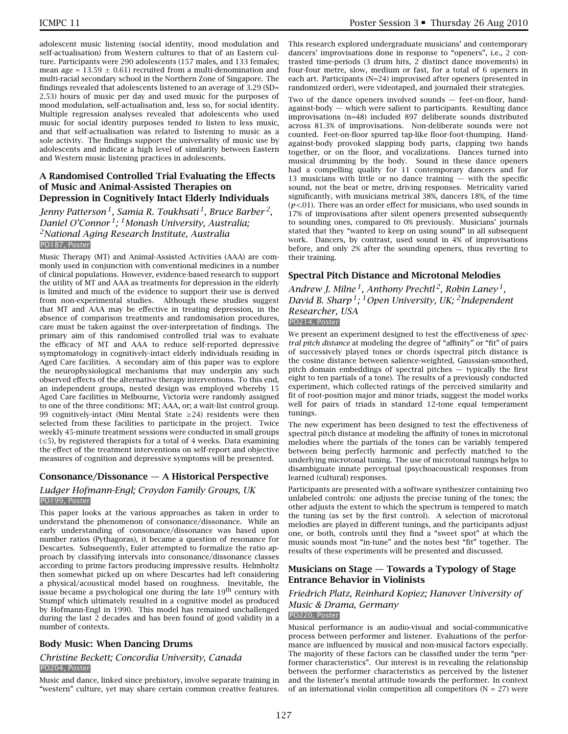adolescent music listening (social identity, mood modulation and self-actualisation) from Western cultures to that of an Eastern culture. Participants were 290 adolescents (157 males, and 133 females; mean age = $13.59 \pm 0.61$) recruited from a multi-denomination and multi-racial secondary school in the Northern Zone of Singapore. The findings revealed that adolescents listened to an average of 3.29 (SD= 2.53) hours of music per day and used music for the purposes of mood modulation, self-actualisation and, less so, for social identity. Multiple regression analyses revealed that adolescents who used music for social identity purposes tended to listen to less music, and that self-actualisation was related to listening to music as a sole activity. The findings support the universality of music use by adolescents and indicate a high level of similarity between Eastern and Western music listening practices in adolescents.

### A Randomised Controlled Trial Evaluating the Effects of Music and Animal-Assisted Therapies on Depression in Cognitively Intact Elderly Individuals

*Jenny Patterson[1], Samia R. Toukhsati[1], Bruce Barber[2], Daniel O'Connor[1]; [1]Monash University, Australia; [2]National Aging Research Institute, Australia*

PO187, Poster

Music Therapy (MT) and Animal-Assisted Activities (AAA) are commonly used in conjunction with conventional medicines in a number of clinical populations. However, evidence-based research to support the utility of MT and AAA as treatments for depression in the elderly is limited and much of the evidence to support their use is derived from non-experimental studies. Although these studies suggest that MT and AAA may be effective in treating depression, in the absence of comparison treatments and randomisation procedures, care must be taken against the over-interpretation of findings. The primary aim of this randomised controlled trial was to evaluate the efficacy of MT and AAA to reduce self-reported depressive symptomatology in cognitively-intact elderly individuals residing in Aged Care facilities. A secondary aim of this paper was to explore the neurophysiological mechanisms that may underpin any such observed effects of the alternative therapy interventions. To this end, an independent groups, nested design was employed whereby 15 Aged Care facilities in Melbourne, Victoria were randomly assigned to one of the three conditions: MT; AAA, or; a wait-list control group. 99 cognitively-intact (Mini Mental State $\geq 24$) residents were then selected from these facilities to participate in the project. Twice weekly 45-minute treatment sessions were conducted in small groups ($\leq 5$), by registered therapists for a total of 4 weeks. Data examining the effect of the treatment interventions on self-report and objective measures of cognition and depressive symptoms will be presented.

### Consonance/Dissonance — A Historical Perspective

*Ludger Hofmann-Engl; Croydon Family Groups, UK*

PO199, Poster

This paper looks at the various approaches as taken in order to understand the phenomenon of consonance/dissonance. While an early understanding of consonance/dissonance was based upon number ratios (Pythagoras), it became a question of resonance for Descartes. Subsequently, Euler attempted to formalize the ratio approach by classifying intervals into consonance/dissonance classes according to prime factors producing impressive results. Helmholtz then somewhat picked up on where Descartes had left considering a physical/acoustical model based on roughness. Inevitable, the issue became a psychological one during the late 19th century with Stumpf which ultimately resulted in a cognitive model as produced by Hofmann-Engl in 1990. This model has remained unchallenged during the last 2 decades and has been found of good validity in a number of contexts.

### Body Music: When Dancing Drums

*Christine Beckett; Concordia University, Canada*

PO204, Poster

Music and dance, linked since prehistory, involve separate training in "western" culture, yet may share certain common creative features. This research explored undergraduate musicians' and contemporary dancers' improvisations done in response to "openers", i.e., 2 contrasted time-periods (3 drum hits, 2 distinct dance movements) in four-four metre, slow, medium or fast, for a total of 6 openers in each art. Participants (N=24) improvised after openers (presented in randomized order), were videotaped, and journaled their strategies.

Two of the dance openers involved sounds — feet-on-floor, hand-against-body — which were salient to participants. Resulting dance improvisations (n=48) included 897 deliberate sounds distributed across 81.3% of improvisations. Non-deliberate sounds were not counted. Feet-on-floor spurred tap-like floor-foot-thumping. Hand-against-body provoked slapping body parts, clapping two hands together, or on the floor, and vocalizations. Dances turned into musical drumming by the body. Sound in these dance openers had a compelling quality for 11 contemporary dancers and for 13 musicians with little or no dance training — with the specific sound, not the beat or metre, driving responses. Metricality varied significantly, with musicians metrical 38%, dancers 18%, of the time ($p<.01$). There was an order effect for musicians, who used sounds in 17% of improvisations after silent openers presented subsequently to sounding ones, compared to 0% previously. Musicians' journals stated that they "wanted to keep on using sound" in all subsequent work. Dancers, by contrast, used sound in 4% of improvisations before, and only 2% after the sounding openers, thus reverting to their training.

### Spectral Pitch Distance and Microtonal Melodies

*Andrew J. Milne[1], Anthony Prechtl[2], Robin Laney[1], David B. Sharp[1]; [1]Open University, UK; [2]Independent Researcher, USA*

PO214, Poster

We present an experiment designed to test the effectiveness of *spectral pitch distance* at modeling the degree of "affinity" or "fit" of pairs of successively played tones or chords (spectral pitch distance is the cosine distance between salience-weighted, Gaussian-smoothed, pitch domain embeddings of spectral pitches — typically the first eight to ten partials of a tone). The results of a previously conducted experiment, which collected ratings of the perceived similarity and fit of root-position major and minor triads, suggest the model works well for pairs of triads in standard 12-tone equal temperament tunings.

The new experiment has been designed to test the effectiveness of spectral pitch distance at modeling the affinity of tones in microtonal melodies where the partials of the tones can be variably tempered between being perfectly harmonic and perfectly matched to the underlying microtonal tuning. The use of microtonal tunings helps to disambiguate innate perceptual (psychoacoustical) responses from learned (cultural) responses.

Participants are presented with a software synthesizer containing two unlabeled controls: one adjusts the precise tuning of the tones; the other adjusts the extent to which the spectrum is tempered to match the tuning (as set by the first control). A selection of microtonal melodies are played in different tunings, and the participants adjust one, or both, controls until they find a "sweet spot" at which the music sounds most "in-tune" and the notes best "fit" together. The results of these experiments will be presented and discussed.

### Musicians on Stage — Towards a Typology of Stage Entrance Behavior in Violinists

*Friedrich Platz, Reinhard Kopiez; Hanover University of Music & Drama, Germany*

PO220, Poster

Musical performance is an audio-visual and social-communicative process between performer and listener. Evaluations of the performance are influenced by musical and non-musical factors especially. The majority of these factors can be classified under the term "performer characteristics". Our interest is in revealing the relationship between the performer characteristics as perceived by the listener and the listener's mental attitude towards the performer. In context of an international violin competition all competitors (N = 27) were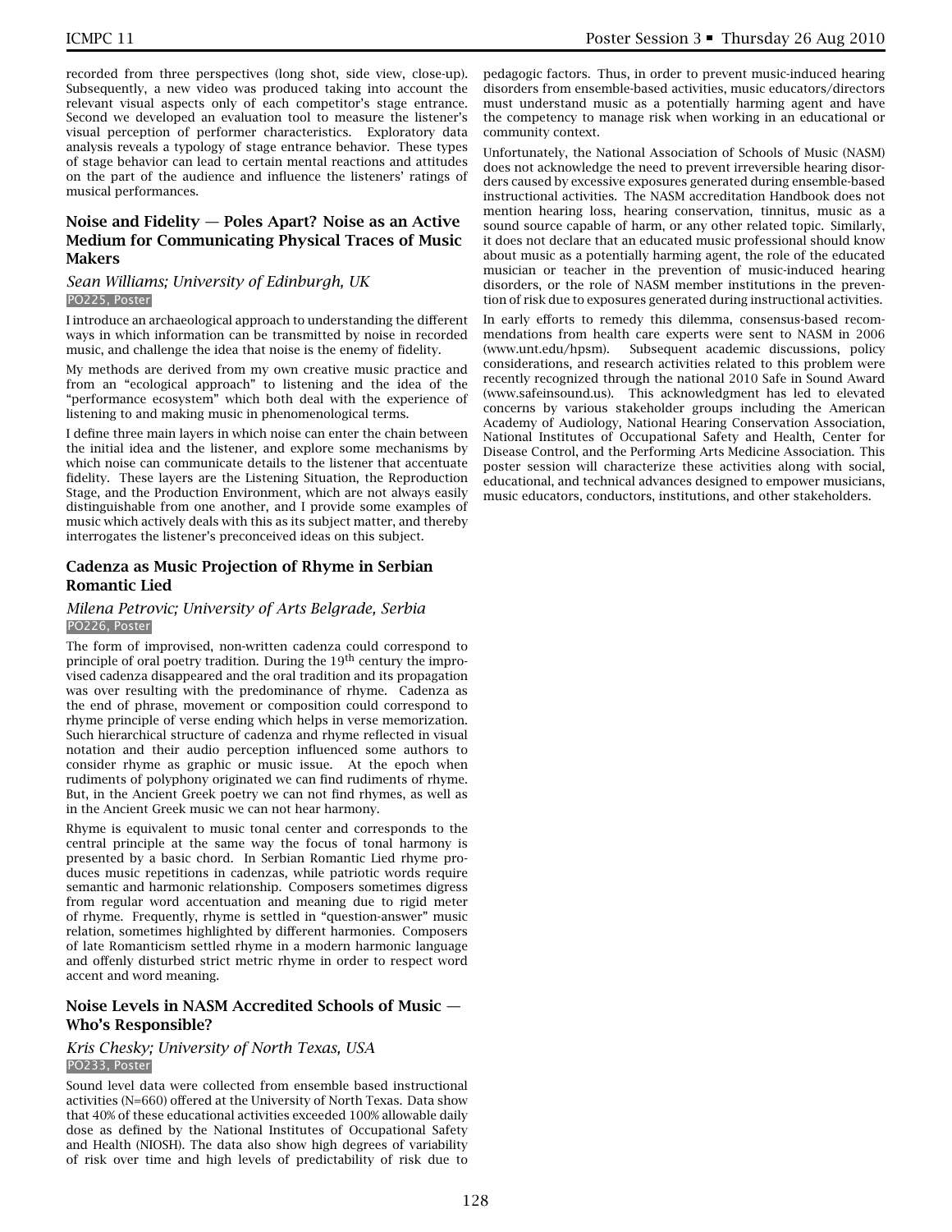recorded from three perspectives (long shot, side view, close-up). Subsequently, a new video was produced taking into account the relevant visual aspects only of each competitor's stage entrance. Second we developed an evaluation tool to measure the listener's visual perception of performer characteristics. Exploratory data analysis reveals a typology of stage entrance behavior. These types of stage behavior can lead to certain mental reactions and attitudes on the part of the audience and influence the listeners' ratings of musical performances.

### Noise and Fidelity — Poles Apart? Noise as an Active Medium for Communicating Physical Traces of Music Makers

*Sean Williams; University of Edinburgh, UK*
PO225, Poster

I introduce an archaeological approach to understanding the different ways in which information can be transmitted by noise in recorded music, and challenge the idea that noise is the enemy of fidelity.

My methods are derived from my own creative music practice and from an "ecological approach" to listening and the idea of the "performance ecosystem" which both deal with the experience of listening to and making music in phenomenological terms.

I define three main layers in which noise can enter the chain between the initial idea and the listener, and explore some mechanisms by which noise can communicate details to the listener that accentuate fidelity. These layers are the Listening Situation, the Reproduction Stage, and the Production Environment, which are not always easily distinguishable from one another, and I provide some examples of music which actively deals with this as its subject matter, and thereby interrogates the listener's preconceived ideas on this subject.

### Cadenza as Music Projection of Rhyme in Serbian Romantic Lied

*Milena Petrovic; University of Arts Belgrade, Serbia*
PO226, Poster

The form of improvised, non-written cadenza could correspond to principle of oral poetry tradition. During the 19th century the improvised cadenza disappeared and the oral tradition and its propagation was over resulting with the predominance of rhyme. Cadenza as the end of phrase, movement or composition could correspond to rhyme principle of verse ending which helps in verse memorization. Such hierarchical structure of cadenza and rhyme reflected in visual notation and their audio perception influenced some authors to consider rhyme as graphic or music issue. At the epoch when rudiments of polyphony originated we can find rudiments of rhyme. But, in the Ancient Greek poetry we can not find rhymes, as well as in the Ancient Greek music we can not hear harmony.

Rhyme is equivalent to music tonal center and corresponds to the central principle at the same way the focus of tonal harmony is presented by a basic chord. In Serbian Romantic Lied rhyme produces music repetitions in cadenzas, while patriotic words require semantic and harmonic relationship. Composers sometimes digress from regular word accentuation and meaning due to rigid meter of rhyme. Frequently, rhyme is settled in "question-answer" music relation, sometimes highlighted by different harmonies. Composers of late Romanticism settled rhyme in a modern harmonic language and offenly disturbed strict metric rhyme in order to respect word accent and word meaning.

### Noise Levels in NASM Accredited Schools of Music — Who's Responsible?

*Kris Chesky; University of North Texas, USA*
PO233, Poster

Sound level data were collected from ensemble based instructional activities (N=660) offered at the University of North Texas. Data show that 40% of these educational activities exceeded 100% allowable daily dose as defined by the National Institutes of Occupational Safety and Health (NIOSH). The data also show high degrees of variability of risk over time and high levels of predictability of risk due to pedagogic factors. Thus, in order to prevent music-induced hearing disorders from ensemble-based activities, music educators/directors must understand music as a potentially harming agent and have the competency to manage risk when working in an educational or community context.

Unfortunately, the National Association of Schools of Music (NASM) does not acknowledge the need to prevent irreversible hearing disorders caused by excessive exposures generated during ensemble-based instructional activities. The NASM accreditation Handbook does not mention hearing loss, hearing conservation, tinnitus, music as a sound source capable of harm, or any other related topic. Similarly, it does not declare that an educated music professional should know about music as a potentially harming agent, the role of the educated musician or teacher in the prevention of music-induced hearing disorders, or the role of NASM member institutions in the prevention of risk due to exposures generated during instructional activities.

In early efforts to remedy this dilemma, consensus-based recommendations from health care experts were sent to NASM in 2006 (www.unt.edu/hpsm). Subsequent academic discussions, policy considerations, and research activities related to this problem were recently recognized through the national 2010 Safe in Sound Award (www.safeinsound.us). This acknowledgment has led to elevated concerns by various stakeholder groups including the American Academy of Audiology, National Hearing Conservation Association, National Institutes of Occupational Safety and Health, Center for Disease Control, and the Performing Arts Medicine Association. This poster session will characterize these activities along with social, educational, and technical advances designed to empower musicians, music educators, conductors, institutions, and other stakeholders.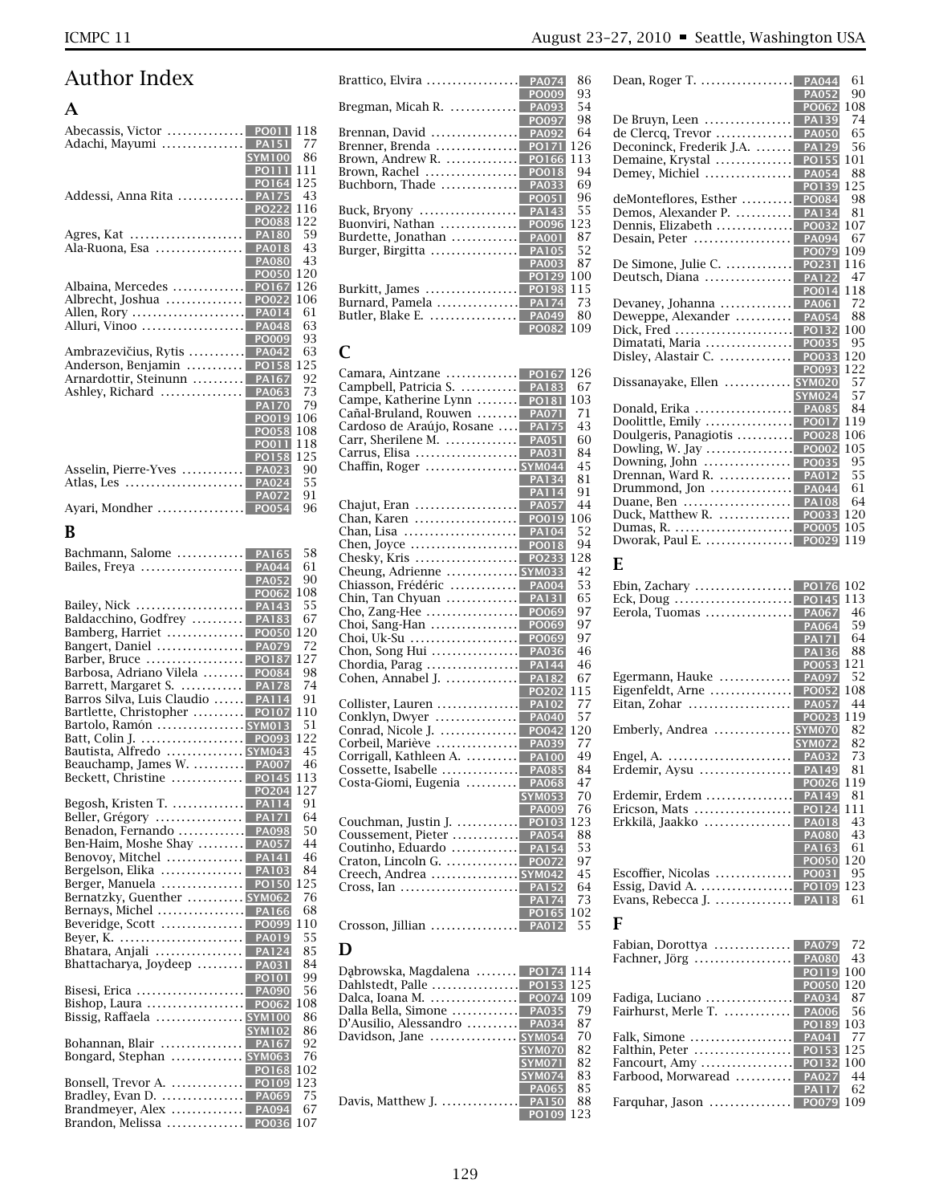# Author Index

## A

Abecassis, Victor ............... PO011 118
Adachi, Mayumi ............... PA151 77
SYM100 86
PO111 111
PO164 125
Addessi, Anna Rita ............... PA175 43
PO222 116
PO088 122
Agres, Kat ............... PA180 59
Ala-Ruona, Esa ............... PA018 43
PA080 43
PO050 120
Albaina, Mercedes ............... PO167 126
Albrecht, Joshua ............... PO022 106
Allen, Rory ............... PA014 61
Alluri, Vinoo ............... PA048 63
PO009 93
Ambrazevičius, Rytis ............... PA042 63
Anderson, Benjamin ............... PO158 125
Arnardottir, Steinunn ............... PA167 92
Ashley, Richard ............... PA063 73
PA170 79
PO019 106
PO058 108
PO011 118
PO158 125
Asselin, Pierre-Yves ............... PA023 90
Atlas, Les ............... PA024 55
PA072 91
Ayari, Mondher ............... PO054 96

## B

Bachmann, Salome ............... PA165 58
Bailes, Freya ............... PA044 61
PA052 90
PO062 108
Bailey, Nick ............... PA143 55
Baldacchino, Godfrey ............... PA183 67
Bamberg, Harriet ............... PO050 120
Bangert, Daniel ............... PA079 72
Barber, Bruce ............... PO187 127
Barbosa, Adriano Vilela ............... PO084 98
Barrett, Margaret S. ............... PA178 74
Barros Silva, Luis Claudio ............... PA114 91
Bartlette, Christopher ............... PO107 110
Bartolo, Ramón ............... SYM013 51
Batt, Colin J. ............... PO093 122
Bautista, Alfredo ............... SYM043 45
Beauchamp, James W. ............... PA007 46
Beckett, Christine ............... PO145 113
PO204 127
Begosh, Kristen T. ............... PA114 91
Beller, Grégory ............... PA171 64
Benadon, Fernando ............... PA098 50
Ben-Haim, Moshe Shay ............... PA057 44
Benovoy, Mitchel ............... PA141 46
Bergelson, Elika ............... PA103 84
Berger, Manuela ............... PO150 125
Bernatzky, Guenther ............... SYM062 76
Bernays, Michel ............... PA166 68
Beveridge, Scott ............... PO099 110
Beyer, K. ............... PA019 55
Bhatara, Anjali ............... PA124 85
Bhattacharya, Joydeep ............... PA031 84
PO101 99
Bisesi, Erica ............... PA090 56
Bishop, Laura ............... PO062 108
Bissig, Raffaela ............... SYM100 86
SYM102 86
Bohannan, Blair ............... PA167 92
Bongard, Stephan ............... SYM063 76
PO168 102
Bonsell, Trevor A. ............... PO109 123
Bradley, Evan D. ............... PA069 75
Brandmeyer, Alex ............... PA094 67
Brandon, Melissa ............... PO036 107
Brattico, Elvira ............... PA074 86
PO009 93
Bregman, Micah R. ............... PA093 54
PO097 98
Brennan, David ............... PA092 64
Brenner, Brenda ............... PO171 126
Brown, Andrew R. ............... PO166 113
Brown, Rachel ............... PO018 94
Buchborn, Thade ............... PA033 69
PO051 96
Buck, Bryony ............... PA143 55
Buonviri, Nathan ............... PO096 123
Burdette, Jonathan ............... PA001 87
Burger, Birgitta ............... PA105 52
PA003 87
PO129 100
Burkitt, James ............... PO198 115
Burnard, Pamela ............... PA174 73
Butler, Blake E. ............... PA049 80
PO082 109

## C

Camara, Aintzane ............... PO167 126
Campbell, Patricia S. ............... PA183 67
Campe, Katherine Lynn ............... PO181 103
Cañal-Bruland, Rouwen ............... PA071 71
Cardoso de Araújo, Rosane ............... PA175 43
Carr, Sherilene M. ............... PA051 60
Carrus, Elisa ............... PA031 84
Chaffin, Roger ............... SYM044 45
PA134 81
PA114 91
Chajut, Eran ............... PA057 44
Chan, Karen ............... PO019 106
Chan, Lisa ............... PA104 52
Chen, Joyce ............... PO018 94
Chesky, Kris ............... PO233 128
Cheung, Adrienne ............... SYM033 42
Chiasson, Frédéric ............... PA004 53
Chin, Tan Chyuan ............... PA131 65
Cho, Zang-Hee ............... PO069 97
Choi, Sang-Han ............... PO069 97
Choi, Uk-Su ............... PO069 97
Chon, Song Hui ............... PA036 46
Chordia, Parag ............... PA144 46
Cohen, Annabel J. ............... PA182 67
PO202 115
Collister, Lauren ............... PA102 77
Conklyn, Dwyer ............... PA040 57
Conrad, Nicole J. ............... PO042 120
Corbeil, Mariève ............... PA039 77
Corrigall, Kathleen A. ............... PA100 49
Cossette, Isabelle ............... PA085 84
Costa-Giomi, Eugenia ............... PA068 47
SYM053 70
PA009 76
Couchman, Justin J. ............... PO103 123
Coussement, Pieter ............... PA054 88
Coutinho, Eduardo ............... PA154 53
Craton, Lincoln G. ............... PO072 97
Creech, Andrea ............... SYM042 45
Cross, Ian ............... PA152 64
PA174 73
PO165 102
Crosson, Jillian ............... PA012 55

## D

Dąbrowska, Magdalena ............... PO174 114
Dahlstedt, Palle ............... PO153 125
Dalca, Ioana M. ............... PO074 109
Dalla Bella, Simone ............... PA035 79
D'Ausilio, Alessandro ............... PA034 87
Davidson, Jane ............... SYM054 70
SYM070 82
SYM071 82
SYM074 83
PA065 85
Davis, Matthew J. ............... PA150 88
PO109 123
Dean, Roger T. ............... PA044 61
PA052 90
PO062 108
De Bruyn, Leen ............... PA139 74
de Clercq, Trevor ............... PA050 65
Deconinck, Frederik J.A. ............... PA129 56
Demaine, Krystal ............... PO155 101
Demey, Michiel ............... PA054 88
PO139 125
deMonteflores, Esther ............... PO084 98
Demos, Alexander P. ............... PA134 81
Dennis, Elizabeth ............... PO032 107
Desain, Peter ............... PA094 67
PO079 109
De Simone, Julie C. ............... PO231 116
Deutsch, Diana ............... PA122 47
PO014 118
Devaney, Johanna ............... PA061 72
Deweppe, Alexander ............... PA054 88
Dick, Fred ............... PO132 100
Dimatati, Maria ............... PO035 95
Disley, Alastair C. ............... PO033 120
PO093 122
Dissanayake, Ellen ............... SYM020 57
SYM024 57
Donald, Erika ............... PA085 84
Doolittle, Emily ............... PO017 119
Doulgeris, Panagiotis ............... PO028 106
Dowling, W. Jay ............... PO002 105
Downing, John ............... PO035 95
Drennan, Ward R. ............... PA012 55
Drummond, Jon ............... PA044 61
Duane, Ben ............... PA108 64
Duck, Matthew R. ............... PO033 120
Dumas, R. ............... PO005 105
Dworak, Paul E. ............... PO029 119

## E

Ebin, Zachary ............... PO176 102
Eck, Doug ............... PO145 113
Eerola, Tuomas ............... PA067 46
PA064 59
PA171 64
PA136 88
PO053 121
Egermann, Hauke ............... PA097 52
Eigenfeldt, Arne ............... PO052 108
Eitan, Zohar ............... PA057 44
PO023 119
Emberly, Andrea ............... SYM070 82
SYM072 82
Engel, A. ............... PA032 73
Erdemir, Aysu ............... PA149 81
PO026 119
Erdemir, Erdem ............... PA149 81
Ericson, Mats ............... PO124 111
Erkkilä, Jaakko ............... PA018 43
PA080 43
PA163 61
PO050 120
Escoffier, Nicolas ............... PO031 95
Essig, David A. ............... PO109 123
Evans, Rebecca J. ............... PA118 61

## F

Fabian, Dorottya ............... PA079 72
Fachner, Jörg ............... PA080 43
PO119 100
PO050 120
Fadiga, Luciano ............... PA034 87
Fairhurst, Merle T. ............... PA006 56
PO189 103
Falk, Simone ............... PA041 77
Falthin, Peter ............... PO153 125
Fancourt, Amy ............... PO132 100
Farbood, Morwaread ............... PA027 44
PA117 62
Farquhar, Jason ............... PO079 109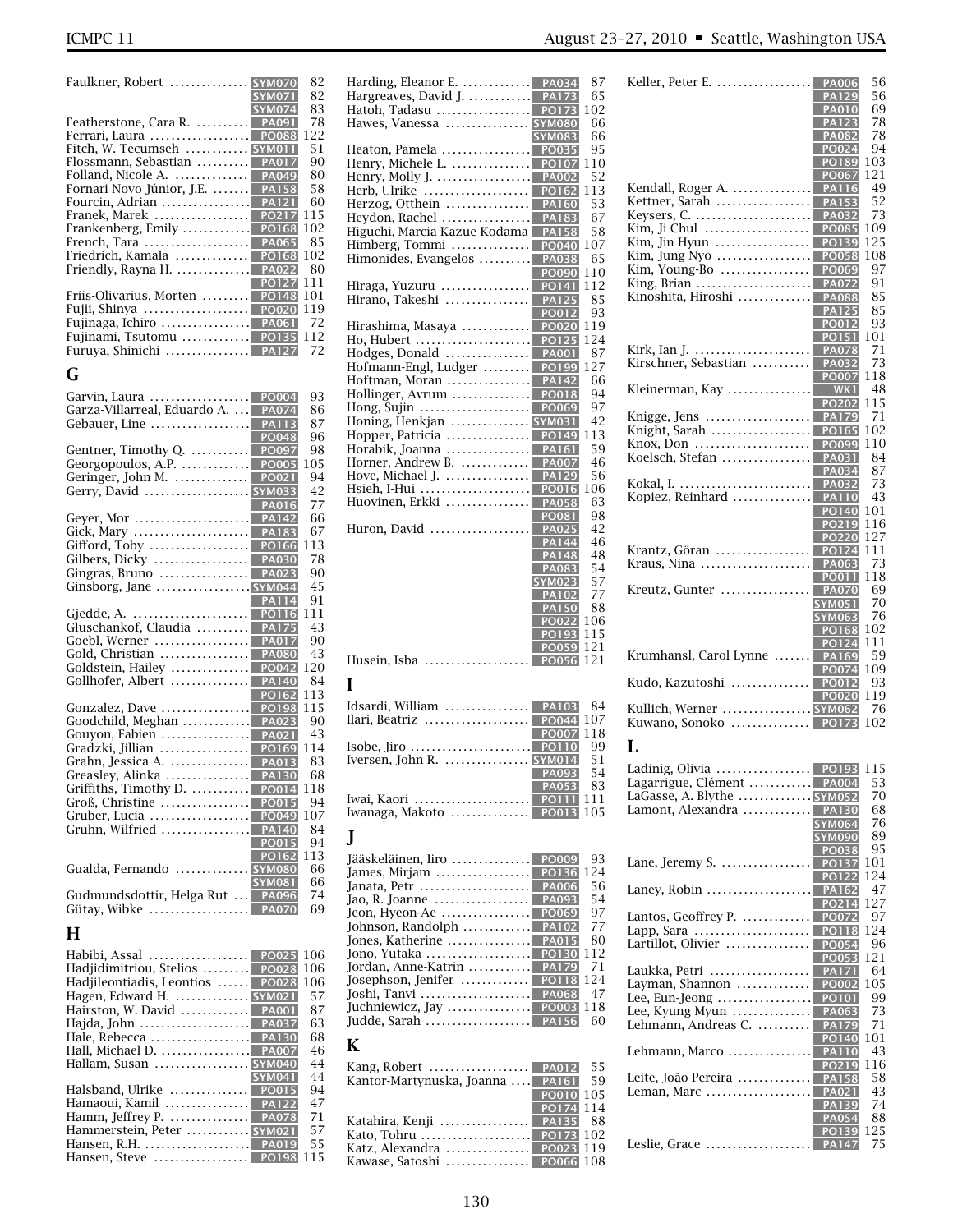Faulkner, Robert ............... SYM070 82
SYM071 82
SYM074 83
Featherstone, Cara R. .......... PA091 78
Ferrari, Laura ................... PO088 122
Fitch, W. Tecumseh ............ SYM011 51
Flossmann, Sebastian .......... PA017 90
Folland, Nicole A. .............. PA049 80
Fornari Novo Júnior, J.E. ....... PA158 58
Fourcin, Adrian ................. PA121 60
Franek, Marek .................. PO217 115
Frankenberg, Emily ............. PO168 102
French, Tara .................... PA065 85
Friedrich, Kamala .............. PO168 102
Friendly, Rayna H. .............. PA022 80
PO127 111
Friis-Olivarius, Morten ......... PO148 101
Fujii, Shinya .................... PO020 119
Fujinaga, Ichiro ................. PA061 72
Fujinami, Tsutomu ............. PO135 112
Furuya, Shinichi ................ PA127 72

## G

Garvin, Laura ................... PO004 93
Garza-Villarreal, Eduardo A. ... PA074 86
Gebauer, Line ................... PA113 87
PO048 96
Gentner, Timothy Q. ........... PO097 98
Georgopoulos, A.P. ............. PO005 105
Geringer, John M. .............. PO021 94
Gerry, David .................... SYM033 42
PA016 77
Geyer, Mor ...................... PA142 66
Gick, Mary ...................... PA183 67
Gifford, Toby ................... PO166 113
Gilbers, Dicky .................. PA030 78
Gingras, Bruno ................. PA023 90
Ginsborg, Jane ................. SYM044 45
PA114 91
Gjedde, A. ...................... PO116 111
Gluschankof, Claudia .......... PA175 43
Goebl, Werner .................. PA017 90
Gold, Christian ................. PA080 43
Goldstein, Hailey ............... PO042 120
Gollhofer, Albert ............... PA140 84
PO162 113
Gonzalez, Dave ................. PO198 115
Goodchild, Meghan ............. PA023 90
Gouyon, Fabien ................. PA021 43
Gradzki, Jillian ................. PO169 114
Grahn, Jessica A. ............... PA013 83
Greasley, Alinka ................ PA130 68
Griffiths, Timothy D. ........... PO014 118
Groß, Christine ................. PO015 94
Gruber, Lucia ................... PO049 107
Gruhn, Wilfried ................. PA140 84
PO015 94
PO162 113
Gualda, Fernando .............. SYM080 66
SYM081 66
Gudmundsdottir, Helga Rut ... PA096 74
Gütay, Wibke ................... PA070 69

## H

Habibi, Assal ................... PO025 106
Hadjidimitriou, Stelios ......... PO028 106
Hadjileontiadis, Leontios ...... PO028 106
Hagen, Edward H. .............. SYM021 57
Hairston, W. David ............. PA001 87
Hajda, John ..................... PA037 63
Hale, Rebecca ................... PA130 68
Hall, Michael D. ................. PA007 46
Hallam, Susan .................. SYM040 44
SYM041 44
Halsband, Ulrike ............... PO015 94
Hamaoui, Kamil ................ PA122 47
Hamm, Jeffrey P. ............... PA078 71
Hammerstein, Peter ............ SYM021 57
Hansen, R.H. .................... PA019 55
Hansen, Steve .................. PO198 115

Harding, Eleanor E. ............. PA034 87
Hargreaves, David J. ............ PA173 65
Hatoh, Tadasu .................. PO173 102
Hawes, Vanessa ................ SYM080 66
SYM083 66
Heaton, Pamela ................. PO035 95
Henry, Michele L. ............... PO107 110
Henry, Molly J. .................. PA002 52
Herb, Ulrike .................... PO162 113
Herzog, Otthein ................ PA160 53
Heydon, Rachel ................. PA183 67
Higuchi, Marcia Kazue Kodama PA158 58
Himberg, Tommi ............... PO040 107
Himonides, Evangelos .......... PA038 65
PO090 110
Hiraga, Yuzuru ................. PO141 112
Hirano, Takeshi ................ PA125 85
PO012 93
Hirashima, Masaya ............. PO020 119
Ho, Hubert ...................... PO125 124
Hodges, Donald ................. PA001 87
Hofmann-Engl, Ludger ......... PO199 127
Hoftman, Moran ................ PA142 66
Hollinger, Avrum ............... PO018 94
Hong, Sujin ..................... PO069 97
Honing, Henkjan ............... SYM031 42
Hopper, Patricia ................ PO149 113
Horabik, Joanna ................ PA161 59
Horner, Andrew B. ............. PA007 46
Hove, Michael J. ................ PA129 56
Hsieh, I-Hui ..................... PO016 106
Huovinen, Erkki ................ PA058 63
PO081 98
Huron, David ................... PA025 42
PA144 46
PA148 48
PA083 54
SYM023 57
PA102 77
PA150 88
PO022 106
PO193 115
PO059 121
Husein, Isba .................... PO056 121

## I

Idsardi, William ................ PA103 84
Ilari, Beatriz .................... PO044 107
PO007 118
Isobe, Jiro ....................... PO110 99
Iversen, John R. ................ SYM014 51
PA093 54
PA053 83
Iwai, Kaori ...................... PO111 111
Iwanaga, Makoto ............... PO013 105

## J

Jääskeläinen, Iiro ............... PO009 93
James, Mirjam .................. PO136 124
Janata, Petr ..................... PA006 56
Jao, R. Joanne .................. PA093 54
Jeon, Hyeon-Ae ................. PO069 97
Johnson, Randolph ............. PA102 77
Jones, Katherine ................ PA015 80
Jono, Yutaka .................... PO130 112
Jordan, Anne-Katrin ............ PA179 71
Joshi, Tanvi ..................... PO118 124
Josephson, Jenifer ............. PA068 47
Juchniewicz, Jay ................ PO003 118
Judde, Sarah .................... PA156 60

## K

Kang, Robert .................... PA012 55
Kantor-Martynuska, Joanna .... PA161 59
PO010 105
PO174 114
Katahira, Kenji ................. PA135 88
Kato, Tohru ..................... PO173 102
Katz, Alexandra ................ PO023 119
Kawase, Satoshi ................ PO066 108

Keller, Peter E. .................. PA006 56
PA129 56
PA010 69
PA123 78
PA082 78
PO024 94
PO189 103
PO067 121
Kendall, Roger A. ............... PA116 49
Kettner, Sarah .................. PA153 52
Keysers, C. ...................... PA032 73
Kim, Ji Chul .................... PO085 109
Kim, Jin Hyun .................. PO139 125
Kim, Jung Nyo .................. PO058 108
Kim, Young-Bo ................. PO069 97
King, Brian ...................... PA072 91
Kinoshita, Hiroshi .............. PA088 85
PA125 85
PO012 93
PO151 101
Kirk, Ian J. ...................... PA078 71
Kirschner, Sebastian ........... PA032 73
PO007 118
Kleinerman, Kay ................ WK1 48
PO202 115
Knigge, Jens .................... PA179 71
Knight, Sarah ................... PO165 102
Knox, Don ...................... PO099 110
Koelsch, Stefan ................. PA031 84
PA034 87
Kokal, I. ......................... PA032 73
Kopiez, Reinhard ............... PA110 43
PO140 101
PO219 116
PO220 127
Krantz, Göran .................. PO124 111
Kraus, Nina ..................... PA063 73
PO011 118
Kreutz, Gunter ................. PA070 69
SYM051 70
SYM063 76
PO168 102
PO124 111
Krumhansl, Carol Lynne ....... PA169 59
PO074 109
Kudo, Kazutoshi ............... PO012 93
PO020 119
Kullich, Werner ................. SYM062 76
Kuwano, Sonoko ............... PO173 102

## L

Ladinig, Olivia .................. PO193 115
Lagarrigue, Clément ............ PA004 53
LaGasse, A. Blythe ............. SYM052 70
Lamont, Alexandra ............. PA130 68
SYM064 76
SYM090 89
PO038 95
Lane, Jeremy S. ................. PO137 101
PO122 124
Laney, Robin .................... PA162 47
PO214 127
Lantos, Geoffrey P. ............. PO072 97
Lapp, Sara ...................... PO118 124
Lartillot, Olivier ................ PO054 96
PO053 121
Laukka, Petri .................. PA171 64
Layman, Shannon .............. PO002 105
Lee, Eun-Jeong ................. PO101 99
Lee, Kyung Myun ............... PA063 73
Lehmann, Andreas C. .......... PA179 71
PO140 101
Lehmann, Marco ................ PA110 43
PO219 116
Leite, João Pereira .............. PA158 58
Leman, Marc .................... PA021 43
PA139 74
PA054 88
PO139 125
Leslie, Grace .................... PA147 75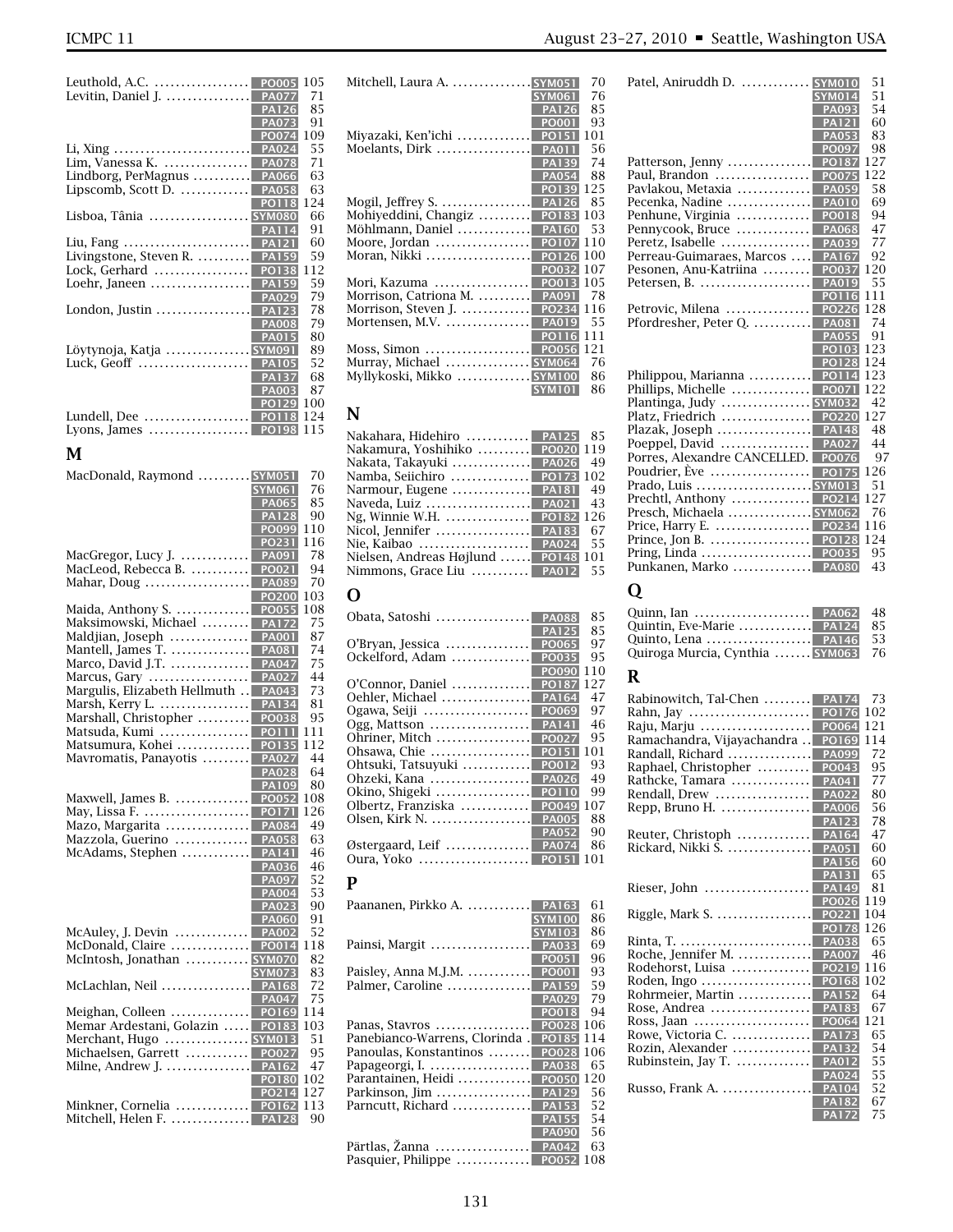Leuthold, A.C. PO005 105
Levitin, Daniel J. PA077 71
PA126 85
PA073 91
PO074 109
Li, Xing PA024 55
Lim, Vanessa K. PA078 71
Lindborg, PerMagnus PA066 63
Lipscomb, Scott D. PA058 63
PO118 124
Lisboa, Tânia SYM080 66
PA114 91
Liu, Fang PA121 60
Livingstone, Steven R. PA159 59
Lock, Gerhard PO138 112
Loehr, Janeen PA159 59
PA029 79
London, Justin PA123 78
PA008 79
PA015 80
Löytynoja, Katja SYM091 89
Luck, Geoff PA105 52
PA137 68
PA003 87
PO129 100
Lundell, Dee PO118 124
Lyons, James PO198 115

## M

MacDonald, Raymond SYM051 70
SYM061 76
PA065 85
PA128 90
PO099 110
PO231 116
MacGregor, Lucy J. PA091 78
MacLeod, Rebecca B. PO021 94
Mahar, Doug PA089 70
PO200 103
Maida, Anthony S. PO055 108
Maksimowski, Michael PA172 75
Maldjian, Joseph PA001 87
Mantell, James T. PA081 74
Marco, David J.T. PA047 75
Marcus, Gary PA027 44
Margulis, Elizabeth Hellmuth PA043 73
Marsh, Kerry L. PA134 81
Marshall, Christopher PO038 95
Matsuda, Kumi PO111 111
Matsumura, Kohei PO135 112
Mavromatis, Panayotis PA027 44
PA028 64
PA109 80
Maxwell, James B. PO052 108
May, Lissa F. PO171 126
Mazo, Margarita PA084 49
Mazzola, Guerino PA058 63
McAdams, Stephen PA141 46
PA036 46
PA097 52
PA004 53
PA023 90
PA060 91
McAuley, J. Devin PA002 52
McDonald, Claire PO014 118
McIntosh, Jonathan SYM070 82
SYM073 83
McLachlan, Neil PA168 72
PA047 75
Meighan, Colleen PO169 114
Memar Ardestani, Golazin PO183 103
Merchant, Hugo SYM013 51
Michaelsen, Garrett PO027 95
Milne, Andrew J. PA162 47
PO180 102
PO214 127
Minkner, Cornelia PO162 113
Mitchell, Helen F. PA128 90
Mitchell, Laura A. SYM051 70
SYM061 76
PA126 85
PO001 93
Miyazaki, Ken'ichi PO151 101
Moelants, Dirk PA011 56
PA139 74
PA054 88
PO139 125
Mogil, Jeffrey S. PA126 85
Mohiyeddini, Changiz PO183 103
Möhlmann, Daniel PA160 53
Moore, Jordan PO107 110
Moran, Nikki PO126 100
PO032 107
Mori, Kazuma PO013 105
Morrison, Catriona M. PA091 78
Morrison, Steven J. PO234 116
Mortensen, M.V. PA019 55
PO116 111
Moss, Simon PO056 121
Murray, Michael SYM064 76
Myllykoski, Mikko SYM100 86
SYM101 86

## N

Nakahara, Hidehiro PA125 85
Nakamura, Yoshihiko PO020 119
Nakata, Takayuki PA026 49
Namba, Seiichiro PO173 102
Narmour, Eugene PA181 49
Naveda, Luiz PA021 43
Ng, Winnie W.H. PO182 126
Nicol, Jennifer PA183 67
Nie, Kaibao PA024 55
Nielsen, Andreas Højlund PO148 101
Nimmons, Grace Liu PA012 55

## O

Obata, Satoshi PA088 85
PA125 85
O'Bryan, Jessica PO065 97
Ockelford, Adam PO035 95
PO090 110
O'Connor, Daniel PO187 127
Oehler, Michael PA164 47
Ogawa, Seiji PO069 97
Ogg, Mattson PA141 46
Ohriner, Mitch PO027 95
Ohsawa, Chie PO151 101
Ohtsuki, Tatsuyuki PO012 93
Ohzeki, Kana PA026 49
Okino, Shigeki PO110 99
Olbertz, Franziska PO049 107
Olsen, Kirk N. PA005 88
PA052 90
Østergaard, Leif PA074 86
Oura, Yoko PO151 101

## P

Paananen, Pirkko A. PA163 61
SYM100 86
SYM103 86
Painsi, Margit PA033 69
PO051 96
Paisley, Anna M.J.M. PO001 93
Palmer, Caroline PA159 59
PA029 79
PO018 94
Panas, Stavros PO028 106
Panebianco-Warrens, Clorinda PO185 114
Panoulas, Konstantinos PO028 106
Papageorgi, I. PA038 65
Parantainen, Heidi PO050 120
Parkinson, Jim PA129 56
Parncutt, Richard PA153 52
PA155 54
PA090 56
Pärtlas, Žanna PA042 63
Pasquier, Philippe PO052 108
Patel, Aniruddh D. SYM010 51
SYM014 51
PA093 54
PA121 60
PA053 83
PO097 98
Patterson, Jenny PO187 127
Paul, Brandon PO075 122
Pavlakou, Metaxia PA059 58
Pecenka, Nadine PA010 69
Penhune, Virginia PO018 94
Pennycook, Bruce PA068 47
Peretz, Isabelle PA039 77
Perreau-Guimaraes, Marcos PA167 92
Pesonen, Anu-Katriina PO037 120
Petersen, B. PA019 55
PO116 111
Petrovic, Milena PO226 128
Pfordresher, Peter Q. PA081 74
PA055 91
PO103 123
PO128 124
Philippou, Marianna PO114 123
Phillips, Michelle PO071 122
Plantinga, Judy SYM032 42
Platz, Friedrich PO220 127
Plazak, Joseph PA148 48
Poeppel, David PA027 44
Porres, Alexandre CANCELLED. PO076 97
Poudrier, Ève PO175 126
Prado, Luis SYM013 51
Prechtl, Anthony PO214 127
Presch, Michaela SYM062 76
Price, Harry E. PO234 116
Prince, Jon B. PO128 124
Pring, Linda PO035 95
Punkanen, Marko PA080 43

## Q

Quinn, Ian PA062 48
Quintin, Eve-Marie PA124 85
Quinto, Lena PA146 53
Quiroga Murcia, Cynthia SYM063 76

## R

Rabinowitch, Tal-Chen PA174 73
Rahn, Jay PO176 102
Raju, Marju PO064 121
Ramachandra, Vijayachandra PO169 114
Randall, Richard PA099 72
Raphael, Christopher PO043 95
Rathcke, Tamara PA041 77
Rendall, Drew PA022 80
Repp, Bruno H. PA006 56
PA123 78
Reuter, Christoph PA164 47
Rickard, Nikki S. PA051 60
PA156 60
PA131 65
Rieser, John PA149 81
PO026 119
Riggle, Mark S. PO221 104
PO178 126
Rinta, T. PA038 65
Roche, Jennifer M. PA007 46
Rodehorst, Luisa PO219 116
Roden, Ingo PO168 102
Rohrmeier, Martin PA152 64
Rose, Andrea PA183 67
Ross, Jaan PO064 121
Rowe, Victoria C. PA173 65
Rozin, Alexander PA132 54
Rubinstein, Jay T. PA012 55
PA024 55
Russo, Frank A. PA104 52
PA182 67
PA172 75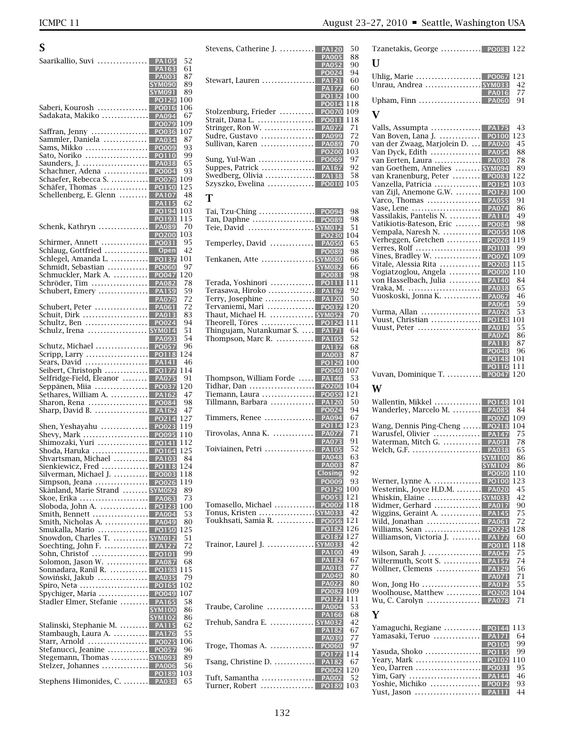## S

Saarikallio, Suvi ... PA105 52, PA163 61, PA003 87, SYM090 89, SYM091 89, PO129 100
Saberi, Kourosh ... PO016 106
Sadakata, Makiko ... PA094 67, PO079 109
Saffran, Jenny ... PO036 107
Sammler, Daniela ... PA034 87
Sams, Mikko ... PO009 93
Sato, Noriko ... PO110 99
Saunders, J. ... PA038 65
Schachner, Adena ... PO004 93
Schaefer, Rebecca S. ... PO079 109
Schäfer, Thomas ... PO150 125
Schellenberg, E. Glenn ... PA107 48, PA115 62, PO194 103, PO193 115
Schenk, Kathryn ... PA089 70, PO200 103
Schirmer, Annett ... PO031 95
Schlaug, Gottfried ... Open 42
Schlegel, Amanda L. ... PO137 101
Schmidt, Sebastian ... PO060 97
Schmuckler, Mark A. ... PO047 120
Schröder, Tim ... PA082 78
Schubert, Emery ... PA159 59, PA079 72
Schubert, Peter ... PA061 72
Schuit, Dirk ... PA013 83
Schultz, Ben ... PO024 94
Schulz, Irena ... SYM014 51, PA093 54
Schutz, Michael ... PO057 96
Scripp, Larry ... PO118 124
Sears, David ... PA141 46
Seibert, Christoph ... PO177 114
Selfridge-Field, Eleanor ... PA075 91
Seppänen, Miia ... PO037 120
Sethares, William A. ... PA162 47
Sharon, Rena ... PO084 98
Sharp, David B. ... PA162 47, PO214 127
Shen, Yeshayahu ... PO023 119
Shevy, Mark ... PO095 110
Shimozaki, Yuri ... PO141 112
Shoda, Haruka ... PO164 125
Shvartsman, Michael ... PA103 84
Sienkiewicz, Fred ... PO118 124
Silverman, Michael J. ... PO003 118
Simpson, Jeana ... PO026 119
Skånland, Marie Strand ... SYM092 89
Skoe, Erika ... PA063 73
Sloboda, John A. ... PO123 100
Smith, Bennett ... PA004 53
Smith, Nicholas A. ... PA049 80
Smukalla, Mario ... PO150 125
Snowdon, Charles T. ... SYM012 51
Soechting, John F. ... PA127 72
Sohn, Christof ... PO101 99
Solomon, Jason W. ... PA087 68
Sonnadara, Ranil R. ... PO198 115
Sowiński, Jakub ... PA035 79
Spiro, Neta ... PO165 102
Spychiger, Maria ... PO049 107
Stadler Elmer, Stefanie ... PA165 58, SYM100 86, SYM102 86
Stalinski, Stephanie M. ... PA115 62
Stambaugh, Laura A. ... PA176 55
Starr, Arnold ... PO025 106
Stefanucci, Jeanine ... PO057 96
Stegemann, Thomas ... SYM093 89
Stelzer, Johannes ... PA006 56, PO189 103
Stephens Himonides, C. ... PA038 65
Stevens, Catherine J. ... PA120 50, PA005 88, PA052 90, PO024 94
Stewart, Lauren ... PA121 60, PA177 60, PO132 100, PO014 118
Stolzenburg, Frieder ... PO070 109
Strait, Dana L. ... PO011 118
Stringer, Ron W. ... PA077 71
Sudre, Gustavo ... PA099 72
Sullivan, Karen ... PA089 70, PO200 103
Sung, Yul-Wan ... PO069 97
Suppes, Patrick ... PA167 92
Swedberg, Olivia ... PA138 58
Szyszko, Ewelina ... PO010 105

## T

Tai, Tzu-Ching ... PO094 98
Tan, Daphne ... PO089 98
Teie, David ... SYM012 51, PO230 104
Temperley, David ... PA050 65, PO089 98
Tenkanen, Atte ... SYM080 66, SYM082 66, PO081 98
Terada, Yoshinori ... PO111 111
Terasawa, Hiroko ... PA167 92
Terry, Josephine ... PA120 50
Tervaniemi, Mari ... PO037 120
Thaut, Michael H. ... SYM052 70
Theorell, Töres ... PO124 111
Thingujam, Nutankumar S. ... PA171 64
Thompson, Marc R. ... PA105 52, PA137 68, PA003 87, PO129 100, PO040 107
Thompson, William Forde ... PA146 53
Tidhar, Dan ... PO206 104
Tiemann, Laura ... PO059 121
Tillmann, Barbara ... PA120 50, PO024 94
Timmers, Renee ... PA094 67, PO114 123
Tirovolas, Anna K. ... PA077 71, PA073 91
Toiviainen, Petri ... PA105 52, PA048 63, PA003 87, Closing 92, PO009 93, PO129 100, PO053 121
Tomasello, Michael ... PO007 118
Tonus, Kristen ... SYM033 42
Toukhsati, Samia R. ... PO056 121, PO182 126, PO187 127
Trainor, Laurel J. ... SYM033 42, PA100 49, PA182 67, PA016 77, PA049 80, PA022 80, PO082 109, PO127 111
Traube, Caroline ... PA004 53, PA166 68
Trehub, Sandra E. ... SYM032 42, PA182 67, PA039 77
Troge, Thomas A. ... PO060 97, PO177 114
Tsang, Christine D. ... PA182 67, PO042 120
Tuft, Samantha ... PA002 52
Turner, Robert ... PO189 103
Tzanetakis, George ... PO083 122

## U

Uhlig, Marie ... PO067 121
Unrau, Andrea ... SYM033 42, PA016 77
Upham, Finn ... PA060 91

## V

Valls, Assumpta ... PA175 43
Van Boven, Lana J. ... PO100 123
van der Zwaag, Marjolein D. ... PA020 45
Van Dyck, Edith ... PA054 88
van Eerten, Laura ... PA030 78
van Goethem, Annelies ... SYM094 89
van Kranenburg, Peter ... PO083 122
Vanzella, Patrícia ... PO194 103
van Zijl, Anemone G.W. ... PO123 100
Varco, Thomas ... PA055 91
Vase, Lene ... PA074 86
Vassilakis, Pantelis N. ... PA116 49
Vatikiotis-Bateson, Eric ... PO084 98
Vempala, Naresh N. ... PO055 108
Verheggen, Gretchen ... PO026 119
Verres, Rolf ... PO101 99
Vines, Bradley W. ... PO074 109
Vitale, Alessia Rita ... PO208 115
Vogiatzoglou, Angela ... PO090 110
von Hasselbach, Julia ... PA140 84
Vraka, M. ... PA038 65
Vuoskoski, Jonna K. ... PA067 46, PA064 59
Vurma, Allan ... PA076 53
Vuust, Christian ... PO148 101
Vuust, Peter ... PA019 55, PA074 86, PA113 87, PO048 96, PO148 101, PO116 111
Vuvan, Dominique T. ... PO047 120

## W

Wallentin, Mikkel ... PO148 101
Wanderley, Marcelo M. ... PA085 84, PO074 109
Wang, Dennis Ping-Cheng ... PO218 104
Warusfel, Olivier ... PA147 75
Waterman, Mitch G. ... PA091 78
Welch, G.F. ... PA038 65, SYM100 86, SYM102 86, PO090 110
Werner, Lynne A. ... PO100 123
Westerink, Joyce H.D.M. ... PA020 45
Whiskin, Elaine ... SYM033 42
Widmer, Gerhard ... PA017 90
Wiggins, Geraint A. ... PA145 75
Wild, Jonathan ... PA061 72
Williams, Sean ... PO225 128
Williamson, Victoria J. ... PA177 60, PO014 118
Wilson, Sarah J. ... PA047 75
Wiltermuth, Scott S. ... PA157 74
Wöllner, Clemens ... PA129 56, PA071 71
Won, Jong Ho ... PA012 55
Woolhouse, Matthew ... PO206 104
Wu, C. Carolyn ... PA078 71

## Y

Yamaguchi, Regiane ... PO144 113
Yamasaki, Teruo ... PA171 64, PO104 99
Yasuda, Shoko ... PO115 99
Yeary, Mark ... PO102 110
Yeo, Darren ... PO031 95
Yim, Gary ... PA144 46
Yoshie, Michiko ... PO012 93
Yust, Jason ... PA111 44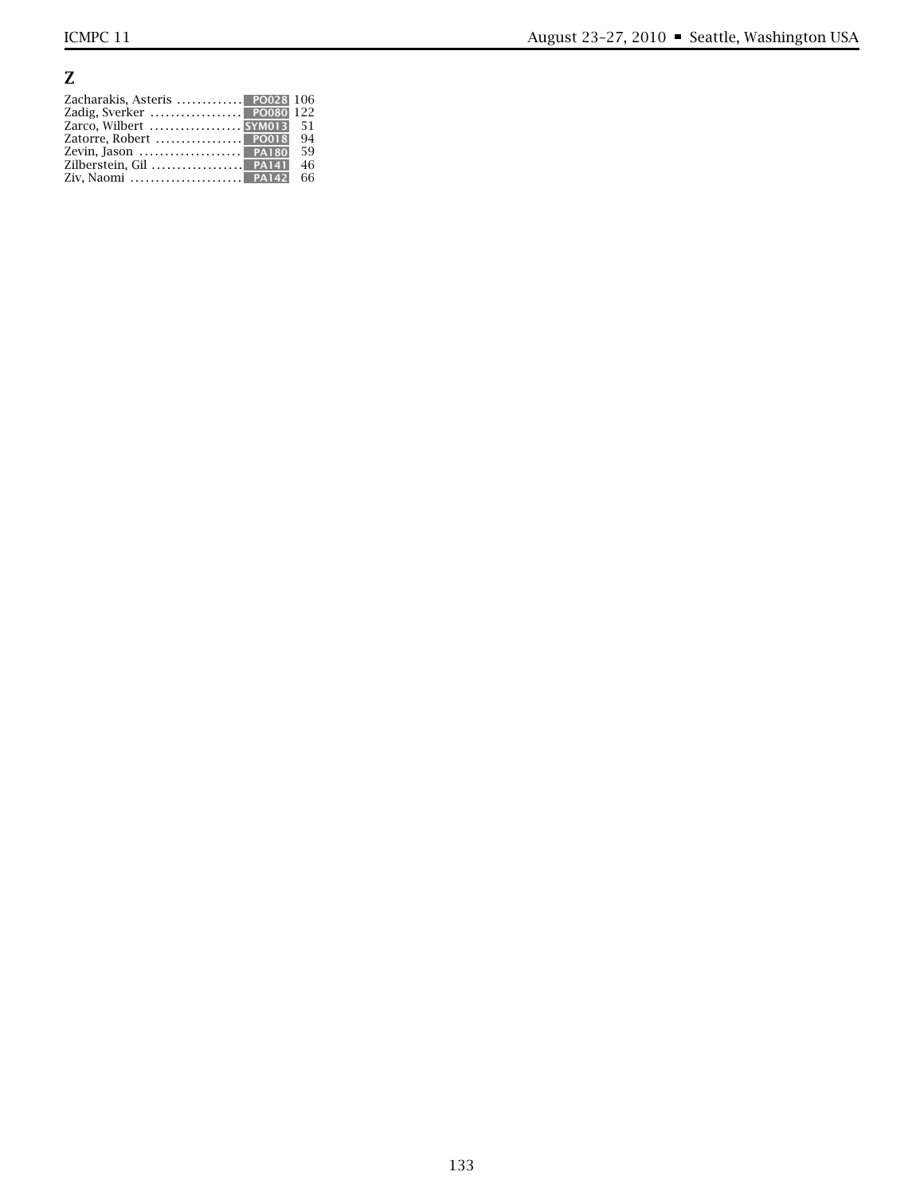## Z

Zacharakis, Asteris .............. PO028 106
Zadig, Sverker .................. PO080 122
Zarco, Wilbert .................. SYM013 51
Zatorre, Robert ................. PO018 94
Zevin, Jason .................... PA180 59
Zilberstein, Gil ................ PA141 46
Ziv, Naomi ...................... PA142 66